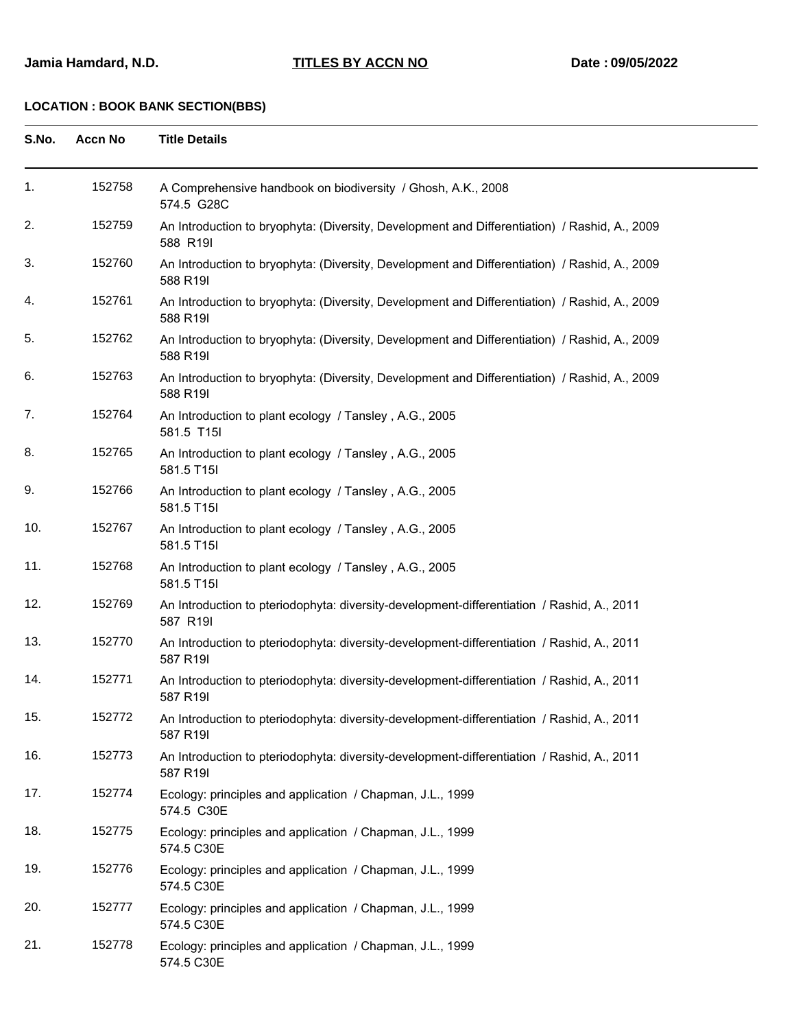**Jamia Hamdard, N.D.** **TITLES BY ACCN NO** **Date : 09/05/2022**

**LOCATION : BOOK BANK SECTION(BBS)**

| S.No. | Accn No | Title Details |
|---|---|---|
| 1. | 152758 | A Comprehensive handbook on biodiversity / Ghosh, A.K., 2008<br>574.5 G28C |
| 2. | 152759 | An Introduction to bryophyta: (Diversity, Development and Differentiation) / Rashid, A., 2009<br>588 R19I |
| 3. | 152760 | An Introduction to bryophyta: (Diversity, Development and Differentiation) / Rashid, A., 2009<br>588 R19I |
| 4. | 152761 | An Introduction to bryophyta: (Diversity, Development and Differentiation) / Rashid, A., 2009<br>588 R19I |
| 5. | 152762 | An Introduction to bryophyta: (Diversity, Development and Differentiation) / Rashid, A., 2009<br>588 R19I |
| 6. | 152763 | An Introduction to bryophyta: (Diversity, Development and Differentiation) / Rashid, A., 2009<br>588 R19I |
| 7. | 152764 | An Introduction to plant ecology / Tansley , A.G., 2005<br>581.5 T15I |
| 8. | 152765 | An Introduction to plant ecology / Tansley , A.G., 2005<br>581.5 T15I |
| 9. | 152766 | An Introduction to plant ecology / Tansley , A.G., 2005<br>581.5 T15I |
| 10. | 152767 | An Introduction to plant ecology / Tansley , A.G., 2005<br>581.5 T15I |
| 11. | 152768 | An Introduction to plant ecology / Tansley , A.G., 2005<br>581.5 T15I |
| 12. | 152769 | An Introduction to pteriodophyta: diversity-development-differentiation / Rashid, A., 2011<br>587 R19I |
| 13. | 152770 | An Introduction to pteriodophyta: diversity-development-differentiation / Rashid, A., 2011<br>587 R19I |
| 14. | 152771 | An Introduction to pteriodophyta: diversity-development-differentiation / Rashid, A., 2011<br>587 R19I |
| 15. | 152772 | An Introduction to pteriodophyta: diversity-development-differentiation / Rashid, A., 2011<br>587 R19I |
| 16. | 152773 | An Introduction to pteriodophyta: diversity-development-differentiation / Rashid, A., 2011<br>587 R19I |
| 17. | 152774 | Ecology: principles and application / Chapman, J.L., 1999<br>574.5 C30E |
| 18. | 152775 | Ecology: principles and application / Chapman, J.L., 1999<br>574.5 C30E |
| 19. | 152776 | Ecology: principles and application / Chapman, J.L., 1999<br>574.5 C30E |
| 20. | 152777 | Ecology: principles and application / Chapman, J.L., 1999<br>574.5 C30E |
| 21. | 152778 | Ecology: principles and application / Chapman, J.L., 1999<br>574.5 C30E |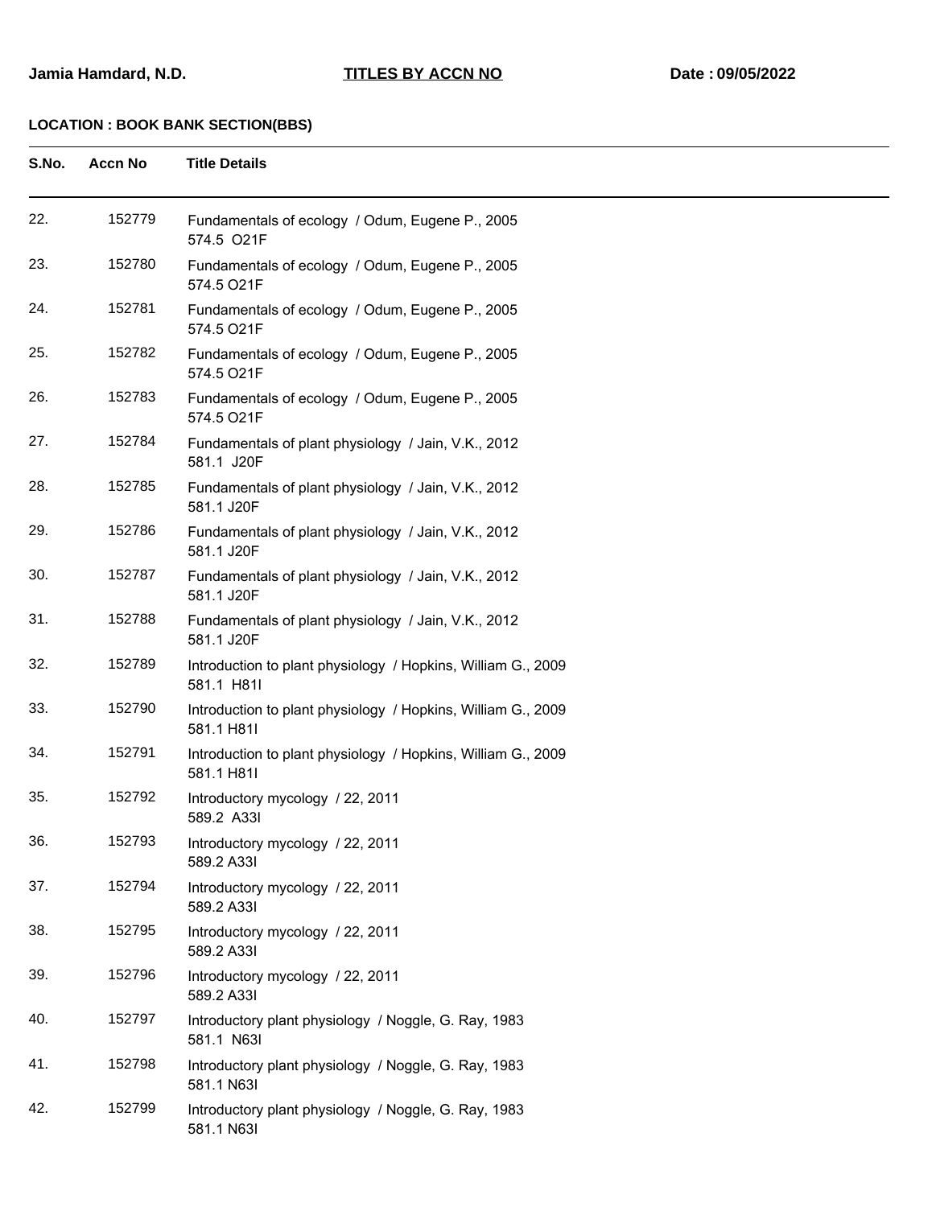**Jamia Hamdard, N.D.** **TITLES BY ACCN NO** **Date : 09/05/2022**

**LOCATION : BOOK BANK SECTION(BBS)**

| S.No. | Accn No | Title Details |
|---|---|---|
| 22. | 152779 | Fundamentals of ecology / Odum, Eugene P., 2005<br>574.5 O21F |
| 23. | 152780 | Fundamentals of ecology / Odum, Eugene P., 2005<br>574.5 O21F |
| 24. | 152781 | Fundamentals of ecology / Odum, Eugene P., 2005<br>574.5 O21F |
| 25. | 152782 | Fundamentals of ecology / Odum, Eugene P., 2005<br>574.5 O21F |
| 26. | 152783 | Fundamentals of ecology / Odum, Eugene P., 2005<br>574.5 O21F |
| 27. | 152784 | Fundamentals of plant physiology / Jain, V.K., 2012<br>581.1 J20F |
| 28. | 152785 | Fundamentals of plant physiology / Jain, V.K., 2012<br>581.1 J20F |
| 29. | 152786 | Fundamentals of plant physiology / Jain, V.K., 2012<br>581.1 J20F |
| 30. | 152787 | Fundamentals of plant physiology / Jain, V.K., 2012<br>581.1 J20F |
| 31. | 152788 | Fundamentals of plant physiology / Jain, V.K., 2012<br>581.1 J20F |
| 32. | 152789 | Introduction to plant physiology / Hopkins, William G., 2009<br>581.1 H81I |
| 33. | 152790 | Introduction to plant physiology / Hopkins, William G., 2009<br>581.1 H81I |
| 34. | 152791 | Introduction to plant physiology / Hopkins, William G., 2009<br>581.1 H81I |
| 35. | 152792 | Introductory mycology / 22, 2011<br>589.2 A33I |
| 36. | 152793 | Introductory mycology / 22, 2011<br>589.2 A33I |
| 37. | 152794 | Introductory mycology / 22, 2011<br>589.2 A33I |
| 38. | 152795 | Introductory mycology / 22, 2011<br>589.2 A33I |
| 39. | 152796 | Introductory mycology / 22, 2011<br>589.2 A33I |
| 40. | 152797 | Introductory plant physiology / Noggle, G. Ray, 1983<br>581.1 N63I |
| 41. | 152798 | Introductory plant physiology / Noggle, G. Ray, 1983<br>581.1 N63I |
| 42. | 152799 | Introductory plant physiology / Noggle, G. Ray, 1983<br>581.1 N63I |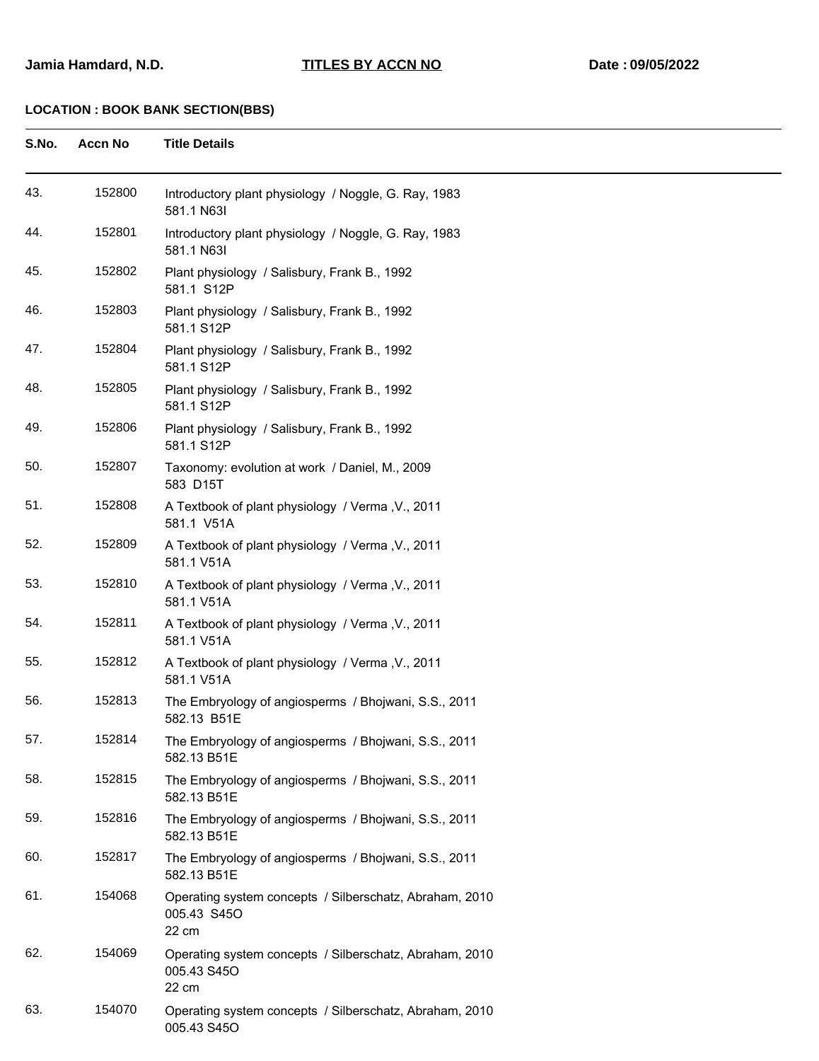**Jamia Hamdard, N.D.** **TITLES BY ACCN NO** **Date : 09/05/2022**

**LOCATION : BOOK BANK SECTION(BBS)**

| S.No. | Accn No | Title Details |
|---|---|---|
| 43. | 152800 | Introductory plant physiology / Noggle, G. Ray, 1983<br>581.1 N63I |
| 44. | 152801 | Introductory plant physiology / Noggle, G. Ray, 1983<br>581.1 N63I |
| 45. | 152802 | Plant physiology / Salisbury, Frank B., 1992<br>581.1 S12P |
| 46. | 152803 | Plant physiology / Salisbury, Frank B., 1992<br>581.1 S12P |
| 47. | 152804 | Plant physiology / Salisbury, Frank B., 1992<br>581.1 S12P |
| 48. | 152805 | Plant physiology / Salisbury, Frank B., 1992<br>581.1 S12P |
| 49. | 152806 | Plant physiology / Salisbury, Frank B., 1992<br>581.1 S12P |
| 50. | 152807 | Taxonomy: evolution at work / Daniel, M., 2009<br>583 D15T |
| 51. | 152808 | A Textbook of plant physiology / Verma ,V., 2011<br>581.1 V51A |
| 52. | 152809 | A Textbook of plant physiology / Verma ,V., 2011<br>581.1 V51A |
| 53. | 152810 | A Textbook of plant physiology / Verma ,V., 2011<br>581.1 V51A |
| 54. | 152811 | A Textbook of plant physiology / Verma ,V., 2011<br>581.1 V51A |
| 55. | 152812 | A Textbook of plant physiology / Verma ,V., 2011<br>581.1 V51A |
| 56. | 152813 | The Embryology of angiosperms / Bhojwani, S.S., 2011<br>582.13 B51E |
| 57. | 152814 | The Embryology of angiosperms / Bhojwani, S.S., 2011<br>582.13 B51E |
| 58. | 152815 | The Embryology of angiosperms / Bhojwani, S.S., 2011<br>582.13 B51E |
| 59. | 152816 | The Embryology of angiosperms / Bhojwani, S.S., 2011<br>582.13 B51E |
| 60. | 152817 | The Embryology of angiosperms / Bhojwani, S.S., 2011<br>582.13 B51E |
| 61. | 154068 | Operating system concepts / Silberschatz, Abraham, 2010<br>005.43 S45O<br>22 cm |
| 62. | 154069 | Operating system concepts / Silberschatz, Abraham, 2010<br>005.43 S45O<br>22 cm |
| 63. | 154070 | Operating system concepts / Silberschatz, Abraham, 2010<br>005.43 S45O |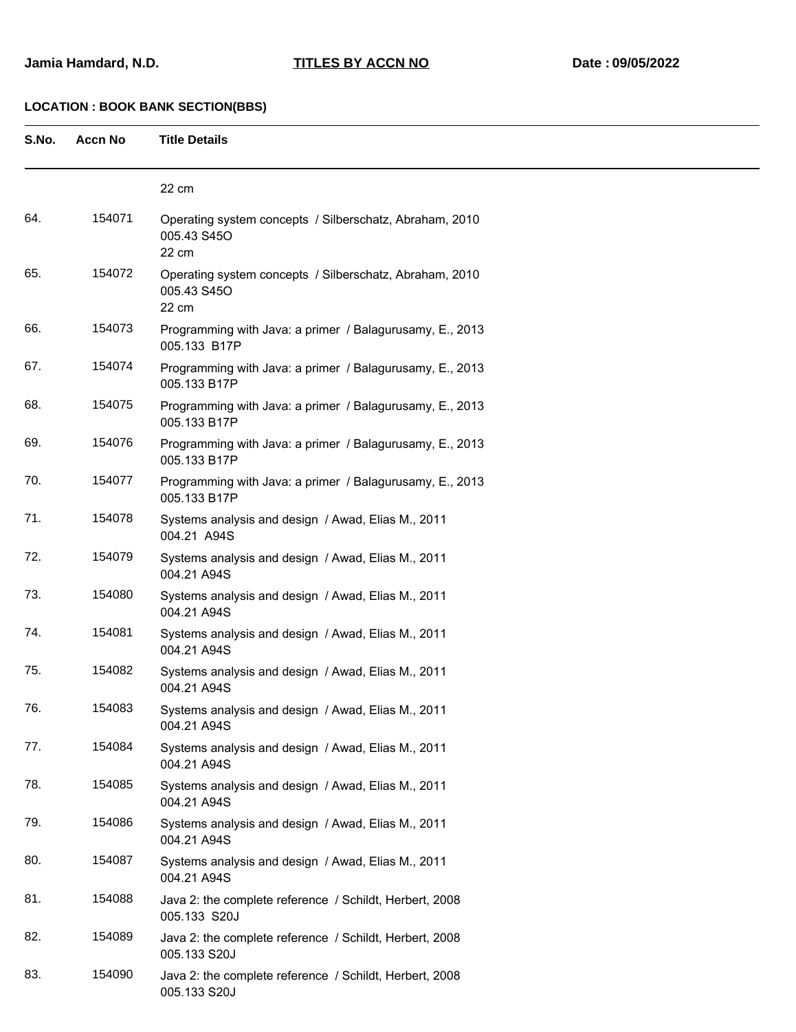**LOCATION : BOOK BANK SECTION(BBS)**

| S.No. | Accn No | Title Details |
|---|---|---|
| | | 22 cm |
| 64. | 154071 | Operating system concepts / Silberschatz, Abraham, 2010<br>005.43 S45O<br>22 cm |
| 65. | 154072 | Operating system concepts / Silberschatz, Abraham, 2010<br>005.43 S45O<br>22 cm |
| 66. | 154073 | Programming with Java: a primer / Balagurusamy, E., 2013<br>005.133 B17P |
| 67. | 154074 | Programming with Java: a primer / Balagurusamy, E., 2013<br>005.133 B17P |
| 68. | 154075 | Programming with Java: a primer / Balagurusamy, E., 2013<br>005.133 B17P |
| 69. | 154076 | Programming with Java: a primer / Balagurusamy, E., 2013<br>005.133 B17P |
| 70. | 154077 | Programming with Java: a primer / Balagurusamy, E., 2013<br>005.133 B17P |
| 71. | 154078 | Systems analysis and design / Awad, Elias M., 2011<br>004.21 A94S |
| 72. | 154079 | Systems analysis and design / Awad, Elias M., 2011<br>004.21 A94S |
| 73. | 154080 | Systems analysis and design / Awad, Elias M., 2011<br>004.21 A94S |
| 74. | 154081 | Systems analysis and design / Awad, Elias M., 2011<br>004.21 A94S |
| 75. | 154082 | Systems analysis and design / Awad, Elias M., 2011<br>004.21 A94S |
| 76. | 154083 | Systems analysis and design / Awad, Elias M., 2011<br>004.21 A94S |
| 77. | 154084 | Systems analysis and design / Awad, Elias M., 2011<br>004.21 A94S |
| 78. | 154085 | Systems analysis and design / Awad, Elias M., 2011<br>004.21 A94S |
| 79. | 154086 | Systems analysis and design / Awad, Elias M., 2011<br>004.21 A94S |
| 80. | 154087 | Systems analysis and design / Awad, Elias M., 2011<br>004.21 A94S |
| 81. | 154088 | Java 2: the complete reference / Schildt, Herbert, 2008<br>005.133 S20J |
| 82. | 154089 | Java 2: the complete reference / Schildt, Herbert, 2008<br>005.133 S20J |
| 83. | 154090 | Java 2: the complete reference / Schildt, Herbert, 2008<br>005.133 S20J |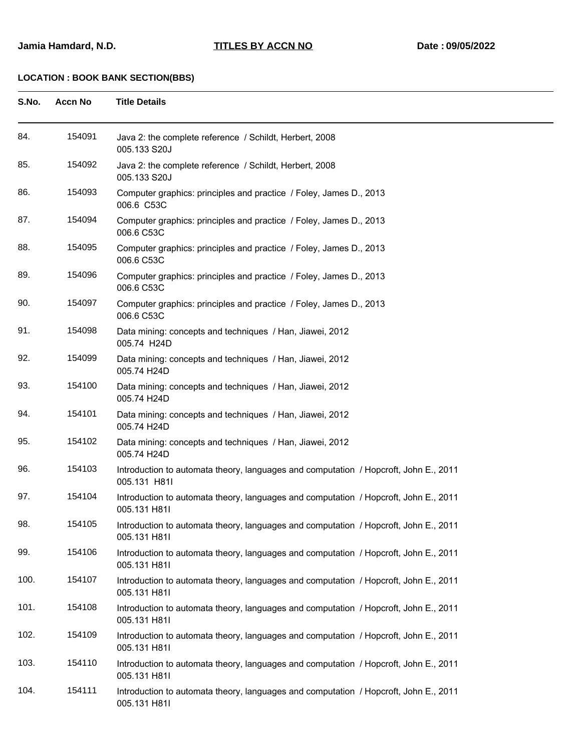**Jamia Hamdard, N.D.** **TITLES BY ACCN NO** **Date : 09/05/2022**

**LOCATION : BOOK BANK SECTION(BBS)**

| S.No. | Accn No | Title Details |
|---|---|---|
| 84. | 154091 | Java 2: the complete reference / Schildt, Herbert, 2008<br>005.133 S20J |
| 85. | 154092 | Java 2: the complete reference / Schildt, Herbert, 2008<br>005.133 S20J |
| 86. | 154093 | Computer graphics: principles and practice / Foley, James D., 2013<br>006.6 C53C |
| 87. | 154094 | Computer graphics: principles and practice / Foley, James D., 2013<br>006.6 C53C |
| 88. | 154095 | Computer graphics: principles and practice / Foley, James D., 2013<br>006.6 C53C |
| 89. | 154096 | Computer graphics: principles and practice / Foley, James D., 2013<br>006.6 C53C |
| 90. | 154097 | Computer graphics: principles and practice / Foley, James D., 2013<br>006.6 C53C |
| 91. | 154098 | Data mining: concepts and techniques / Han, Jiawei, 2012<br>005.74 H24D |
| 92. | 154099 | Data mining: concepts and techniques / Han, Jiawei, 2012<br>005.74 H24D |
| 93. | 154100 | Data mining: concepts and techniques / Han, Jiawei, 2012<br>005.74 H24D |
| 94. | 154101 | Data mining: concepts and techniques / Han, Jiawei, 2012<br>005.74 H24D |
| 95. | 154102 | Data mining: concepts and techniques / Han, Jiawei, 2012<br>005.74 H24D |
| 96. | 154103 | Introduction to automata theory, languages and computation / Hopcroft, John E., 2011<br>005.131 H81I |
| 97. | 154104 | Introduction to automata theory, languages and computation / Hopcroft, John E., 2011<br>005.131 H81I |
| 98. | 154105 | Introduction to automata theory, languages and computation / Hopcroft, John E., 2011<br>005.131 H81I |
| 99. | 154106 | Introduction to automata theory, languages and computation / Hopcroft, John E., 2011<br>005.131 H81I |
| 100. | 154107 | Introduction to automata theory, languages and computation / Hopcroft, John E., 2011<br>005.131 H81I |
| 101. | 154108 | Introduction to automata theory, languages and computation / Hopcroft, John E., 2011<br>005.131 H81I |
| 102. | 154109 | Introduction to automata theory, languages and computation / Hopcroft, John E., 2011<br>005.131 H81I |
| 103. | 154110 | Introduction to automata theory, languages and computation / Hopcroft, John E., 2011<br>005.131 H81I |
| 104. | 154111 | Introduction to automata theory, languages and computation / Hopcroft, John E., 2011<br>005.131 H81I |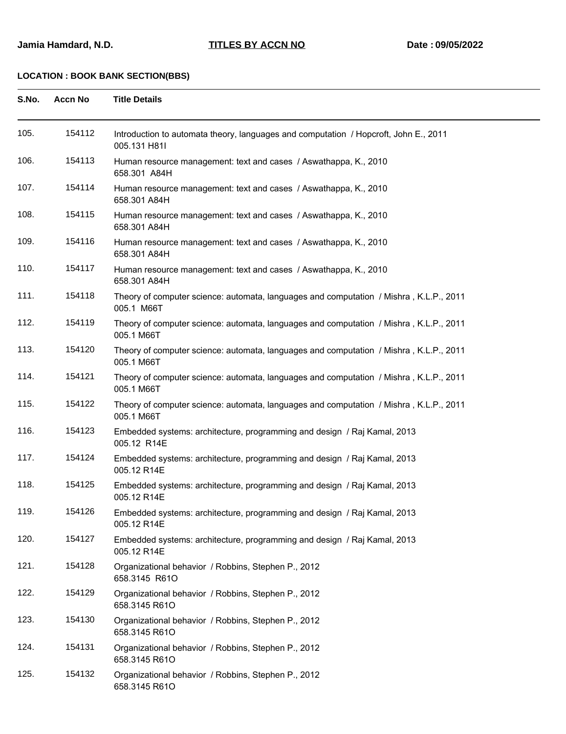**Jamia Hamdard, N.D.** **TITLES BY ACCN NO** **Date : 09/05/2022**

**LOCATION : BOOK BANK SECTION(BBS)**

| S.No. | Accn No | Title Details |
|---|---|---|
| 105. | 154112 | Introduction to automata theory, languages and computation / Hopcroft, John E., 2011<br>005.131 H81I |
| 106. | 154113 | Human resource management: text and cases / Aswathappa, K., 2010<br>658.301 A84H |
| 107. | 154114 | Human resource management: text and cases / Aswathappa, K., 2010<br>658.301 A84H |
| 108. | 154115 | Human resource management: text and cases / Aswathappa, K., 2010<br>658.301 A84H |
| 109. | 154116 | Human resource management: text and cases / Aswathappa, K., 2010<br>658.301 A84H |
| 110. | 154117 | Human resource management: text and cases / Aswathappa, K., 2010<br>658.301 A84H |
| 111. | 154118 | Theory of computer science: automata, languages and computation / Mishra , K.L.P., 2011<br>005.1 M66T |
| 112. | 154119 | Theory of computer science: automata, languages and computation / Mishra , K.L.P., 2011<br>005.1 M66T |
| 113. | 154120 | Theory of computer science: automata, languages and computation / Mishra , K.L.P., 2011<br>005.1 M66T |
| 114. | 154121 | Theory of computer science: automata, languages and computation / Mishra , K.L.P., 2011<br>005.1 M66T |
| 115. | 154122 | Theory of computer science: automata, languages and computation / Mishra , K.L.P., 2011<br>005.1 M66T |
| 116. | 154123 | Embedded systems: architecture, programming and design / Raj Kamal, 2013<br>005.12 R14E |
| 117. | 154124 | Embedded systems: architecture, programming and design / Raj Kamal, 2013<br>005.12 R14E |
| 118. | 154125 | Embedded systems: architecture, programming and design / Raj Kamal, 2013<br>005.12 R14E |
| 119. | 154126 | Embedded systems: architecture, programming and design / Raj Kamal, 2013<br>005.12 R14E |
| 120. | 154127 | Embedded systems: architecture, programming and design / Raj Kamal, 2013<br>005.12 R14E |
| 121. | 154128 | Organizational behavior / Robbins, Stephen P., 2012<br>658.3145 R61O |
| 122. | 154129 | Organizational behavior / Robbins, Stephen P., 2012<br>658.3145 R61O |
| 123. | 154130 | Organizational behavior / Robbins, Stephen P., 2012<br>658.3145 R61O |
| 124. | 154131 | Organizational behavior / Robbins, Stephen P., 2012<br>658.3145 R61O |
| 125. | 154132 | Organizational behavior / Robbins, Stephen P., 2012<br>658.3145 R61O |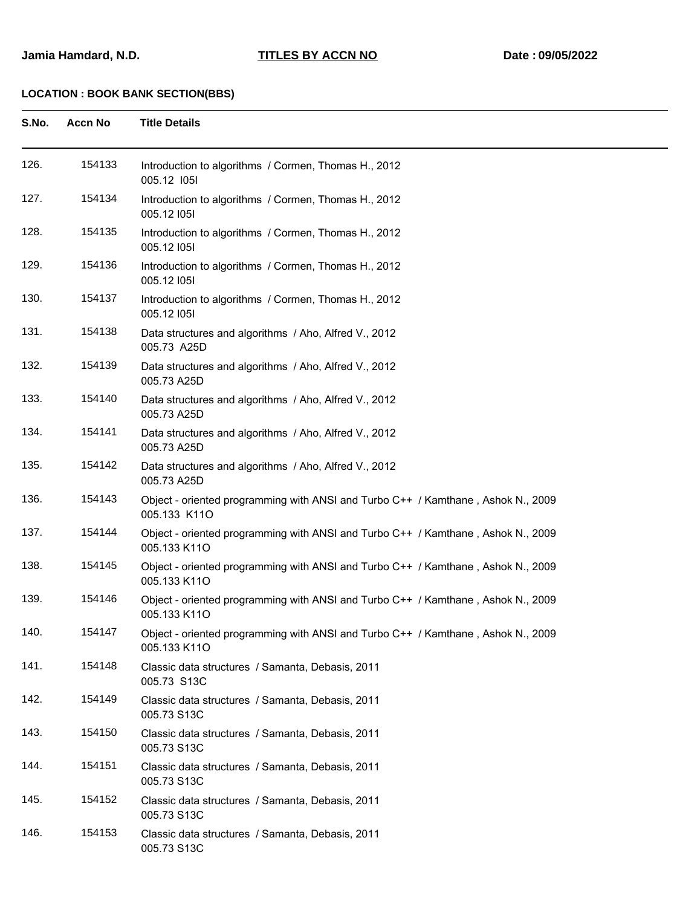**Jamia Hamdard, N.D.** **TITLES BY ACCN NO** **Date : 09/05/2022**

**LOCATION : BOOK BANK SECTION(BBS)**

| S.No. | Accn No | Title Details |
|---|---|---|
| 126. | 154133 | Introduction to algorithms / Cormen, Thomas H., 2012<br>005.12 I05I |
| 127. | 154134 | Introduction to algorithms / Cormen, Thomas H., 2012<br>005.12 I05I |
| 128. | 154135 | Introduction to algorithms / Cormen, Thomas H., 2012<br>005.12 I05I |
| 129. | 154136 | Introduction to algorithms / Cormen, Thomas H., 2012<br>005.12 I05I |
| 130. | 154137 | Introduction to algorithms / Cormen, Thomas H., 2012<br>005.12 I05I |
| 131. | 154138 | Data structures and algorithms / Aho, Alfred V., 2012<br>005.73 A25D |
| 132. | 154139 | Data structures and algorithms / Aho, Alfred V., 2012<br>005.73 A25D |
| 133. | 154140 | Data structures and algorithms / Aho, Alfred V., 2012<br>005.73 A25D |
| 134. | 154141 | Data structures and algorithms / Aho, Alfred V., 2012<br>005.73 A25D |
| 135. | 154142 | Data structures and algorithms / Aho, Alfred V., 2012<br>005.73 A25D |
| 136. | 154143 | Object - oriented programming with ANSI and Turbo C++ / Kamthane , Ashok N., 2009<br>005.133 K11O |
| 137. | 154144 | Object - oriented programming with ANSI and Turbo C++ / Kamthane , Ashok N., 2009<br>005.133 K11O |
| 138. | 154145 | Object - oriented programming with ANSI and Turbo C++ / Kamthane , Ashok N., 2009<br>005.133 K11O |
| 139. | 154146 | Object - oriented programming with ANSI and Turbo C++ / Kamthane , Ashok N., 2009<br>005.133 K11O |
| 140. | 154147 | Object - oriented programming with ANSI and Turbo C++ / Kamthane , Ashok N., 2009<br>005.133 K11O |
| 141. | 154148 | Classic data structures / Samanta, Debasis, 2011<br>005.73 S13C |
| 142. | 154149 | Classic data structures / Samanta, Debasis, 2011<br>005.73 S13C |
| 143. | 154150 | Classic data structures / Samanta, Debasis, 2011<br>005.73 S13C |
| 144. | 154151 | Classic data structures / Samanta, Debasis, 2011<br>005.73 S13C |
| 145. | 154152 | Classic data structures / Samanta, Debasis, 2011<br>005.73 S13C |
| 146. | 154153 | Classic data structures / Samanta, Debasis, 2011<br>005.73 S13C |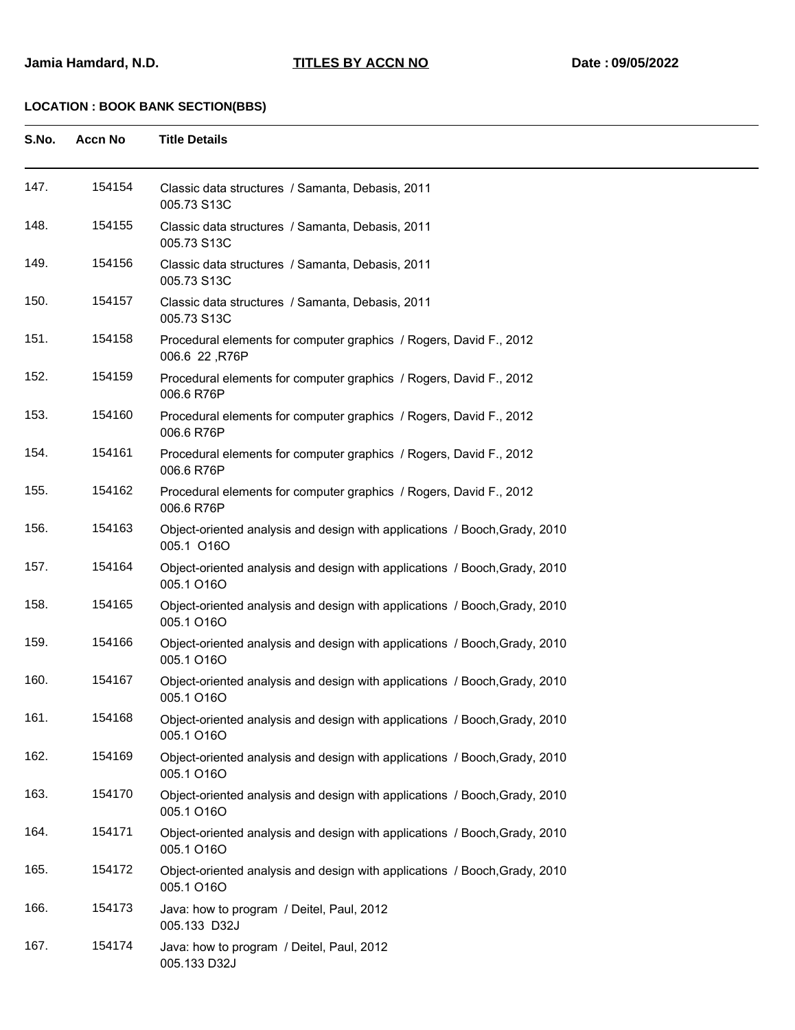**Jamia Hamdard, N.D.** **TITLES BY ACCN NO** **Date : 09/05/2022**

**LOCATION : BOOK BANK SECTION(BBS)**

| S.No. | Accn No | Title Details |
|---|---|---|
| 147. | 154154 | Classic data structures / Samanta, Debasis, 2011<br>005.73 S13C |
| 148. | 154155 | Classic data structures / Samanta, Debasis, 2011<br>005.73 S13C |
| 149. | 154156 | Classic data structures / Samanta, Debasis, 2011<br>005.73 S13C |
| 150. | 154157 | Classic data structures / Samanta, Debasis, 2011<br>005.73 S13C |
| 151. | 154158 | Procedural elements for computer graphics / Rogers, David F., 2012<br>006.6 22 ,R76P |
| 152. | 154159 | Procedural elements for computer graphics / Rogers, David F., 2012<br>006.6 R76P |
| 153. | 154160 | Procedural elements for computer graphics / Rogers, David F., 2012<br>006.6 R76P |
| 154. | 154161 | Procedural elements for computer graphics / Rogers, David F., 2012<br>006.6 R76P |
| 155. | 154162 | Procedural elements for computer graphics / Rogers, David F., 2012<br>006.6 R76P |
| 156. | 154163 | Object-oriented analysis and design with applications / Booch,Grady, 2010<br>005.1 O16O |
| 157. | 154164 | Object-oriented analysis and design with applications / Booch,Grady, 2010<br>005.1 O16O |
| 158. | 154165 | Object-oriented analysis and design with applications / Booch,Grady, 2010<br>005.1 O16O |
| 159. | 154166 | Object-oriented analysis and design with applications / Booch,Grady, 2010<br>005.1 O16O |
| 160. | 154167 | Object-oriented analysis and design with applications / Booch,Grady, 2010<br>005.1 O16O |
| 161. | 154168 | Object-oriented analysis and design with applications / Booch,Grady, 2010<br>005.1 O16O |
| 162. | 154169 | Object-oriented analysis and design with applications / Booch,Grady, 2010<br>005.1 O16O |
| 163. | 154170 | Object-oriented analysis and design with applications / Booch,Grady, 2010<br>005.1 O16O |
| 164. | 154171 | Object-oriented analysis and design with applications / Booch,Grady, 2010<br>005.1 O16O |
| 165. | 154172 | Object-oriented analysis and design with applications / Booch,Grady, 2010<br>005.1 O16O |
| 166. | 154173 | Java: how to program / Deitel, Paul, 2012<br>005.133 D32J |
| 167. | 154174 | Java: how to program / Deitel, Paul, 2012<br>005.133 D32J |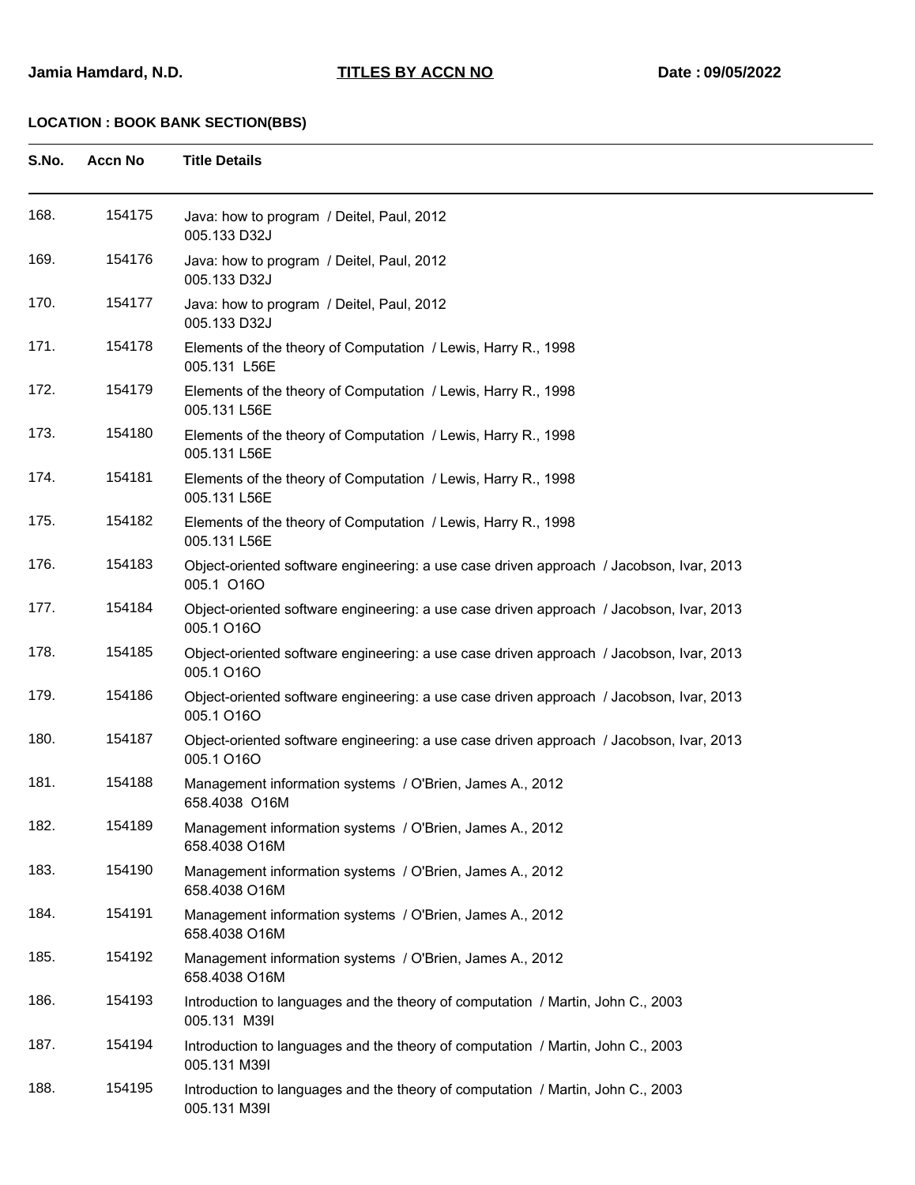**LOCATION : BOOK BANK SECTION(BBS)**

| S.No. | Accn No | Title Details |
|---|---|---|
| 168. | 154175 | Java: how to program / Deitel, Paul, 2012<br>005.133 D32J |
| 169. | 154176 | Java: how to program / Deitel, Paul, 2012<br>005.133 D32J |
| 170. | 154177 | Java: how to program / Deitel, Paul, 2012<br>005.133 D32J |
| 171. | 154178 | Elements of the theory of Computation / Lewis, Harry R., 1998<br>005.131 L56E |
| 172. | 154179 | Elements of the theory of Computation / Lewis, Harry R., 1998<br>005.131 L56E |
| 173. | 154180 | Elements of the theory of Computation / Lewis, Harry R., 1998<br>005.131 L56E |
| 174. | 154181 | Elements of the theory of Computation / Lewis, Harry R., 1998<br>005.131 L56E |
| 175. | 154182 | Elements of the theory of Computation / Lewis, Harry R., 1998<br>005.131 L56E |
| 176. | 154183 | Object-oriented software engineering: a use case driven approach / Jacobson, Ivar, 2013<br>005.1 O16O |
| 177. | 154184 | Object-oriented software engineering: a use case driven approach / Jacobson, Ivar, 2013<br>005.1 O16O |
| 178. | 154185 | Object-oriented software engineering: a use case driven approach / Jacobson, Ivar, 2013<br>005.1 O16O |
| 179. | 154186 | Object-oriented software engineering: a use case driven approach / Jacobson, Ivar, 2013<br>005.1 O16O |
| 180. | 154187 | Object-oriented software engineering: a use case driven approach / Jacobson, Ivar, 2013<br>005.1 O16O |
| 181. | 154188 | Management information systems / O'Brien, James A., 2012<br>658.4038 O16M |
| 182. | 154189 | Management information systems / O'Brien, James A., 2012<br>658.4038 O16M |
| 183. | 154190 | Management information systems / O'Brien, James A., 2012<br>658.4038 O16M |
| 184. | 154191 | Management information systems / O'Brien, James A., 2012<br>658.4038 O16M |
| 185. | 154192 | Management information systems / O'Brien, James A., 2012<br>658.4038 O16M |
| 186. | 154193 | Introduction to languages and the theory of computation / Martin, John C., 2003<br>005.131 M39I |
| 187. | 154194 | Introduction to languages and the theory of computation / Martin, John C., 2003<br>005.131 M39I |
| 188. | 154195 | Introduction to languages and the theory of computation / Martin, John C., 2003<br>005.131 M39I |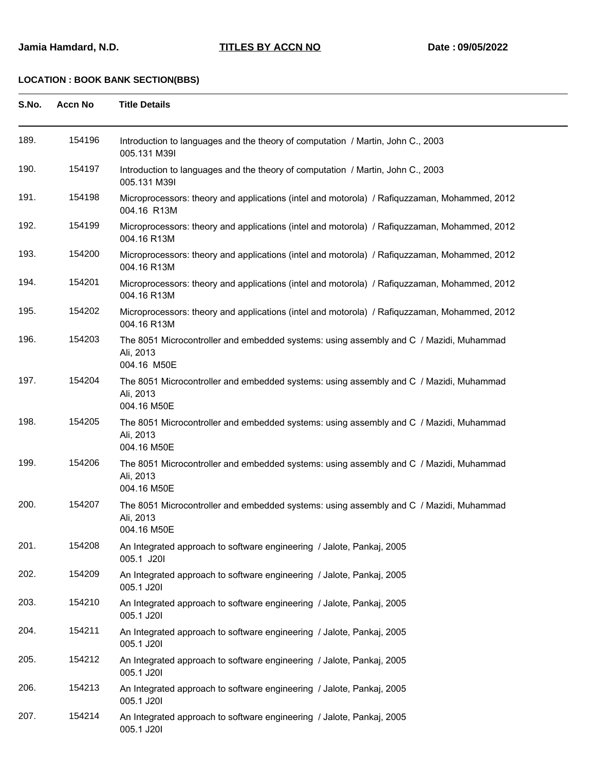**Jamia Hamdard, N.D.** **TITLES BY ACCN NO** **Date : 09/05/2022**

**LOCATION : BOOK BANK SECTION(BBS)**

| S.No. | Accn No | Title Details |
|---|---|---|
| 189. | 154196 | Introduction to languages and the theory of computation / Martin, John C., 2003<br>005.131 M39I |
| 190. | 154197 | Introduction to languages and the theory of computation / Martin, John C., 2003<br>005.131 M39I |
| 191. | 154198 | Microprocessors: theory and applications (intel and motorola) / Rafiquzzaman, Mohammed, 2012<br>004.16 R13M |
| 192. | 154199 | Microprocessors: theory and applications (intel and motorola) / Rafiquzzaman, Mohammed, 2012<br>004.16 R13M |
| 193. | 154200 | Microprocessors: theory and applications (intel and motorola) / Rafiquzzaman, Mohammed, 2012<br>004.16 R13M |
| 194. | 154201 | Microprocessors: theory and applications (intel and motorola) / Rafiquzzaman, Mohammed, 2012<br>004.16 R13M |
| 195. | 154202 | Microprocessors: theory and applications (intel and motorola) / Rafiquzzaman, Mohammed, 2012<br>004.16 R13M |
| 196. | 154203 | The 8051 Microcontroller and embedded systems: using assembly and C / Mazidi, Muhammad Ali, 2013<br>004.16 M50E |
| 197. | 154204 | The 8051 Microcontroller and embedded systems: using assembly and C / Mazidi, Muhammad Ali, 2013<br>004.16 M50E |
| 198. | 154205 | The 8051 Microcontroller and embedded systems: using assembly and C / Mazidi, Muhammad Ali, 2013<br>004.16 M50E |
| 199. | 154206 | The 8051 Microcontroller and embedded systems: using assembly and C / Mazidi, Muhammad Ali, 2013<br>004.16 M50E |
| 200. | 154207 | The 8051 Microcontroller and embedded systems: using assembly and C / Mazidi, Muhammad Ali, 2013<br>004.16 M50E |
| 201. | 154208 | An Integrated approach to software engineering / Jalote, Pankaj, 2005<br>005.1 J20I |
| 202. | 154209 | An Integrated approach to software engineering / Jalote, Pankaj, 2005<br>005.1 J20I |
| 203. | 154210 | An Integrated approach to software engineering / Jalote, Pankaj, 2005<br>005.1 J20I |
| 204. | 154211 | An Integrated approach to software engineering / Jalote, Pankaj, 2005<br>005.1 J20I |
| 205. | 154212 | An Integrated approach to software engineering / Jalote, Pankaj, 2005<br>005.1 J20I |
| 206. | 154213 | An Integrated approach to software engineering / Jalote, Pankaj, 2005<br>005.1 J20I |
| 207. | 154214 | An Integrated approach to software engineering / Jalote, Pankaj, 2005<br>005.1 J20I |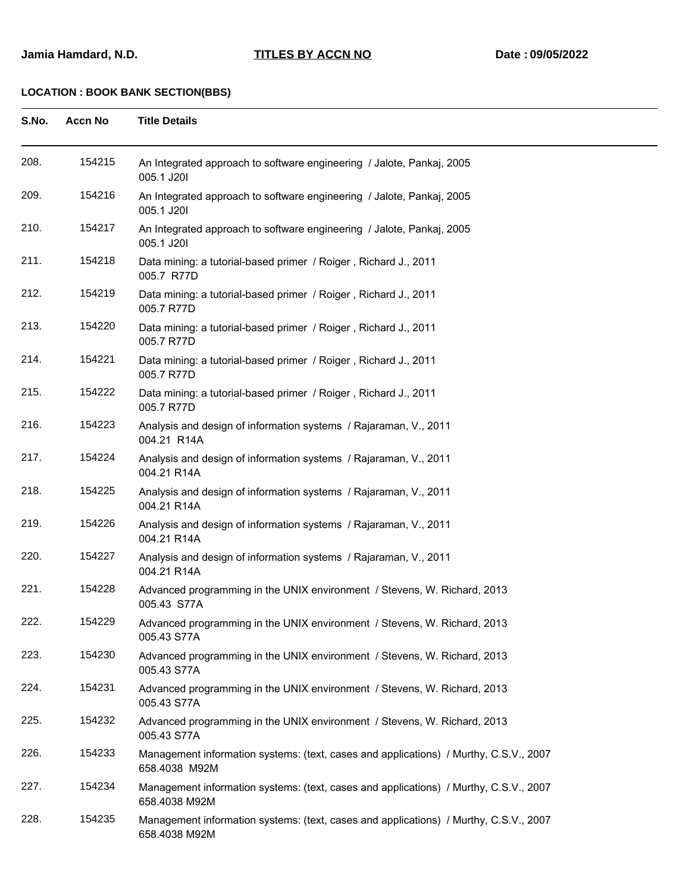**Jamia Hamdard, N.D.** **TITLES BY ACCN NO** **Date : 09/05/2022**

**LOCATION : BOOK BANK SECTION(BBS)**

| S.No. | Accn No | Title Details |
|---|---|---|
| 208. | 154215 | An Integrated approach to software engineering / Jalote, Pankaj, 2005<br>005.1 J20I |
| 209. | 154216 | An Integrated approach to software engineering / Jalote, Pankaj, 2005<br>005.1 J20I |
| 210. | 154217 | An Integrated approach to software engineering / Jalote, Pankaj, 2005<br>005.1 J20I |
| 211. | 154218 | Data mining: a tutorial-based primer / Roiger , Richard J., 2011<br>005.7 R77D |
| 212. | 154219 | Data mining: a tutorial-based primer / Roiger , Richard J., 2011<br>005.7 R77D |
| 213. | 154220 | Data mining: a tutorial-based primer / Roiger , Richard J., 2011<br>005.7 R77D |
| 214. | 154221 | Data mining: a tutorial-based primer / Roiger , Richard J., 2011<br>005.7 R77D |
| 215. | 154222 | Data mining: a tutorial-based primer / Roiger , Richard J., 2011<br>005.7 R77D |
| 216. | 154223 | Analysis and design of information systems / Rajaraman, V., 2011<br>004.21 R14A |
| 217. | 154224 | Analysis and design of information systems / Rajaraman, V., 2011<br>004.21 R14A |
| 218. | 154225 | Analysis and design of information systems / Rajaraman, V., 2011<br>004.21 R14A |
| 219. | 154226 | Analysis and design of information systems / Rajaraman, V., 2011<br>004.21 R14A |
| 220. | 154227 | Analysis and design of information systems / Rajaraman, V., 2011<br>004.21 R14A |
| 221. | 154228 | Advanced programming in the UNIX environment / Stevens, W. Richard, 2013<br>005.43 S77A |
| 222. | 154229 | Advanced programming in the UNIX environment / Stevens, W. Richard, 2013<br>005.43 S77A |
| 223. | 154230 | Advanced programming in the UNIX environment / Stevens, W. Richard, 2013<br>005.43 S77A |
| 224. | 154231 | Advanced programming in the UNIX environment / Stevens, W. Richard, 2013<br>005.43 S77A |
| 225. | 154232 | Advanced programming in the UNIX environment / Stevens, W. Richard, 2013<br>005.43 S77A |
| 226. | 154233 | Management information systems: (text, cases and applications) / Murthy, C.S.V., 2007<br>658.4038 M92M |
| 227. | 154234 | Management information systems: (text, cases and applications) / Murthy, C.S.V., 2007<br>658.4038 M92M |
| 228. | 154235 | Management information systems: (text, cases and applications) / Murthy, C.S.V., 2007<br>658.4038 M92M |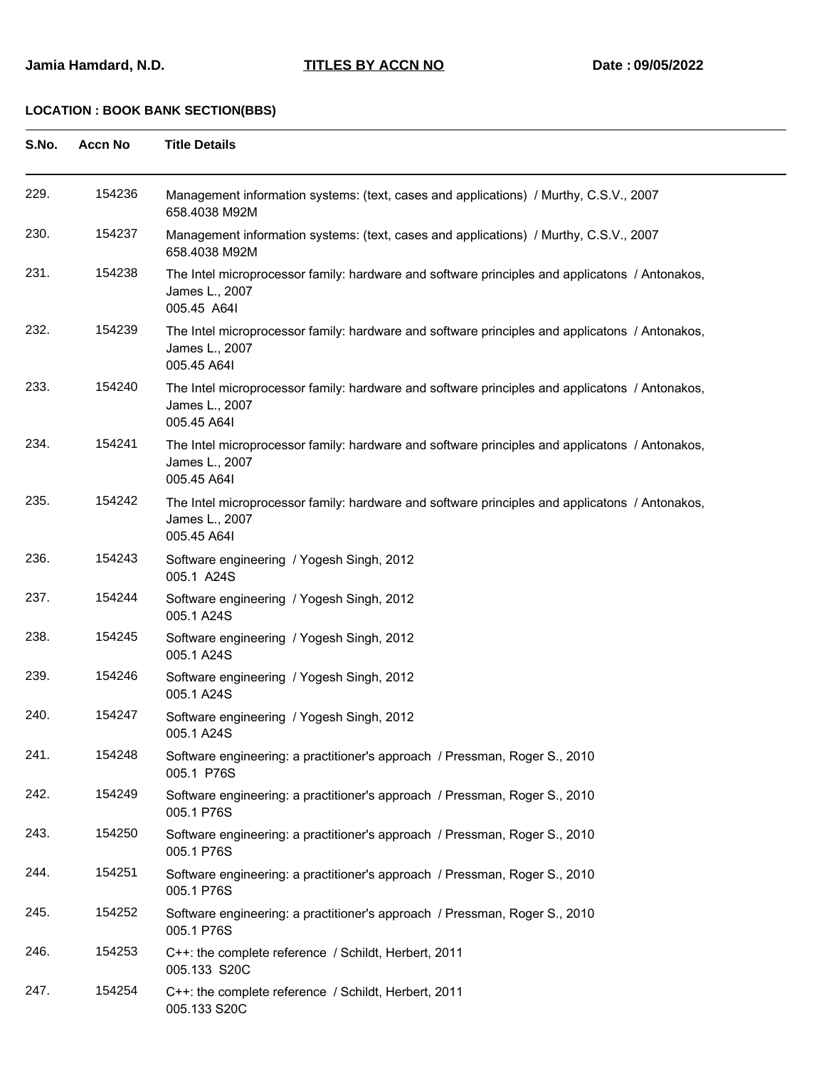**Jamia Hamdard, N.D.** **TITLES BY ACCN NO** **Date : 09/05/2022**

**LOCATION : BOOK BANK SECTION(BBS)**

| S.No. | Accn No | Title Details |
|---|---|---|
| 229. | 154236 | Management information systems: (text, cases and applications) / Murthy, C.S.V., 2007<br>658.4038 M92M |
| 230. | 154237 | Management information systems: (text, cases and applications) / Murthy, C.S.V., 2007<br>658.4038 M92M |
| 231. | 154238 | The Intel microprocessor family: hardware and software principles and applicatons / Antonakos, James L., 2007<br>005.45 A64I |
| 232. | 154239 | The Intel microprocessor family: hardware and software principles and applicatons / Antonakos, James L., 2007<br>005.45 A64I |
| 233. | 154240 | The Intel microprocessor family: hardware and software principles and applicatons / Antonakos, James L., 2007<br>005.45 A64I |
| 234. | 154241 | The Intel microprocessor family: hardware and software principles and applicatons / Antonakos, James L., 2007<br>005.45 A64I |
| 235. | 154242 | The Intel microprocessor family: hardware and software principles and applicatons / Antonakos, James L., 2007<br>005.45 A64I |
| 236. | 154243 | Software engineering / Yogesh Singh, 2012<br>005.1 A24S |
| 237. | 154244 | Software engineering / Yogesh Singh, 2012<br>005.1 A24S |
| 238. | 154245 | Software engineering / Yogesh Singh, 2012<br>005.1 A24S |
| 239. | 154246 | Software engineering / Yogesh Singh, 2012<br>005.1 A24S |
| 240. | 154247 | Software engineering / Yogesh Singh, 2012<br>005.1 A24S |
| 241. | 154248 | Software engineering: a practitioner's approach / Pressman, Roger S., 2010<br>005.1 P76S |
| 242. | 154249 | Software engineering: a practitioner's approach / Pressman, Roger S., 2010<br>005.1 P76S |
| 243. | 154250 | Software engineering: a practitioner's approach / Pressman, Roger S., 2010<br>005.1 P76S |
| 244. | 154251 | Software engineering: a practitioner's approach / Pressman, Roger S., 2010<br>005.1 P76S |
| 245. | 154252 | Software engineering: a practitioner's approach / Pressman, Roger S., 2010<br>005.1 P76S |
| 246. | 154253 | C++: the complete reference / Schildt, Herbert, 2011<br>005.133 S20C |
| 247. | 154254 | C++: the complete reference / Schildt, Herbert, 2011<br>005.133 S20C |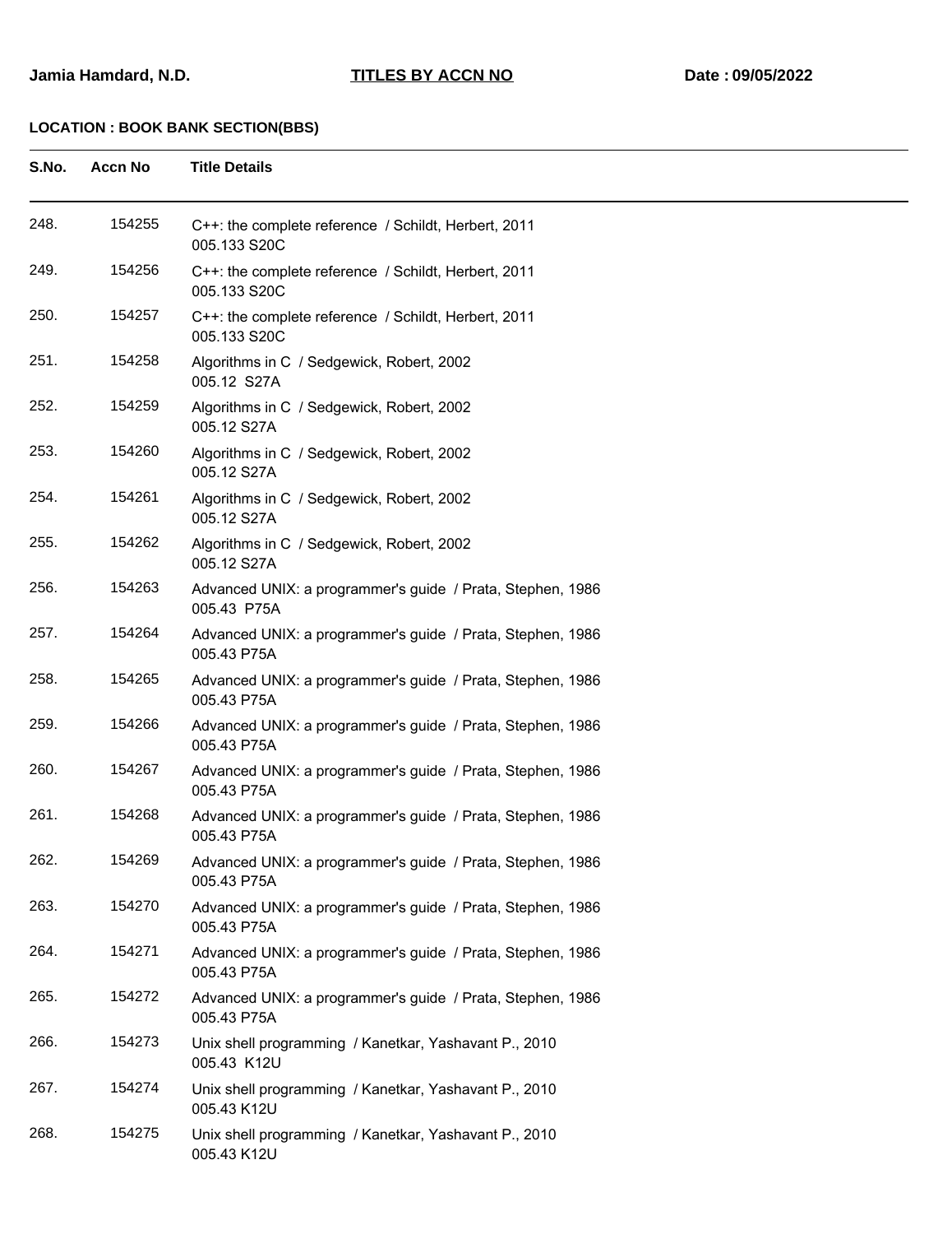Jamia Hamdard, N.D. **TITLES BY ACCN NO** **Date : 09/05/2022**

**LOCATION : BOOK BANK SECTION(BBS)**

| S.No. | Accn No | Title Details |
|---|---|---|
| 248. | 154255 | C++: the complete reference / Schildt, Herbert, 2011<br>005.133 S20C |
| 249. | 154256 | C++: the complete reference / Schildt, Herbert, 2011<br>005.133 S20C |
| 250. | 154257 | C++: the complete reference / Schildt, Herbert, 2011<br>005.133 S20C |
| 251. | 154258 | Algorithms in C / Sedgewick, Robert, 2002<br>005.12 S27A |
| 252. | 154259 | Algorithms in C / Sedgewick, Robert, 2002<br>005.12 S27A |
| 253. | 154260 | Algorithms in C / Sedgewick, Robert, 2002<br>005.12 S27A |
| 254. | 154261 | Algorithms in C / Sedgewick, Robert, 2002<br>005.12 S27A |
| 255. | 154262 | Algorithms in C / Sedgewick, Robert, 2002<br>005.12 S27A |
| 256. | 154263 | Advanced UNIX: a programmer's guide / Prata, Stephen, 1986<br>005.43 P75A |
| 257. | 154264 | Advanced UNIX: a programmer's guide / Prata, Stephen, 1986<br>005.43 P75A |
| 258. | 154265 | Advanced UNIX: a programmer's guide / Prata, Stephen, 1986<br>005.43 P75A |
| 259. | 154266 | Advanced UNIX: a programmer's guide / Prata, Stephen, 1986<br>005.43 P75A |
| 260. | 154267 | Advanced UNIX: a programmer's guide / Prata, Stephen, 1986<br>005.43 P75A |
| 261. | 154268 | Advanced UNIX: a programmer's guide / Prata, Stephen, 1986<br>005.43 P75A |
| 262. | 154269 | Advanced UNIX: a programmer's guide / Prata, Stephen, 1986<br>005.43 P75A |
| 263. | 154270 | Advanced UNIX: a programmer's guide / Prata, Stephen, 1986<br>005.43 P75A |
| 264. | 154271 | Advanced UNIX: a programmer's guide / Prata, Stephen, 1986<br>005.43 P75A |
| 265. | 154272 | Advanced UNIX: a programmer's guide / Prata, Stephen, 1986<br>005.43 P75A |
| 266. | 154273 | Unix shell programming / Kanetkar, Yashavant P., 2010<br>005.43 K12U |
| 267. | 154274 | Unix shell programming / Kanetkar, Yashavant P., 2010<br>005.43 K12U |
| 268. | 154275 | Unix shell programming / Kanetkar, Yashavant P., 2010<br>005.43 K12U |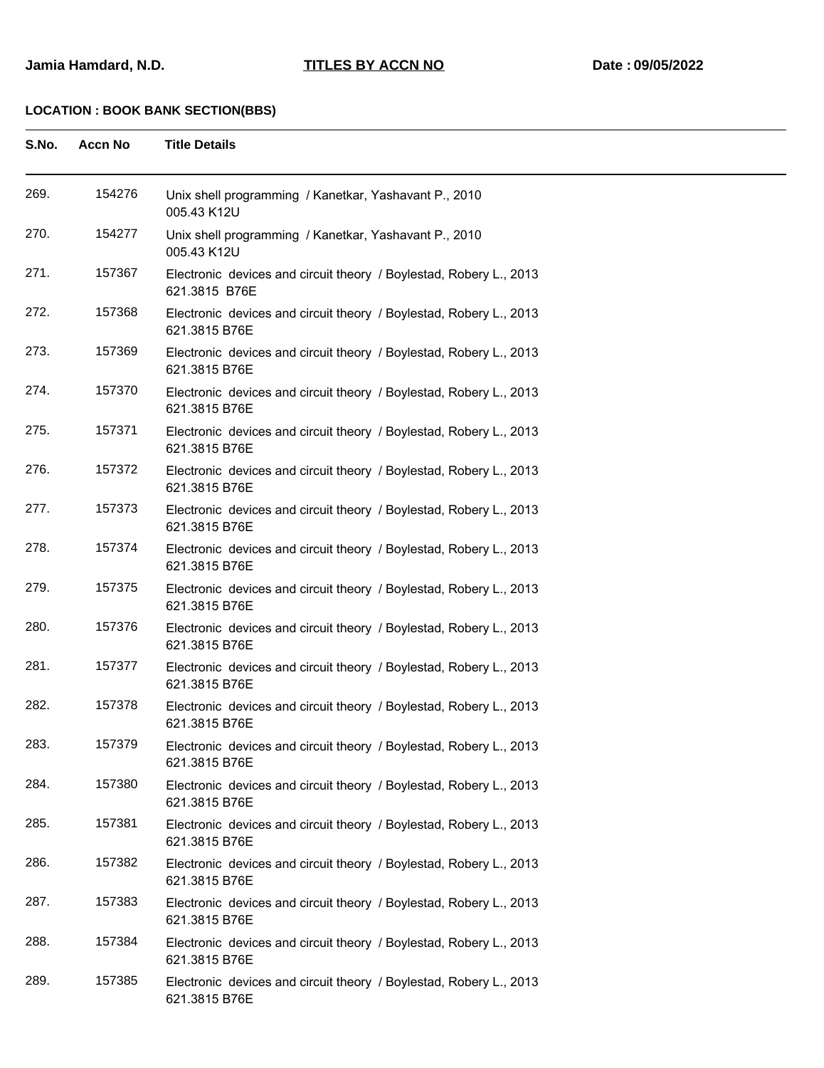**LOCATION : BOOK BANK SECTION(BBS)**

| S.No. | Accn No | Title Details |
|---|---|---|
| 269. | 154276 | Unix shell programming / Kanetkar, Yashavant P., 2010<br>005.43 K12U |
| 270. | 154277 | Unix shell programming / Kanetkar, Yashavant P., 2010<br>005.43 K12U |
| 271. | 157367 | Electronic devices and circuit theory / Boylestad, Robery L., 2013<br>621.3815 B76E |
| 272. | 157368 | Electronic devices and circuit theory / Boylestad, Robery L., 2013<br>621.3815 B76E |
| 273. | 157369 | Electronic devices and circuit theory / Boylestad, Robery L., 2013<br>621.3815 B76E |
| 274. | 157370 | Electronic devices and circuit theory / Boylestad, Robery L., 2013<br>621.3815 B76E |
| 275. | 157371 | Electronic devices and circuit theory / Boylestad, Robery L., 2013<br>621.3815 B76E |
| 276. | 157372 | Electronic devices and circuit theory / Boylestad, Robery L., 2013<br>621.3815 B76E |
| 277. | 157373 | Electronic devices and circuit theory / Boylestad, Robery L., 2013<br>621.3815 B76E |
| 278. | 157374 | Electronic devices and circuit theory / Boylestad, Robery L., 2013<br>621.3815 B76E |
| 279. | 157375 | Electronic devices and circuit theory / Boylestad, Robery L., 2013<br>621.3815 B76E |
| 280. | 157376 | Electronic devices and circuit theory / Boylestad, Robery L., 2013<br>621.3815 B76E |
| 281. | 157377 | Electronic devices and circuit theory / Boylestad, Robery L., 2013<br>621.3815 B76E |
| 282. | 157378 | Electronic devices and circuit theory / Boylestad, Robery L., 2013<br>621.3815 B76E |
| 283. | 157379 | Electronic devices and circuit theory / Boylestad, Robery L., 2013<br>621.3815 B76E |
| 284. | 157380 | Electronic devices and circuit theory / Boylestad, Robery L., 2013<br>621.3815 B76E |
| 285. | 157381 | Electronic devices and circuit theory / Boylestad, Robery L., 2013<br>621.3815 B76E |
| 286. | 157382 | Electronic devices and circuit theory / Boylestad, Robery L., 2013<br>621.3815 B76E |
| 287. | 157383 | Electronic devices and circuit theory / Boylestad, Robery L., 2013<br>621.3815 B76E |
| 288. | 157384 | Electronic devices and circuit theory / Boylestad, Robery L., 2013<br>621.3815 B76E |
| 289. | 157385 | Electronic devices and circuit theory / Boylestad, Robery L., 2013<br>621.3815 B76E |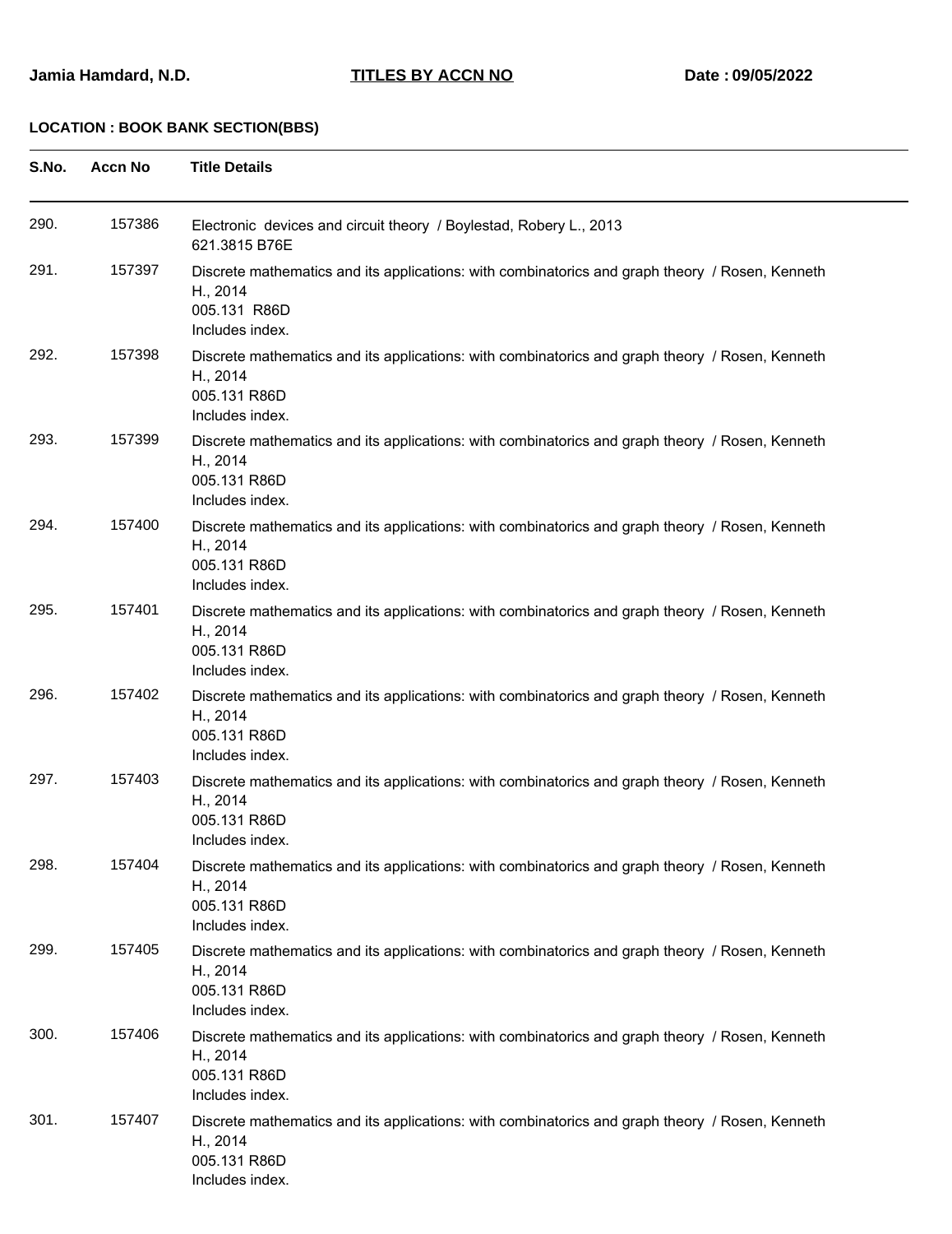**Jamia Hamdard, N.D.** **TITLES BY ACCN NO** **Date : 09/05/2022**

**LOCATION : BOOK BANK SECTION(BBS)**

| S.No. | Accn No | Title Details |
|---|---|---|
| 290. | 157386 | Electronic devices and circuit theory / Boylestad, Robery L., 2013<br>621.3815 B76E |
| 291. | 157397 | Discrete mathematics and its applications: with combinatorics and graph theory / Rosen, Kenneth H., 2014<br>005.131 R86D<br>Includes index. |
| 292. | 157398 | Discrete mathematics and its applications: with combinatorics and graph theory / Rosen, Kenneth H., 2014<br>005.131 R86D<br>Includes index. |
| 293. | 157399 | Discrete mathematics and its applications: with combinatorics and graph theory / Rosen, Kenneth H., 2014<br>005.131 R86D<br>Includes index. |
| 294. | 157400 | Discrete mathematics and its applications: with combinatorics and graph theory / Rosen, Kenneth H., 2014<br>005.131 R86D<br>Includes index. |
| 295. | 157401 | Discrete mathematics and its applications: with combinatorics and graph theory / Rosen, Kenneth H., 2014<br>005.131 R86D<br>Includes index. |
| 296. | 157402 | Discrete mathematics and its applications: with combinatorics and graph theory / Rosen, Kenneth H., 2014<br>005.131 R86D<br>Includes index. |
| 297. | 157403 | Discrete mathematics and its applications: with combinatorics and graph theory / Rosen, Kenneth H., 2014<br>005.131 R86D<br>Includes index. |
| 298. | 157404 | Discrete mathematics and its applications: with combinatorics and graph theory / Rosen, Kenneth H., 2014<br>005.131 R86D<br>Includes index. |
| 299. | 157405 | Discrete mathematics and its applications: with combinatorics and graph theory / Rosen, Kenneth H., 2014<br>005.131 R86D<br>Includes index. |
| 300. | 157406 | Discrete mathematics and its applications: with combinatorics and graph theory / Rosen, Kenneth H., 2014<br>005.131 R86D<br>Includes index. |
| 301. | 157407 | Discrete mathematics and its applications: with combinatorics and graph theory / Rosen, Kenneth H., 2014<br>005.131 R86D<br>Includes index. |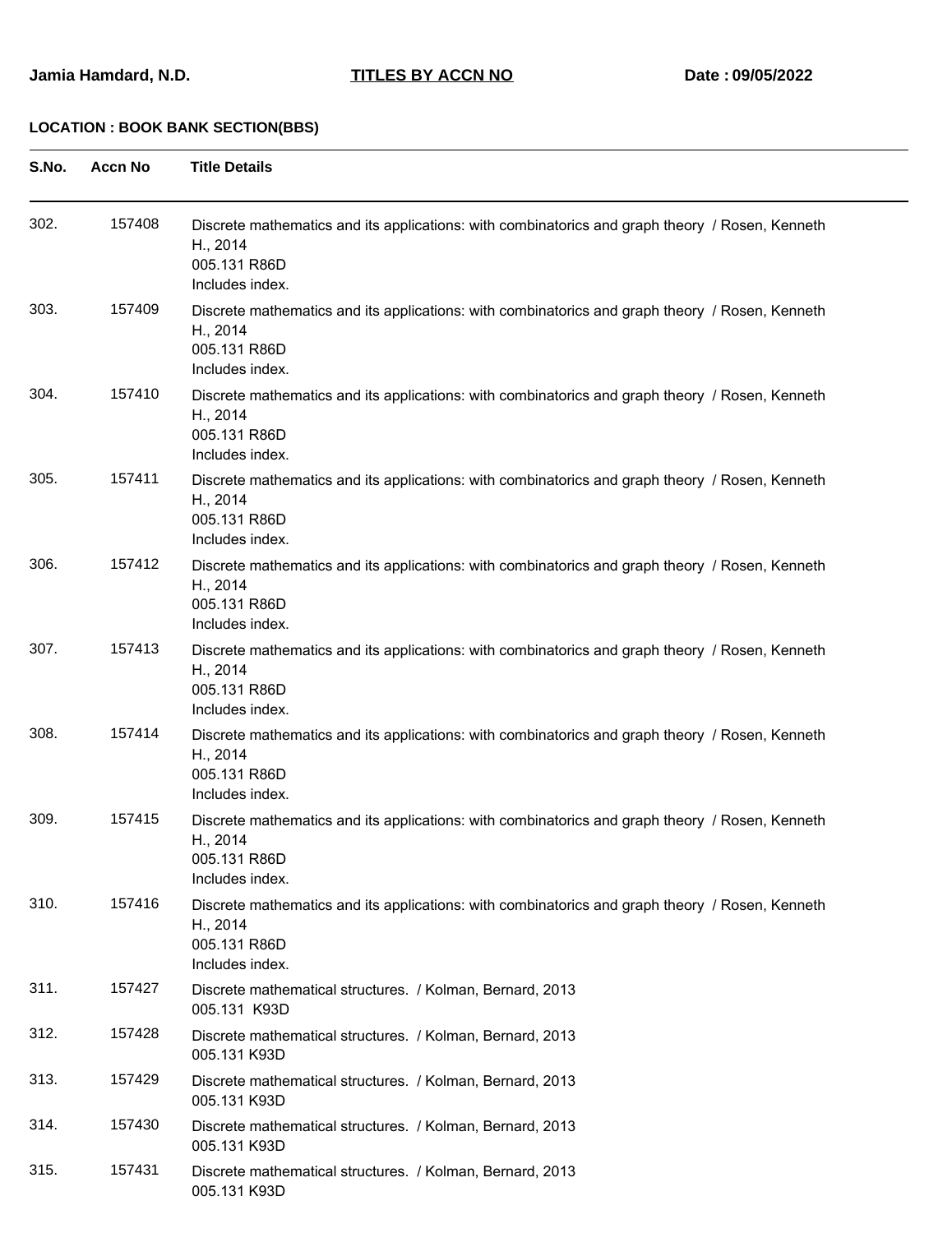Jamia Hamdard, N.D. **TITLES BY ACCN NO** Date : 09/05/2022

**LOCATION : BOOK BANK SECTION(BBS)**

| S.No. | Accn No | Title Details |
|---|---|---|
| 302. | 157408 | Discrete mathematics and its applications: with combinatorics and graph theory / Rosen, Kenneth H., 2014<br>005.131 R86D<br>Includes index. |
| 303. | 157409 | Discrete mathematics and its applications: with combinatorics and graph theory / Rosen, Kenneth H., 2014<br>005.131 R86D<br>Includes index. |
| 304. | 157410 | Discrete mathematics and its applications: with combinatorics and graph theory / Rosen, Kenneth H., 2014<br>005.131 R86D<br>Includes index. |
| 305. | 157411 | Discrete mathematics and its applications: with combinatorics and graph theory / Rosen, Kenneth H., 2014<br>005.131 R86D<br>Includes index. |
| 306. | 157412 | Discrete mathematics and its applications: with combinatorics and graph theory / Rosen, Kenneth H., 2014<br>005.131 R86D<br>Includes index. |
| 307. | 157413 | Discrete mathematics and its applications: with combinatorics and graph theory / Rosen, Kenneth H., 2014<br>005.131 R86D<br>Includes index. |
| 308. | 157414 | Discrete mathematics and its applications: with combinatorics and graph theory / Rosen, Kenneth H., 2014<br>005.131 R86D<br>Includes index. |
| 309. | 157415 | Discrete mathematics and its applications: with combinatorics and graph theory / Rosen, Kenneth H., 2014<br>005.131 R86D<br>Includes index. |
| 310. | 157416 | Discrete mathematics and its applications: with combinatorics and graph theory / Rosen, Kenneth H., 2014<br>005.131 R86D<br>Includes index. |
| 311. | 157427 | Discrete mathematical structures. / Kolman, Bernard, 2013<br>005.131 K93D |
| 312. | 157428 | Discrete mathematical structures. / Kolman, Bernard, 2013<br>005.131 K93D |
| 313. | 157429 | Discrete mathematical structures. / Kolman, Bernard, 2013<br>005.131 K93D |
| 314. | 157430 | Discrete mathematical structures. / Kolman, Bernard, 2013<br>005.131 K93D |
| 315. | 157431 | Discrete mathematical structures. / Kolman, Bernard, 2013<br>005.131 K93D |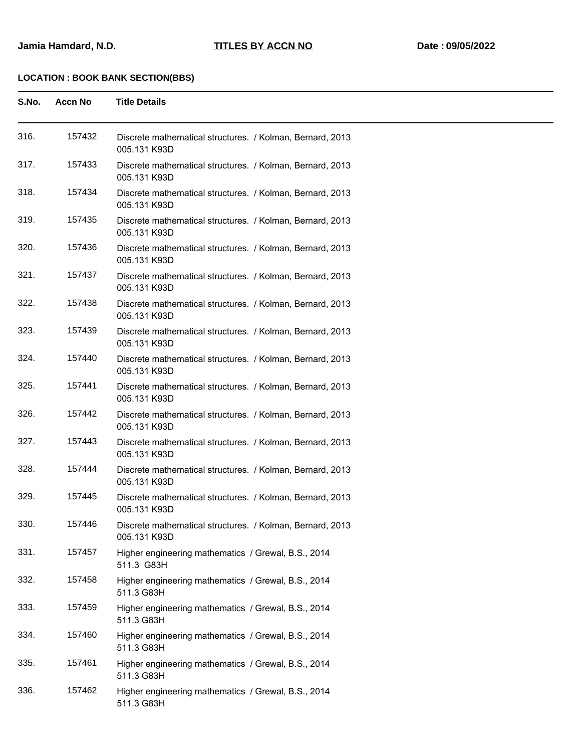**Jamia Hamdard, N.D.** **TITLES BY ACCN NO** **Date : 09/05/2022**

**LOCATION : BOOK BANK SECTION(BBS)**

| S.No. | Accn No | Title Details |
|---|---|---|
| 316. | 157432 | Discrete mathematical structures. / Kolman, Bernard, 2013<br>005.131 K93D |
| 317. | 157433 | Discrete mathematical structures. / Kolman, Bernard, 2013<br>005.131 K93D |
| 318. | 157434 | Discrete mathematical structures. / Kolman, Bernard, 2013<br>005.131 K93D |
| 319. | 157435 | Discrete mathematical structures. / Kolman, Bernard, 2013<br>005.131 K93D |
| 320. | 157436 | Discrete mathematical structures. / Kolman, Bernard, 2013<br>005.131 K93D |
| 321. | 157437 | Discrete mathematical structures. / Kolman, Bernard, 2013<br>005.131 K93D |
| 322. | 157438 | Discrete mathematical structures. / Kolman, Bernard, 2013<br>005.131 K93D |
| 323. | 157439 | Discrete mathematical structures. / Kolman, Bernard, 2013<br>005.131 K93D |
| 324. | 157440 | Discrete mathematical structures. / Kolman, Bernard, 2013<br>005.131 K93D |
| 325. | 157441 | Discrete mathematical structures. / Kolman, Bernard, 2013<br>005.131 K93D |
| 326. | 157442 | Discrete mathematical structures. / Kolman, Bernard, 2013<br>005.131 K93D |
| 327. | 157443 | Discrete mathematical structures. / Kolman, Bernard, 2013<br>005.131 K93D |
| 328. | 157444 | Discrete mathematical structures. / Kolman, Bernard, 2013<br>005.131 K93D |
| 329. | 157445 | Discrete mathematical structures. / Kolman, Bernard, 2013<br>005.131 K93D |
| 330. | 157446 | Discrete mathematical structures. / Kolman, Bernard, 2013<br>005.131 K93D |
| 331. | 157457 | Higher engineering mathematics / Grewal, B.S., 2014<br>511.3 G83H |
| 332. | 157458 | Higher engineering mathematics / Grewal, B.S., 2014<br>511.3 G83H |
| 333. | 157459 | Higher engineering mathematics / Grewal, B.S., 2014<br>511.3 G83H |
| 334. | 157460 | Higher engineering mathematics / Grewal, B.S., 2014<br>511.3 G83H |
| 335. | 157461 | Higher engineering mathematics / Grewal, B.S., 2014<br>511.3 G83H |
| 336. | 157462 | Higher engineering mathematics / Grewal, B.S., 2014<br>511.3 G83H |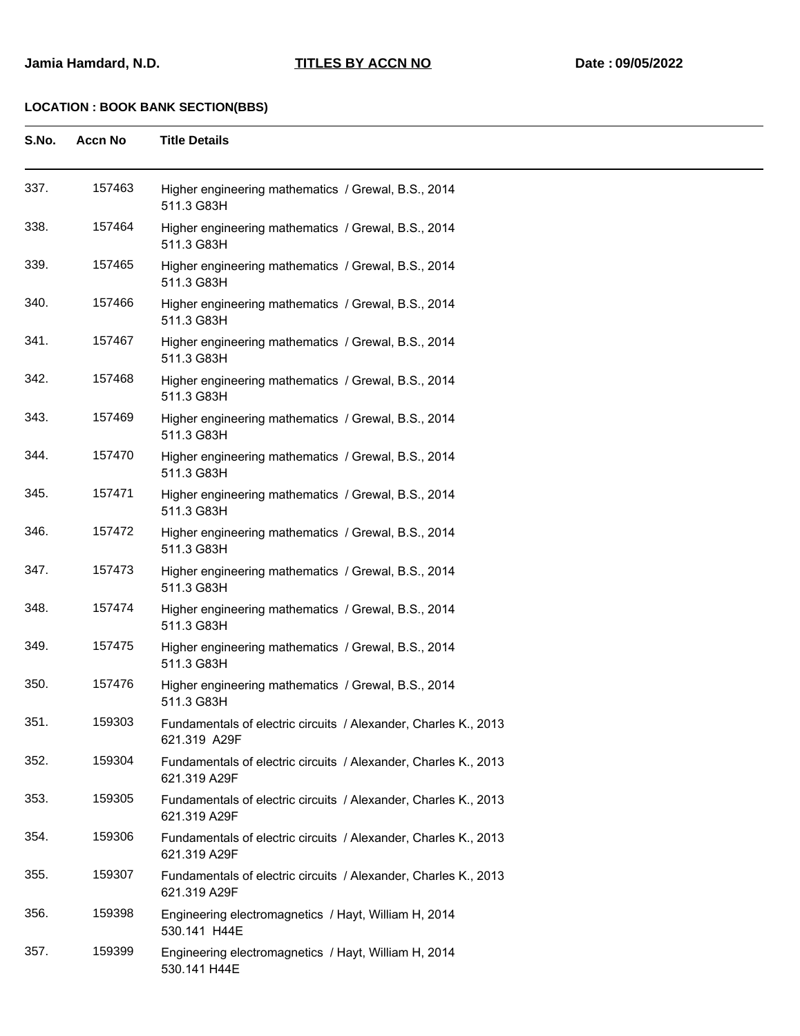**Jamia Hamdard, N.D.** **TITLES BY ACCN NO** **Date : 09/05/2022**

**LOCATION : BOOK BANK SECTION(BBS)**

| S.No. | Accn No | Title Details |
|---|---|---|
| 337. | 157463 | Higher engineering mathematics / Grewal, B.S., 2014<br>511.3 G83H |
| 338. | 157464 | Higher engineering mathematics / Grewal, B.S., 2014<br>511.3 G83H |
| 339. | 157465 | Higher engineering mathematics / Grewal, B.S., 2014<br>511.3 G83H |
| 340. | 157466 | Higher engineering mathematics / Grewal, B.S., 2014<br>511.3 G83H |
| 341. | 157467 | Higher engineering mathematics / Grewal, B.S., 2014<br>511.3 G83H |
| 342. | 157468 | Higher engineering mathematics / Grewal, B.S., 2014<br>511.3 G83H |
| 343. | 157469 | Higher engineering mathematics / Grewal, B.S., 2014<br>511.3 G83H |
| 344. | 157470 | Higher engineering mathematics / Grewal, B.S., 2014<br>511.3 G83H |
| 345. | 157471 | Higher engineering mathematics / Grewal, B.S., 2014<br>511.3 G83H |
| 346. | 157472 | Higher engineering mathematics / Grewal, B.S., 2014<br>511.3 G83H |
| 347. | 157473 | Higher engineering mathematics / Grewal, B.S., 2014<br>511.3 G83H |
| 348. | 157474 | Higher engineering mathematics / Grewal, B.S., 2014<br>511.3 G83H |
| 349. | 157475 | Higher engineering mathematics / Grewal, B.S., 2014<br>511.3 G83H |
| 350. | 157476 | Higher engineering mathematics / Grewal, B.S., 2014<br>511.3 G83H |
| 351. | 159303 | Fundamentals of electric circuits / Alexander, Charles K., 2013<br>621.319 A29F |
| 352. | 159304 | Fundamentals of electric circuits / Alexander, Charles K., 2013<br>621.319 A29F |
| 353. | 159305 | Fundamentals of electric circuits / Alexander, Charles K., 2013<br>621.319 A29F |
| 354. | 159306 | Fundamentals of electric circuits / Alexander, Charles K., 2013<br>621.319 A29F |
| 355. | 159307 | Fundamentals of electric circuits / Alexander, Charles K., 2013<br>621.319 A29F |
| 356. | 159398 | Engineering electromagnetics / Hayt, William H, 2014<br>530.141 H44E |
| 357. | 159399 | Engineering electromagnetics / Hayt, William H, 2014<br>530.141 H44E |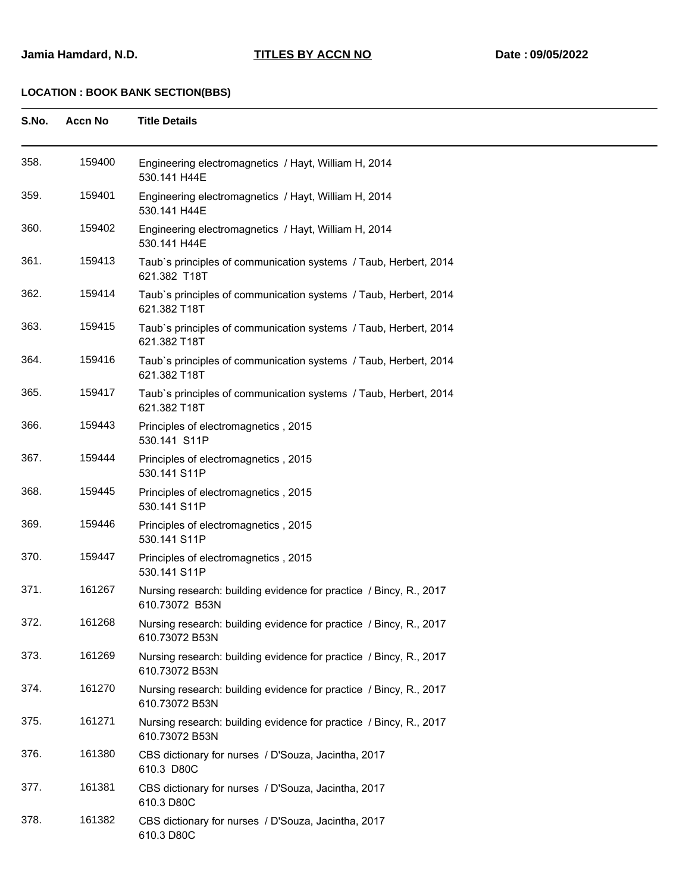**Jamia Hamdard, N.D.** **TITLES BY ACCN NO** **Date : 09/05/2022**

**LOCATION : BOOK BANK SECTION(BBS)**

| S.No. | Accn No | Title Details |
|---|---|---|
| 358. | 159400 | Engineering electromagnetics / Hayt, William H, 2014<br>530.141 H44E |
| 359. | 159401 | Engineering electromagnetics / Hayt, William H, 2014<br>530.141 H44E |
| 360. | 159402 | Engineering electromagnetics / Hayt, William H, 2014<br>530.141 H44E |
| 361. | 159413 | Taub`s principles of communication systems / Taub, Herbert, 2014<br>621.382 T18T |
| 362. | 159414 | Taub`s principles of communication systems / Taub, Herbert, 2014<br>621.382 T18T |
| 363. | 159415 | Taub`s principles of communication systems / Taub, Herbert, 2014<br>621.382 T18T |
| 364. | 159416 | Taub`s principles of communication systems / Taub, Herbert, 2014<br>621.382 T18T |
| 365. | 159417 | Taub`s principles of communication systems / Taub, Herbert, 2014<br>621.382 T18T |
| 366. | 159443 | Principles of electromagnetics , 2015<br>530.141 S11P |
| 367. | 159444 | Principles of electromagnetics , 2015<br>530.141 S11P |
| 368. | 159445 | Principles of electromagnetics , 2015<br>530.141 S11P |
| 369. | 159446 | Principles of electromagnetics , 2015<br>530.141 S11P |
| 370. | 159447 | Principles of electromagnetics , 2015<br>530.141 S11P |
| 371. | 161267 | Nursing research: building evidence for practice / Bincy, R., 2017<br>610.73072 B53N |
| 372. | 161268 | Nursing research: building evidence for practice / Bincy, R., 2017<br>610.73072 B53N |
| 373. | 161269 | Nursing research: building evidence for practice / Bincy, R., 2017<br>610.73072 B53N |
| 374. | 161270 | Nursing research: building evidence for practice / Bincy, R., 2017<br>610.73072 B53N |
| 375. | 161271 | Nursing research: building evidence for practice / Bincy, R., 2017<br>610.73072 B53N |
| 376. | 161380 | CBS dictionary for nurses / D'Souza, Jacintha, 2017<br>610.3 D80C |
| 377. | 161381 | CBS dictionary for nurses / D'Souza, Jacintha, 2017<br>610.3 D80C |
| 378. | 161382 | CBS dictionary for nurses / D'Souza, Jacintha, 2017<br>610.3 D80C |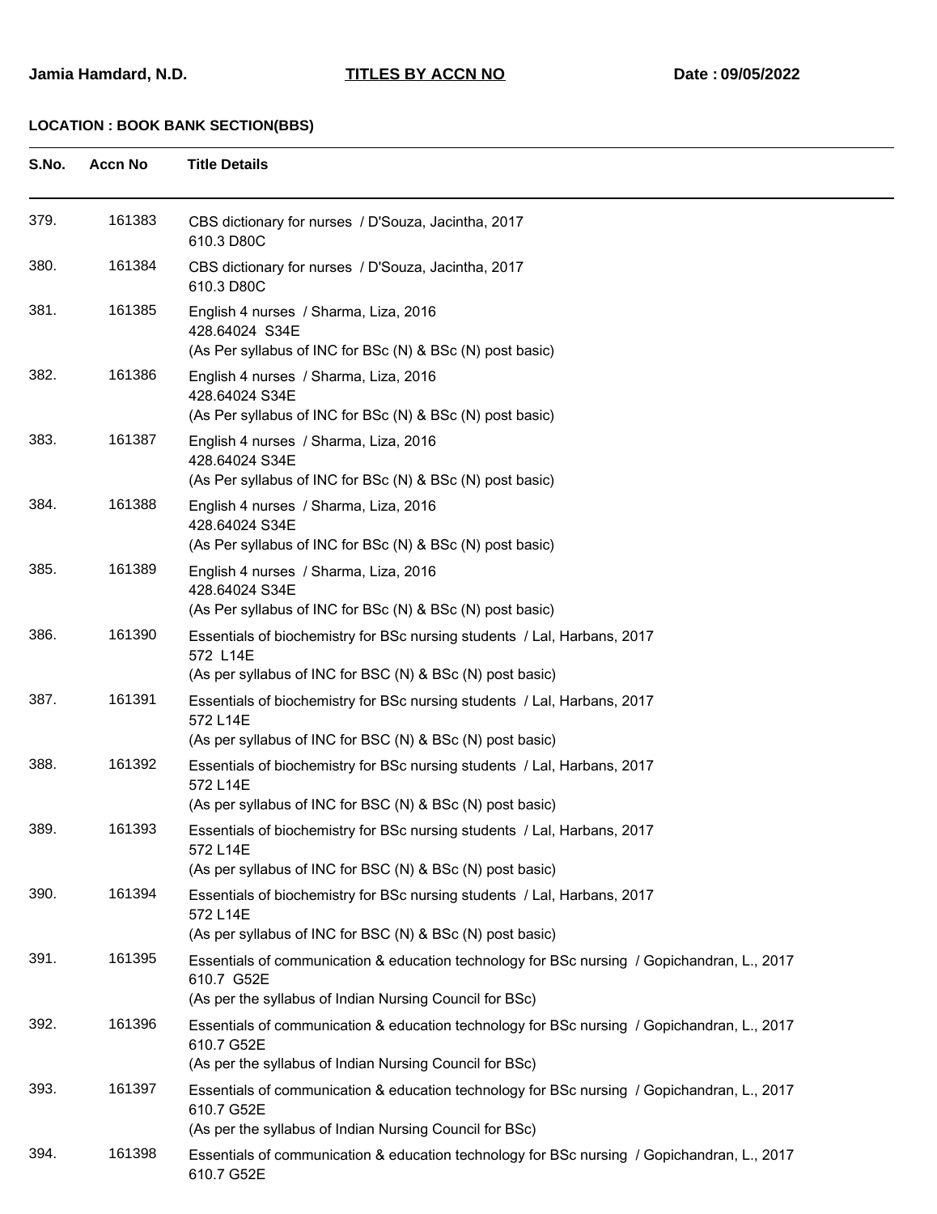**Jamia Hamdard, N.D.** **TITLES BY ACCN NO** **Date : 09/05/2022**

**LOCATION : BOOK BANK SECTION(BBS)**

| S.No. | Accn No | Title Details |
|---|---|---|
| 379. | 161383 | CBS dictionary for nurses / D'Souza, Jacintha, 2017<br>610.3 D80C |
| 380. | 161384 | CBS dictionary for nurses / D'Souza, Jacintha, 2017<br>610.3 D80C |
| 381. | 161385 | English 4 nurses / Sharma, Liza, 2016<br>428.64024 S34E<br>(As Per syllabus of INC for BSc (N) & BSc (N) post basic) |
| 382. | 161386 | English 4 nurses / Sharma, Liza, 2016<br>428.64024 S34E<br>(As Per syllabus of INC for BSc (N) & BSc (N) post basic) |
| 383. | 161387 | English 4 nurses / Sharma, Liza, 2016<br>428.64024 S34E<br>(As Per syllabus of INC for BSc (N) & BSc (N) post basic) |
| 384. | 161388 | English 4 nurses / Sharma, Liza, 2016<br>428.64024 S34E<br>(As Per syllabus of INC for BSc (N) & BSc (N) post basic) |
| 385. | 161389 | English 4 nurses / Sharma, Liza, 2016<br>428.64024 S34E<br>(As Per syllabus of INC for BSc (N) & BSc (N) post basic) |
| 386. | 161390 | Essentials of biochemistry for BSc nursing students / Lal, Harbans, 2017<br>572 L14E<br>(As per syllabus of INC for BSC (N) & BSc (N) post basic) |
| 387. | 161391 | Essentials of biochemistry for BSc nursing students / Lal, Harbans, 2017<br>572 L14E<br>(As per syllabus of INC for BSC (N) & BSc (N) post basic) |
| 388. | 161392 | Essentials of biochemistry for BSc nursing students / Lal, Harbans, 2017<br>572 L14E<br>(As per syllabus of INC for BSC (N) & BSc (N) post basic) |
| 389. | 161393 | Essentials of biochemistry for BSc nursing students / Lal, Harbans, 2017<br>572 L14E<br>(As per syllabus of INC for BSC (N) & BSc (N) post basic) |
| 390. | 161394 | Essentials of biochemistry for BSc nursing students / Lal, Harbans, 2017<br>572 L14E<br>(As per syllabus of INC for BSC (N) & BSc (N) post basic) |
| 391. | 161395 | Essentials of communication & education technology for BSc nursing / Gopichandran, L., 2017<br>610.7 G52E<br>(As per the syllabus of Indian Nursing Council for BSc) |
| 392. | 161396 | Essentials of communication & education technology for BSc nursing / Gopichandran, L., 2017<br>610.7 G52E<br>(As per the syllabus of Indian Nursing Council for BSc) |
| 393. | 161397 | Essentials of communication & education technology for BSc nursing / Gopichandran, L., 2017<br>610.7 G52E<br>(As per the syllabus of Indian Nursing Council for BSc) |
| 394. | 161398 | Essentials of communication & education technology for BSc nursing / Gopichandran, L., 2017<br>610.7 G52E |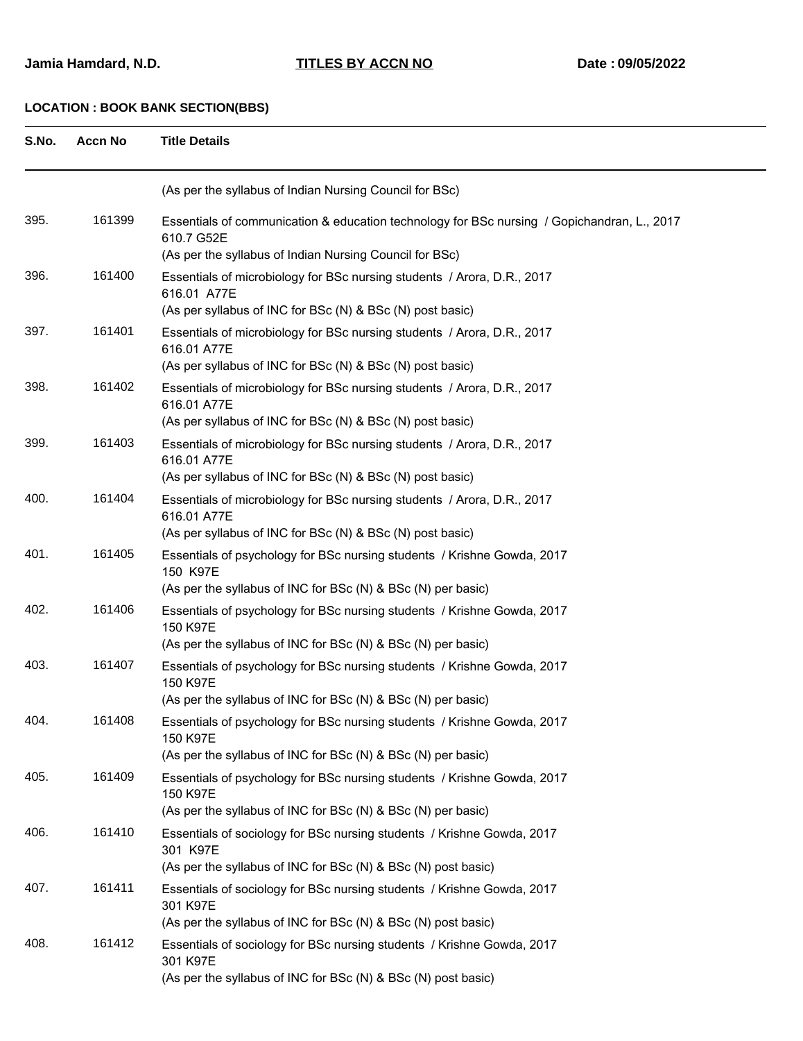**Jamia Hamdard, N.D.** **TITLES BY ACCN NO** **Date : 09/05/2022**

**LOCATION : BOOK BANK SECTION(BBS)**

| S.No. | Accn No | Title Details |
|---|---|---|
| | | (As per the syllabus of Indian Nursing Council for BSc) |
| 395. | 161399 | Essentials of communication & education technology for BSc nursing / Gopichandran, L., 2017<br>610.7 G52E<br>(As per the syllabus of Indian Nursing Council for BSc) |
| 396. | 161400 | Essentials of microbiology for BSc nursing students / Arora, D.R., 2017<br>616.01 A77E<br>(As per syllabus of INC for BSc (N) & BSc (N) post basic) |
| 397. | 161401 | Essentials of microbiology for BSc nursing students / Arora, D.R., 2017<br>616.01 A77E<br>(As per syllabus of INC for BSc (N) & BSc (N) post basic) |
| 398. | 161402 | Essentials of microbiology for BSc nursing students / Arora, D.R., 2017<br>616.01 A77E<br>(As per syllabus of INC for BSc (N) & BSc (N) post basic) |
| 399. | 161403 | Essentials of microbiology for BSc nursing students / Arora, D.R., 2017<br>616.01 A77E<br>(As per syllabus of INC for BSc (N) & BSc (N) post basic) |
| 400. | 161404 | Essentials of microbiology for BSc nursing students / Arora, D.R., 2017<br>616.01 A77E<br>(As per syllabus of INC for BSc (N) & BSc (N) post basic) |
| 401. | 161405 | Essentials of psychology for BSc nursing students / Krishne Gowda, 2017<br>150 K97E<br>(As per the syllabus of INC for BSc (N) & BSc (N) per basic) |
| 402. | 161406 | Essentials of psychology for BSc nursing students / Krishne Gowda, 2017<br>150 K97E<br>(As per the syllabus of INC for BSc (N) & BSc (N) per basic) |
| 403. | 161407 | Essentials of psychology for BSc nursing students / Krishne Gowda, 2017<br>150 K97E<br>(As per the syllabus of INC for BSc (N) & BSc (N) per basic) |
| 404. | 161408 | Essentials of psychology for BSc nursing students / Krishne Gowda, 2017<br>150 K97E<br>(As per the syllabus of INC for BSc (N) & BSc (N) per basic) |
| 405. | 161409 | Essentials of psychology for BSc nursing students / Krishne Gowda, 2017<br>150 K97E<br>(As per the syllabus of INC for BSc (N) & BSc (N) per basic) |
| 406. | 161410 | Essentials of sociology for BSc nursing students / Krishne Gowda, 2017<br>301 K97E<br>(As per the syllabus of INC for BSc (N) & BSc (N) post basic) |
| 407. | 161411 | Essentials of sociology for BSc nursing students / Krishne Gowda, 2017<br>301 K97E<br>(As per the syllabus of INC for BSc (N) & BSc (N) post basic) |
| 408. | 161412 | Essentials of sociology for BSc nursing students / Krishne Gowda, 2017<br>301 K97E<br>(As per the syllabus of INC for BSc (N) & BSc (N) post basic) |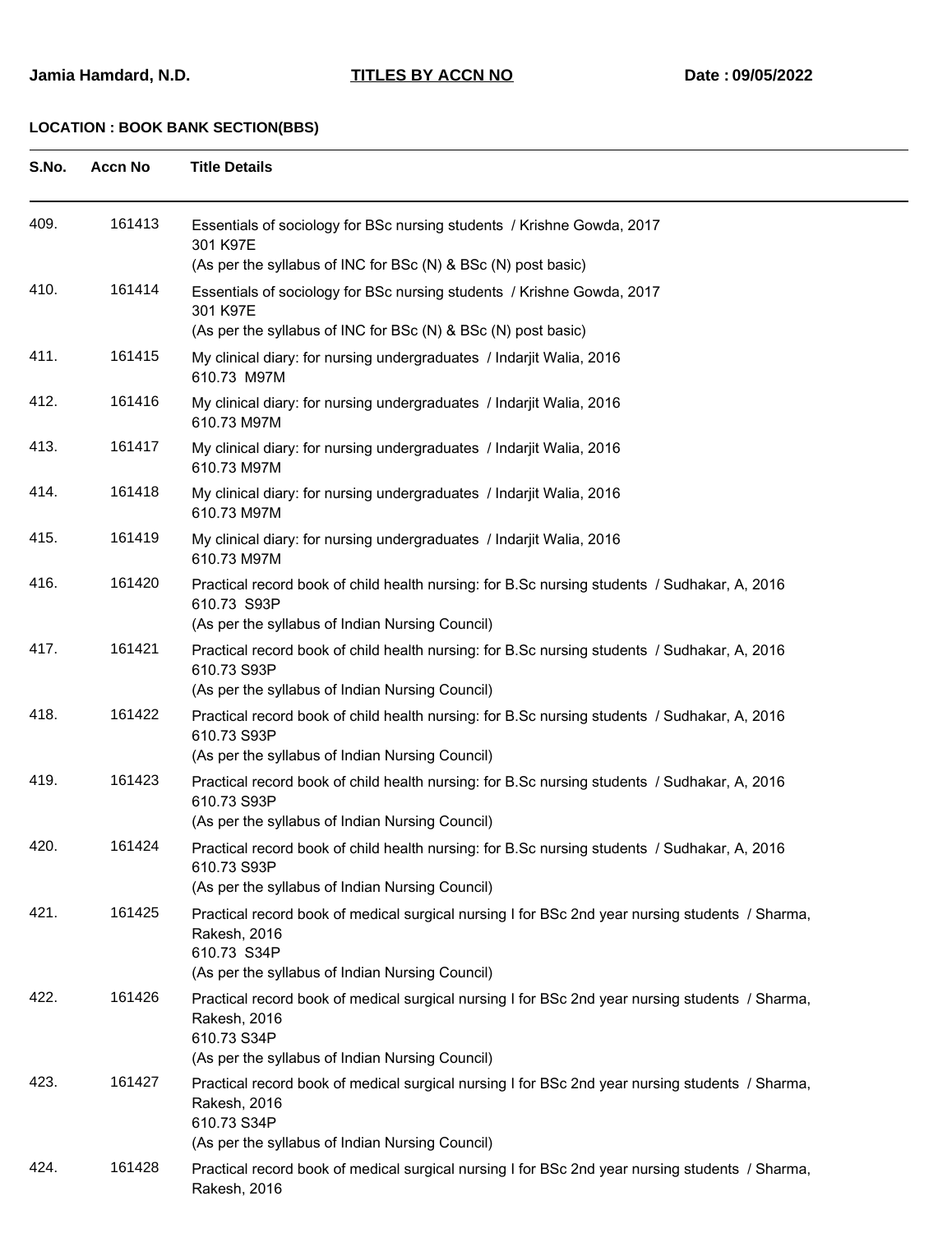Jamia Hamdard, N.D. **TITLES BY ACCN NO** Date : 09/05/2022

**LOCATION : BOOK BANK SECTION(BBS)**

| S.No. | Accn No | Title Details |
|---|---|---|
| 409. | 161413 | Essentials of sociology for BSc nursing students / Krishne Gowda, 2017<br>301 K97E<br>(As per the syllabus of INC for BSc (N) & BSc (N) post basic) |
| 410. | 161414 | Essentials of sociology for BSc nursing students / Krishne Gowda, 2017<br>301 K97E<br>(As per the syllabus of INC for BSc (N) & BSc (N) post basic) |
| 411. | 161415 | My clinical diary: for nursing undergraduates / Indarjit Walia, 2016<br>610.73 M97M |
| 412. | 161416 | My clinical diary: for nursing undergraduates / Indarjit Walia, 2016<br>610.73 M97M |
| 413. | 161417 | My clinical diary: for nursing undergraduates / Indarjit Walia, 2016<br>610.73 M97M |
| 414. | 161418 | My clinical diary: for nursing undergraduates / Indarjit Walia, 2016<br>610.73 M97M |
| 415. | 161419 | My clinical diary: for nursing undergraduates / Indarjit Walia, 2016<br>610.73 M97M |
| 416. | 161420 | Practical record book of child health nursing: for B.Sc nursing students / Sudhakar, A, 2016<br>610.73 S93P<br>(As per the syllabus of Indian Nursing Council) |
| 417. | 161421 | Practical record book of child health nursing: for B.Sc nursing students / Sudhakar, A, 2016<br>610.73 S93P<br>(As per the syllabus of Indian Nursing Council) |
| 418. | 161422 | Practical record book of child health nursing: for B.Sc nursing students / Sudhakar, A, 2016<br>610.73 S93P<br>(As per the syllabus of Indian Nursing Council) |
| 419. | 161423 | Practical record book of child health nursing: for B.Sc nursing students / Sudhakar, A, 2016<br>610.73 S93P<br>(As per the syllabus of Indian Nursing Council) |
| 420. | 161424 | Practical record book of child health nursing: for B.Sc nursing students / Sudhakar, A, 2016<br>610.73 S93P<br>(As per the syllabus of Indian Nursing Council) |
| 421. | 161425 | Practical record book of medical surgical nursing I for BSc 2nd year nursing students / Sharma, Rakesh, 2016<br>610.73 S34P<br>(As per the syllabus of Indian Nursing Council) |
| 422. | 161426 | Practical record book of medical surgical nursing I for BSc 2nd year nursing students / Sharma, Rakesh, 2016<br>610.73 S34P<br>(As per the syllabus of Indian Nursing Council) |
| 423. | 161427 | Practical record book of medical surgical nursing I for BSc 2nd year nursing students / Sharma, Rakesh, 2016<br>610.73 S34P<br>(As per the syllabus of Indian Nursing Council) |
| 424. | 161428 | Practical record book of medical surgical nursing I for BSc 2nd year nursing students / Sharma, Rakesh, 2016 |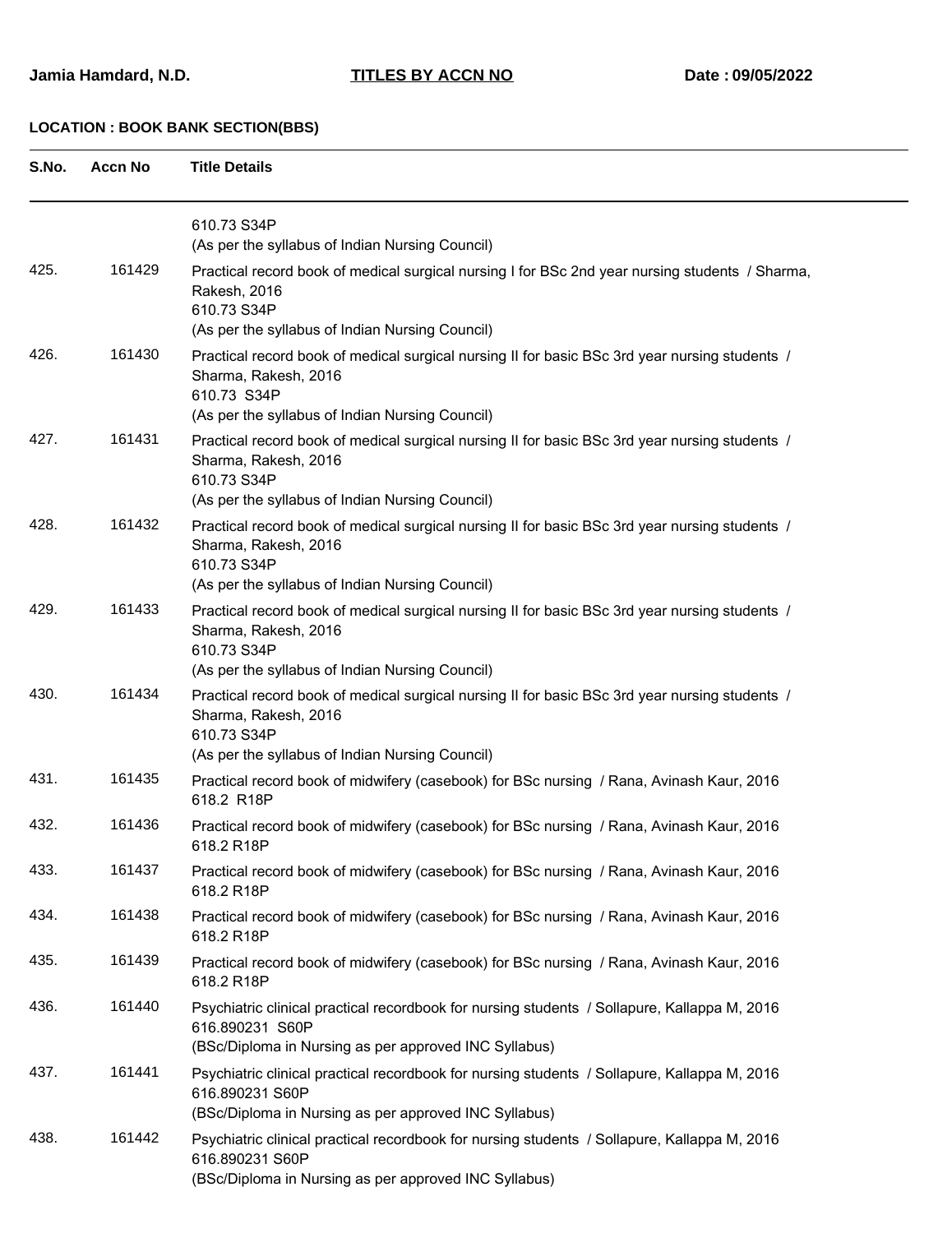**Jamia Hamdard, N.D.** **TITLES BY ACCN NO** **Date : 09/05/2022**

**LOCATION : BOOK BANK SECTION(BBS)**

| S.No. | Accn No | Title Details |
|---|---|---|
| | | 610.73 S34P<br>(As per the syllabus of Indian Nursing Council) |
| 425. | 161429 | Practical record book of medical surgical nursing I for BSc 2nd year nursing students / Sharma, Rakesh, 2016<br>610.73 S34P<br>(As per the syllabus of Indian Nursing Council) |
| 426. | 161430 | Practical record book of medical surgical nursing II for basic BSc 3rd year nursing students / Sharma, Rakesh, 2016<br>610.73 S34P<br>(As per the syllabus of Indian Nursing Council) |
| 427. | 161431 | Practical record book of medical surgical nursing II for basic BSc 3rd year nursing students / Sharma, Rakesh, 2016<br>610.73 S34P<br>(As per the syllabus of Indian Nursing Council) |
| 428. | 161432 | Practical record book of medical surgical nursing II for basic BSc 3rd year nursing students / Sharma, Rakesh, 2016<br>610.73 S34P<br>(As per the syllabus of Indian Nursing Council) |
| 429. | 161433 | Practical record book of medical surgical nursing II for basic BSc 3rd year nursing students / Sharma, Rakesh, 2016<br>610.73 S34P<br>(As per the syllabus of Indian Nursing Council) |
| 430. | 161434 | Practical record book of medical surgical nursing II for basic BSc 3rd year nursing students / Sharma, Rakesh, 2016<br>610.73 S34P<br>(As per the syllabus of Indian Nursing Council) |
| 431. | 161435 | Practical record book of midwifery (casebook) for BSc nursing / Rana, Avinash Kaur, 2016<br>618.2 R18P |
| 432. | 161436 | Practical record book of midwifery (casebook) for BSc nursing / Rana, Avinash Kaur, 2016<br>618.2 R18P |
| 433. | 161437 | Practical record book of midwifery (casebook) for BSc nursing / Rana, Avinash Kaur, 2016<br>618.2 R18P |
| 434. | 161438 | Practical record book of midwifery (casebook) for BSc nursing / Rana, Avinash Kaur, 2016<br>618.2 R18P |
| 435. | 161439 | Practical record book of midwifery (casebook) for BSc nursing / Rana, Avinash Kaur, 2016<br>618.2 R18P |
| 436. | 161440 | Psychiatric clinical practical recordbook for nursing students / Sollapure, Kallappa M, 2016<br>616.890231 S60P<br>(BSc/Diploma in Nursing as per approved INC Syllabus) |
| 437. | 161441 | Psychiatric clinical practical recordbook for nursing students / Sollapure, Kallappa M, 2016<br>616.890231 S60P<br>(BSc/Diploma in Nursing as per approved INC Syllabus) |
| 438. | 161442 | Psychiatric clinical practical recordbook for nursing students / Sollapure, Kallappa M, 2016<br>616.890231 S60P<br>(BSc/Diploma in Nursing as per approved INC Syllabus) |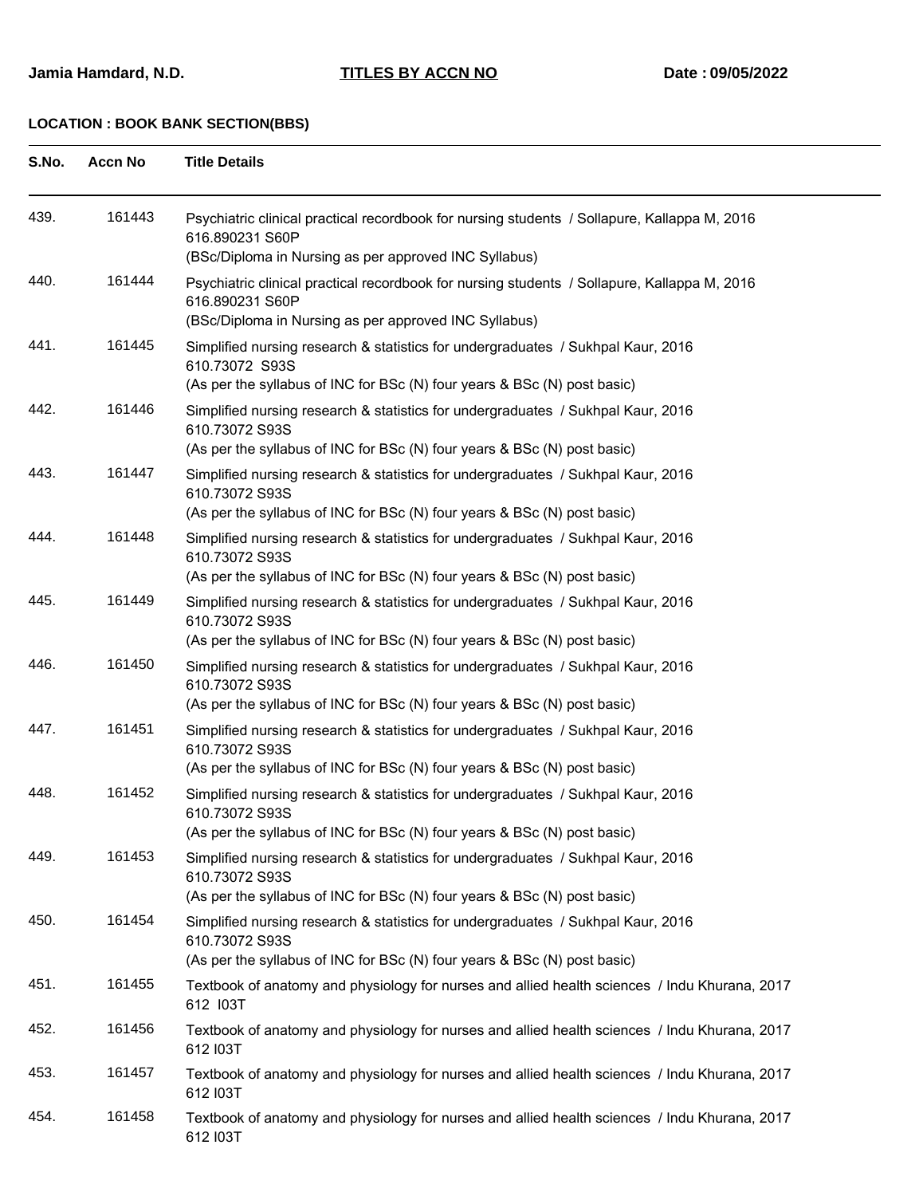Jamia Hamdard, N.D. **TITLES BY ACCN NO** Date : 09/05/2022

**LOCATION : BOOK BANK SECTION(BBS)**

| S.No. | Accn No | Title Details |
|---|---|---|
| 439. | 161443 | Psychiatric clinical practical recordbook for nursing students / Sollapure, Kallappa M, 2016<br>616.890231 S60P<br>(BSc/Diploma in Nursing as per approved INC Syllabus) |
| 440. | 161444 | Psychiatric clinical practical recordbook for nursing students / Sollapure, Kallappa M, 2016<br>616.890231 S60P<br>(BSc/Diploma in Nursing as per approved INC Syllabus) |
| 441. | 161445 | Simplified nursing research & statistics for undergraduates / Sukhpal Kaur, 2016<br>610.73072 S93S<br>(As per the syllabus of INC for BSc (N) four years & BSc (N) post basic) |
| 442. | 161446 | Simplified nursing research & statistics for undergraduates / Sukhpal Kaur, 2016<br>610.73072 S93S<br>(As per the syllabus of INC for BSc (N) four years & BSc (N) post basic) |
| 443. | 161447 | Simplified nursing research & statistics for undergraduates / Sukhpal Kaur, 2016<br>610.73072 S93S<br>(As per the syllabus of INC for BSc (N) four years & BSc (N) post basic) |
| 444. | 161448 | Simplified nursing research & statistics for undergraduates / Sukhpal Kaur, 2016<br>610.73072 S93S<br>(As per the syllabus of INC for BSc (N) four years & BSc (N) post basic) |
| 445. | 161449 | Simplified nursing research & statistics for undergraduates / Sukhpal Kaur, 2016<br>610.73072 S93S<br>(As per the syllabus of INC for BSc (N) four years & BSc (N) post basic) |
| 446. | 161450 | Simplified nursing research & statistics for undergraduates / Sukhpal Kaur, 2016<br>610.73072 S93S<br>(As per the syllabus of INC for BSc (N) four years & BSc (N) post basic) |
| 447. | 161451 | Simplified nursing research & statistics for undergraduates / Sukhpal Kaur, 2016<br>610.73072 S93S<br>(As per the syllabus of INC for BSc (N) four years & BSc (N) post basic) |
| 448. | 161452 | Simplified nursing research & statistics for undergraduates / Sukhpal Kaur, 2016<br>610.73072 S93S<br>(As per the syllabus of INC for BSc (N) four years & BSc (N) post basic) |
| 449. | 161453 | Simplified nursing research & statistics for undergraduates / Sukhpal Kaur, 2016<br>610.73072 S93S<br>(As per the syllabus of INC for BSc (N) four years & BSc (N) post basic) |
| 450. | 161454 | Simplified nursing research & statistics for undergraduates / Sukhpal Kaur, 2016<br>610.73072 S93S<br>(As per the syllabus of INC for BSc (N) four years & BSc (N) post basic) |
| 451. | 161455 | Textbook of anatomy and physiology for nurses and allied health sciences / Indu Khurana, 2017<br>612 I03T |
| 452. | 161456 | Textbook of anatomy and physiology for nurses and allied health sciences / Indu Khurana, 2017<br>612 I03T |
| 453. | 161457 | Textbook of anatomy and physiology for nurses and allied health sciences / Indu Khurana, 2017<br>612 I03T |
| 454. | 161458 | Textbook of anatomy and physiology for nurses and allied health sciences / Indu Khurana, 2017<br>612 I03T |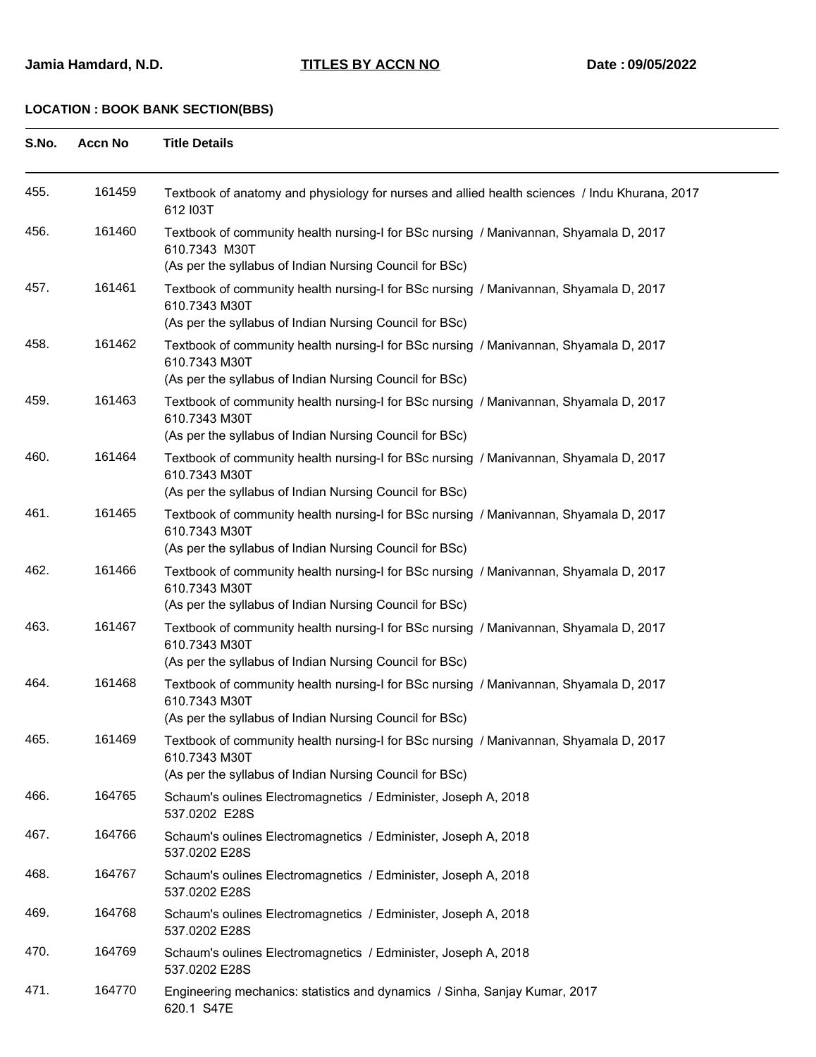**LOCATION : BOOK BANK SECTION(BBS)**

| S.No. | Accn No | Title Details |
|---|---|---|
| 455. | 161459 | Textbook of anatomy and physiology for nurses and allied health sciences / Indu Khurana, 2017<br>612 I03T |
| 456. | 161460 | Textbook of community health nursing-I for BSc nursing / Manivannan, Shyamala D, 2017<br>610.7343 M30T<br>(As per the syllabus of Indian Nursing Council for BSc) |
| 457. | 161461 | Textbook of community health nursing-I for BSc nursing / Manivannan, Shyamala D, 2017<br>610.7343 M30T<br>(As per the syllabus of Indian Nursing Council for BSc) |
| 458. | 161462 | Textbook of community health nursing-I for BSc nursing / Manivannan, Shyamala D, 2017<br>610.7343 M30T<br>(As per the syllabus of Indian Nursing Council for BSc) |
| 459. | 161463 | Textbook of community health nursing-I for BSc nursing / Manivannan, Shyamala D, 2017<br>610.7343 M30T<br>(As per the syllabus of Indian Nursing Council for BSc) |
| 460. | 161464 | Textbook of community health nursing-I for BSc nursing / Manivannan, Shyamala D, 2017<br>610.7343 M30T<br>(As per the syllabus of Indian Nursing Council for BSc) |
| 461. | 161465 | Textbook of community health nursing-I for BSc nursing / Manivannan, Shyamala D, 2017<br>610.7343 M30T<br>(As per the syllabus of Indian Nursing Council for BSc) |
| 462. | 161466 | Textbook of community health nursing-I for BSc nursing / Manivannan, Shyamala D, 2017<br>610.7343 M30T<br>(As per the syllabus of Indian Nursing Council for BSc) |
| 463. | 161467 | Textbook of community health nursing-I for BSc nursing / Manivannan, Shyamala D, 2017<br>610.7343 M30T<br>(As per the syllabus of Indian Nursing Council for BSc) |
| 464. | 161468 | Textbook of community health nursing-I for BSc nursing / Manivannan, Shyamala D, 2017<br>610.7343 M30T<br>(As per the syllabus of Indian Nursing Council for BSc) |
| 465. | 161469 | Textbook of community health nursing-I for BSc nursing / Manivannan, Shyamala D, 2017<br>610.7343 M30T<br>(As per the syllabus of Indian Nursing Council for BSc) |
| 466. | 164765 | Schaum's oulines Electromagnetics / Edminister, Joseph A, 2018<br>537.0202 E28S |
| 467. | 164766 | Schaum's oulines Electromagnetics / Edminister, Joseph A, 2018<br>537.0202 E28S |
| 468. | 164767 | Schaum's oulines Electromagnetics / Edminister, Joseph A, 2018<br>537.0202 E28S |
| 469. | 164768 | Schaum's oulines Electromagnetics / Edminister, Joseph A, 2018<br>537.0202 E28S |
| 470. | 164769 | Schaum's oulines Electromagnetics / Edminister, Joseph A, 2018<br>537.0202 E28S |
| 471. | 164770 | Engineering mechanics: statistics and dynamics / Sinha, Sanjay Kumar, 2017<br>620.1 S47E |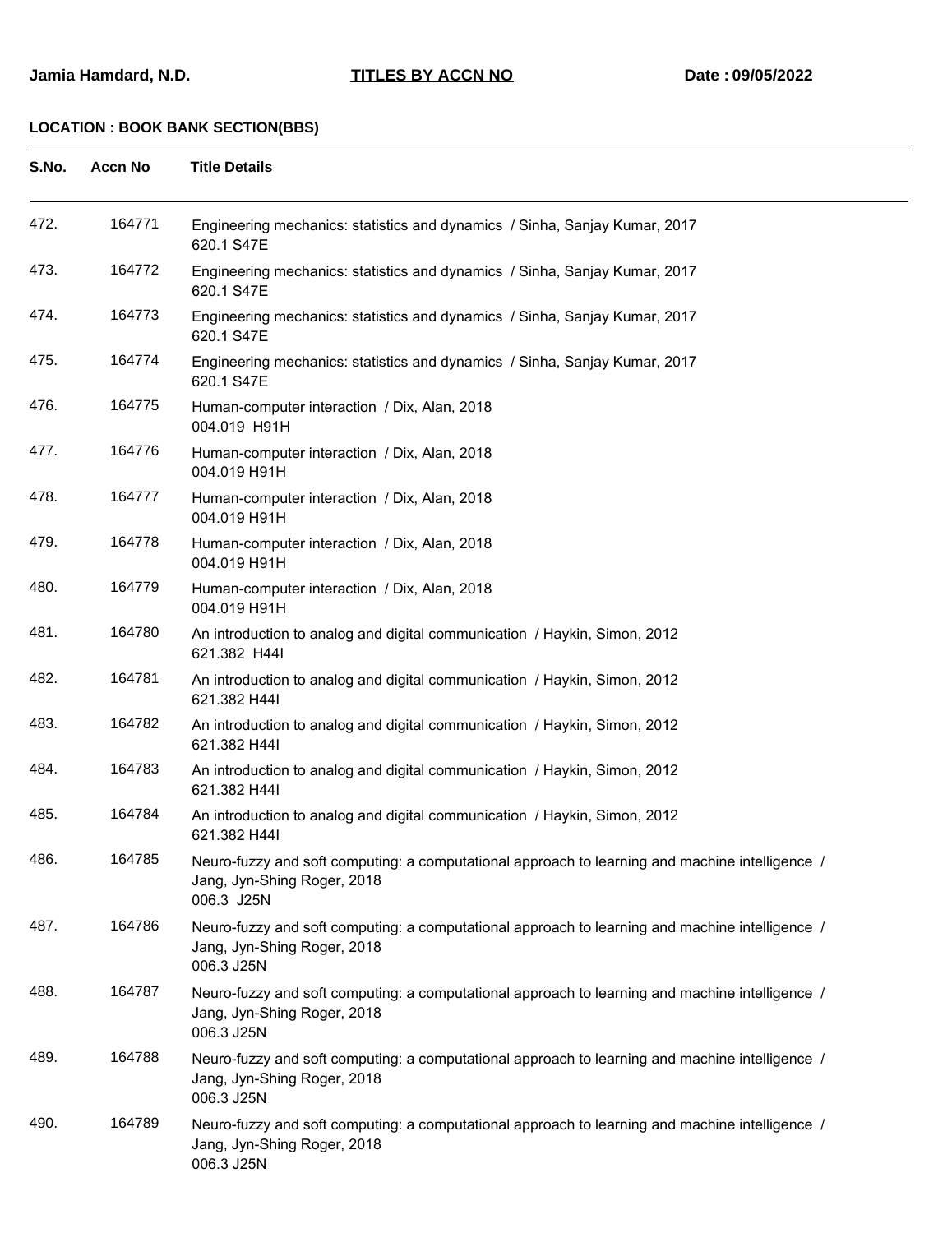**Jamia Hamdard, N.D.** **TITLES BY ACCN NO** **Date : 09/05/2022**

**LOCATION : BOOK BANK SECTION(BBS)**

| S.No. | Accn No | Title Details |
|---|---|---|
| 472. | 164771 | Engineering mechanics: statistics and dynamics / Sinha, Sanjay Kumar, 2017<br>620.1 S47E |
| 473. | 164772 | Engineering mechanics: statistics and dynamics / Sinha, Sanjay Kumar, 2017<br>620.1 S47E |
| 474. | 164773 | Engineering mechanics: statistics and dynamics / Sinha, Sanjay Kumar, 2017<br>620.1 S47E |
| 475. | 164774 | Engineering mechanics: statistics and dynamics / Sinha, Sanjay Kumar, 2017<br>620.1 S47E |
| 476. | 164775 | Human-computer interaction / Dix, Alan, 2018<br>004.019 H91H |
| 477. | 164776 | Human-computer interaction / Dix, Alan, 2018<br>004.019 H91H |
| 478. | 164777 | Human-computer interaction / Dix, Alan, 2018<br>004.019 H91H |
| 479. | 164778 | Human-computer interaction / Dix, Alan, 2018<br>004.019 H91H |
| 480. | 164779 | Human-computer interaction / Dix, Alan, 2018<br>004.019 H91H |
| 481. | 164780 | An introduction to analog and digital communication / Haykin, Simon, 2012<br>621.382 H44I |
| 482. | 164781 | An introduction to analog and digital communication / Haykin, Simon, 2012<br>621.382 H44I |
| 483. | 164782 | An introduction to analog and digital communication / Haykin, Simon, 2012<br>621.382 H44I |
| 484. | 164783 | An introduction to analog and digital communication / Haykin, Simon, 2012<br>621.382 H44I |
| 485. | 164784 | An introduction to analog and digital communication / Haykin, Simon, 2012<br>621.382 H44I |
| 486. | 164785 | Neuro-fuzzy and soft computing: a computational approach to learning and machine intelligence / Jang, Jyn-Shing Roger, 2018<br>006.3 J25N |
| 487. | 164786 | Neuro-fuzzy and soft computing: a computational approach to learning and machine intelligence / Jang, Jyn-Shing Roger, 2018<br>006.3 J25N |
| 488. | 164787 | Neuro-fuzzy and soft computing: a computational approach to learning and machine intelligence / Jang, Jyn-Shing Roger, 2018<br>006.3 J25N |
| 489. | 164788 | Neuro-fuzzy and soft computing: a computational approach to learning and machine intelligence / Jang, Jyn-Shing Roger, 2018<br>006.3 J25N |
| 490. | 164789 | Neuro-fuzzy and soft computing: a computational approach to learning and machine intelligence / Jang, Jyn-Shing Roger, 2018<br>006.3 J25N |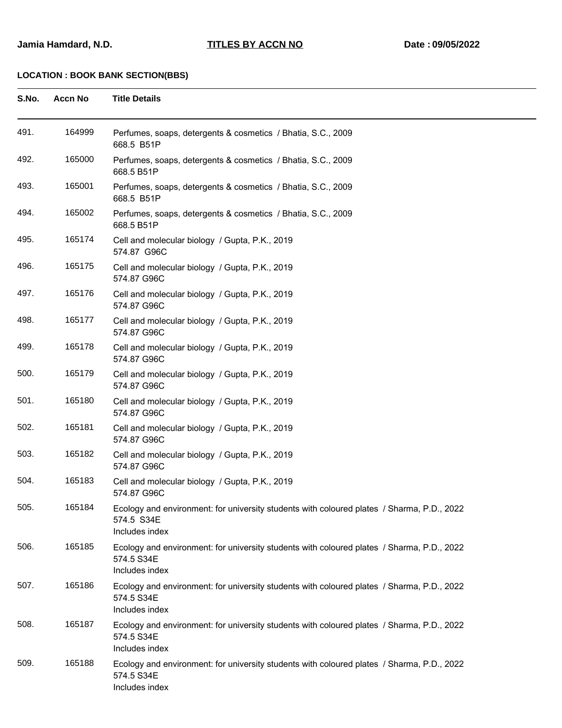**Jamia Hamdard, N.D.** **TITLES BY ACCN NO** **Date : 09/05/2022**

**LOCATION : BOOK BANK SECTION(BBS)**

| S.No. | Accn No | Title Details |
|---|---|---|
| 491. | 164999 | Perfumes, soaps, detergents & cosmetics / Bhatia, S.C., 2009<br>668.5 B51P |
| 492. | 165000 | Perfumes, soaps, detergents & cosmetics / Bhatia, S.C., 2009<br>668.5 B51P |
| 493. | 165001 | Perfumes, soaps, detergents & cosmetics / Bhatia, S.C., 2009<br>668.5 B51P |
| 494. | 165002 | Perfumes, soaps, detergents & cosmetics / Bhatia, S.C., 2009<br>668.5 B51P |
| 495. | 165174 | Cell and molecular biology / Gupta, P.K., 2019<br>574.87 G96C |
| 496. | 165175 | Cell and molecular biology / Gupta, P.K., 2019<br>574.87 G96C |
| 497. | 165176 | Cell and molecular biology / Gupta, P.K., 2019<br>574.87 G96C |
| 498. | 165177 | Cell and molecular biology / Gupta, P.K., 2019<br>574.87 G96C |
| 499. | 165178 | Cell and molecular biology / Gupta, P.K., 2019<br>574.87 G96C |
| 500. | 165179 | Cell and molecular biology / Gupta, P.K., 2019<br>574.87 G96C |
| 501. | 165180 | Cell and molecular biology / Gupta, P.K., 2019<br>574.87 G96C |
| 502. | 165181 | Cell and molecular biology / Gupta, P.K., 2019<br>574.87 G96C |
| 503. | 165182 | Cell and molecular biology / Gupta, P.K., 2019<br>574.87 G96C |
| 504. | 165183 | Cell and molecular biology / Gupta, P.K., 2019<br>574.87 G96C |
| 505. | 165184 | Ecology and environment: for university students with coloured plates / Sharma, P.D., 2022<br>574.5 S34E<br>Includes index |
| 506. | 165185 | Ecology and environment: for university students with coloured plates / Sharma, P.D., 2022<br>574.5 S34E<br>Includes index |
| 507. | 165186 | Ecology and environment: for university students with coloured plates / Sharma, P.D., 2022<br>574.5 S34E<br>Includes index |
| 508. | 165187 | Ecology and environment: for university students with coloured plates / Sharma, P.D., 2022<br>574.5 S34E<br>Includes index |
| 509. | 165188 | Ecology and environment: for university students with coloured plates / Sharma, P.D., 2022<br>574.5 S34E<br>Includes index |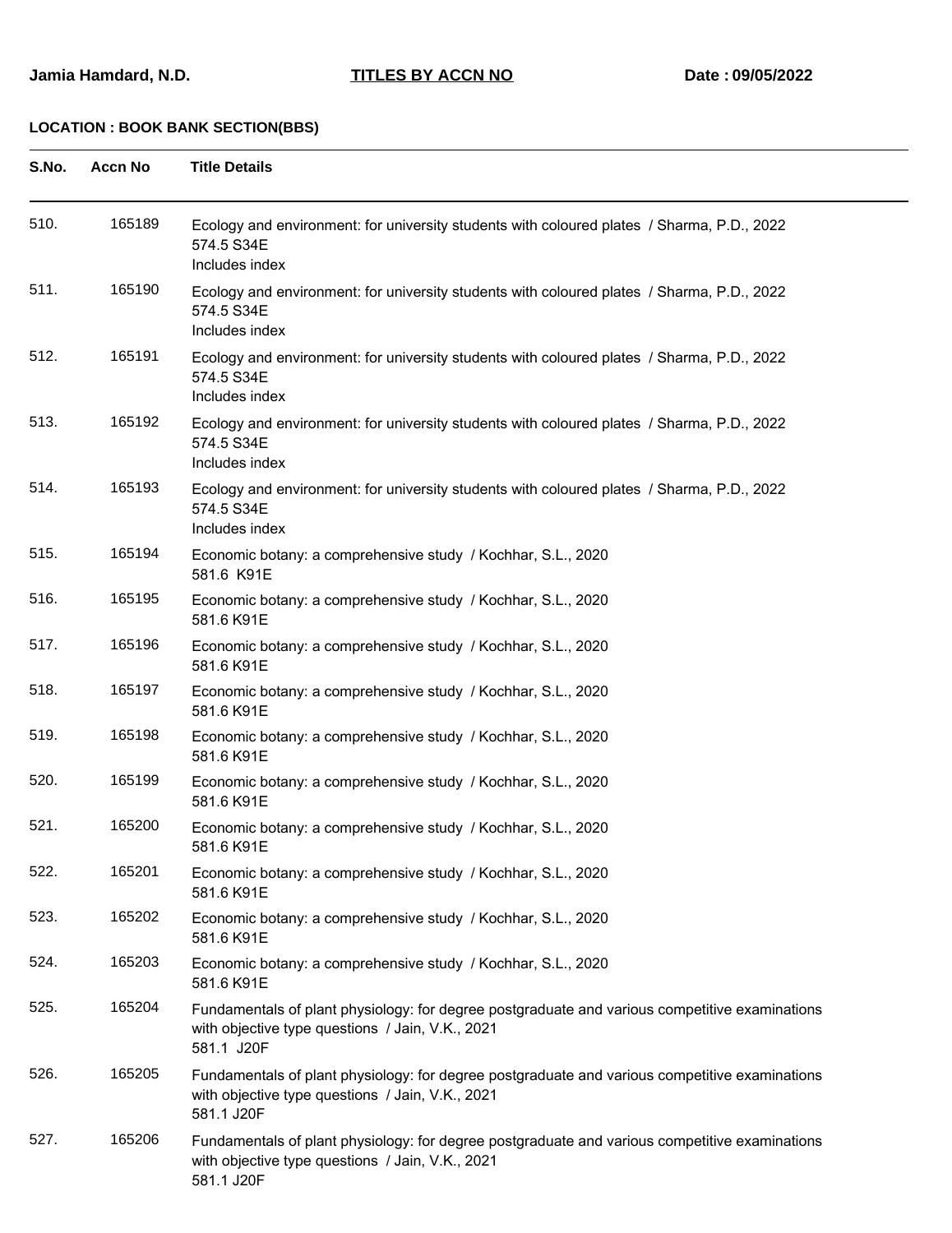**LOCATION : BOOK BANK SECTION(BBS)**

| S.No. | Accn No | Title Details |
|---|---|---|
| 510. | 165189 | Ecology and environment: for university students with coloured plates / Sharma, P.D., 2022<br>574.5 S34E<br>Includes index |
| 511. | 165190 | Ecology and environment: for university students with coloured plates / Sharma, P.D., 2022<br>574.5 S34E<br>Includes index |
| 512. | 165191 | Ecology and environment: for university students with coloured plates / Sharma, P.D., 2022<br>574.5 S34E<br>Includes index |
| 513. | 165192 | Ecology and environment: for university students with coloured plates / Sharma, P.D., 2022<br>574.5 S34E<br>Includes index |
| 514. | 165193 | Ecology and environment: for university students with coloured plates / Sharma, P.D., 2022<br>574.5 S34E<br>Includes index |
| 515. | 165194 | Economic botany: a comprehensive study / Kochhar, S.L., 2020<br>581.6 K91E |
| 516. | 165195 | Economic botany: a comprehensive study / Kochhar, S.L., 2020<br>581.6 K91E |
| 517. | 165196 | Economic botany: a comprehensive study / Kochhar, S.L., 2020<br>581.6 K91E |
| 518. | 165197 | Economic botany: a comprehensive study / Kochhar, S.L., 2020<br>581.6 K91E |
| 519. | 165198 | Economic botany: a comprehensive study / Kochhar, S.L., 2020<br>581.6 K91E |
| 520. | 165199 | Economic botany: a comprehensive study / Kochhar, S.L., 2020<br>581.6 K91E |
| 521. | 165200 | Economic botany: a comprehensive study / Kochhar, S.L., 2020<br>581.6 K91E |
| 522. | 165201 | Economic botany: a comprehensive study / Kochhar, S.L., 2020<br>581.6 K91E |
| 523. | 165202 | Economic botany: a comprehensive study / Kochhar, S.L., 2020<br>581.6 K91E |
| 524. | 165203 | Economic botany: a comprehensive study / Kochhar, S.L., 2020<br>581.6 K91E |
| 525. | 165204 | Fundamentals of plant physiology: for degree postgraduate and various competitive examinations with objective type questions / Jain, V.K., 2021<br>581.1 J20F |
| 526. | 165205 | Fundamentals of plant physiology: for degree postgraduate and various competitive examinations with objective type questions / Jain, V.K., 2021<br>581.1 J20F |
| 527. | 165206 | Fundamentals of plant physiology: for degree postgraduate and various competitive examinations with objective type questions / Jain, V.K., 2021<br>581.1 J20F |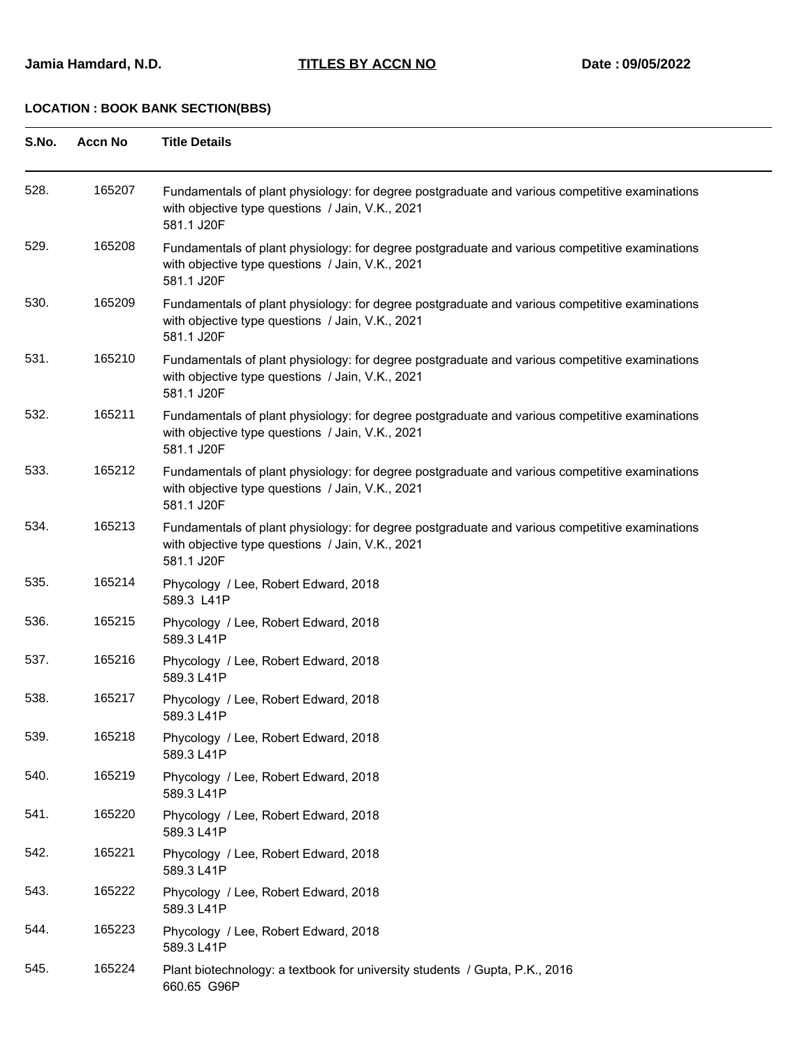**Jamia Hamdard, N.D.** **TITLES BY ACCN NO** **Date : 09/05/2022**

**LOCATION : BOOK BANK SECTION(BBS)**

| S.No. | Accn No | Title Details |
|---|---|---|
| 528. | 165207 | Fundamentals of plant physiology: for degree postgraduate and various competitive examinations with objective type questions / Jain, V.K., 2021<br>581.1 J20F |
| 529. | 165208 | Fundamentals of plant physiology: for degree postgraduate and various competitive examinations with objective type questions / Jain, V.K., 2021<br>581.1 J20F |
| 530. | 165209 | Fundamentals of plant physiology: for degree postgraduate and various competitive examinations with objective type questions / Jain, V.K., 2021<br>581.1 J20F |
| 531. | 165210 | Fundamentals of plant physiology: for degree postgraduate and various competitive examinations with objective type questions / Jain, V.K., 2021<br>581.1 J20F |
| 532. | 165211 | Fundamentals of plant physiology: for degree postgraduate and various competitive examinations with objective type questions / Jain, V.K., 2021<br>581.1 J20F |
| 533. | 165212 | Fundamentals of plant physiology: for degree postgraduate and various competitive examinations with objective type questions / Jain, V.K., 2021<br>581.1 J20F |
| 534. | 165213 | Fundamentals of plant physiology: for degree postgraduate and various competitive examinations with objective type questions / Jain, V.K., 2021<br>581.1 J20F |
| 535. | 165214 | Phycology / Lee, Robert Edward, 2018<br>589.3 L41P |
| 536. | 165215 | Phycology / Lee, Robert Edward, 2018<br>589.3 L41P |
| 537. | 165216 | Phycology / Lee, Robert Edward, 2018<br>589.3 L41P |
| 538. | 165217 | Phycology / Lee, Robert Edward, 2018<br>589.3 L41P |
| 539. | 165218 | Phycology / Lee, Robert Edward, 2018<br>589.3 L41P |
| 540. | 165219 | Phycology / Lee, Robert Edward, 2018<br>589.3 L41P |
| 541. | 165220 | Phycology / Lee, Robert Edward, 2018<br>589.3 L41P |
| 542. | 165221 | Phycology / Lee, Robert Edward, 2018<br>589.3 L41P |
| 543. | 165222 | Phycology / Lee, Robert Edward, 2018<br>589.3 L41P |
| 544. | 165223 | Phycology / Lee, Robert Edward, 2018<br>589.3 L41P |
| 545. | 165224 | Plant biotechnology: a textbook for university students / Gupta, P.K., 2016<br>660.65 G96P |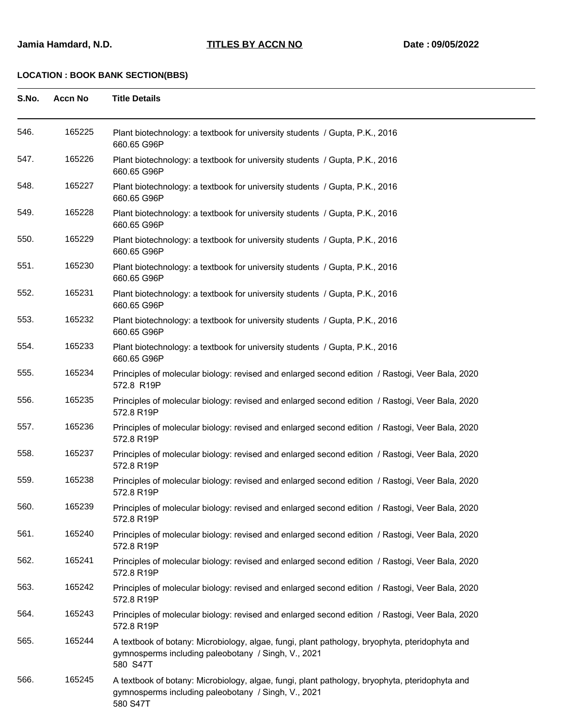**Jamia Hamdard, N.D.** **TITLES BY ACCN NO** **Date : 09/05/2022**

**LOCATION : BOOK BANK SECTION(BBS)**

| S.No. | Accn No | Title Details |
|---|---|---|
| 546. | 165225 | Plant biotechnology: a textbook for university students / Gupta, P.K., 2016<br>660.65 G96P |
| 547. | 165226 | Plant biotechnology: a textbook for university students / Gupta, P.K., 2016<br>660.65 G96P |
| 548. | 165227 | Plant biotechnology: a textbook for university students / Gupta, P.K., 2016<br>660.65 G96P |
| 549. | 165228 | Plant biotechnology: a textbook for university students / Gupta, P.K., 2016<br>660.65 G96P |
| 550. | 165229 | Plant biotechnology: a textbook for university students / Gupta, P.K., 2016<br>660.65 G96P |
| 551. | 165230 | Plant biotechnology: a textbook for university students / Gupta, P.K., 2016<br>660.65 G96P |
| 552. | 165231 | Plant biotechnology: a textbook for university students / Gupta, P.K., 2016<br>660.65 G96P |
| 553. | 165232 | Plant biotechnology: a textbook for university students / Gupta, P.K., 2016<br>660.65 G96P |
| 554. | 165233 | Plant biotechnology: a textbook for university students / Gupta, P.K., 2016<br>660.65 G96P |
| 555. | 165234 | Principles of molecular biology: revised and enlarged second edition / Rastogi, Veer Bala, 2020<br>572.8 R19P |
| 556. | 165235 | Principles of molecular biology: revised and enlarged second edition / Rastogi, Veer Bala, 2020<br>572.8 R19P |
| 557. | 165236 | Principles of molecular biology: revised and enlarged second edition / Rastogi, Veer Bala, 2020<br>572.8 R19P |
| 558. | 165237 | Principles of molecular biology: revised and enlarged second edition / Rastogi, Veer Bala, 2020<br>572.8 R19P |
| 559. | 165238 | Principles of molecular biology: revised and enlarged second edition / Rastogi, Veer Bala, 2020<br>572.8 R19P |
| 560. | 165239 | Principles of molecular biology: revised and enlarged second edition / Rastogi, Veer Bala, 2020<br>572.8 R19P |
| 561. | 165240 | Principles of molecular biology: revised and enlarged second edition / Rastogi, Veer Bala, 2020<br>572.8 R19P |
| 562. | 165241 | Principles of molecular biology: revised and enlarged second edition / Rastogi, Veer Bala, 2020<br>572.8 R19P |
| 563. | 165242 | Principles of molecular biology: revised and enlarged second edition / Rastogi, Veer Bala, 2020<br>572.8 R19P |
| 564. | 165243 | Principles of molecular biology: revised and enlarged second edition / Rastogi, Veer Bala, 2020<br>572.8 R19P |
| 565. | 165244 | A textbook of botany: Microbiology, algae, fungi, plant pathology, bryophyta, pteridophyta and gymnosperms including paleobotany / Singh, V., 2021<br>580 S47T |
| 566. | 165245 | A textbook of botany: Microbiology, algae, fungi, plant pathology, bryophyta, pteridophyta and gymnosperms including paleobotany / Singh, V., 2021<br>580 S47T |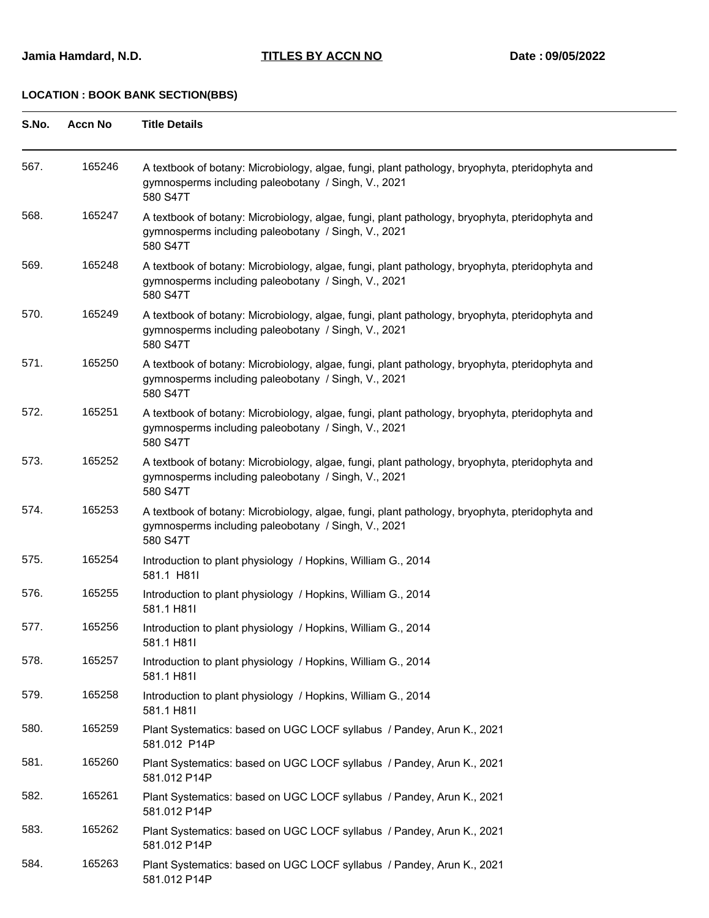Jamia Hamdard, N.D.

**TITLES BY ACCN NO**

Date : 09/05/2022

**LOCATION : BOOK BANK SECTION(BBS)**

| S.No. | Accn No | Title Details |
|---|---|---|
| 567. | 165246 | A textbook of botany: Microbiology, algae, fungi, plant pathology, bryophyta, pteridophyta and gymnosperms including paleobotany / Singh, V., 2021<br>580 S47T |
| 568. | 165247 | A textbook of botany: Microbiology, algae, fungi, plant pathology, bryophyta, pteridophyta and gymnosperms including paleobotany / Singh, V., 2021<br>580 S47T |
| 569. | 165248 | A textbook of botany: Microbiology, algae, fungi, plant pathology, bryophyta, pteridophyta and gymnosperms including paleobotany / Singh, V., 2021<br>580 S47T |
| 570. | 165249 | A textbook of botany: Microbiology, algae, fungi, plant pathology, bryophyta, pteridophyta and gymnosperms including paleobotany / Singh, V., 2021<br>580 S47T |
| 571. | 165250 | A textbook of botany: Microbiology, algae, fungi, plant pathology, bryophyta, pteridophyta and gymnosperms including paleobotany / Singh, V., 2021<br>580 S47T |
| 572. | 165251 | A textbook of botany: Microbiology, algae, fungi, plant pathology, bryophyta, pteridophyta and gymnosperms including paleobotany / Singh, V., 2021<br>580 S47T |
| 573. | 165252 | A textbook of botany: Microbiology, algae, fungi, plant pathology, bryophyta, pteridophyta and gymnosperms including paleobotany / Singh, V., 2021<br>580 S47T |
| 574. | 165253 | A textbook of botany: Microbiology, algae, fungi, plant pathology, bryophyta, pteridophyta and gymnosperms including paleobotany / Singh, V., 2021<br>580 S47T |
| 575. | 165254 | Introduction to plant physiology / Hopkins, William G., 2014<br>581.1 H81I |
| 576. | 165255 | Introduction to plant physiology / Hopkins, William G., 2014<br>581.1 H81I |
| 577. | 165256 | Introduction to plant physiology / Hopkins, William G., 2014<br>581.1 H81I |
| 578. | 165257 | Introduction to plant physiology / Hopkins, William G., 2014<br>581.1 H81I |
| 579. | 165258 | Introduction to plant physiology / Hopkins, William G., 2014<br>581.1 H81I |
| 580. | 165259 | Plant Systematics: based on UGC LOCF syllabus / Pandey, Arun K., 2021<br>581.012 P14P |
| 581. | 165260 | Plant Systematics: based on UGC LOCF syllabus / Pandey, Arun K., 2021<br>581.012 P14P |
| 582. | 165261 | Plant Systematics: based on UGC LOCF syllabus / Pandey, Arun K., 2021<br>581.012 P14P |
| 583. | 165262 | Plant Systematics: based on UGC LOCF syllabus / Pandey, Arun K., 2021<br>581.012 P14P |
| 584. | 165263 | Plant Systematics: based on UGC LOCF syllabus / Pandey, Arun K., 2021<br>581.012 P14P |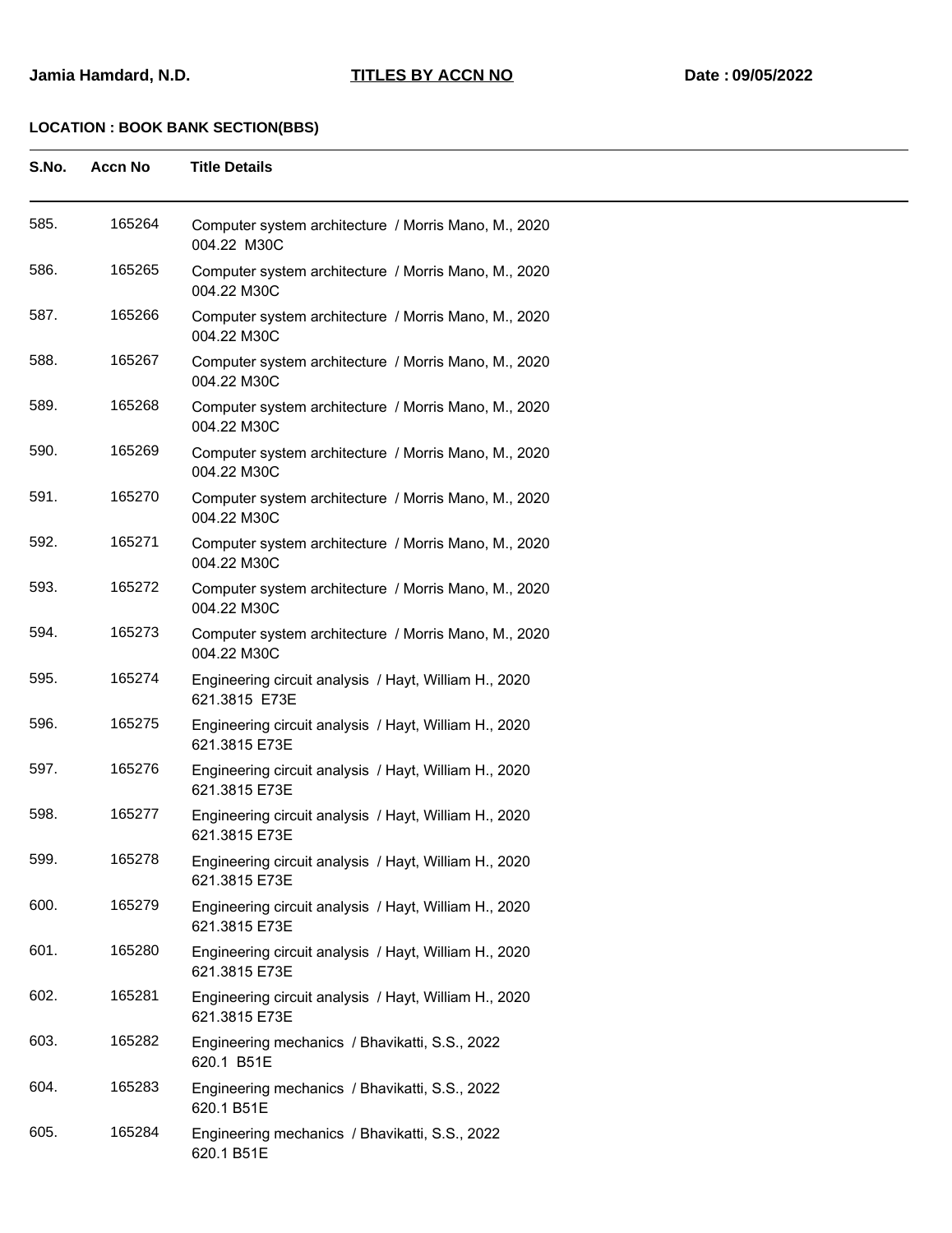**LOCATION : BOOK BANK SECTION(BBS)**

| S.No. | Accn No | Title Details |
|---|---|---|
| 585. | 165264 | Computer system architecture / Morris Mano, M., 2020<br>004.22 M30C |
| 586. | 165265 | Computer system architecture / Morris Mano, M., 2020<br>004.22 M30C |
| 587. | 165266 | Computer system architecture / Morris Mano, M., 2020<br>004.22 M30C |
| 588. | 165267 | Computer system architecture / Morris Mano, M., 2020<br>004.22 M30C |
| 589. | 165268 | Computer system architecture / Morris Mano, M., 2020<br>004.22 M30C |
| 590. | 165269 | Computer system architecture / Morris Mano, M., 2020<br>004.22 M30C |
| 591. | 165270 | Computer system architecture / Morris Mano, M., 2020<br>004.22 M30C |
| 592. | 165271 | Computer system architecture / Morris Mano, M., 2020<br>004.22 M30C |
| 593. | 165272 | Computer system architecture / Morris Mano, M., 2020<br>004.22 M30C |
| 594. | 165273 | Computer system architecture / Morris Mano, M., 2020<br>004.22 M30C |
| 595. | 165274 | Engineering circuit analysis / Hayt, William H., 2020<br>621.3815 E73E |
| 596. | 165275 | Engineering circuit analysis / Hayt, William H., 2020<br>621.3815 E73E |
| 597. | 165276 | Engineering circuit analysis / Hayt, William H., 2020<br>621.3815 E73E |
| 598. | 165277 | Engineering circuit analysis / Hayt, William H., 2020<br>621.3815 E73E |
| 599. | 165278 | Engineering circuit analysis / Hayt, William H., 2020<br>621.3815 E73E |
| 600. | 165279 | Engineering circuit analysis / Hayt, William H., 2020<br>621.3815 E73E |
| 601. | 165280 | Engineering circuit analysis / Hayt, William H., 2020<br>621.3815 E73E |
| 602. | 165281 | Engineering circuit analysis / Hayt, William H., 2020<br>621.3815 E73E |
| 603. | 165282 | Engineering mechanics / Bhavikatti, S.S., 2022<br>620.1 B51E |
| 604. | 165283 | Engineering mechanics / Bhavikatti, S.S., 2022<br>620.1 B51E |
| 605. | 165284 | Engineering mechanics / Bhavikatti, S.S., 2022<br>620.1 B51E |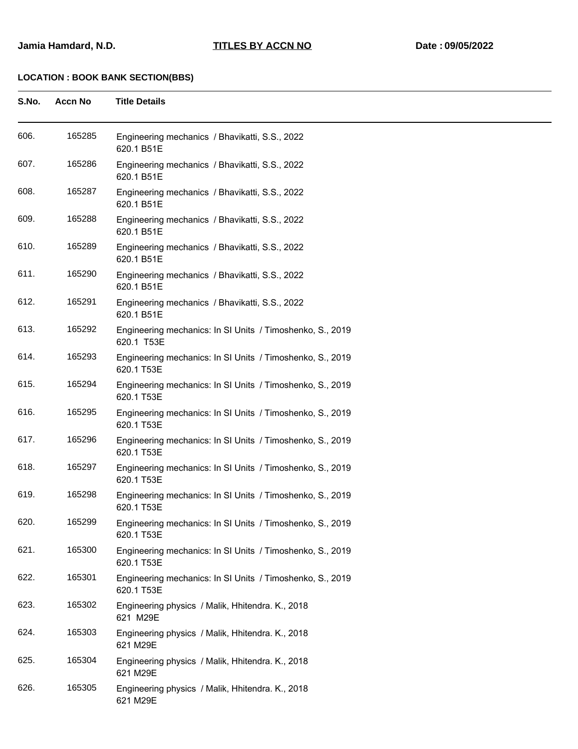**Jamia Hamdard, N.D.** **TITLES BY ACCN NO** **Date : 09/05/2022**

**LOCATION : BOOK BANK SECTION(BBS)**

| S.No. | Accn No | Title Details |
|---|---|---|
| 606. | 165285 | Engineering mechanics / Bhavikatti, S.S., 2022<br>620.1 B51E |
| 607. | 165286 | Engineering mechanics / Bhavikatti, S.S., 2022<br>620.1 B51E |
| 608. | 165287 | Engineering mechanics / Bhavikatti, S.S., 2022<br>620.1 B51E |
| 609. | 165288 | Engineering mechanics / Bhavikatti, S.S., 2022<br>620.1 B51E |
| 610. | 165289 | Engineering mechanics / Bhavikatti, S.S., 2022<br>620.1 B51E |
| 611. | 165290 | Engineering mechanics / Bhavikatti, S.S., 2022<br>620.1 B51E |
| 612. | 165291 | Engineering mechanics / Bhavikatti, S.S., 2022<br>620.1 B51E |
| 613. | 165292 | Engineering mechanics: In SI Units / Timoshenko, S., 2019<br>620.1 T53E |
| 614. | 165293 | Engineering mechanics: In SI Units / Timoshenko, S., 2019<br>620.1 T53E |
| 615. | 165294 | Engineering mechanics: In SI Units / Timoshenko, S., 2019<br>620.1 T53E |
| 616. | 165295 | Engineering mechanics: In SI Units / Timoshenko, S., 2019<br>620.1 T53E |
| 617. | 165296 | Engineering mechanics: In SI Units / Timoshenko, S., 2019<br>620.1 T53E |
| 618. | 165297 | Engineering mechanics: In SI Units / Timoshenko, S., 2019<br>620.1 T53E |
| 619. | 165298 | Engineering mechanics: In SI Units / Timoshenko, S., 2019<br>620.1 T53E |
| 620. | 165299 | Engineering mechanics: In SI Units / Timoshenko, S., 2019<br>620.1 T53E |
| 621. | 165300 | Engineering mechanics: In SI Units / Timoshenko, S., 2019<br>620.1 T53E |
| 622. | 165301 | Engineering mechanics: In SI Units / Timoshenko, S., 2019<br>620.1 T53E |
| 623. | 165302 | Engineering physics / Malik, Hhitendra. K., 2018<br>621 M29E |
| 624. | 165303 | Engineering physics / Malik, Hhitendra. K., 2018<br>621 M29E |
| 625. | 165304 | Engineering physics / Malik, Hhitendra. K., 2018<br>621 M29E |
| 626. | 165305 | Engineering physics / Malik, Hhitendra. K., 2018<br>621 M29E |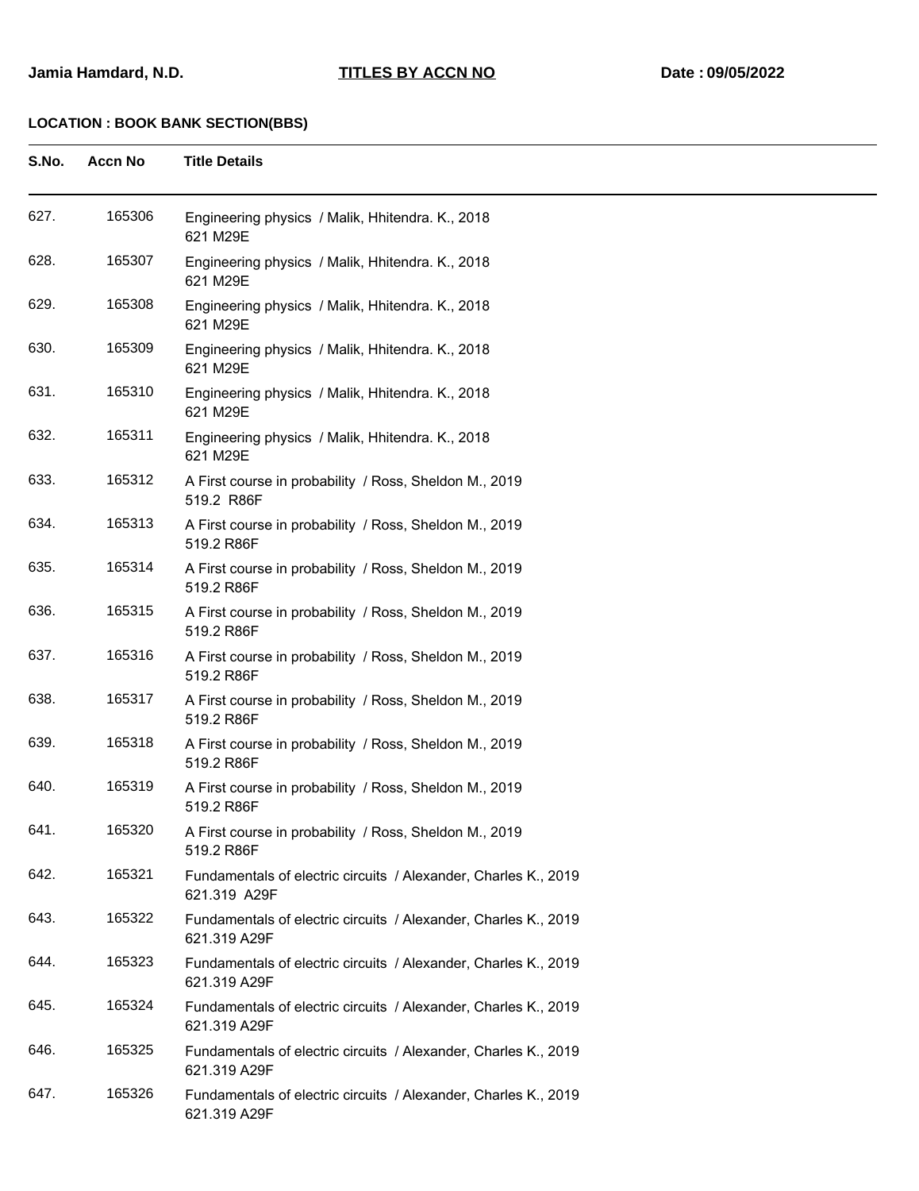**Jamia Hamdard, N.D.** **TITLES BY ACCN NO** **Date : 09/05/2022**

**LOCATION : BOOK BANK SECTION(BBS)**

| S.No. | Accn No | Title Details |
|---|---|---|
| 627. | 165306 | Engineering physics / Malik, Hhitendra. K., 2018<br>621 M29E |
| 628. | 165307 | Engineering physics / Malik, Hhitendra. K., 2018<br>621 M29E |
| 629. | 165308 | Engineering physics / Malik, Hhitendra. K., 2018<br>621 M29E |
| 630. | 165309 | Engineering physics / Malik, Hhitendra. K., 2018<br>621 M29E |
| 631. | 165310 | Engineering physics / Malik, Hhitendra. K., 2018<br>621 M29E |
| 632. | 165311 | Engineering physics / Malik, Hhitendra. K., 2018<br>621 M29E |
| 633. | 165312 | A First course in probability / Ross, Sheldon M., 2019<br>519.2 R86F |
| 634. | 165313 | A First course in probability / Ross, Sheldon M., 2019<br>519.2 R86F |
| 635. | 165314 | A First course in probability / Ross, Sheldon M., 2019<br>519.2 R86F |
| 636. | 165315 | A First course in probability / Ross, Sheldon M., 2019<br>519.2 R86F |
| 637. | 165316 | A First course in probability / Ross, Sheldon M., 2019<br>519.2 R86F |
| 638. | 165317 | A First course in probability / Ross, Sheldon M., 2019<br>519.2 R86F |
| 639. | 165318 | A First course in probability / Ross, Sheldon M., 2019<br>519.2 R86F |
| 640. | 165319 | A First course in probability / Ross, Sheldon M., 2019<br>519.2 R86F |
| 641. | 165320 | A First course in probability / Ross, Sheldon M., 2019<br>519.2 R86F |
| 642. | 165321 | Fundamentals of electric circuits / Alexander, Charles K., 2019<br>621.319 A29F |
| 643. | 165322 | Fundamentals of electric circuits / Alexander, Charles K., 2019<br>621.319 A29F |
| 644. | 165323 | Fundamentals of electric circuits / Alexander, Charles K., 2019<br>621.319 A29F |
| 645. | 165324 | Fundamentals of electric circuits / Alexander, Charles K., 2019<br>621.319 A29F |
| 646. | 165325 | Fundamentals of electric circuits / Alexander, Charles K., 2019<br>621.319 A29F |
| 647. | 165326 | Fundamentals of electric circuits / Alexander, Charles K., 2019<br>621.319 A29F |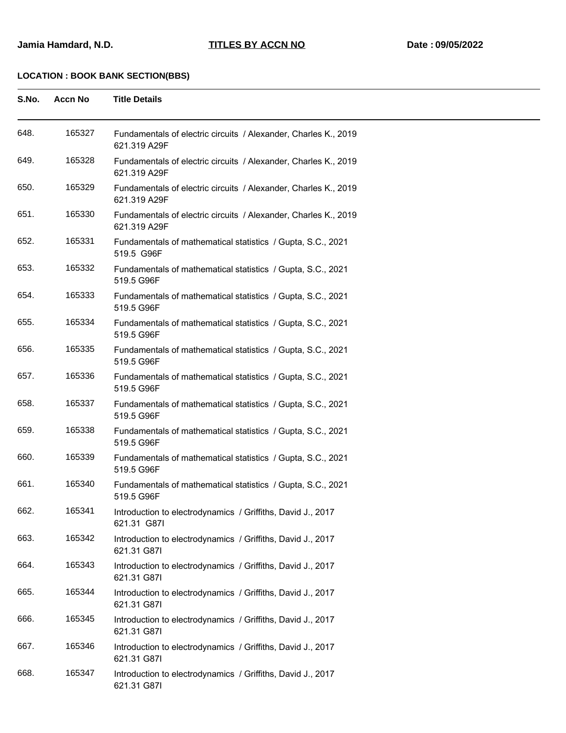**Jamia Hamdard, N.D.** **TITLES BY ACCN NO** **Date : 09/05/2022**

**LOCATION : BOOK BANK SECTION(BBS)**

| S.No. | Accn No | Title Details |
|---|---|---|
| 648. | 165327 | Fundamentals of electric circuits / Alexander, Charles K., 2019<br>621.319 A29F |
| 649. | 165328 | Fundamentals of electric circuits / Alexander, Charles K., 2019<br>621.319 A29F |
| 650. | 165329 | Fundamentals of electric circuits / Alexander, Charles K., 2019<br>621.319 A29F |
| 651. | 165330 | Fundamentals of electric circuits / Alexander, Charles K., 2019<br>621.319 A29F |
| 652. | 165331 | Fundamentals of mathematical statistics / Gupta, S.C., 2021<br>519.5 G96F |
| 653. | 165332 | Fundamentals of mathematical statistics / Gupta, S.C., 2021<br>519.5 G96F |
| 654. | 165333 | Fundamentals of mathematical statistics / Gupta, S.C., 2021<br>519.5 G96F |
| 655. | 165334 | Fundamentals of mathematical statistics / Gupta, S.C., 2021<br>519.5 G96F |
| 656. | 165335 | Fundamentals of mathematical statistics / Gupta, S.C., 2021<br>519.5 G96F |
| 657. | 165336 | Fundamentals of mathematical statistics / Gupta, S.C., 2021<br>519.5 G96F |
| 658. | 165337 | Fundamentals of mathematical statistics / Gupta, S.C., 2021<br>519.5 G96F |
| 659. | 165338 | Fundamentals of mathematical statistics / Gupta, S.C., 2021<br>519.5 G96F |
| 660. | 165339 | Fundamentals of mathematical statistics / Gupta, S.C., 2021<br>519.5 G96F |
| 661. | 165340 | Fundamentals of mathematical statistics / Gupta, S.C., 2021<br>519.5 G96F |
| 662. | 165341 | Introduction to electrodynamics / Griffiths, David J., 2017<br>621.31 G87I |
| 663. | 165342 | Introduction to electrodynamics / Griffiths, David J., 2017<br>621.31 G87I |
| 664. | 165343 | Introduction to electrodynamics / Griffiths, David J., 2017<br>621.31 G87I |
| 665. | 165344 | Introduction to electrodynamics / Griffiths, David J., 2017<br>621.31 G87I |
| 666. | 165345 | Introduction to electrodynamics / Griffiths, David J., 2017<br>621.31 G87I |
| 667. | 165346 | Introduction to electrodynamics / Griffiths, David J., 2017<br>621.31 G87I |
| 668. | 165347 | Introduction to electrodynamics / Griffiths, David J., 2017<br>621.31 G87I |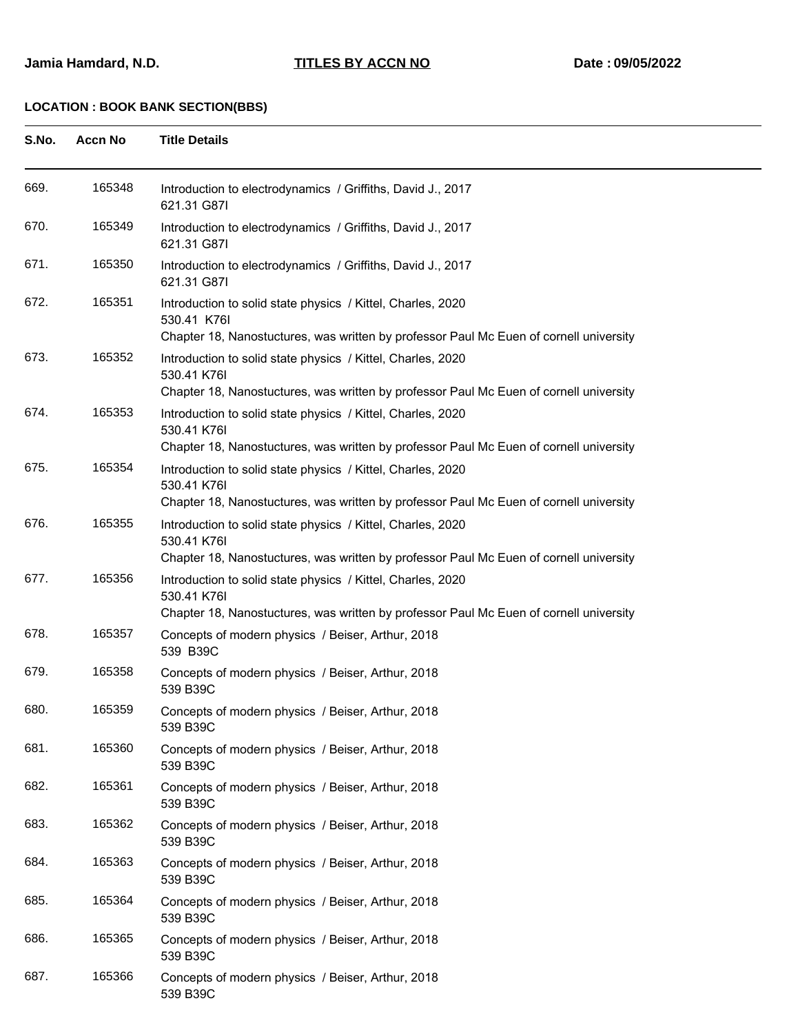**Jamia Hamdard, N.D.** **TITLES BY ACCN NO** **Date : 09/05/2022**

**LOCATION : BOOK BANK SECTION(BBS)**

| S.No. | Accn No | Title Details |
|---|---|---|
| 669. | 165348 | Introduction to electrodynamics / Griffiths, David J., 2017<br>621.31 G87I |
| 670. | 165349 | Introduction to electrodynamics / Griffiths, David J., 2017<br>621.31 G87I |
| 671. | 165350 | Introduction to electrodynamics / Griffiths, David J., 2017<br>621.31 G87I |
| 672. | 165351 | Introduction to solid state physics / Kittel, Charles, 2020<br>530.41 K76I<br>Chapter 18, Nanostuctures, was written by professor Paul Mc Euen of cornell university |
| 673. | 165352 | Introduction to solid state physics / Kittel, Charles, 2020<br>530.41 K76I<br>Chapter 18, Nanostuctures, was written by professor Paul Mc Euen of cornell university |
| 674. | 165353 | Introduction to solid state physics / Kittel, Charles, 2020<br>530.41 K76I<br>Chapter 18, Nanostuctures, was written by professor Paul Mc Euen of cornell university |
| 675. | 165354 | Introduction to solid state physics / Kittel, Charles, 2020<br>530.41 K76I<br>Chapter 18, Nanostuctures, was written by professor Paul Mc Euen of cornell university |
| 676. | 165355 | Introduction to solid state physics / Kittel, Charles, 2020<br>530.41 K76I<br>Chapter 18, Nanostuctures, was written by professor Paul Mc Euen of cornell university |
| 677. | 165356 | Introduction to solid state physics / Kittel, Charles, 2020<br>530.41 K76I<br>Chapter 18, Nanostuctures, was written by professor Paul Mc Euen of cornell university |
| 678. | 165357 | Concepts of modern physics / Beiser, Arthur, 2018<br>539 B39C |
| 679. | 165358 | Concepts of modern physics / Beiser, Arthur, 2018<br>539 B39C |
| 680. | 165359 | Concepts of modern physics / Beiser, Arthur, 2018<br>539 B39C |
| 681. | 165360 | Concepts of modern physics / Beiser, Arthur, 2018<br>539 B39C |
| 682. | 165361 | Concepts of modern physics / Beiser, Arthur, 2018<br>539 B39C |
| 683. | 165362 | Concepts of modern physics / Beiser, Arthur, 2018<br>539 B39C |
| 684. | 165363 | Concepts of modern physics / Beiser, Arthur, 2018<br>539 B39C |
| 685. | 165364 | Concepts of modern physics / Beiser, Arthur, 2018<br>539 B39C |
| 686. | 165365 | Concepts of modern physics / Beiser, Arthur, 2018<br>539 B39C |
| 687. | 165366 | Concepts of modern physics / Beiser, Arthur, 2018<br>539 B39C |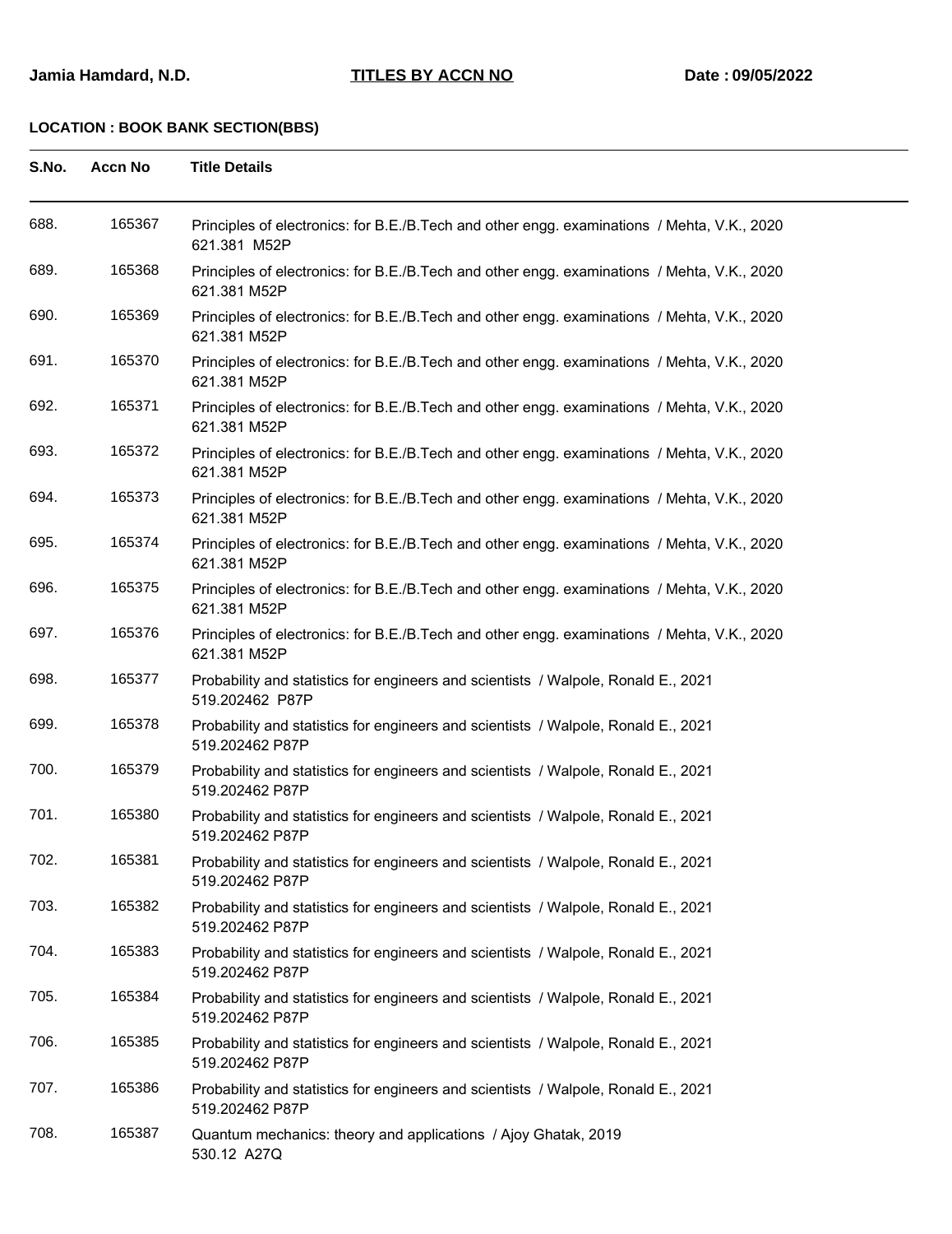**Jamia Hamdard, N.D.** **TITLES BY ACCN NO** **Date : 09/05/2022**

**LOCATION : BOOK BANK SECTION(BBS)**

| S.No. | Accn No | Title Details |
|---|---|---|
| 688. | 165367 | Principles of electronics: for B.E./B.Tech and other engg. examinations / Mehta, V.K., 2020<br>621.381 M52P |
| 689. | 165368 | Principles of electronics: for B.E./B.Tech and other engg. examinations / Mehta, V.K., 2020<br>621.381 M52P |
| 690. | 165369 | Principles of electronics: for B.E./B.Tech and other engg. examinations / Mehta, V.K., 2020<br>621.381 M52P |
| 691. | 165370 | Principles of electronics: for B.E./B.Tech and other engg. examinations / Mehta, V.K., 2020<br>621.381 M52P |
| 692. | 165371 | Principles of electronics: for B.E./B.Tech and other engg. examinations / Mehta, V.K., 2020<br>621.381 M52P |
| 693. | 165372 | Principles of electronics: for B.E./B.Tech and other engg. examinations / Mehta, V.K., 2020<br>621.381 M52P |
| 694. | 165373 | Principles of electronics: for B.E./B.Tech and other engg. examinations / Mehta, V.K., 2020<br>621.381 M52P |
| 695. | 165374 | Principles of electronics: for B.E./B.Tech and other engg. examinations / Mehta, V.K., 2020<br>621.381 M52P |
| 696. | 165375 | Principles of electronics: for B.E./B.Tech and other engg. examinations / Mehta, V.K., 2020<br>621.381 M52P |
| 697. | 165376 | Principles of electronics: for B.E./B.Tech and other engg. examinations / Mehta, V.K., 2020<br>621.381 M52P |
| 698. | 165377 | Probability and statistics for engineers and scientists / Walpole, Ronald E., 2021<br>519.202462 P87P |
| 699. | 165378 | Probability and statistics for engineers and scientists / Walpole, Ronald E., 2021<br>519.202462 P87P |
| 700. | 165379 | Probability and statistics for engineers and scientists / Walpole, Ronald E., 2021<br>519.202462 P87P |
| 701. | 165380 | Probability and statistics for engineers and scientists / Walpole, Ronald E., 2021<br>519.202462 P87P |
| 702. | 165381 | Probability and statistics for engineers and scientists / Walpole, Ronald E., 2021<br>519.202462 P87P |
| 703. | 165382 | Probability and statistics for engineers and scientists / Walpole, Ronald E., 2021<br>519.202462 P87P |
| 704. | 165383 | Probability and statistics for engineers and scientists / Walpole, Ronald E., 2021<br>519.202462 P87P |
| 705. | 165384 | Probability and statistics for engineers and scientists / Walpole, Ronald E., 2021<br>519.202462 P87P |
| 706. | 165385 | Probability and statistics for engineers and scientists / Walpole, Ronald E., 2021<br>519.202462 P87P |
| 707. | 165386 | Probability and statistics for engineers and scientists / Walpole, Ronald E., 2021<br>519.202462 P87P |
| 708. | 165387 | Quantum mechanics: theory and applications / Ajoy Ghatak, 2019<br>530.12 A27Q |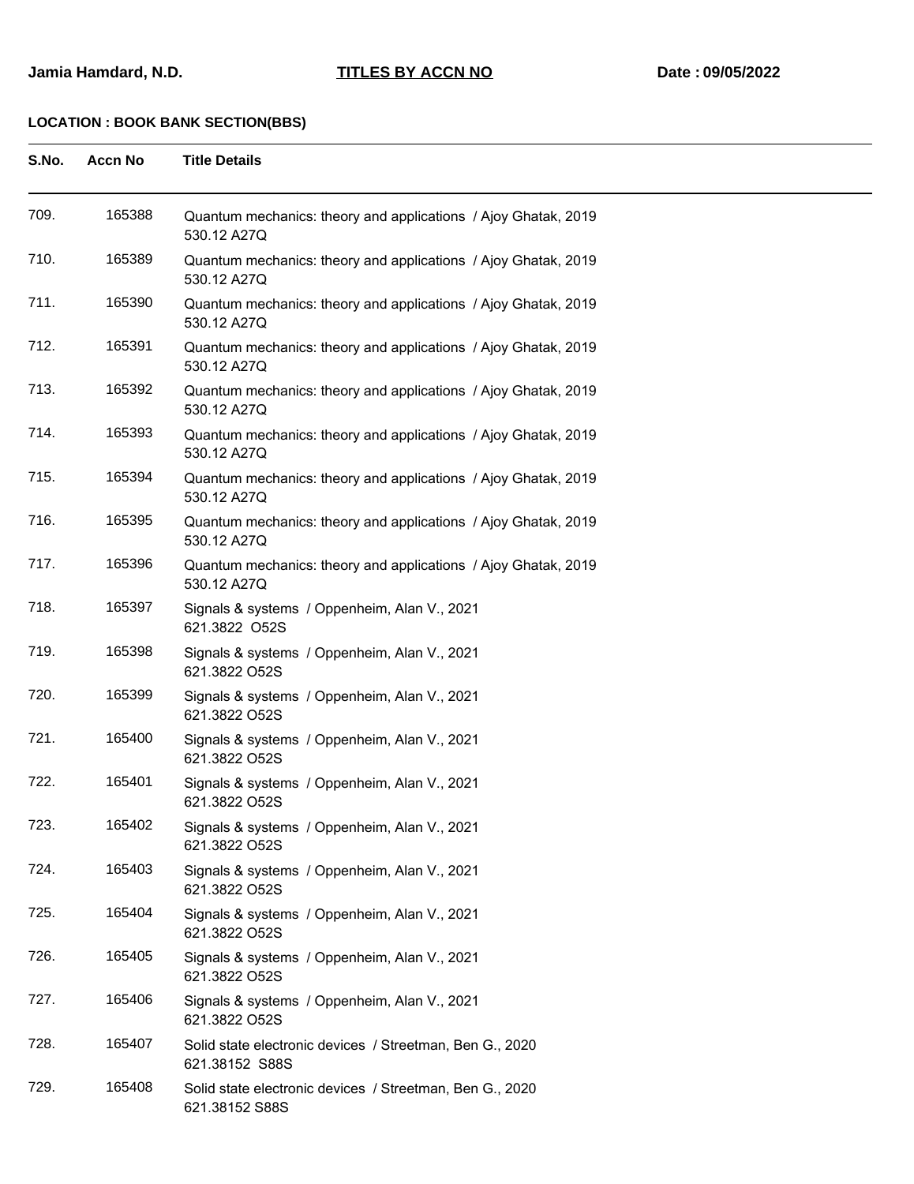**Jamia Hamdard, N.D.** **TITLES BY ACCN NO** **Date : 09/05/2022**

**LOCATION : BOOK BANK SECTION(BBS)**

| S.No. | Accn No | Title Details |
|---|---|---|
| 709. | 165388 | Quantum mechanics: theory and applications / Ajoy Ghatak, 2019<br>530.12 A27Q |
| 710. | 165389 | Quantum mechanics: theory and applications / Ajoy Ghatak, 2019<br>530.12 A27Q |
| 711. | 165390 | Quantum mechanics: theory and applications / Ajoy Ghatak, 2019<br>530.12 A27Q |
| 712. | 165391 | Quantum mechanics: theory and applications / Ajoy Ghatak, 2019<br>530.12 A27Q |
| 713. | 165392 | Quantum mechanics: theory and applications / Ajoy Ghatak, 2019<br>530.12 A27Q |
| 714. | 165393 | Quantum mechanics: theory and applications / Ajoy Ghatak, 2019<br>530.12 A27Q |
| 715. | 165394 | Quantum mechanics: theory and applications / Ajoy Ghatak, 2019<br>530.12 A27Q |
| 716. | 165395 | Quantum mechanics: theory and applications / Ajoy Ghatak, 2019<br>530.12 A27Q |
| 717. | 165396 | Quantum mechanics: theory and applications / Ajoy Ghatak, 2019<br>530.12 A27Q |
| 718. | 165397 | Signals & systems / Oppenheim, Alan V., 2021<br>621.3822 O52S |
| 719. | 165398 | Signals & systems / Oppenheim, Alan V., 2021<br>621.3822 O52S |
| 720. | 165399 | Signals & systems / Oppenheim, Alan V., 2021<br>621.3822 O52S |
| 721. | 165400 | Signals & systems / Oppenheim, Alan V., 2021<br>621.3822 O52S |
| 722. | 165401 | Signals & systems / Oppenheim, Alan V., 2021<br>621.3822 O52S |
| 723. | 165402 | Signals & systems / Oppenheim, Alan V., 2021<br>621.3822 O52S |
| 724. | 165403 | Signals & systems / Oppenheim, Alan V., 2021<br>621.3822 O52S |
| 725. | 165404 | Signals & systems / Oppenheim, Alan V., 2021<br>621.3822 O52S |
| 726. | 165405 | Signals & systems / Oppenheim, Alan V., 2021<br>621.3822 O52S |
| 727. | 165406 | Signals & systems / Oppenheim, Alan V., 2021<br>621.3822 O52S |
| 728. | 165407 | Solid state electronic devices / Streetman, Ben G., 2020<br>621.38152 S88S |
| 729. | 165408 | Solid state electronic devices / Streetman, Ben G., 2020<br>621.38152 S88S |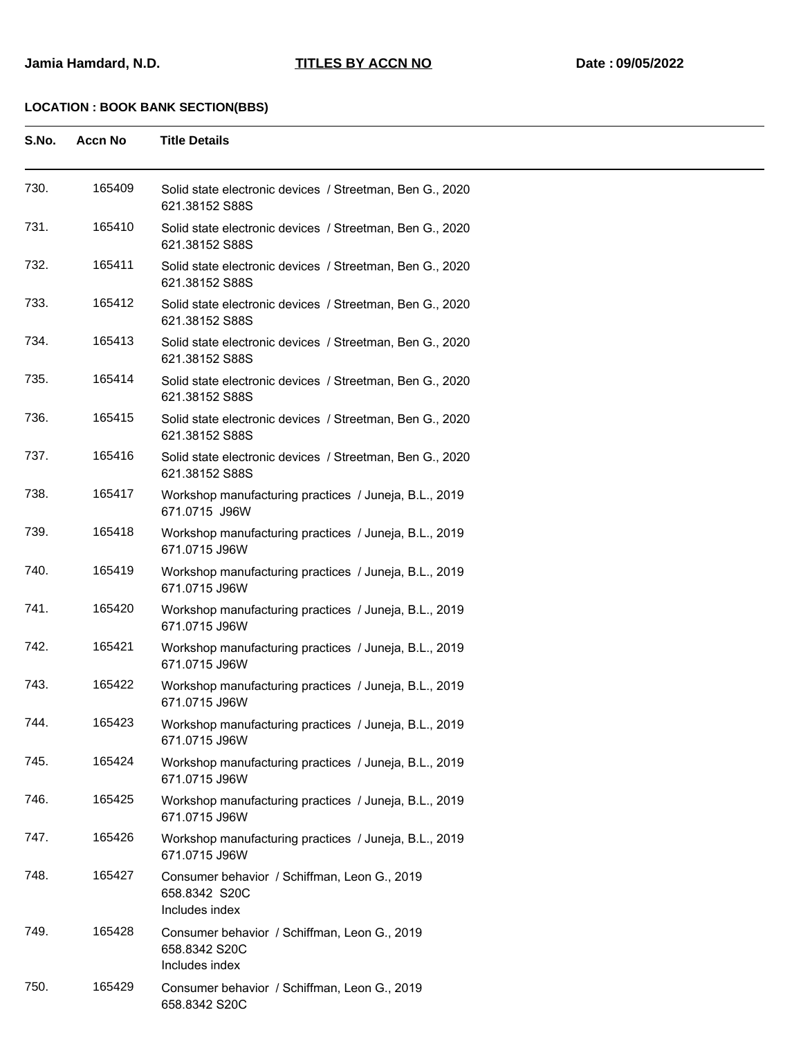Jamia Hamdard, N.D. **TITLES BY ACCN NO** Date : 09/05/2022

**LOCATION : BOOK BANK SECTION(BBS)**

| S.No. | Accn No | Title Details |
|---|---|---|
| 730. | 165409 | Solid state electronic devices / Streetman, Ben G., 2020<br>621.38152 S88S |
| 731. | 165410 | Solid state electronic devices / Streetman, Ben G., 2020<br>621.38152 S88S |
| 732. | 165411 | Solid state electronic devices / Streetman, Ben G., 2020<br>621.38152 S88S |
| 733. | 165412 | Solid state electronic devices / Streetman, Ben G., 2020<br>621.38152 S88S |
| 734. | 165413 | Solid state electronic devices / Streetman, Ben G., 2020<br>621.38152 S88S |
| 735. | 165414 | Solid state electronic devices / Streetman, Ben G., 2020<br>621.38152 S88S |
| 736. | 165415 | Solid state electronic devices / Streetman, Ben G., 2020<br>621.38152 S88S |
| 737. | 165416 | Solid state electronic devices / Streetman, Ben G., 2020<br>621.38152 S88S |
| 738. | 165417 | Workshop manufacturing practices / Juneja, B.L., 2019<br>671.0715 J96W |
| 739. | 165418 | Workshop manufacturing practices / Juneja, B.L., 2019<br>671.0715 J96W |
| 740. | 165419 | Workshop manufacturing practices / Juneja, B.L., 2019<br>671.0715 J96W |
| 741. | 165420 | Workshop manufacturing practices / Juneja, B.L., 2019<br>671.0715 J96W |
| 742. | 165421 | Workshop manufacturing practices / Juneja, B.L., 2019<br>671.0715 J96W |
| 743. | 165422 | Workshop manufacturing practices / Juneja, B.L., 2019<br>671.0715 J96W |
| 744. | 165423 | Workshop manufacturing practices / Juneja, B.L., 2019<br>671.0715 J96W |
| 745. | 165424 | Workshop manufacturing practices / Juneja, B.L., 2019<br>671.0715 J96W |
| 746. | 165425 | Workshop manufacturing practices / Juneja, B.L., 2019<br>671.0715 J96W |
| 747. | 165426 | Workshop manufacturing practices / Juneja, B.L., 2019<br>671.0715 J96W |
| 748. | 165427 | Consumer behavior / Schiffman, Leon G., 2019<br>658.8342 S20C<br>Includes index |
| 749. | 165428 | Consumer behavior / Schiffman, Leon G., 2019<br>658.8342 S20C<br>Includes index |
| 750. | 165429 | Consumer behavior / Schiffman, Leon G., 2019<br>658.8342 S20C |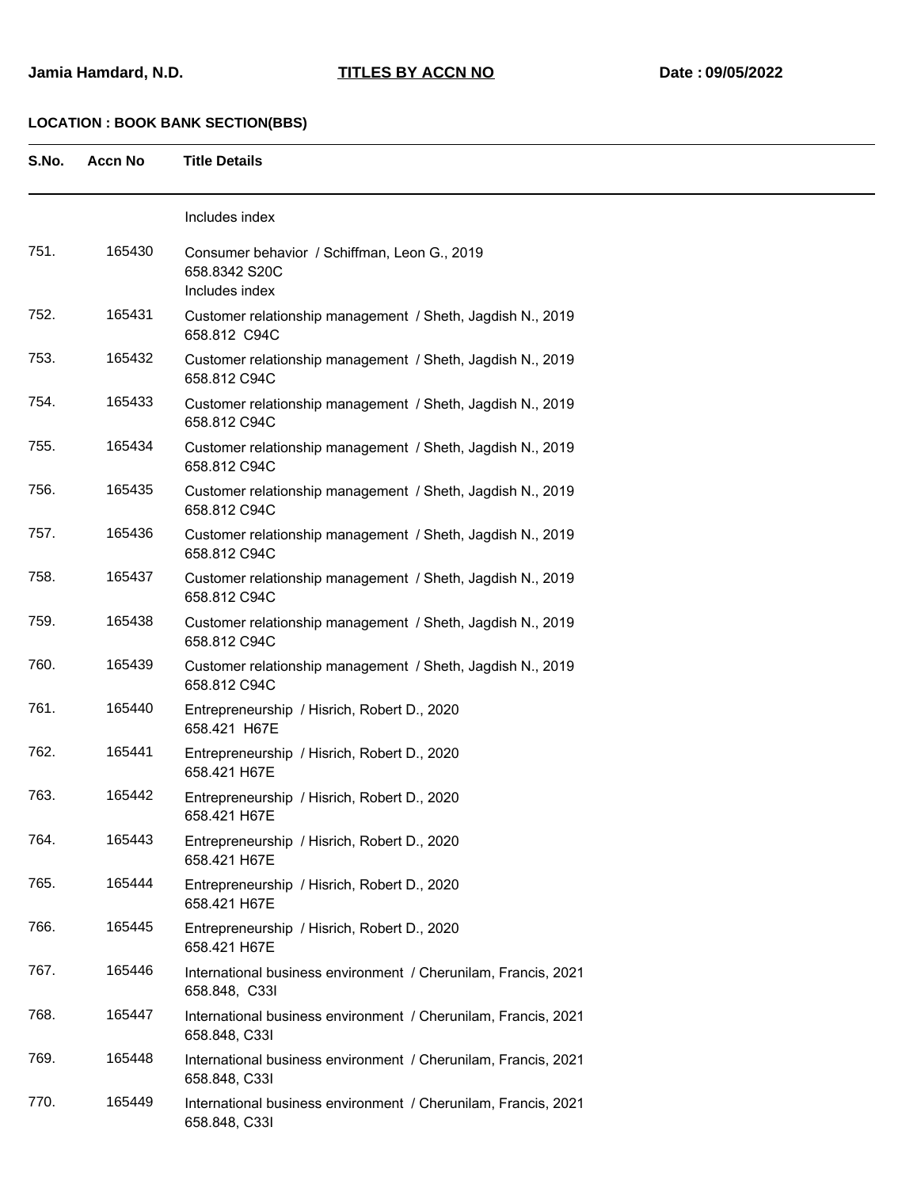**Jamia Hamdard, N.D.** **TITLES BY ACCN NO** **Date : 09/05/2022**

**LOCATION : BOOK BANK SECTION(BBS)**

| S.No. | Accn No | Title Details |
|---|---|---|
| | | Includes index |
| 751. | 165430 | Consumer behavior / Schiffman, Leon G., 2019<br>658.8342 S20C<br>Includes index |
| 752. | 165431 | Customer relationship management / Sheth, Jagdish N., 2019<br>658.812 C94C |
| 753. | 165432 | Customer relationship management / Sheth, Jagdish N., 2019<br>658.812 C94C |
| 754. | 165433 | Customer relationship management / Sheth, Jagdish N., 2019<br>658.812 C94C |
| 755. | 165434 | Customer relationship management / Sheth, Jagdish N., 2019<br>658.812 C94C |
| 756. | 165435 | Customer relationship management / Sheth, Jagdish N., 2019<br>658.812 C94C |
| 757. | 165436 | Customer relationship management / Sheth, Jagdish N., 2019<br>658.812 C94C |
| 758. | 165437 | Customer relationship management / Sheth, Jagdish N., 2019<br>658.812 C94C |
| 759. | 165438 | Customer relationship management / Sheth, Jagdish N., 2019<br>658.812 C94C |
| 760. | 165439 | Customer relationship management / Sheth, Jagdish N., 2019<br>658.812 C94C |
| 761. | 165440 | Entrepreneurship / Hisrich, Robert D., 2020<br>658.421 H67E |
| 762. | 165441 | Entrepreneurship / Hisrich, Robert D., 2020<br>658.421 H67E |
| 763. | 165442 | Entrepreneurship / Hisrich, Robert D., 2020<br>658.421 H67E |
| 764. | 165443 | Entrepreneurship / Hisrich, Robert D., 2020<br>658.421 H67E |
| 765. | 165444 | Entrepreneurship / Hisrich, Robert D., 2020<br>658.421 H67E |
| 766. | 165445 | Entrepreneurship / Hisrich, Robert D., 2020<br>658.421 H67E |
| 767. | 165446 | International business environment / Cherunilam, Francis, 2021<br>658.848, C33I |
| 768. | 165447 | International business environment / Cherunilam, Francis, 2021<br>658.848, C33I |
| 769. | 165448 | International business environment / Cherunilam, Francis, 2021<br>658.848, C33I |
| 770. | 165449 | International business environment / Cherunilam, Francis, 2021<br>658.848, C33I |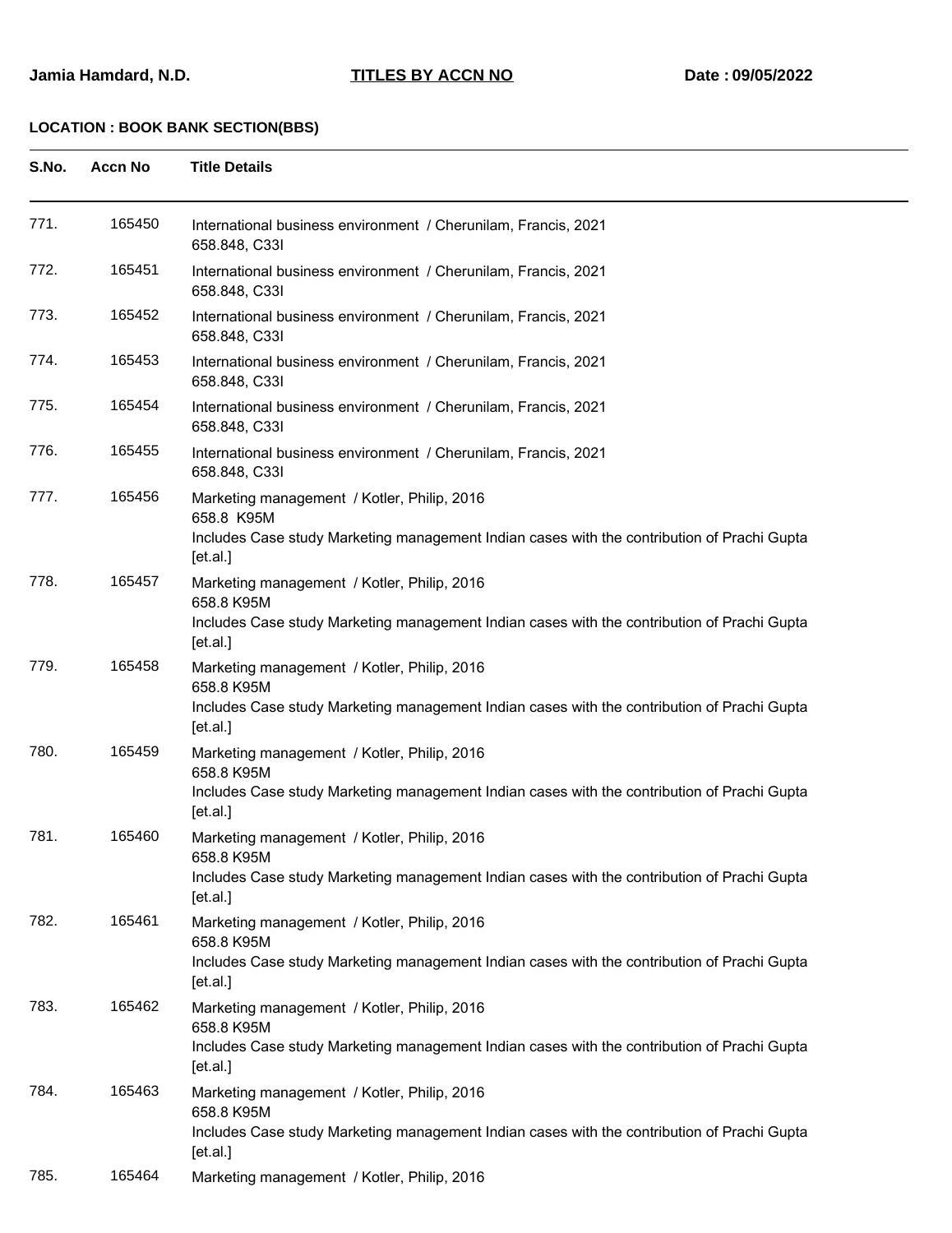**Jamia Hamdard, N.D.** **TITLES BY ACCN NO** **Date : 09/05/2022**

**LOCATION : BOOK BANK SECTION(BBS)**

| S.No. | Accn No | Title Details |
|---|---|---|
| 771. | 165450 | International business environment / Cherunilam, Francis, 2021<br>658.848, C33I |
| 772. | 165451 | International business environment / Cherunilam, Francis, 2021<br>658.848, C33I |
| 773. | 165452 | International business environment / Cherunilam, Francis, 2021<br>658.848, C33I |
| 774. | 165453 | International business environment / Cherunilam, Francis, 2021<br>658.848, C33I |
| 775. | 165454 | International business environment / Cherunilam, Francis, 2021<br>658.848, C33I |
| 776. | 165455 | International business environment / Cherunilam, Francis, 2021<br>658.848, C33I |
| 777. | 165456 | Marketing management / Kotler, Philip, 2016<br>658.8 K95M<br>Includes Case study Marketing management Indian cases with the contribution of Prachi Gupta [et.al.] |
| 778. | 165457 | Marketing management / Kotler, Philip, 2016<br>658.8 K95M<br>Includes Case study Marketing management Indian cases with the contribution of Prachi Gupta [et.al.] |
| 779. | 165458 | Marketing management / Kotler, Philip, 2016<br>658.8 K95M<br>Includes Case study Marketing management Indian cases with the contribution of Prachi Gupta [et.al.] |
| 780. | 165459 | Marketing management / Kotler, Philip, 2016<br>658.8 K95M<br>Includes Case study Marketing management Indian cases with the contribution of Prachi Gupta [et.al.] |
| 781. | 165460 | Marketing management / Kotler, Philip, 2016<br>658.8 K95M<br>Includes Case study Marketing management Indian cases with the contribution of Prachi Gupta [et.al.] |
| 782. | 165461 | Marketing management / Kotler, Philip, 2016<br>658.8 K95M<br>Includes Case study Marketing management Indian cases with the contribution of Prachi Gupta [et.al.] |
| 783. | 165462 | Marketing management / Kotler, Philip, 2016<br>658.8 K95M<br>Includes Case study Marketing management Indian cases with the contribution of Prachi Gupta [et.al.] |
| 784. | 165463 | Marketing management / Kotler, Philip, 2016<br>658.8 K95M<br>Includes Case study Marketing management Indian cases with the contribution of Prachi Gupta [et.al.] |
| 785. | 165464 | Marketing management / Kotler, Philip, 2016 |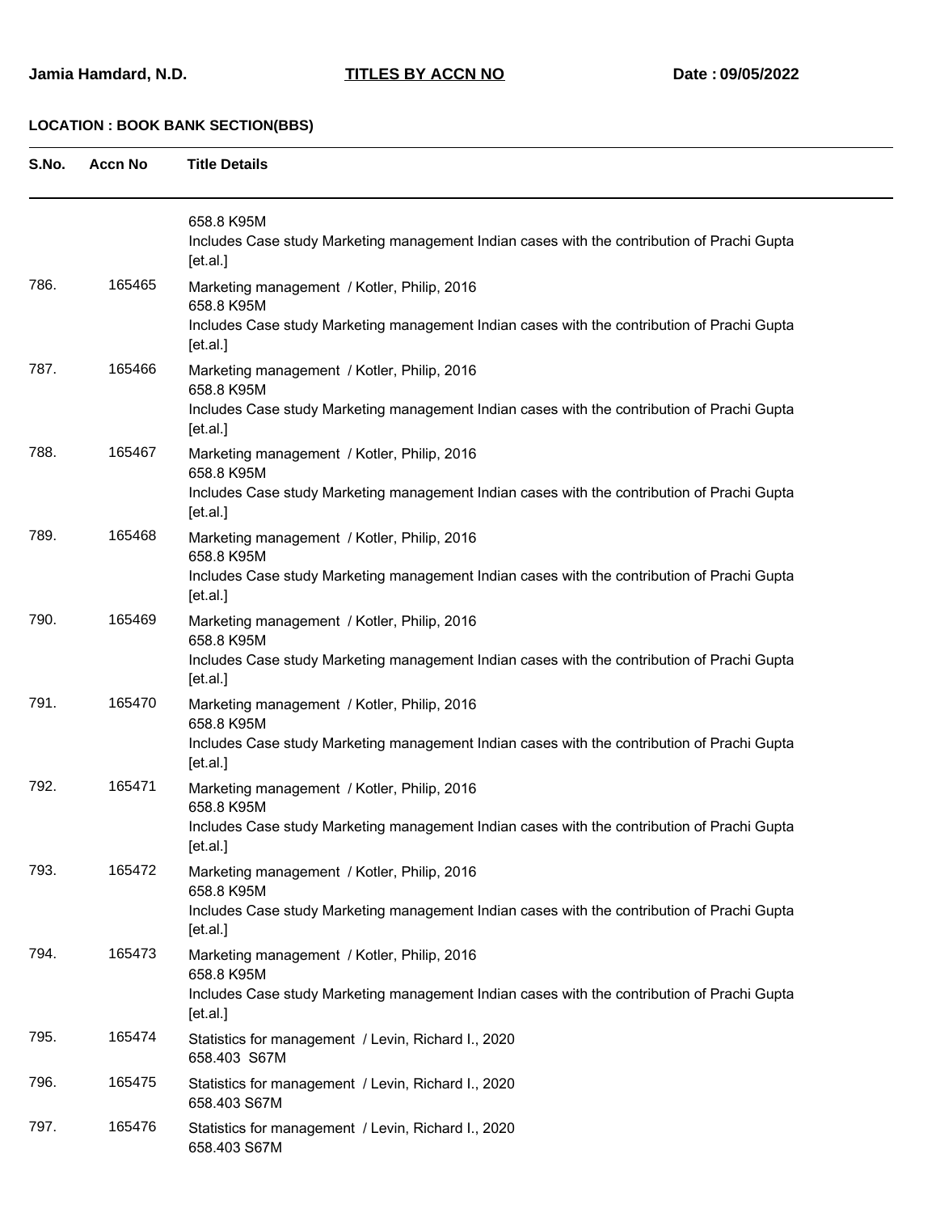Jamia Hamdard, N.D. **TITLES BY ACCN NO** Date : 09/05/2022

**LOCATION : BOOK BANK SECTION(BBS)**

| S.No. | Accn No | Title Details |
|---|---|---|
| | | 658.8 K95M<br>Includes Case study Marketing management Indian cases with the contribution of Prachi Gupta [et.al.] |
| 786. | 165465 | Marketing management / Kotler, Philip, 2016<br>658.8 K95M<br>Includes Case study Marketing management Indian cases with the contribution of Prachi Gupta [et.al.] |
| 787. | 165466 | Marketing management / Kotler, Philip, 2016<br>658.8 K95M<br>Includes Case study Marketing management Indian cases with the contribution of Prachi Gupta [et.al.] |
| 788. | 165467 | Marketing management / Kotler, Philip, 2016<br>658.8 K95M<br>Includes Case study Marketing management Indian cases with the contribution of Prachi Gupta [et.al.] |
| 789. | 165468 | Marketing management / Kotler, Philip, 2016<br>658.8 K95M<br>Includes Case study Marketing management Indian cases with the contribution of Prachi Gupta [et.al.] |
| 790. | 165469 | Marketing management / Kotler, Philip, 2016<br>658.8 K95M<br>Includes Case study Marketing management Indian cases with the contribution of Prachi Gupta [et.al.] |
| 791. | 165470 | Marketing management / Kotler, Philip, 2016<br>658.8 K95M<br>Includes Case study Marketing management Indian cases with the contribution of Prachi Gupta [et.al.] |
| 792. | 165471 | Marketing management / Kotler, Philip, 2016<br>658.8 K95M<br>Includes Case study Marketing management Indian cases with the contribution of Prachi Gupta [et.al.] |
| 793. | 165472 | Marketing management / Kotler, Philip, 2016<br>658.8 K95M<br>Includes Case study Marketing management Indian cases with the contribution of Prachi Gupta [et.al.] |
| 794. | 165473 | Marketing management / Kotler, Philip, 2016<br>658.8 K95M<br>Includes Case study Marketing management Indian cases with the contribution of Prachi Gupta [et.al.] |
| 795. | 165474 | Statistics for management / Levin, Richard I., 2020<br>658.403 S67M |
| 796. | 165475 | Statistics for management / Levin, Richard I., 2020<br>658.403 S67M |
| 797. | 165476 | Statistics for management / Levin, Richard I., 2020<br>658.403 S67M |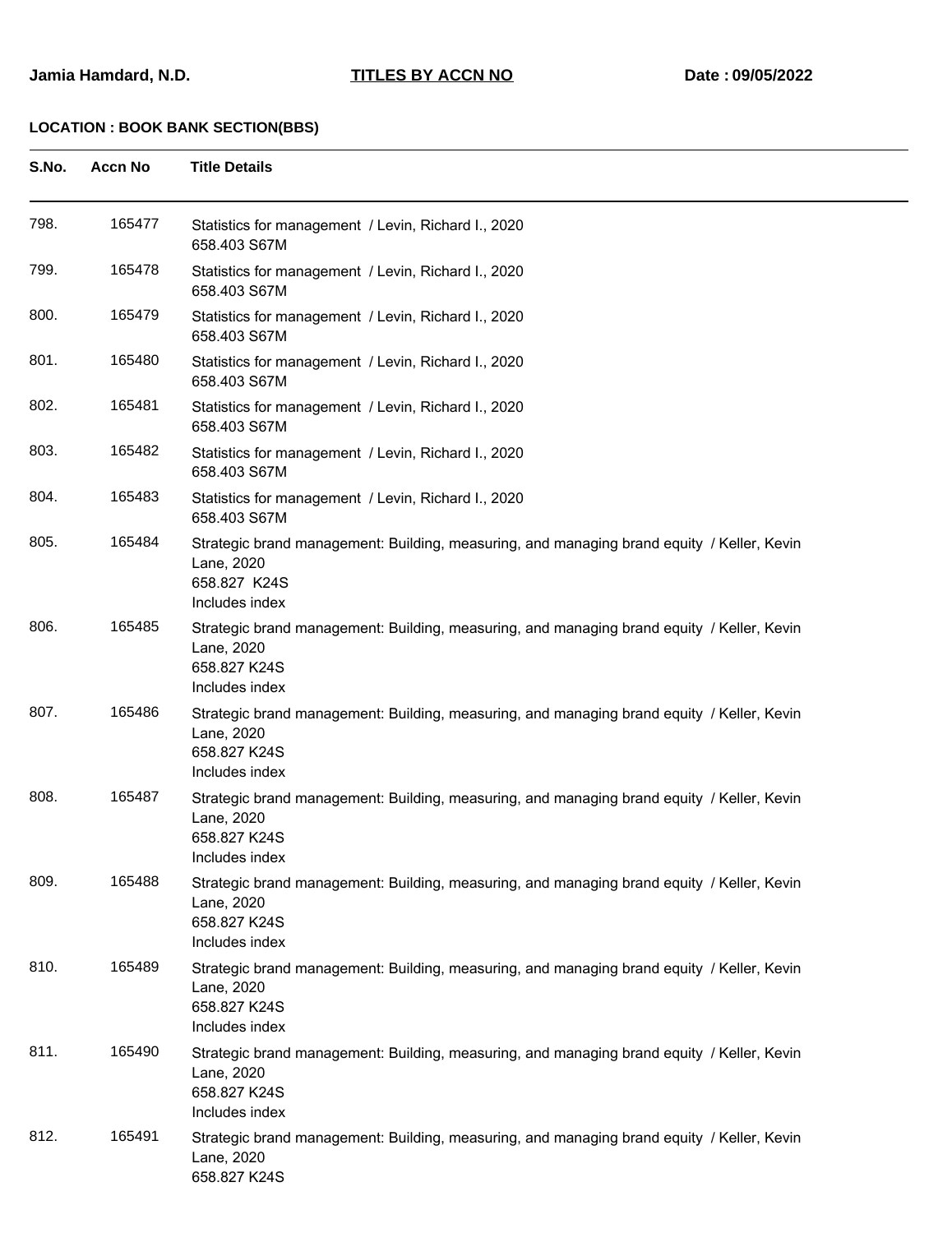**LOCATION : BOOK BANK SECTION(BBS)**

| S.No. | Accn No | Title Details |
|---|---|---|
| 798. | 165477 | Statistics for management / Levin, Richard I., 2020<br>658.403 S67M |
| 799. | 165478 | Statistics for management / Levin, Richard I., 2020<br>658.403 S67M |
| 800. | 165479 | Statistics for management / Levin, Richard I., 2020<br>658.403 S67M |
| 801. | 165480 | Statistics for management / Levin, Richard I., 2020<br>658.403 S67M |
| 802. | 165481 | Statistics for management / Levin, Richard I., 2020<br>658.403 S67M |
| 803. | 165482 | Statistics for management / Levin, Richard I., 2020<br>658.403 S67M |
| 804. | 165483 | Statistics for management / Levin, Richard I., 2020<br>658.403 S67M |
| 805. | 165484 | Strategic brand management: Building, measuring, and managing brand equity / Keller, Kevin Lane, 2020<br>658.827 K24S<br>Includes index |
| 806. | 165485 | Strategic brand management: Building, measuring, and managing brand equity / Keller, Kevin Lane, 2020<br>658.827 K24S<br>Includes index |
| 807. | 165486 | Strategic brand management: Building, measuring, and managing brand equity / Keller, Kevin Lane, 2020<br>658.827 K24S<br>Includes index |
| 808. | 165487 | Strategic brand management: Building, measuring, and managing brand equity / Keller, Kevin Lane, 2020<br>658.827 K24S<br>Includes index |
| 809. | 165488 | Strategic brand management: Building, measuring, and managing brand equity / Keller, Kevin Lane, 2020<br>658.827 K24S<br>Includes index |
| 810. | 165489 | Strategic brand management: Building, measuring, and managing brand equity / Keller, Kevin Lane, 2020<br>658.827 K24S<br>Includes index |
| 811. | 165490 | Strategic brand management: Building, measuring, and managing brand equity / Keller, Kevin Lane, 2020<br>658.827 K24S<br>Includes index |
| 812. | 165491 | Strategic brand management: Building, measuring, and managing brand equity / Keller, Kevin Lane, 2020<br>658.827 K24S |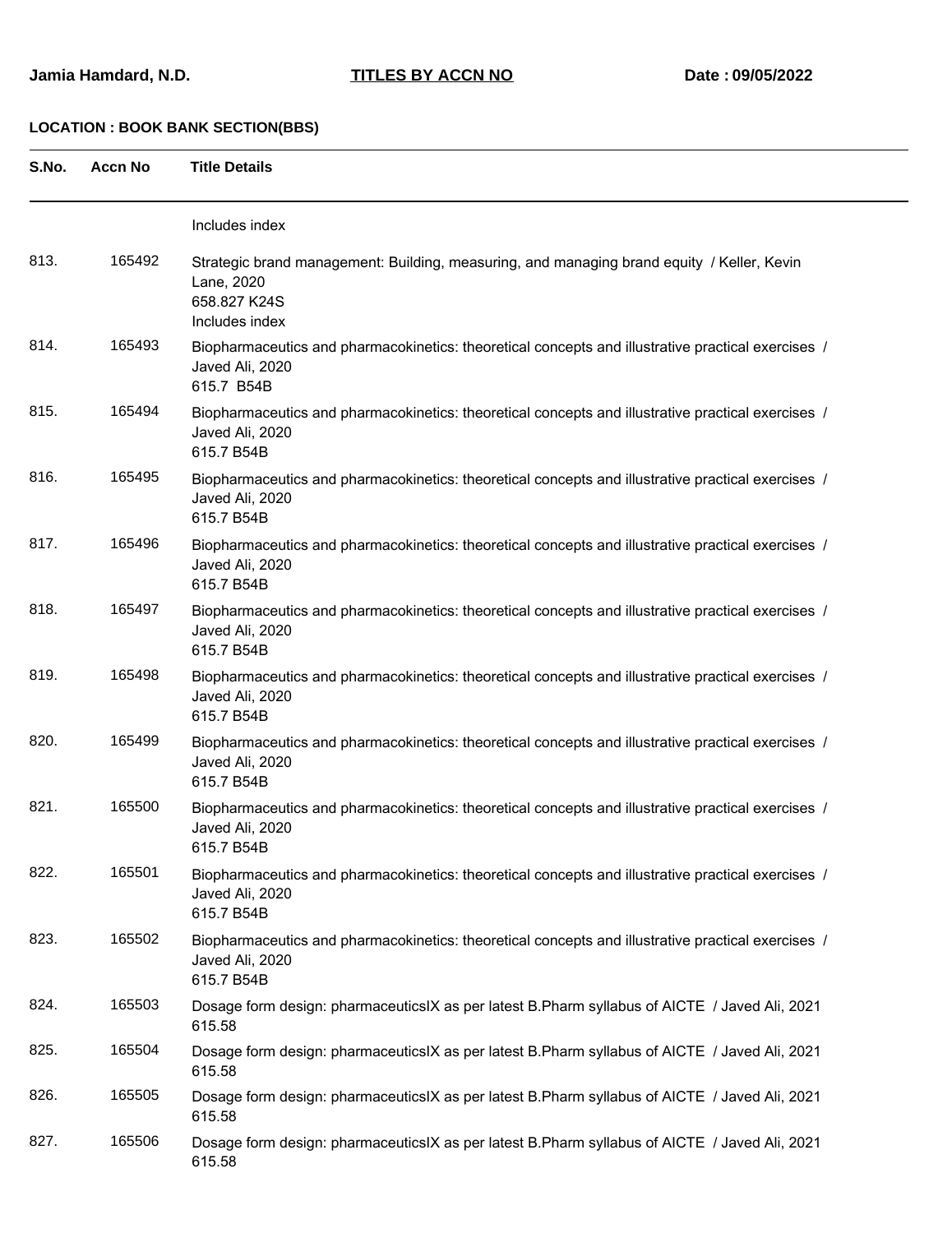Jamia Hamdard, N.D. **TITLES BY ACCN NO** Date : 09/05/2022

**LOCATION : BOOK BANK SECTION(BBS)**

| S.No. | Accn No | Title Details |
|---|---|---|
| | | Includes index |
| 813. | 165492 | Strategic brand management: Building, measuring, and managing brand equity / Keller, Kevin Lane, 2020<br>658.827 K24S<br>Includes index |
| 814. | 165493 | Biopharmaceutics and pharmacokinetics: theoretical concepts and illustrative practical exercises / Javed Ali, 2020<br>615.7 B54B |
| 815. | 165494 | Biopharmaceutics and pharmacokinetics: theoretical concepts and illustrative practical exercises / Javed Ali, 2020<br>615.7 B54B |
| 816. | 165495 | Biopharmaceutics and pharmacokinetics: theoretical concepts and illustrative practical exercises / Javed Ali, 2020<br>615.7 B54B |
| 817. | 165496 | Biopharmaceutics and pharmacokinetics: theoretical concepts and illustrative practical exercises / Javed Ali, 2020<br>615.7 B54B |
| 818. | 165497 | Biopharmaceutics and pharmacokinetics: theoretical concepts and illustrative practical exercises / Javed Ali, 2020<br>615.7 B54B |
| 819. | 165498 | Biopharmaceutics and pharmacokinetics: theoretical concepts and illustrative practical exercises / Javed Ali, 2020<br>615.7 B54B |
| 820. | 165499 | Biopharmaceutics and pharmacokinetics: theoretical concepts and illustrative practical exercises / Javed Ali, 2020<br>615.7 B54B |
| 821. | 165500 | Biopharmaceutics and pharmacokinetics: theoretical concepts and illustrative practical exercises / Javed Ali, 2020<br>615.7 B54B |
| 822. | 165501 | Biopharmaceutics and pharmacokinetics: theoretical concepts and illustrative practical exercises / Javed Ali, 2020<br>615.7 B54B |
| 823. | 165502 | Biopharmaceutics and pharmacokinetics: theoretical concepts and illustrative practical exercises / Javed Ali, 2020<br>615.7 B54B |
| 824. | 165503 | Dosage form design: pharmaceuticsIX as per latest B.Pharm syllabus of AICTE / Javed Ali, 2021<br>615.58 |
| 825. | 165504 | Dosage form design: pharmaceuticsIX as per latest B.Pharm syllabus of AICTE / Javed Ali, 2021<br>615.58 |
| 826. | 165505 | Dosage form design: pharmaceuticsIX as per latest B.Pharm syllabus of AICTE / Javed Ali, 2021<br>615.58 |
| 827. | 165506 | Dosage form design: pharmaceuticsIX as per latest B.Pharm syllabus of AICTE / Javed Ali, 2021<br>615.58 |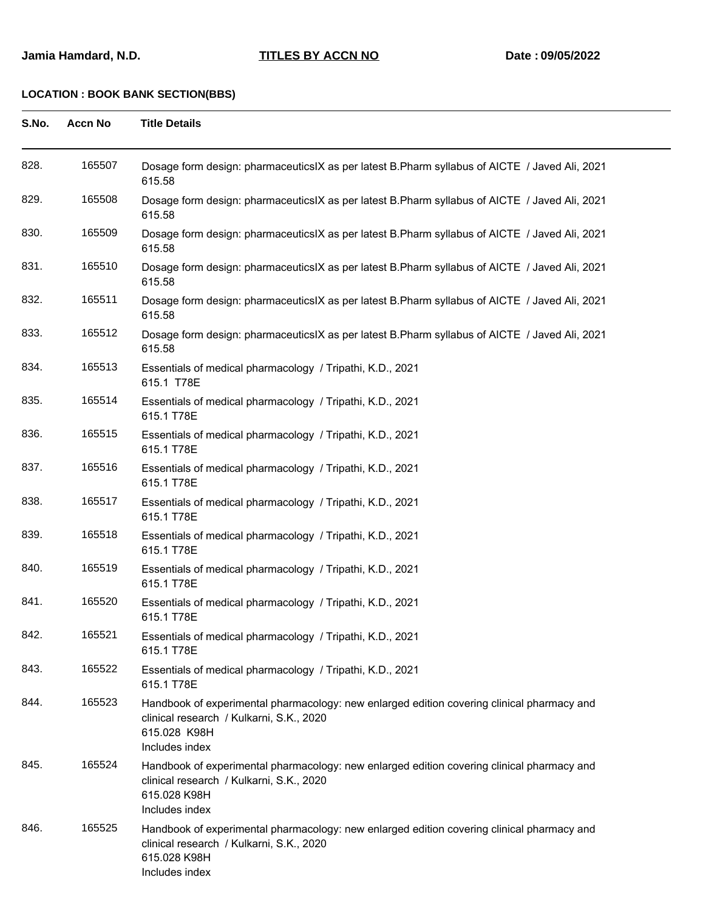**Jamia Hamdard, N.D.** **TITLES BY ACCN NO** **Date : 09/05/2022**

**LOCATION : BOOK BANK SECTION(BBS)**

| S.No. | Accn No | Title Details |
|---|---|---|
| 828. | 165507 | Dosage form design: pharmaceuticsIX as per latest B.Pharm syllabus of AICTE / Javed Ali, 2021<br>615.58 |
| 829. | 165508 | Dosage form design: pharmaceuticsIX as per latest B.Pharm syllabus of AICTE / Javed Ali, 2021<br>615.58 |
| 830. | 165509 | Dosage form design: pharmaceuticsIX as per latest B.Pharm syllabus of AICTE / Javed Ali, 2021<br>615.58 |
| 831. | 165510 | Dosage form design: pharmaceuticsIX as per latest B.Pharm syllabus of AICTE / Javed Ali, 2021<br>615.58 |
| 832. | 165511 | Dosage form design: pharmaceuticsIX as per latest B.Pharm syllabus of AICTE / Javed Ali, 2021<br>615.58 |
| 833. | 165512 | Dosage form design: pharmaceuticsIX as per latest B.Pharm syllabus of AICTE / Javed Ali, 2021<br>615.58 |
| 834. | 165513 | Essentials of medical pharmacology / Tripathi, K.D., 2021<br>615.1 T78E |
| 835. | 165514 | Essentials of medical pharmacology / Tripathi, K.D., 2021<br>615.1 T78E |
| 836. | 165515 | Essentials of medical pharmacology / Tripathi, K.D., 2021<br>615.1 T78E |
| 837. | 165516 | Essentials of medical pharmacology / Tripathi, K.D., 2021<br>615.1 T78E |
| 838. | 165517 | Essentials of medical pharmacology / Tripathi, K.D., 2021<br>615.1 T78E |
| 839. | 165518 | Essentials of medical pharmacology / Tripathi, K.D., 2021<br>615.1 T78E |
| 840. | 165519 | Essentials of medical pharmacology / Tripathi, K.D., 2021<br>615.1 T78E |
| 841. | 165520 | Essentials of medical pharmacology / Tripathi, K.D., 2021<br>615.1 T78E |
| 842. | 165521 | Essentials of medical pharmacology / Tripathi, K.D., 2021<br>615.1 T78E |
| 843. | 165522 | Essentials of medical pharmacology / Tripathi, K.D., 2021<br>615.1 T78E |
| 844. | 165523 | Handbook of experimental pharmacology: new enlarged edition covering clinical pharmacy and clinical research / Kulkarni, S.K., 2020<br>615.028 K98H<br>Includes index |
| 845. | 165524 | Handbook of experimental pharmacology: new enlarged edition covering clinical pharmacy and clinical research / Kulkarni, S.K., 2020<br>615.028 K98H<br>Includes index |
| 846. | 165525 | Handbook of experimental pharmacology: new enlarged edition covering clinical pharmacy and clinical research / Kulkarni, S.K., 2020<br>615.028 K98H<br>Includes index |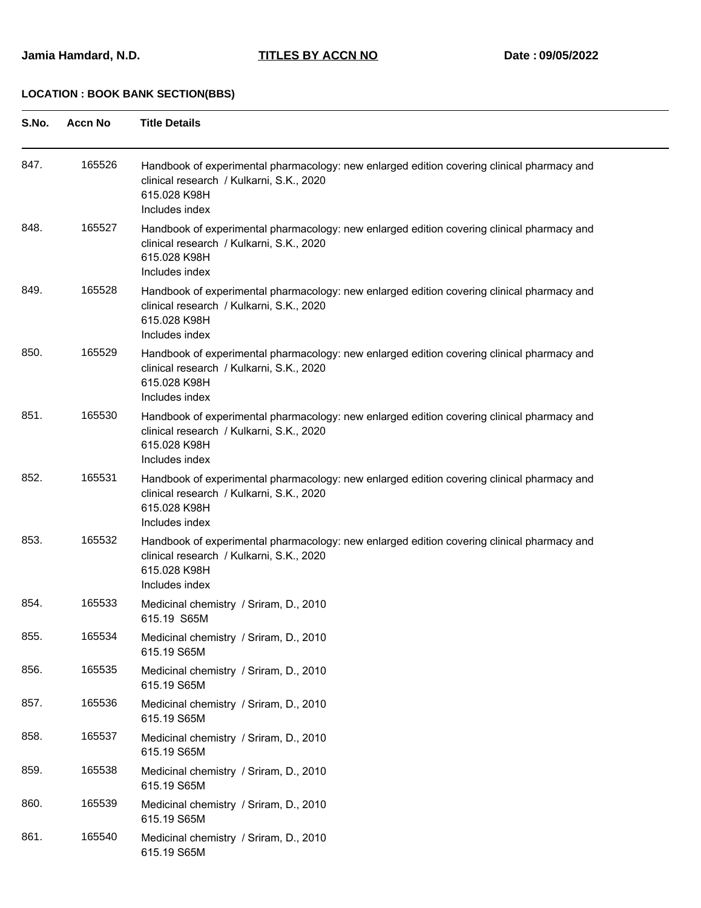**Jamia Hamdard, N.D.** **TITLES BY ACCN NO** **Date : 09/05/2022**

**LOCATION : BOOK BANK SECTION(BBS)**

| S.No. | Accn No | Title Details |
|---|---|---|
| 847. | 165526 | Handbook of experimental pharmacology: new enlarged edition covering clinical pharmacy and clinical research / Kulkarni, S.K., 2020<br>615.028 K98H<br>Includes index |
| 848. | 165527 | Handbook of experimental pharmacology: new enlarged edition covering clinical pharmacy and clinical research / Kulkarni, S.K., 2020<br>615.028 K98H<br>Includes index |
| 849. | 165528 | Handbook of experimental pharmacology: new enlarged edition covering clinical pharmacy and clinical research / Kulkarni, S.K., 2020<br>615.028 K98H<br>Includes index |
| 850. | 165529 | Handbook of experimental pharmacology: new enlarged edition covering clinical pharmacy and clinical research / Kulkarni, S.K., 2020<br>615.028 K98H<br>Includes index |
| 851. | 165530 | Handbook of experimental pharmacology: new enlarged edition covering clinical pharmacy and clinical research / Kulkarni, S.K., 2020<br>615.028 K98H<br>Includes index |
| 852. | 165531 | Handbook of experimental pharmacology: new enlarged edition covering clinical pharmacy and clinical research / Kulkarni, S.K., 2020<br>615.028 K98H<br>Includes index |
| 853. | 165532 | Handbook of experimental pharmacology: new enlarged edition covering clinical pharmacy and clinical research / Kulkarni, S.K., 2020<br>615.028 K98H<br>Includes index |
| 854. | 165533 | Medicinal chemistry / Sriram, D., 2010<br>615.19 S65M |
| 855. | 165534 | Medicinal chemistry / Sriram, D., 2010<br>615.19 S65M |
| 856. | 165535 | Medicinal chemistry / Sriram, D., 2010<br>615.19 S65M |
| 857. | 165536 | Medicinal chemistry / Sriram, D., 2010<br>615.19 S65M |
| 858. | 165537 | Medicinal chemistry / Sriram, D., 2010<br>615.19 S65M |
| 859. | 165538 | Medicinal chemistry / Sriram, D., 2010<br>615.19 S65M |
| 860. | 165539 | Medicinal chemistry / Sriram, D., 2010<br>615.19 S65M |
| 861. | 165540 | Medicinal chemistry / Sriram, D., 2010<br>615.19 S65M |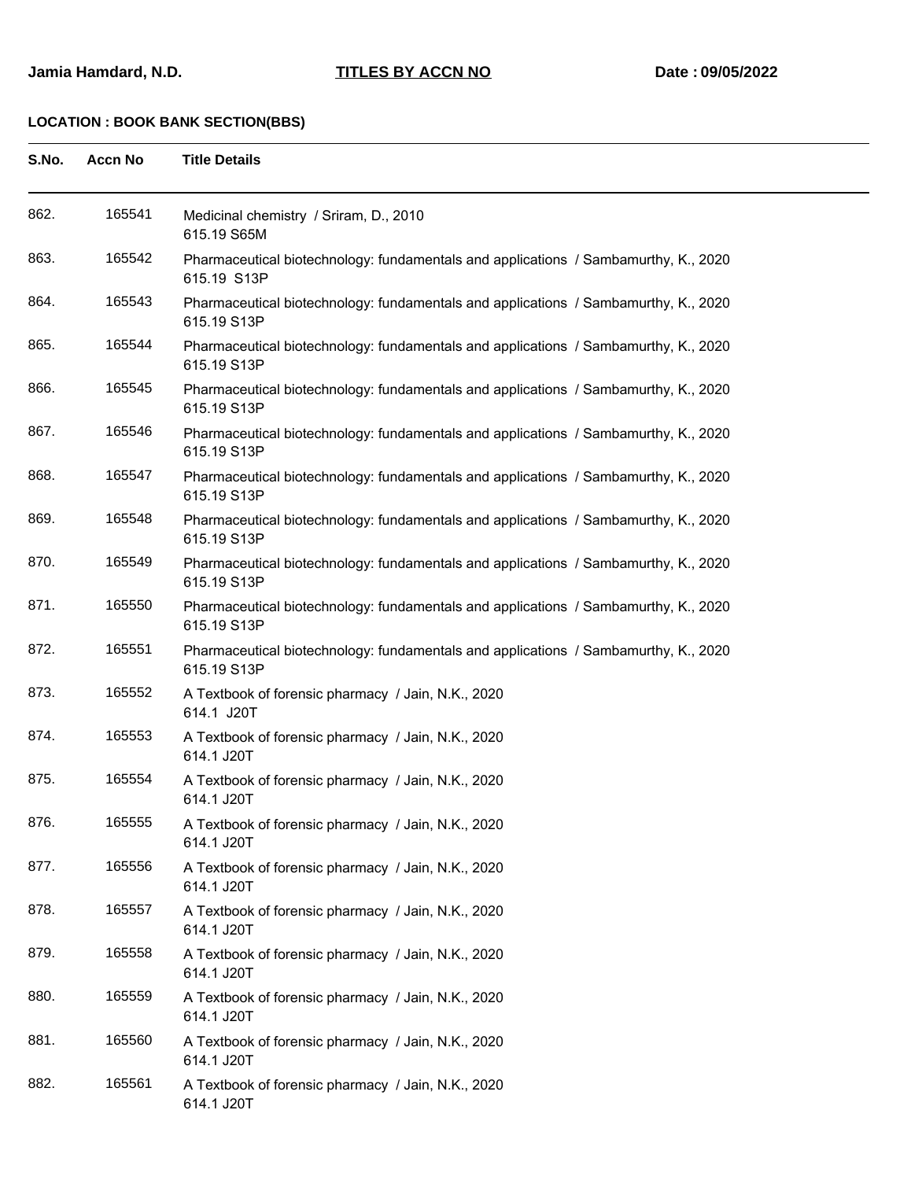**Jamia Hamdard, N.D.** **TITLES BY ACCN NO** **Date : 09/05/2022**

**LOCATION : BOOK BANK SECTION(BBS)**

| S.No. | Accn No | Title Details |
|---|---|---|
| 862. | 165541 | Medicinal chemistry / Sriram, D., 2010<br>615.19 S65M |
| 863. | 165542 | Pharmaceutical biotechnology: fundamentals and applications / Sambamurthy, K., 2020<br>615.19 S13P |
| 864. | 165543 | Pharmaceutical biotechnology: fundamentals and applications / Sambamurthy, K., 2020<br>615.19 S13P |
| 865. | 165544 | Pharmaceutical biotechnology: fundamentals and applications / Sambamurthy, K., 2020<br>615.19 S13P |
| 866. | 165545 | Pharmaceutical biotechnology: fundamentals and applications / Sambamurthy, K., 2020<br>615.19 S13P |
| 867. | 165546 | Pharmaceutical biotechnology: fundamentals and applications / Sambamurthy, K., 2020<br>615.19 S13P |
| 868. | 165547 | Pharmaceutical biotechnology: fundamentals and applications / Sambamurthy, K., 2020<br>615.19 S13P |
| 869. | 165548 | Pharmaceutical biotechnology: fundamentals and applications / Sambamurthy, K., 2020<br>615.19 S13P |
| 870. | 165549 | Pharmaceutical biotechnology: fundamentals and applications / Sambamurthy, K., 2020<br>615.19 S13P |
| 871. | 165550 | Pharmaceutical biotechnology: fundamentals and applications / Sambamurthy, K., 2020<br>615.19 S13P |
| 872. | 165551 | Pharmaceutical biotechnology: fundamentals and applications / Sambamurthy, K., 2020<br>615.19 S13P |
| 873. | 165552 | A Textbook of forensic pharmacy / Jain, N.K., 2020<br>614.1 J20T |
| 874. | 165553 | A Textbook of forensic pharmacy / Jain, N.K., 2020<br>614.1 J20T |
| 875. | 165554 | A Textbook of forensic pharmacy / Jain, N.K., 2020<br>614.1 J20T |
| 876. | 165555 | A Textbook of forensic pharmacy / Jain, N.K., 2020<br>614.1 J20T |
| 877. | 165556 | A Textbook of forensic pharmacy / Jain, N.K., 2020<br>614.1 J20T |
| 878. | 165557 | A Textbook of forensic pharmacy / Jain, N.K., 2020<br>614.1 J20T |
| 879. | 165558 | A Textbook of forensic pharmacy / Jain, N.K., 2020<br>614.1 J20T |
| 880. | 165559 | A Textbook of forensic pharmacy / Jain, N.K., 2020<br>614.1 J20T |
| 881. | 165560 | A Textbook of forensic pharmacy / Jain, N.K., 2020<br>614.1 J20T |
| 882. | 165561 | A Textbook of forensic pharmacy / Jain, N.K., 2020<br>614.1 J20T |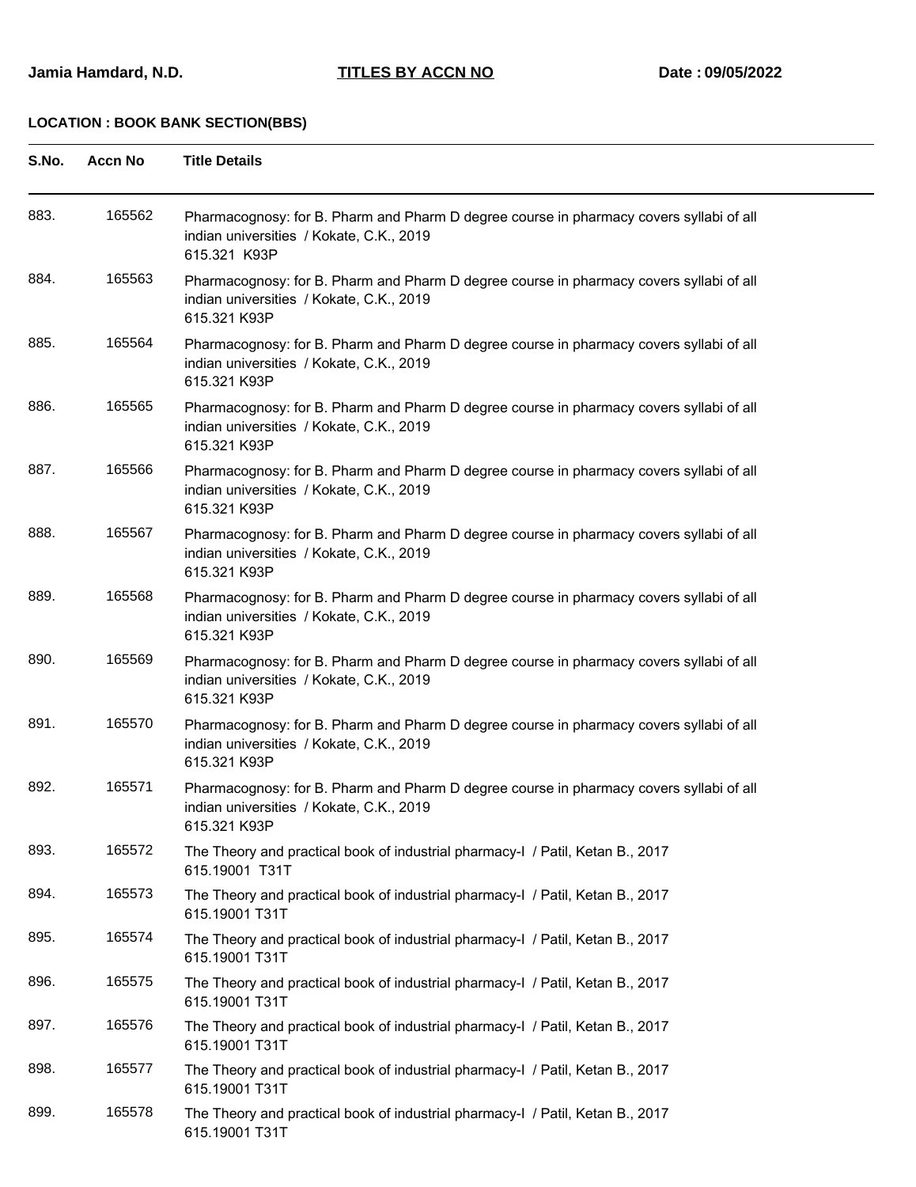**Jamia Hamdard, N.D.** **TITLES BY ACCN NO** **Date : 09/05/2022**

**LOCATION : BOOK BANK SECTION(BBS)**

| S.No. | Accn No | Title Details |
|---|---|---|
| 883. | 165562 | Pharmacognosy: for B. Pharm and Pharm D degree course in pharmacy covers syllabi of all indian universities / Kokate, C.K., 2019<br>615.321 K93P |
| 884. | 165563 | Pharmacognosy: for B. Pharm and Pharm D degree course in pharmacy covers syllabi of all indian universities / Kokate, C.K., 2019<br>615.321 K93P |
| 885. | 165564 | Pharmacognosy: for B. Pharm and Pharm D degree course in pharmacy covers syllabi of all indian universities / Kokate, C.K., 2019<br>615.321 K93P |
| 886. | 165565 | Pharmacognosy: for B. Pharm and Pharm D degree course in pharmacy covers syllabi of all indian universities / Kokate, C.K., 2019<br>615.321 K93P |
| 887. | 165566 | Pharmacognosy: for B. Pharm and Pharm D degree course in pharmacy covers syllabi of all indian universities / Kokate, C.K., 2019<br>615.321 K93P |
| 888. | 165567 | Pharmacognosy: for B. Pharm and Pharm D degree course in pharmacy covers syllabi of all indian universities / Kokate, C.K., 2019<br>615.321 K93P |
| 889. | 165568 | Pharmacognosy: for B. Pharm and Pharm D degree course in pharmacy covers syllabi of all indian universities / Kokate, C.K., 2019<br>615.321 K93P |
| 890. | 165569 | Pharmacognosy: for B. Pharm and Pharm D degree course in pharmacy covers syllabi of all indian universities / Kokate, C.K., 2019<br>615.321 K93P |
| 891. | 165570 | Pharmacognosy: for B. Pharm and Pharm D degree course in pharmacy covers syllabi of all indian universities / Kokate, C.K., 2019<br>615.321 K93P |
| 892. | 165571 | Pharmacognosy: for B. Pharm and Pharm D degree course in pharmacy covers syllabi of all indian universities / Kokate, C.K., 2019<br>615.321 K93P |
| 893. | 165572 | The Theory and practical book of industrial pharmacy-I / Patil, Ketan B., 2017<br>615.19001 T31T |
| 894. | 165573 | The Theory and practical book of industrial pharmacy-I / Patil, Ketan B., 2017<br>615.19001 T31T |
| 895. | 165574 | The Theory and practical book of industrial pharmacy-I / Patil, Ketan B., 2017<br>615.19001 T31T |
| 896. | 165575 | The Theory and practical book of industrial pharmacy-I / Patil, Ketan B., 2017<br>615.19001 T31T |
| 897. | 165576 | The Theory and practical book of industrial pharmacy-I / Patil, Ketan B., 2017<br>615.19001 T31T |
| 898. | 165577 | The Theory and practical book of industrial pharmacy-I / Patil, Ketan B., 2017<br>615.19001 T31T |
| 899. | 165578 | The Theory and practical book of industrial pharmacy-I / Patil, Ketan B., 2017<br>615.19001 T31T |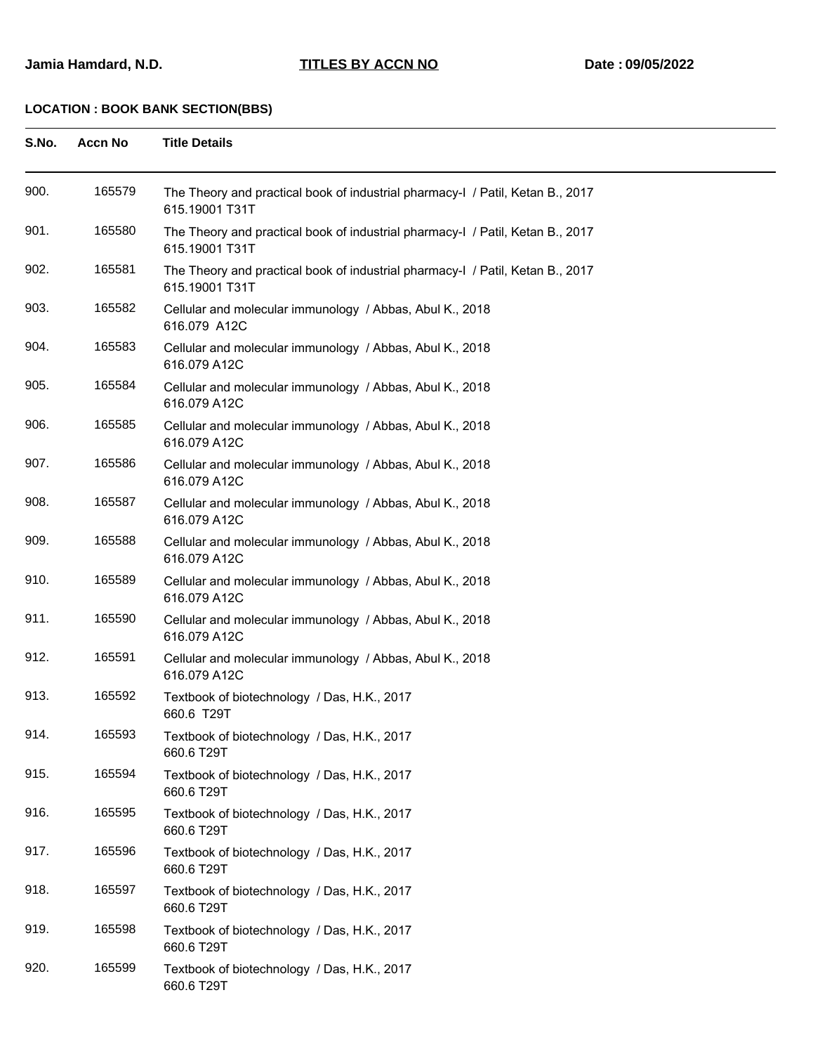**Jamia Hamdard, N.D.** **TITLES BY ACCN NO** **Date : 09/05/2022**

**LOCATION : BOOK BANK SECTION(BBS)**

| S.No. | Accn No | Title Details |
|---|---|---|
| 900. | 165579 | The Theory and practical book of industrial pharmacy-I / Patil, Ketan B., 2017<br>615.19001 T31T |
| 901. | 165580 | The Theory and practical book of industrial pharmacy-I / Patil, Ketan B., 2017<br>615.19001 T31T |
| 902. | 165581 | The Theory and practical book of industrial pharmacy-I / Patil, Ketan B., 2017<br>615.19001 T31T |
| 903. | 165582 | Cellular and molecular immunology / Abbas, Abul K., 2018<br>616.079 A12C |
| 904. | 165583 | Cellular and molecular immunology / Abbas, Abul K., 2018<br>616.079 A12C |
| 905. | 165584 | Cellular and molecular immunology / Abbas, Abul K., 2018<br>616.079 A12C |
| 906. | 165585 | Cellular and molecular immunology / Abbas, Abul K., 2018<br>616.079 A12C |
| 907. | 165586 | Cellular and molecular immunology / Abbas, Abul K., 2018<br>616.079 A12C |
| 908. | 165587 | Cellular and molecular immunology / Abbas, Abul K., 2018<br>616.079 A12C |
| 909. | 165588 | Cellular and molecular immunology / Abbas, Abul K., 2018<br>616.079 A12C |
| 910. | 165589 | Cellular and molecular immunology / Abbas, Abul K., 2018<br>616.079 A12C |
| 911. | 165590 | Cellular and molecular immunology / Abbas, Abul K., 2018<br>616.079 A12C |
| 912. | 165591 | Cellular and molecular immunology / Abbas, Abul K., 2018<br>616.079 A12C |
| 913. | 165592 | Textbook of biotechnology / Das, H.K., 2017<br>660.6 T29T |
| 914. | 165593 | Textbook of biotechnology / Das, H.K., 2017<br>660.6 T29T |
| 915. | 165594 | Textbook of biotechnology / Das, H.K., 2017<br>660.6 T29T |
| 916. | 165595 | Textbook of biotechnology / Das, H.K., 2017<br>660.6 T29T |
| 917. | 165596 | Textbook of biotechnology / Das, H.K., 2017<br>660.6 T29T |
| 918. | 165597 | Textbook of biotechnology / Das, H.K., 2017<br>660.6 T29T |
| 919. | 165598 | Textbook of biotechnology / Das, H.K., 2017<br>660.6 T29T |
| 920. | 165599 | Textbook of biotechnology / Das, H.K., 2017<br>660.6 T29T |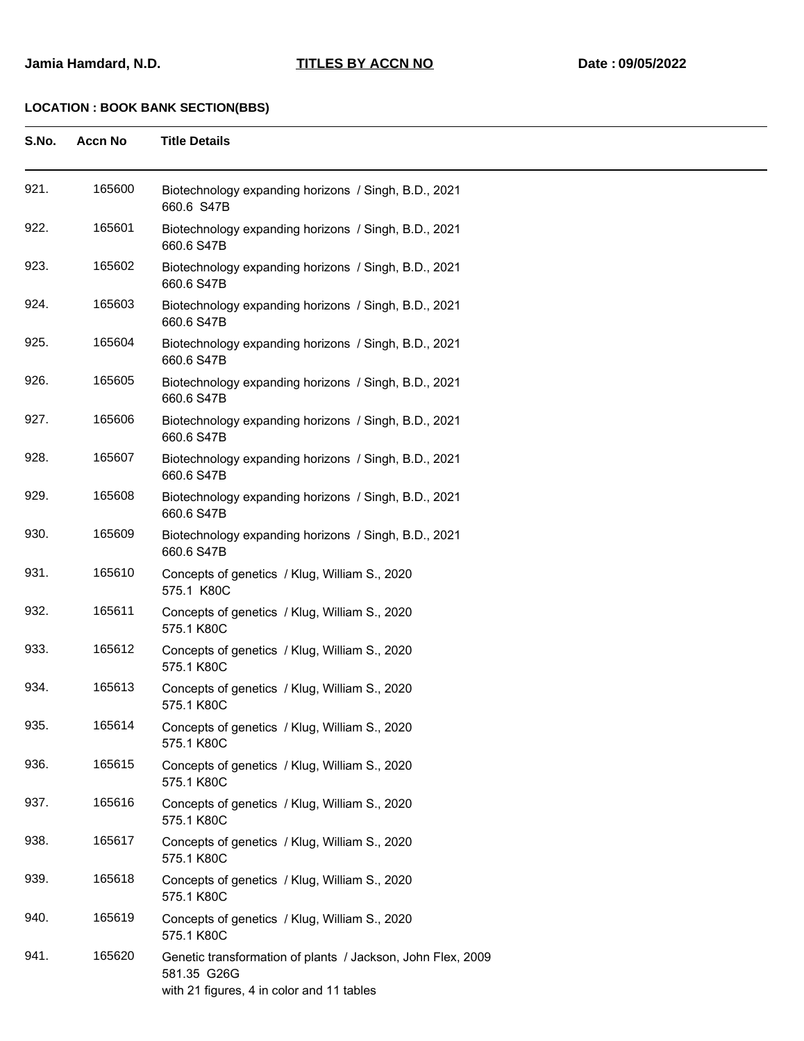Jamia Hamdard, N.D. **TITLES BY ACCN NO** Date : 09/05/2022

**LOCATION : BOOK BANK SECTION(BBS)**

| S.No. | Accn No | Title Details |
|---|---|---|
| 921. | 165600 | Biotechnology expanding horizons / Singh, B.D., 2021<br>660.6 S47B |
| 922. | 165601 | Biotechnology expanding horizons / Singh, B.D., 2021<br>660.6 S47B |
| 923. | 165602 | Biotechnology expanding horizons / Singh, B.D., 2021<br>660.6 S47B |
| 924. | 165603 | Biotechnology expanding horizons / Singh, B.D., 2021<br>660.6 S47B |
| 925. | 165604 | Biotechnology expanding horizons / Singh, B.D., 2021<br>660.6 S47B |
| 926. | 165605 | Biotechnology expanding horizons / Singh, B.D., 2021<br>660.6 S47B |
| 927. | 165606 | Biotechnology expanding horizons / Singh, B.D., 2021<br>660.6 S47B |
| 928. | 165607 | Biotechnology expanding horizons / Singh, B.D., 2021<br>660.6 S47B |
| 929. | 165608 | Biotechnology expanding horizons / Singh, B.D., 2021<br>660.6 S47B |
| 930. | 165609 | Biotechnology expanding horizons / Singh, B.D., 2021<br>660.6 S47B |
| 931. | 165610 | Concepts of genetics / Klug, William S., 2020<br>575.1 K80C |
| 932. | 165611 | Concepts of genetics / Klug, William S., 2020<br>575.1 K80C |
| 933. | 165612 | Concepts of genetics / Klug, William S., 2020<br>575.1 K80C |
| 934. | 165613 | Concepts of genetics / Klug, William S., 2020<br>575.1 K80C |
| 935. | 165614 | Concepts of genetics / Klug, William S., 2020<br>575.1 K80C |
| 936. | 165615 | Concepts of genetics / Klug, William S., 2020<br>575.1 K80C |
| 937. | 165616 | Concepts of genetics / Klug, William S., 2020<br>575.1 K80C |
| 938. | 165617 | Concepts of genetics / Klug, William S., 2020<br>575.1 K80C |
| 939. | 165618 | Concepts of genetics / Klug, William S., 2020<br>575.1 K80C |
| 940. | 165619 | Concepts of genetics / Klug, William S., 2020<br>575.1 K80C |
| 941. | 165620 | Genetic transformation of plants / Jackson, John Flex, 2009<br>581.35 G26G<br>with 21 figures, 4 in color and 11 tables |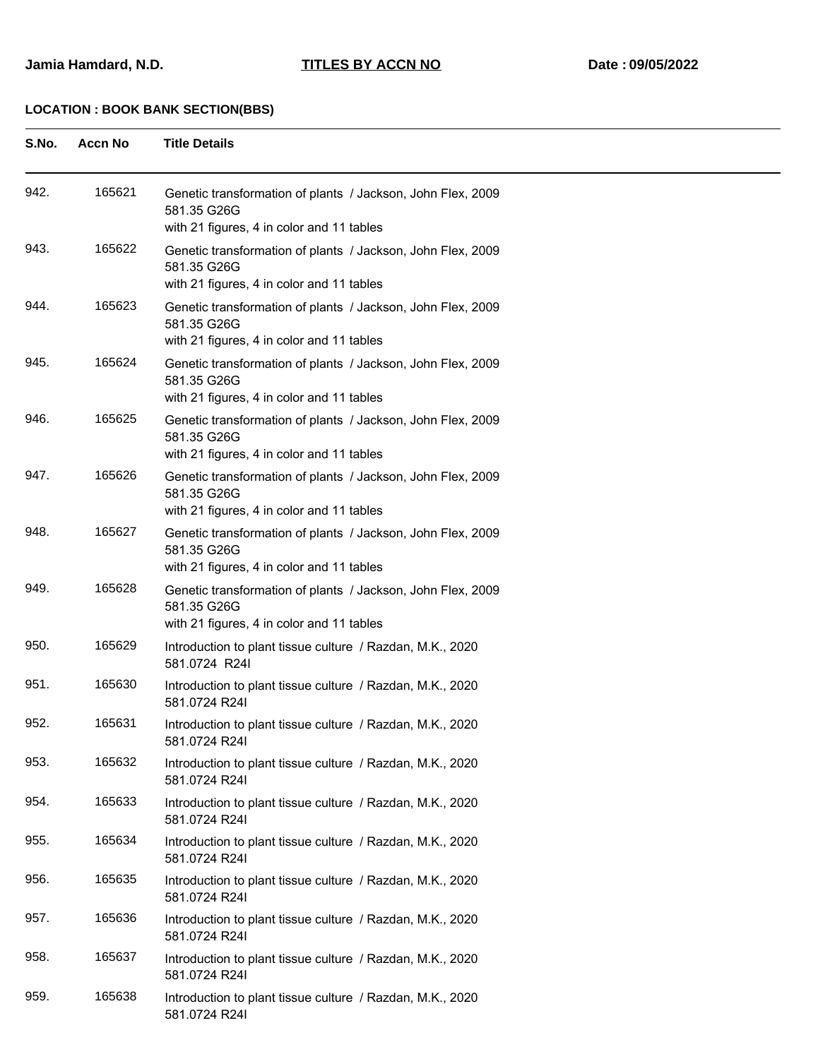**Jamia Hamdard, N.D.** **TITLES BY ACCN NO** **Date : 09/05/2022**

**LOCATION : BOOK BANK SECTION(BBS)**

| S.No. | Accn No | Title Details |
|---|---|---|
| 942. | 165621 | Genetic transformation of plants / Jackson, John Flex, 2009<br>581.35 G26G<br>with 21 figures, 4 in color and 11 tables |
| 943. | 165622 | Genetic transformation of plants / Jackson, John Flex, 2009<br>581.35 G26G<br>with 21 figures, 4 in color and 11 tables |
| 944. | 165623 | Genetic transformation of plants / Jackson, John Flex, 2009<br>581.35 G26G<br>with 21 figures, 4 in color and 11 tables |
| 945. | 165624 | Genetic transformation of plants / Jackson, John Flex, 2009<br>581.35 G26G<br>with 21 figures, 4 in color and 11 tables |
| 946. | 165625 | Genetic transformation of plants / Jackson, John Flex, 2009<br>581.35 G26G<br>with 21 figures, 4 in color and 11 tables |
| 947. | 165626 | Genetic transformation of plants / Jackson, John Flex, 2009<br>581.35 G26G<br>with 21 figures, 4 in color and 11 tables |
| 948. | 165627 | Genetic transformation of plants / Jackson, John Flex, 2009<br>581.35 G26G<br>with 21 figures, 4 in color and 11 tables |
| 949. | 165628 | Genetic transformation of plants / Jackson, John Flex, 2009<br>581.35 G26G<br>with 21 figures, 4 in color and 11 tables |
| 950. | 165629 | Introduction to plant tissue culture / Razdan, M.K., 2020<br>581.0724 R24I |
| 951. | 165630 | Introduction to plant tissue culture / Razdan, M.K., 2020<br>581.0724 R24I |
| 952. | 165631 | Introduction to plant tissue culture / Razdan, M.K., 2020<br>581.0724 R24I |
| 953. | 165632 | Introduction to plant tissue culture / Razdan, M.K., 2020<br>581.0724 R24I |
| 954. | 165633 | Introduction to plant tissue culture / Razdan, M.K., 2020<br>581.0724 R24I |
| 955. | 165634 | Introduction to plant tissue culture / Razdan, M.K., 2020<br>581.0724 R24I |
| 956. | 165635 | Introduction to plant tissue culture / Razdan, M.K., 2020<br>581.0724 R24I |
| 957. | 165636 | Introduction to plant tissue culture / Razdan, M.K., 2020<br>581.0724 R24I |
| 958. | 165637 | Introduction to plant tissue culture / Razdan, M.K., 2020<br>581.0724 R24I |
| 959. | 165638 | Introduction to plant tissue culture / Razdan, M.K., 2020<br>581.0724 R24I |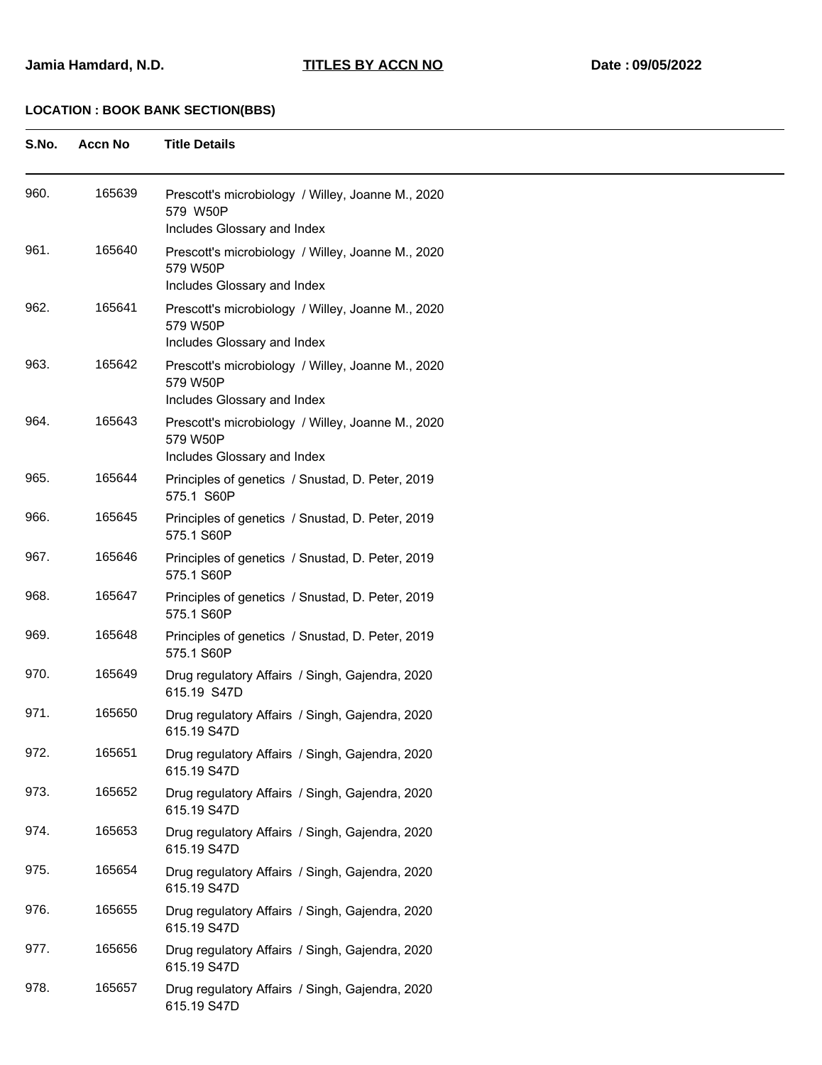**Jamia Hamdard, N.D.** **TITLES BY ACCN NO** **Date : 09/05/2022**

**LOCATION : BOOK BANK SECTION(BBS)**

| S.No. | Accn No | Title Details |
|---|---|---|
| 960. | 165639 | Prescott's microbiology / Willey, Joanne M., 2020<br>579 W50P<br>Includes Glossary and Index |
| 961. | 165640 | Prescott's microbiology / Willey, Joanne M., 2020<br>579 W50P<br>Includes Glossary and Index |
| 962. | 165641 | Prescott's microbiology / Willey, Joanne M., 2020<br>579 W50P<br>Includes Glossary and Index |
| 963. | 165642 | Prescott's microbiology / Willey, Joanne M., 2020<br>579 W50P<br>Includes Glossary and Index |
| 964. | 165643 | Prescott's microbiology / Willey, Joanne M., 2020<br>579 W50P<br>Includes Glossary and Index |
| 965. | 165644 | Principles of genetics / Snustad, D. Peter, 2019<br>575.1 S60P |
| 966. | 165645 | Principles of genetics / Snustad, D. Peter, 2019<br>575.1 S60P |
| 967. | 165646 | Principles of genetics / Snustad, D. Peter, 2019<br>575.1 S60P |
| 968. | 165647 | Principles of genetics / Snustad, D. Peter, 2019<br>575.1 S60P |
| 969. | 165648 | Principles of genetics / Snustad, D. Peter, 2019<br>575.1 S60P |
| 970. | 165649 | Drug regulatory Affairs / Singh, Gajendra, 2020<br>615.19 S47D |
| 971. | 165650 | Drug regulatory Affairs / Singh, Gajendra, 2020<br>615.19 S47D |
| 972. | 165651 | Drug regulatory Affairs / Singh, Gajendra, 2020<br>615.19 S47D |
| 973. | 165652 | Drug regulatory Affairs / Singh, Gajendra, 2020<br>615.19 S47D |
| 974. | 165653 | Drug regulatory Affairs / Singh, Gajendra, 2020<br>615.19 S47D |
| 975. | 165654 | Drug regulatory Affairs / Singh, Gajendra, 2020<br>615.19 S47D |
| 976. | 165655 | Drug regulatory Affairs / Singh, Gajendra, 2020<br>615.19 S47D |
| 977. | 165656 | Drug regulatory Affairs / Singh, Gajendra, 2020<br>615.19 S47D |
| 978. | 165657 | Drug regulatory Affairs / Singh, Gajendra, 2020<br>615.19 S47D |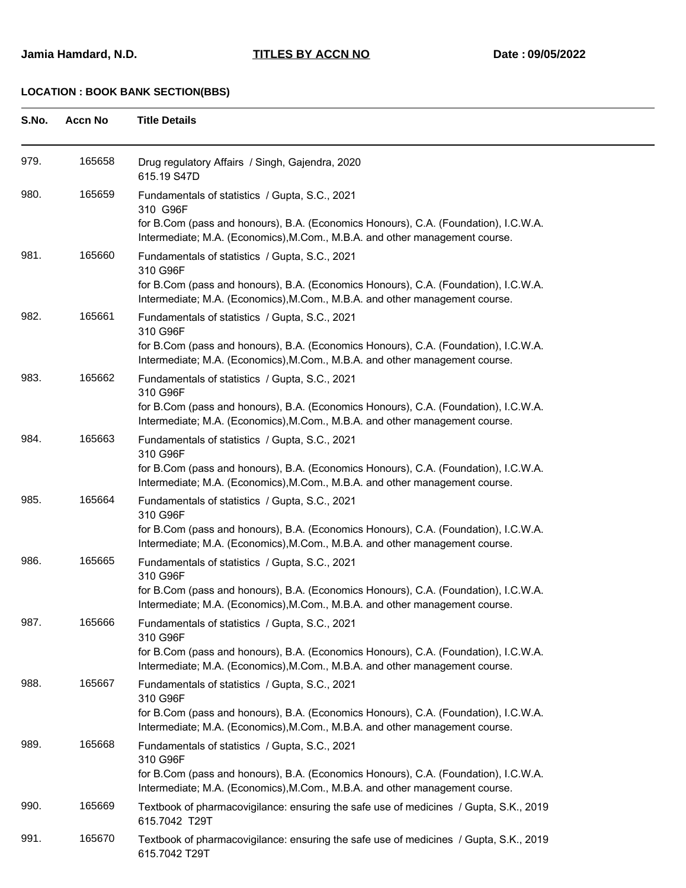**Jamia Hamdard, N.D.** **TITLES BY ACCN NO** **Date : 09/05/2022**

**LOCATION : BOOK BANK SECTION(BBS)**

| S.No. | Accn No | Title Details |
|---|---|---|
| 979. | 165658 | Drug regulatory Affairs / Singh, Gajendra, 2020<br>615.19 S47D |
| 980. | 165659 | Fundamentals of statistics / Gupta, S.C., 2021<br>310 G96F<br>for B.Com (pass and honours), B.A. (Economics Honours), C.A. (Foundation), I.C.W.A. Intermediate; M.A. (Economics),M.Com., M.B.A. and other management course. |
| 981. | 165660 | Fundamentals of statistics / Gupta, S.C., 2021<br>310 G96F<br>for B.Com (pass and honours), B.A. (Economics Honours), C.A. (Foundation), I.C.W.A. Intermediate; M.A. (Economics),M.Com., M.B.A. and other management course. |
| 982. | 165661 | Fundamentals of statistics / Gupta, S.C., 2021<br>310 G96F<br>for B.Com (pass and honours), B.A. (Economics Honours), C.A. (Foundation), I.C.W.A. Intermediate; M.A. (Economics),M.Com., M.B.A. and other management course. |
| 983. | 165662 | Fundamentals of statistics / Gupta, S.C., 2021<br>310 G96F<br>for B.Com (pass and honours), B.A. (Economics Honours), C.A. (Foundation), I.C.W.A. Intermediate; M.A. (Economics),M.Com., M.B.A. and other management course. |
| 984. | 165663 | Fundamentals of statistics / Gupta, S.C., 2021<br>310 G96F<br>for B.Com (pass and honours), B.A. (Economics Honours), C.A. (Foundation), I.C.W.A. Intermediate; M.A. (Economics),M.Com., M.B.A. and other management course. |
| 985. | 165664 | Fundamentals of statistics / Gupta, S.C., 2021<br>310 G96F<br>for B.Com (pass and honours), B.A. (Economics Honours), C.A. (Foundation), I.C.W.A. Intermediate; M.A. (Economics),M.Com., M.B.A. and other management course. |
| 986. | 165665 | Fundamentals of statistics / Gupta, S.C., 2021<br>310 G96F<br>for B.Com (pass and honours), B.A. (Economics Honours), C.A. (Foundation), I.C.W.A. Intermediate; M.A. (Economics),M.Com., M.B.A. and other management course. |
| 987. | 165666 | Fundamentals of statistics / Gupta, S.C., 2021<br>310 G96F<br>for B.Com (pass and honours), B.A. (Economics Honours), C.A. (Foundation), I.C.W.A. Intermediate; M.A. (Economics),M.Com., M.B.A. and other management course. |
| 988. | 165667 | Fundamentals of statistics / Gupta, S.C., 2021<br>310 G96F<br>for B.Com (pass and honours), B.A. (Economics Honours), C.A. (Foundation), I.C.W.A. Intermediate; M.A. (Economics),M.Com., M.B.A. and other management course. |
| 989. | 165668 | Fundamentals of statistics / Gupta, S.C., 2021<br>310 G96F<br>for B.Com (pass and honours), B.A. (Economics Honours), C.A. (Foundation), I.C.W.A. Intermediate; M.A. (Economics),M.Com., M.B.A. and other management course. |
| 990. | 165669 | Textbook of pharmacovigilance: ensuring the safe use of medicines / Gupta, S.K., 2019<br>615.7042 T29T |
| 991. | 165670 | Textbook of pharmacovigilance: ensuring the safe use of medicines / Gupta, S.K., 2019<br>615.7042 T29T |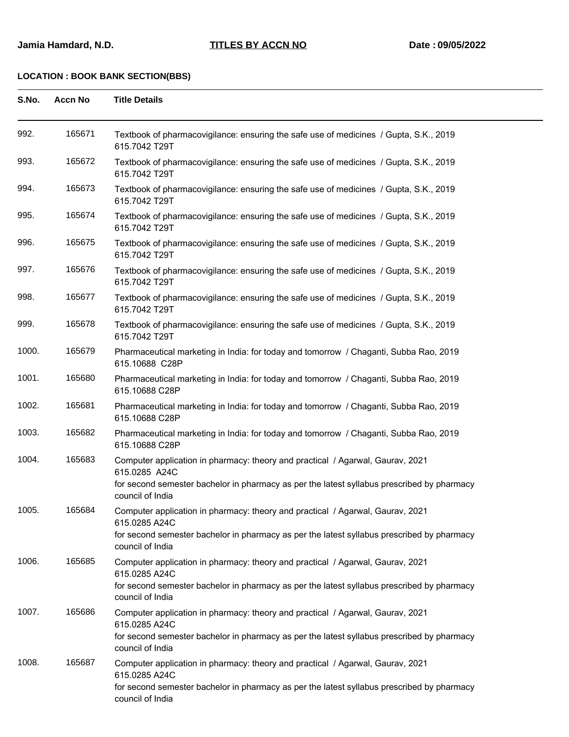**Jamia Hamdard, N.D.** **TITLES BY ACCN NO** **Date : 09/05/2022**

**LOCATION : BOOK BANK SECTION(BBS)**

| S.No. | Accn No | Title Details |
|---|---|---|
| 992. | 165671 | Textbook of pharmacovigilance: ensuring the safe use of medicines / Gupta, S.K., 2019<br>615.7042 T29T |
| 993. | 165672 | Textbook of pharmacovigilance: ensuring the safe use of medicines / Gupta, S.K., 2019<br>615.7042 T29T |
| 994. | 165673 | Textbook of pharmacovigilance: ensuring the safe use of medicines / Gupta, S.K., 2019<br>615.7042 T29T |
| 995. | 165674 | Textbook of pharmacovigilance: ensuring the safe use of medicines / Gupta, S.K., 2019<br>615.7042 T29T |
| 996. | 165675 | Textbook of pharmacovigilance: ensuring the safe use of medicines / Gupta, S.K., 2019<br>615.7042 T29T |
| 997. | 165676 | Textbook of pharmacovigilance: ensuring the safe use of medicines / Gupta, S.K., 2019<br>615.7042 T29T |
| 998. | 165677 | Textbook of pharmacovigilance: ensuring the safe use of medicines / Gupta, S.K., 2019<br>615.7042 T29T |
| 999. | 165678 | Textbook of pharmacovigilance: ensuring the safe use of medicines / Gupta, S.K., 2019<br>615.7042 T29T |
| 1000. | 165679 | Pharmaceutical marketing in India: for today and tomorrow / Chaganti, Subba Rao, 2019<br>615.10688 C28P |
| 1001. | 165680 | Pharmaceutical marketing in India: for today and tomorrow / Chaganti, Subba Rao, 2019<br>615.10688 C28P |
| 1002. | 165681 | Pharmaceutical marketing in India: for today and tomorrow / Chaganti, Subba Rao, 2019<br>615.10688 C28P |
| 1003. | 165682 | Pharmaceutical marketing in India: for today and tomorrow / Chaganti, Subba Rao, 2019<br>615.10688 C28P |
| 1004. | 165683 | Computer application in pharmacy: theory and practical / Agarwal, Gaurav, 2021<br>615.0285 A24C<br>for second semester bachelor in pharmacy as per the latest syllabus prescribed by pharmacy council of India |
| 1005. | 165684 | Computer application in pharmacy: theory and practical / Agarwal, Gaurav, 2021<br>615.0285 A24C<br>for second semester bachelor in pharmacy as per the latest syllabus prescribed by pharmacy council of India |
| 1006. | 165685 | Computer application in pharmacy: theory and practical / Agarwal, Gaurav, 2021<br>615.0285 A24C<br>for second semester bachelor in pharmacy as per the latest syllabus prescribed by pharmacy council of India |
| 1007. | 165686 | Computer application in pharmacy: theory and practical / Agarwal, Gaurav, 2021<br>615.0285 A24C<br>for second semester bachelor in pharmacy as per the latest syllabus prescribed by pharmacy council of India |
| 1008. | 165687 | Computer application in pharmacy: theory and practical / Agarwal, Gaurav, 2021<br>615.0285 A24C<br>for second semester bachelor in pharmacy as per the latest syllabus prescribed by pharmacy council of India |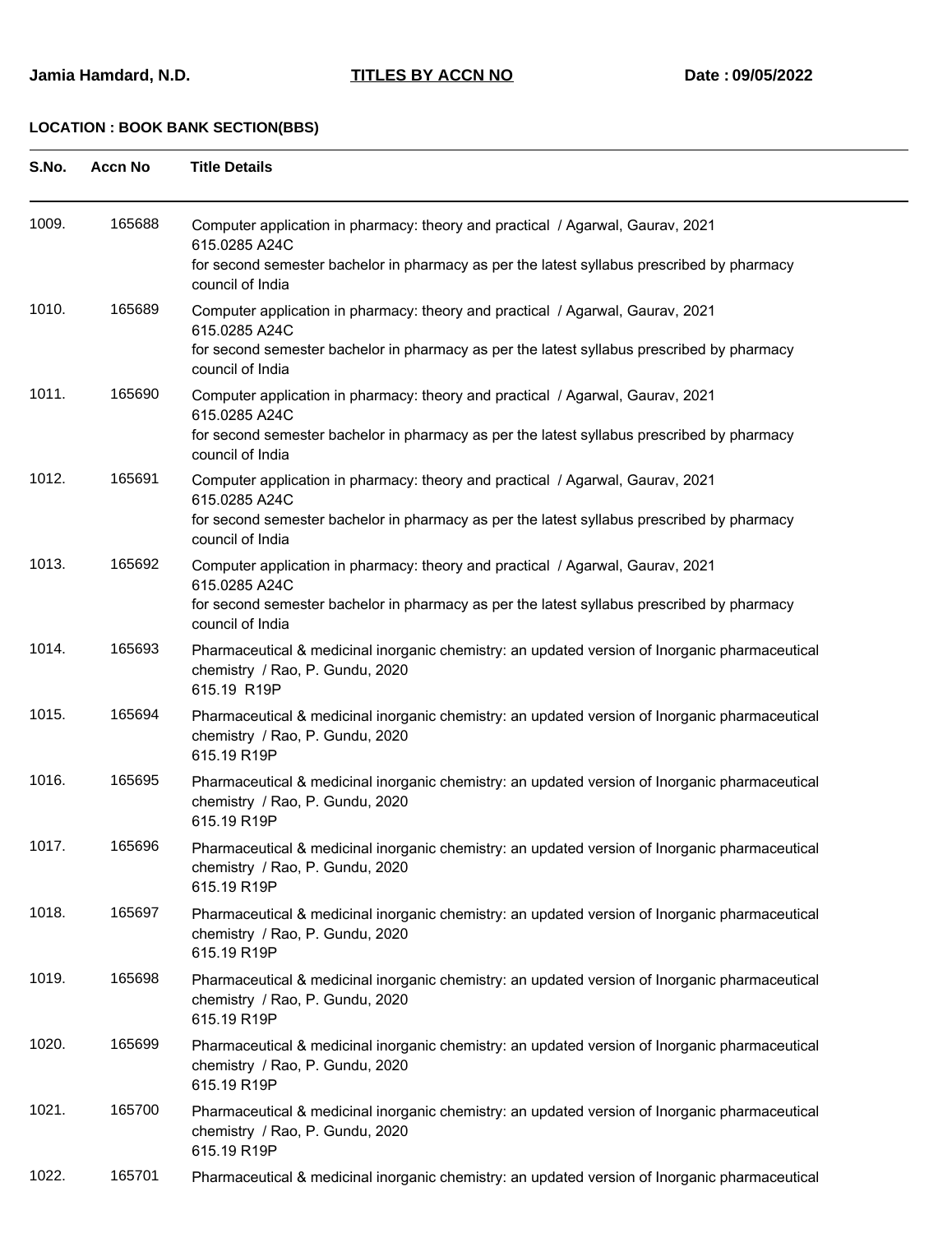**Jamia Hamdard, N.D.** **TITLES BY ACCN NO** **Date : 09/05/2022**

**LOCATION : BOOK BANK SECTION(BBS)**

| S.No. | Accn No | Title Details |
|---|---|---|
| 1009. | 165688 | Computer application in pharmacy: theory and practical / Agarwal, Gaurav, 2021<br>615.0285 A24C<br>for second semester bachelor in pharmacy as per the latest syllabus prescribed by pharmacy council of India |
| 1010. | 165689 | Computer application in pharmacy: theory and practical / Agarwal, Gaurav, 2021<br>615.0285 A24C<br>for second semester bachelor in pharmacy as per the latest syllabus prescribed by pharmacy council of India |
| 1011. | 165690 | Computer application in pharmacy: theory and practical / Agarwal, Gaurav, 2021<br>615.0285 A24C<br>for second semester bachelor in pharmacy as per the latest syllabus prescribed by pharmacy council of India |
| 1012. | 165691 | Computer application in pharmacy: theory and practical / Agarwal, Gaurav, 2021<br>615.0285 A24C<br>for second semester bachelor in pharmacy as per the latest syllabus prescribed by pharmacy council of India |
| 1013. | 165692 | Computer application in pharmacy: theory and practical / Agarwal, Gaurav, 2021<br>615.0285 A24C<br>for second semester bachelor in pharmacy as per the latest syllabus prescribed by pharmacy council of India |
| 1014. | 165693 | Pharmaceutical & medicinal inorganic chemistry: an updated version of Inorganic pharmaceutical chemistry / Rao, P. Gundu, 2020<br>615.19 R19P |
| 1015. | 165694 | Pharmaceutical & medicinal inorganic chemistry: an updated version of Inorganic pharmaceutical chemistry / Rao, P. Gundu, 2020<br>615.19 R19P |
| 1016. | 165695 | Pharmaceutical & medicinal inorganic chemistry: an updated version of Inorganic pharmaceutical chemistry / Rao, P. Gundu, 2020<br>615.19 R19P |
| 1017. | 165696 | Pharmaceutical & medicinal inorganic chemistry: an updated version of Inorganic pharmaceutical chemistry / Rao, P. Gundu, 2020<br>615.19 R19P |
| 1018. | 165697 | Pharmaceutical & medicinal inorganic chemistry: an updated version of Inorganic pharmaceutical chemistry / Rao, P. Gundu, 2020<br>615.19 R19P |
| 1019. | 165698 | Pharmaceutical & medicinal inorganic chemistry: an updated version of Inorganic pharmaceutical chemistry / Rao, P. Gundu, 2020<br>615.19 R19P |
| 1020. | 165699 | Pharmaceutical & medicinal inorganic chemistry: an updated version of Inorganic pharmaceutical chemistry / Rao, P. Gundu, 2020<br>615.19 R19P |
| 1021. | 165700 | Pharmaceutical & medicinal inorganic chemistry: an updated version of Inorganic pharmaceutical chemistry / Rao, P. Gundu, 2020<br>615.19 R19P |
| 1022. | 165701 | Pharmaceutical & medicinal inorganic chemistry: an updated version of Inorganic pharmaceutical |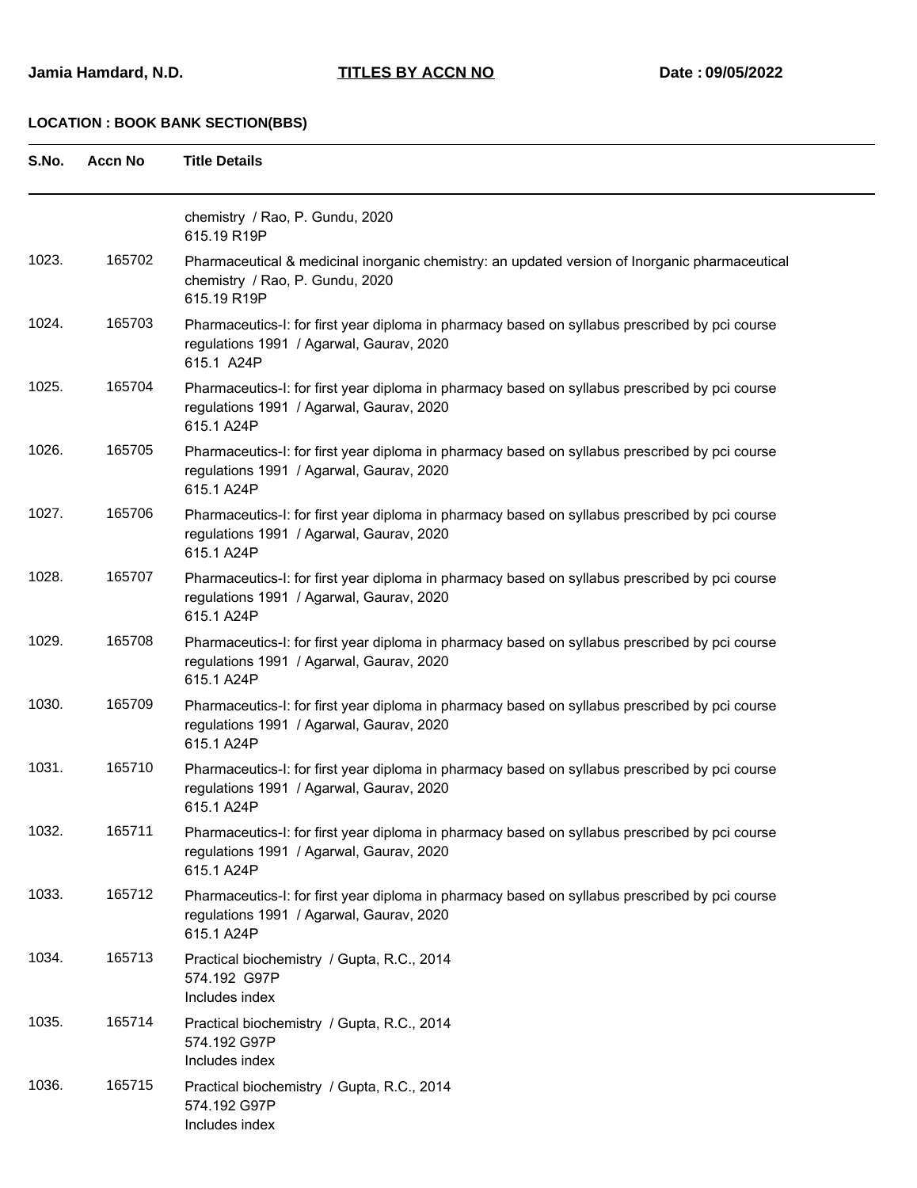Jamia Hamdard, N.D. **TITLES BY ACCN NO** Date : 09/05/2022

**LOCATION : BOOK BANK SECTION(BBS)**

| S.No. | Accn No | Title Details |
|---|---|---|
| | | chemistry / Rao, P. Gundu, 2020<br>615.19 R19P |
| 1023. | 165702 | Pharmaceutical & medicinal inorganic chemistry: an updated version of Inorganic pharmaceutical chemistry / Rao, P. Gundu, 2020<br>615.19 R19P |
| 1024. | 165703 | Pharmaceutics-I: for first year diploma in pharmacy based on syllabus prescribed by pci course regulations 1991 / Agarwal, Gaurav, 2020<br>615.1 A24P |
| 1025. | 165704 | Pharmaceutics-I: for first year diploma in pharmacy based on syllabus prescribed by pci course regulations 1991 / Agarwal, Gaurav, 2020<br>615.1 A24P |
| 1026. | 165705 | Pharmaceutics-I: for first year diploma in pharmacy based on syllabus prescribed by pci course regulations 1991 / Agarwal, Gaurav, 2020<br>615.1 A24P |
| 1027. | 165706 | Pharmaceutics-I: for first year diploma in pharmacy based on syllabus prescribed by pci course regulations 1991 / Agarwal, Gaurav, 2020<br>615.1 A24P |
| 1028. | 165707 | Pharmaceutics-I: for first year diploma in pharmacy based on syllabus prescribed by pci course regulations 1991 / Agarwal, Gaurav, 2020<br>615.1 A24P |
| 1029. | 165708 | Pharmaceutics-I: for first year diploma in pharmacy based on syllabus prescribed by pci course regulations 1991 / Agarwal, Gaurav, 2020<br>615.1 A24P |
| 1030. | 165709 | Pharmaceutics-I: for first year diploma in pharmacy based on syllabus prescribed by pci course regulations 1991 / Agarwal, Gaurav, 2020<br>615.1 A24P |
| 1031. | 165710 | Pharmaceutics-I: for first year diploma in pharmacy based on syllabus prescribed by pci course regulations 1991 / Agarwal, Gaurav, 2020<br>615.1 A24P |
| 1032. | 165711 | Pharmaceutics-I: for first year diploma in pharmacy based on syllabus prescribed by pci course regulations 1991 / Agarwal, Gaurav, 2020<br>615.1 A24P |
| 1033. | 165712 | Pharmaceutics-I: for first year diploma in pharmacy based on syllabus prescribed by pci course regulations 1991 / Agarwal, Gaurav, 2020<br>615.1 A24P |
| 1034. | 165713 | Practical biochemistry / Gupta, R.C., 2014<br>574.192 G97P<br>Includes index |
| 1035. | 165714 | Practical biochemistry / Gupta, R.C., 2014<br>574.192 G97P<br>Includes index |
| 1036. | 165715 | Practical biochemistry / Gupta, R.C., 2014<br>574.192 G97P<br>Includes index |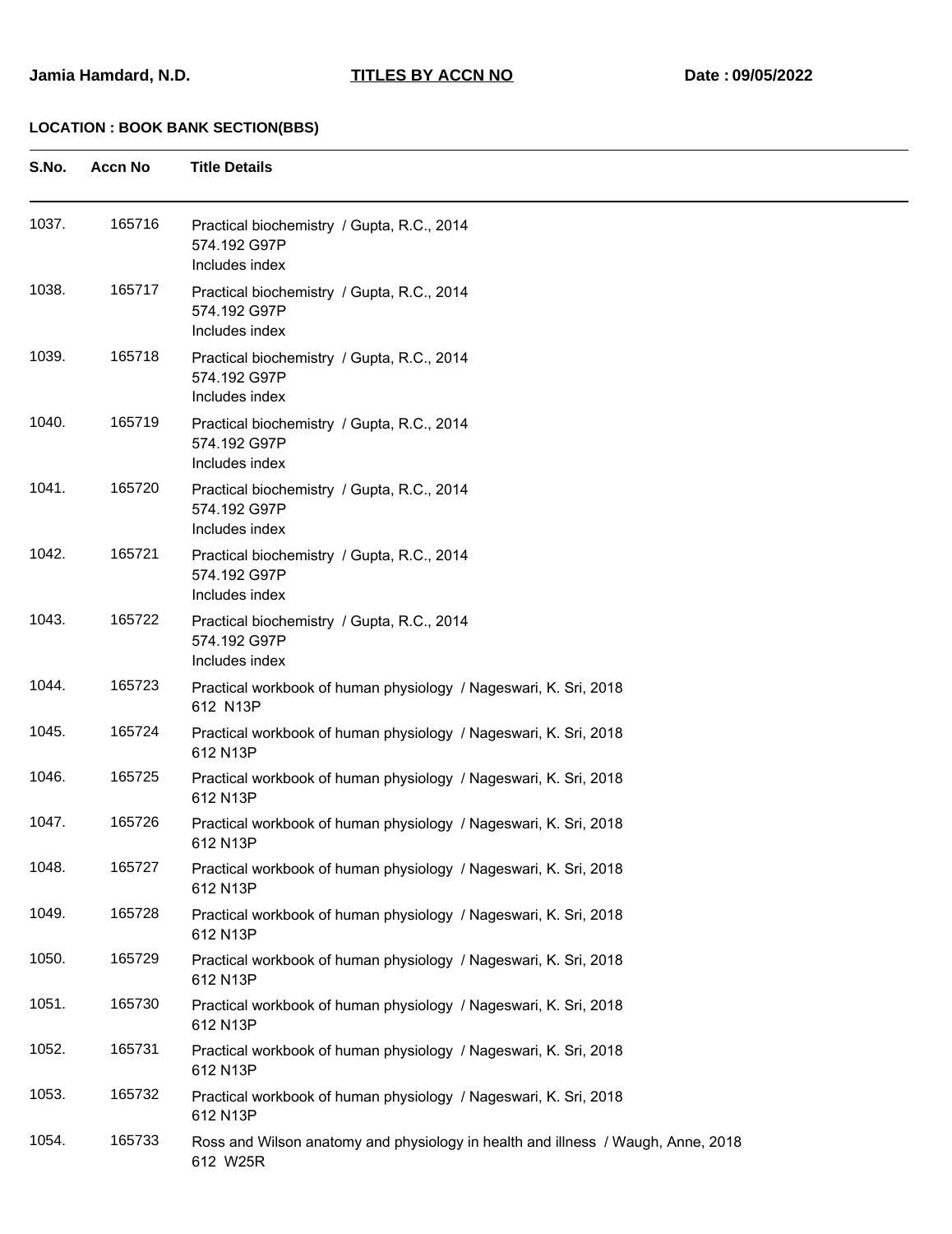**Jamia Hamdard, N.D.** **TITLES BY ACCN NO** **Date : 09/05/2022**

**LOCATION : BOOK BANK SECTION(BBS)**

| S.No. | Accn No | Title Details |
|---|---|---|
| 1037. | 165716 | Practical biochemistry / Gupta, R.C., 2014<br>574.192 G97P<br>Includes index |
| 1038. | 165717 | Practical biochemistry / Gupta, R.C., 2014<br>574.192 G97P<br>Includes index |
| 1039. | 165718 | Practical biochemistry / Gupta, R.C., 2014<br>574.192 G97P<br>Includes index |
| 1040. | 165719 | Practical biochemistry / Gupta, R.C., 2014<br>574.192 G97P<br>Includes index |
| 1041. | 165720 | Practical biochemistry / Gupta, R.C., 2014<br>574.192 G97P<br>Includes index |
| 1042. | 165721 | Practical biochemistry / Gupta, R.C., 2014<br>574.192 G97P<br>Includes index |
| 1043. | 165722 | Practical biochemistry / Gupta, R.C., 2014<br>574.192 G97P<br>Includes index |
| 1044. | 165723 | Practical workbook of human physiology / Nageswari, K. Sri, 2018<br>612 N13P |
| 1045. | 165724 | Practical workbook of human physiology / Nageswari, K. Sri, 2018<br>612 N13P |
| 1046. | 165725 | Practical workbook of human physiology / Nageswari, K. Sri, 2018<br>612 N13P |
| 1047. | 165726 | Practical workbook of human physiology / Nageswari, K. Sri, 2018<br>612 N13P |
| 1048. | 165727 | Practical workbook of human physiology / Nageswari, K. Sri, 2018<br>612 N13P |
| 1049. | 165728 | Practical workbook of human physiology / Nageswari, K. Sri, 2018<br>612 N13P |
| 1050. | 165729 | Practical workbook of human physiology / Nageswari, K. Sri, 2018<br>612 N13P |
| 1051. | 165730 | Practical workbook of human physiology / Nageswari, K. Sri, 2018<br>612 N13P |
| 1052. | 165731 | Practical workbook of human physiology / Nageswari, K. Sri, 2018<br>612 N13P |
| 1053. | 165732 | Practical workbook of human physiology / Nageswari, K. Sri, 2018<br>612 N13P |
| 1054. | 165733 | Ross and Wilson anatomy and physiology in health and illness / Waugh, Anne, 2018<br>612 W25R |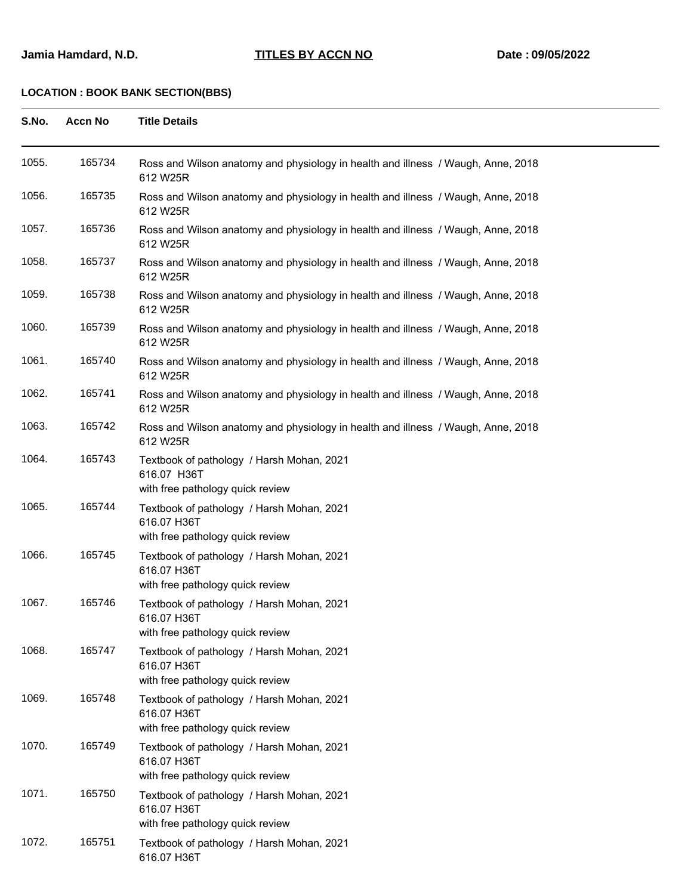Jamia Hamdard, N.D. **TITLES BY ACCN NO** Date : 09/05/2022

**LOCATION : BOOK BANK SECTION(BBS)**

| S.No. | Accn No | Title Details |
|---|---|---|
| 1055. | 165734 | Ross and Wilson anatomy and physiology in health and illness / Waugh, Anne, 2018<br>612 W25R |
| 1056. | 165735 | Ross and Wilson anatomy and physiology in health and illness / Waugh, Anne, 2018<br>612 W25R |
| 1057. | 165736 | Ross and Wilson anatomy and physiology in health and illness / Waugh, Anne, 2018<br>612 W25R |
| 1058. | 165737 | Ross and Wilson anatomy and physiology in health and illness / Waugh, Anne, 2018<br>612 W25R |
| 1059. | 165738 | Ross and Wilson anatomy and physiology in health and illness / Waugh, Anne, 2018<br>612 W25R |
| 1060. | 165739 | Ross and Wilson anatomy and physiology in health and illness / Waugh, Anne, 2018<br>612 W25R |
| 1061. | 165740 | Ross and Wilson anatomy and physiology in health and illness / Waugh, Anne, 2018<br>612 W25R |
| 1062. | 165741 | Ross and Wilson anatomy and physiology in health and illness / Waugh, Anne, 2018<br>612 W25R |
| 1063. | 165742 | Ross and Wilson anatomy and physiology in health and illness / Waugh, Anne, 2018<br>612 W25R |
| 1064. | 165743 | Textbook of pathology / Harsh Mohan, 2021<br>616.07 H36T<br>with free pathology quick review |
| 1065. | 165744 | Textbook of pathology / Harsh Mohan, 2021<br>616.07 H36T<br>with free pathology quick review |
| 1066. | 165745 | Textbook of pathology / Harsh Mohan, 2021<br>616.07 H36T<br>with free pathology quick review |
| 1067. | 165746 | Textbook of pathology / Harsh Mohan, 2021<br>616.07 H36T<br>with free pathology quick review |
| 1068. | 165747 | Textbook of pathology / Harsh Mohan, 2021<br>616.07 H36T<br>with free pathology quick review |
| 1069. | 165748 | Textbook of pathology / Harsh Mohan, 2021<br>616.07 H36T<br>with free pathology quick review |
| 1070. | 165749 | Textbook of pathology / Harsh Mohan, 2021<br>616.07 H36T<br>with free pathology quick review |
| 1071. | 165750 | Textbook of pathology / Harsh Mohan, 2021<br>616.07 H36T<br>with free pathology quick review |
| 1072. | 165751 | Textbook of pathology / Harsh Mohan, 2021<br>616.07 H36T |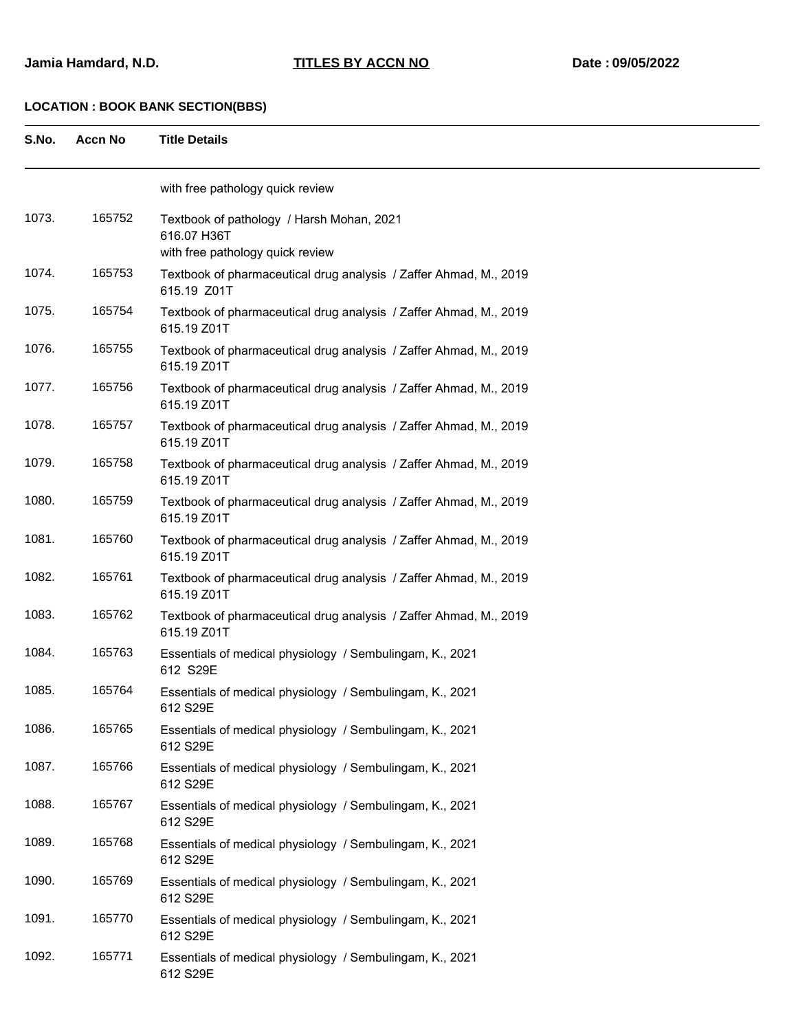**LOCATION : BOOK BANK SECTION(BBS)**

| S.No. | Accn No | Title Details |
|---|---|---|
| | | with free pathology quick review |
| 1073. | 165752 | Textbook of pathology / Harsh Mohan, 2021<br>616.07 H36T<br>with free pathology quick review |
| 1074. | 165753 | Textbook of pharmaceutical drug analysis / Zaffer Ahmad, M., 2019<br>615.19 Z01T |
| 1075. | 165754 | Textbook of pharmaceutical drug analysis / Zaffer Ahmad, M., 2019<br>615.19 Z01T |
| 1076. | 165755 | Textbook of pharmaceutical drug analysis / Zaffer Ahmad, M., 2019<br>615.19 Z01T |
| 1077. | 165756 | Textbook of pharmaceutical drug analysis / Zaffer Ahmad, M., 2019<br>615.19 Z01T |
| 1078. | 165757 | Textbook of pharmaceutical drug analysis / Zaffer Ahmad, M., 2019<br>615.19 Z01T |
| 1079. | 165758 | Textbook of pharmaceutical drug analysis / Zaffer Ahmad, M., 2019<br>615.19 Z01T |
| 1080. | 165759 | Textbook of pharmaceutical drug analysis / Zaffer Ahmad, M., 2019<br>615.19 Z01T |
| 1081. | 165760 | Textbook of pharmaceutical drug analysis / Zaffer Ahmad, M., 2019<br>615.19 Z01T |
| 1082. | 165761 | Textbook of pharmaceutical drug analysis / Zaffer Ahmad, M., 2019<br>615.19 Z01T |
| 1083. | 165762 | Textbook of pharmaceutical drug analysis / Zaffer Ahmad, M., 2019<br>615.19 Z01T |
| 1084. | 165763 | Essentials of medical physiology / Sembulingam, K., 2021<br>612 S29E |
| 1085. | 165764 | Essentials of medical physiology / Sembulingam, K., 2021<br>612 S29E |
| 1086. | 165765 | Essentials of medical physiology / Sembulingam, K., 2021<br>612 S29E |
| 1087. | 165766 | Essentials of medical physiology / Sembulingam, K., 2021<br>612 S29E |
| 1088. | 165767 | Essentials of medical physiology / Sembulingam, K., 2021<br>612 S29E |
| 1089. | 165768 | Essentials of medical physiology / Sembulingam, K., 2021<br>612 S29E |
| 1090. | 165769 | Essentials of medical physiology / Sembulingam, K., 2021<br>612 S29E |
| 1091. | 165770 | Essentials of medical physiology / Sembulingam, K., 2021<br>612 S29E |
| 1092. | 165771 | Essentials of medical physiology / Sembulingam, K., 2021<br>612 S29E |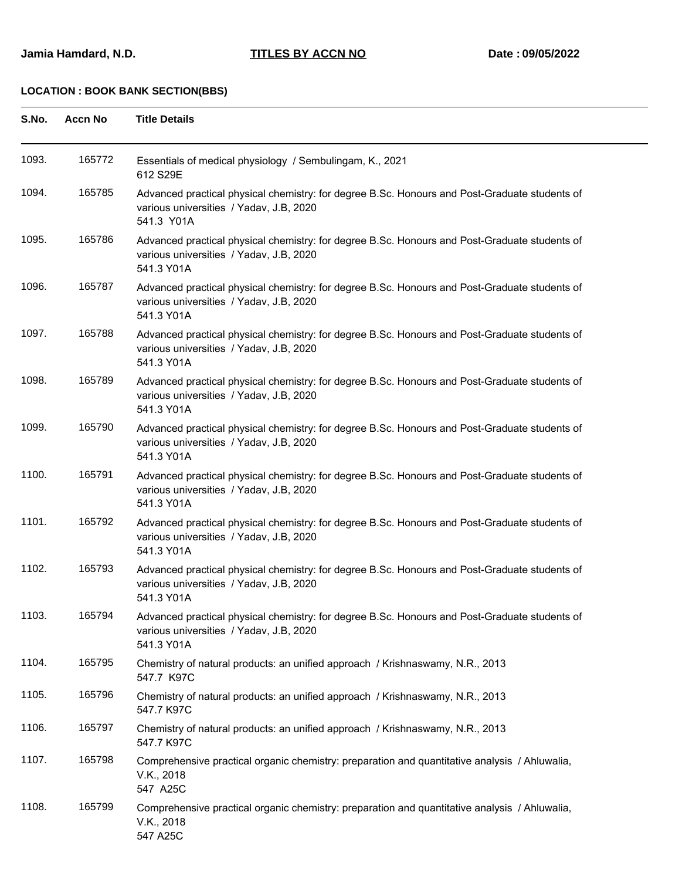Jamia Hamdard, N.D. **TITLES BY ACCN NO** Date : 09/05/2022

**LOCATION : BOOK BANK SECTION(BBS)**

| S.No. | Accn No | Title Details |
|---|---|---|
| 1093. | 165772 | Essentials of medical physiology / Sembulingam, K., 2021<br>612 S29E |
| 1094. | 165785 | Advanced practical physical chemistry: for degree B.Sc. Honours and Post-Graduate students of various universities / Yadav, J.B, 2020<br>541.3 Y01A |
| 1095. | 165786 | Advanced practical physical chemistry: for degree B.Sc. Honours and Post-Graduate students of various universities / Yadav, J.B, 2020<br>541.3 Y01A |
| 1096. | 165787 | Advanced practical physical chemistry: for degree B.Sc. Honours and Post-Graduate students of various universities / Yadav, J.B, 2020<br>541.3 Y01A |
| 1097. | 165788 | Advanced practical physical chemistry: for degree B.Sc. Honours and Post-Graduate students of various universities / Yadav, J.B, 2020<br>541.3 Y01A |
| 1098. | 165789 | Advanced practical physical chemistry: for degree B.Sc. Honours and Post-Graduate students of various universities / Yadav, J.B, 2020<br>541.3 Y01A |
| 1099. | 165790 | Advanced practical physical chemistry: for degree B.Sc. Honours and Post-Graduate students of various universities / Yadav, J.B, 2020<br>541.3 Y01A |
| 1100. | 165791 | Advanced practical physical chemistry: for degree B.Sc. Honours and Post-Graduate students of various universities / Yadav, J.B, 2020<br>541.3 Y01A |
| 1101. | 165792 | Advanced practical physical chemistry: for degree B.Sc. Honours and Post-Graduate students of various universities / Yadav, J.B, 2020<br>541.3 Y01A |
| 1102. | 165793 | Advanced practical physical chemistry: for degree B.Sc. Honours and Post-Graduate students of various universities / Yadav, J.B, 2020<br>541.3 Y01A |
| 1103. | 165794 | Advanced practical physical chemistry: for degree B.Sc. Honours and Post-Graduate students of various universities / Yadav, J.B, 2020<br>541.3 Y01A |
| 1104. | 165795 | Chemistry of natural products: an unified approach / Krishnaswamy, N.R., 2013<br>547.7 K97C |
| 1105. | 165796 | Chemistry of natural products: an unified approach / Krishnaswamy, N.R., 2013<br>547.7 K97C |
| 1106. | 165797 | Chemistry of natural products: an unified approach / Krishnaswamy, N.R., 2013<br>547.7 K97C |
| 1107. | 165798 | Comprehensive practical organic chemistry: preparation and quantitative analysis / Ahluwalia, V.K., 2018<br>547 A25C |
| 1108. | 165799 | Comprehensive practical organic chemistry: preparation and quantitative analysis / Ahluwalia, V.K., 2018<br>547 A25C |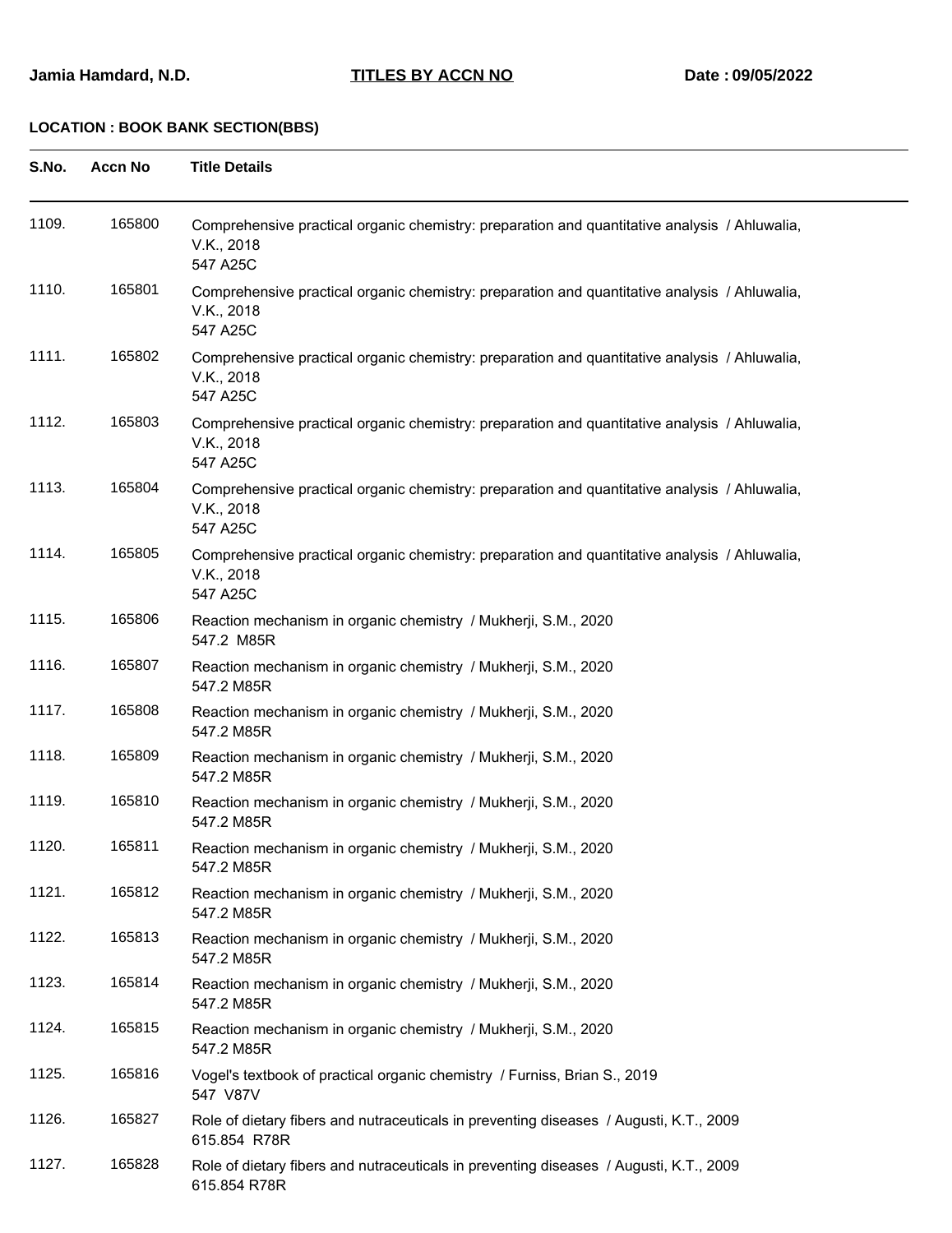**Jamia Hamdard, N.D.** **TITLES BY ACCN NO** **Date : 09/05/2022**

**LOCATION : BOOK BANK SECTION(BBS)**

| S.No. | Accn No | Title Details |
|---|---|---|
| 1109. | 165800 | Comprehensive practical organic chemistry: preparation and quantitative analysis / Ahluwalia, V.K., 2018<br>547 A25C |
| 1110. | 165801 | Comprehensive practical organic chemistry: preparation and quantitative analysis / Ahluwalia, V.K., 2018<br>547 A25C |
| 1111. | 165802 | Comprehensive practical organic chemistry: preparation and quantitative analysis / Ahluwalia, V.K., 2018<br>547 A25C |
| 1112. | 165803 | Comprehensive practical organic chemistry: preparation and quantitative analysis / Ahluwalia, V.K., 2018<br>547 A25C |
| 1113. | 165804 | Comprehensive practical organic chemistry: preparation and quantitative analysis / Ahluwalia, V.K., 2018<br>547 A25C |
| 1114. | 165805 | Comprehensive practical organic chemistry: preparation and quantitative analysis / Ahluwalia, V.K., 2018<br>547 A25C |
| 1115. | 165806 | Reaction mechanism in organic chemistry / Mukherji, S.M., 2020<br>547.2 M85R |
| 1116. | 165807 | Reaction mechanism in organic chemistry / Mukherji, S.M., 2020<br>547.2 M85R |
| 1117. | 165808 | Reaction mechanism in organic chemistry / Mukherji, S.M., 2020<br>547.2 M85R |
| 1118. | 165809 | Reaction mechanism in organic chemistry / Mukherji, S.M., 2020<br>547.2 M85R |
| 1119. | 165810 | Reaction mechanism in organic chemistry / Mukherji, S.M., 2020<br>547.2 M85R |
| 1120. | 165811 | Reaction mechanism in organic chemistry / Mukherji, S.M., 2020<br>547.2 M85R |
| 1121. | 165812 | Reaction mechanism in organic chemistry / Mukherji, S.M., 2020<br>547.2 M85R |
| 1122. | 165813 | Reaction mechanism in organic chemistry / Mukherji, S.M., 2020<br>547.2 M85R |
| 1123. | 165814 | Reaction mechanism in organic chemistry / Mukherji, S.M., 2020<br>547.2 M85R |
| 1124. | 165815 | Reaction mechanism in organic chemistry / Mukherji, S.M., 2020<br>547.2 M85R |
| 1125. | 165816 | Vogel's textbook of practical organic chemistry / Furniss, Brian S., 2019<br>547 V87V |
| 1126. | 165827 | Role of dietary fibers and nutraceuticals in preventing diseases / Augusti, K.T., 2009<br>615.854 R78R |
| 1127. | 165828 | Role of dietary fibers and nutraceuticals in preventing diseases / Augusti, K.T., 2009<br>615.854 R78R |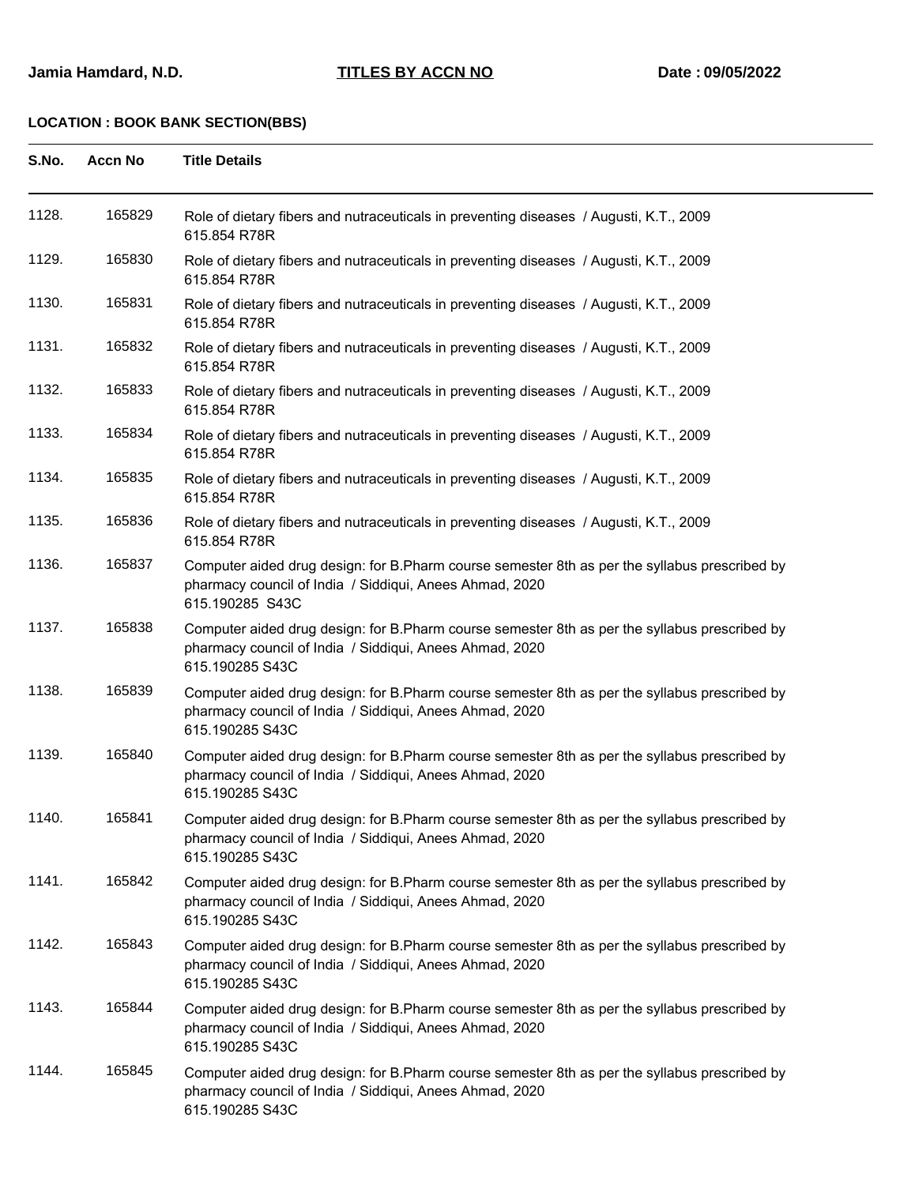Jamia Hamdard, N.D. **TITLES BY ACCN NO** Date : 09/05/2022

**LOCATION : BOOK BANK SECTION(BBS)**

| S.No. | Accn No | Title Details |
|---|---|---|
| 1128. | 165829 | Role of dietary fibers and nutraceuticals in preventing diseases / Augusti, K.T., 2009<br>615.854 R78R |
| 1129. | 165830 | Role of dietary fibers and nutraceuticals in preventing diseases / Augusti, K.T., 2009<br>615.854 R78R |
| 1130. | 165831 | Role of dietary fibers and nutraceuticals in preventing diseases / Augusti, K.T., 2009<br>615.854 R78R |
| 1131. | 165832 | Role of dietary fibers and nutraceuticals in preventing diseases / Augusti, K.T., 2009<br>615.854 R78R |
| 1132. | 165833 | Role of dietary fibers and nutraceuticals in preventing diseases / Augusti, K.T., 2009<br>615.854 R78R |
| 1133. | 165834 | Role of dietary fibers and nutraceuticals in preventing diseases / Augusti, K.T., 2009<br>615.854 R78R |
| 1134. | 165835 | Role of dietary fibers and nutraceuticals in preventing diseases / Augusti, K.T., 2009<br>615.854 R78R |
| 1135. | 165836 | Role of dietary fibers and nutraceuticals in preventing diseases / Augusti, K.T., 2009<br>615.854 R78R |
| 1136. | 165837 | Computer aided drug design: for B.Pharm course semester 8th as per the syllabus prescribed by pharmacy council of India / Siddiqui, Anees Ahmad, 2020<br>615.190285 S43C |
| 1137. | 165838 | Computer aided drug design: for B.Pharm course semester 8th as per the syllabus prescribed by pharmacy council of India / Siddiqui, Anees Ahmad, 2020<br>615.190285 S43C |
| 1138. | 165839 | Computer aided drug design: for B.Pharm course semester 8th as per the syllabus prescribed by pharmacy council of India / Siddiqui, Anees Ahmad, 2020<br>615.190285 S43C |
| 1139. | 165840 | Computer aided drug design: for B.Pharm course semester 8th as per the syllabus prescribed by pharmacy council of India / Siddiqui, Anees Ahmad, 2020<br>615.190285 S43C |
| 1140. | 165841 | Computer aided drug design: for B.Pharm course semester 8th as per the syllabus prescribed by pharmacy council of India / Siddiqui, Anees Ahmad, 2020<br>615.190285 S43C |
| 1141. | 165842 | Computer aided drug design: for B.Pharm course semester 8th as per the syllabus prescribed by pharmacy council of India / Siddiqui, Anees Ahmad, 2020<br>615.190285 S43C |
| 1142. | 165843 | Computer aided drug design: for B.Pharm course semester 8th as per the syllabus prescribed by pharmacy council of India / Siddiqui, Anees Ahmad, 2020<br>615.190285 S43C |
| 1143. | 165844 | Computer aided drug design: for B.Pharm course semester 8th as per the syllabus prescribed by pharmacy council of India / Siddiqui, Anees Ahmad, 2020<br>615.190285 S43C |
| 1144. | 165845 | Computer aided drug design: for B.Pharm course semester 8th as per the syllabus prescribed by pharmacy council of India / Siddiqui, Anees Ahmad, 2020<br>615.190285 S43C |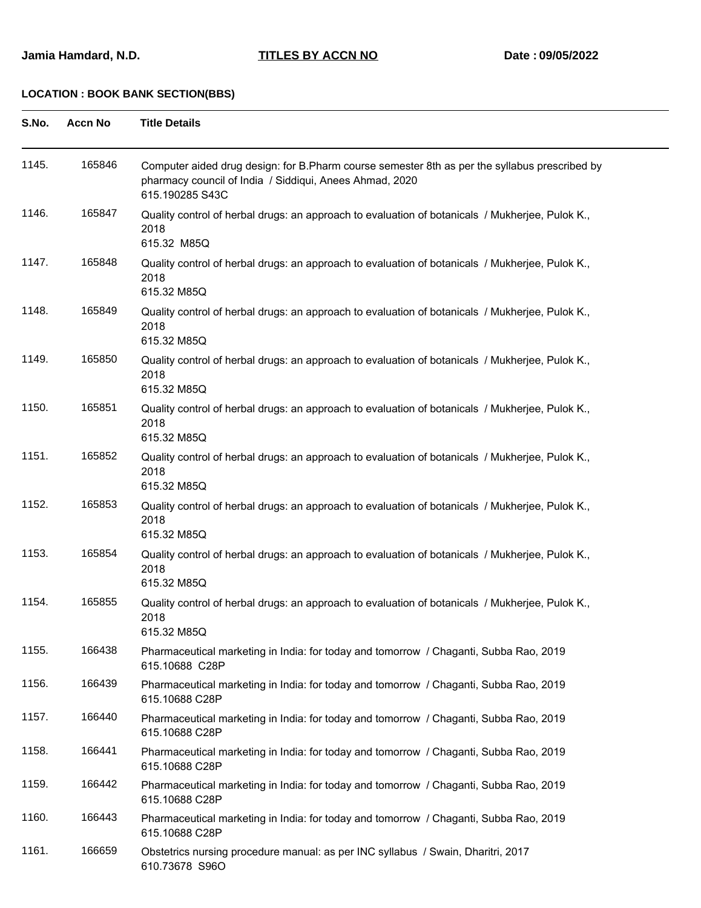**Jamia Hamdard, N.D.** **TITLES BY ACCN NO** **Date : 09/05/2022**

**LOCATION : BOOK BANK SECTION(BBS)**

| S.No. | Accn No | Title Details |
|---|---|---|
| 1145. | 165846 | Computer aided drug design: for B.Pharm course semester 8th as per the syllabus prescribed by pharmacy council of India / Siddiqui, Anees Ahmad, 2020<br>615.190285 S43C |
| 1146. | 165847 | Quality control of herbal drugs: an approach to evaluation of botanicals / Mukherjee, Pulok K., 2018<br>615.32 M85Q |
| 1147. | 165848 | Quality control of herbal drugs: an approach to evaluation of botanicals / Mukherjee, Pulok K., 2018<br>615.32 M85Q |
| 1148. | 165849 | Quality control of herbal drugs: an approach to evaluation of botanicals / Mukherjee, Pulok K., 2018<br>615.32 M85Q |
| 1149. | 165850 | Quality control of herbal drugs: an approach to evaluation of botanicals / Mukherjee, Pulok K., 2018<br>615.32 M85Q |
| 1150. | 165851 | Quality control of herbal drugs: an approach to evaluation of botanicals / Mukherjee, Pulok K., 2018<br>615.32 M85Q |
| 1151. | 165852 | Quality control of herbal drugs: an approach to evaluation of botanicals / Mukherjee, Pulok K., 2018<br>615.32 M85Q |
| 1152. | 165853 | Quality control of herbal drugs: an approach to evaluation of botanicals / Mukherjee, Pulok K., 2018<br>615.32 M85Q |
| 1153. | 165854 | Quality control of herbal drugs: an approach to evaluation of botanicals / Mukherjee, Pulok K., 2018<br>615.32 M85Q |
| 1154. | 165855 | Quality control of herbal drugs: an approach to evaluation of botanicals / Mukherjee, Pulok K., 2018<br>615.32 M85Q |
| 1155. | 166438 | Pharmaceutical marketing in India: for today and tomorrow / Chaganti, Subba Rao, 2019<br>615.10688 C28P |
| 1156. | 166439 | Pharmaceutical marketing in India: for today and tomorrow / Chaganti, Subba Rao, 2019<br>615.10688 C28P |
| 1157. | 166440 | Pharmaceutical marketing in India: for today and tomorrow / Chaganti, Subba Rao, 2019<br>615.10688 C28P |
| 1158. | 166441 | Pharmaceutical marketing in India: for today and tomorrow / Chaganti, Subba Rao, 2019<br>615.10688 C28P |
| 1159. | 166442 | Pharmaceutical marketing in India: for today and tomorrow / Chaganti, Subba Rao, 2019<br>615.10688 C28P |
| 1160. | 166443 | Pharmaceutical marketing in India: for today and tomorrow / Chaganti, Subba Rao, 2019<br>615.10688 C28P |
| 1161. | 166659 | Obstetrics nursing procedure manual: as per INC syllabus / Swain, Dharitri, 2017<br>610.73678 S96O |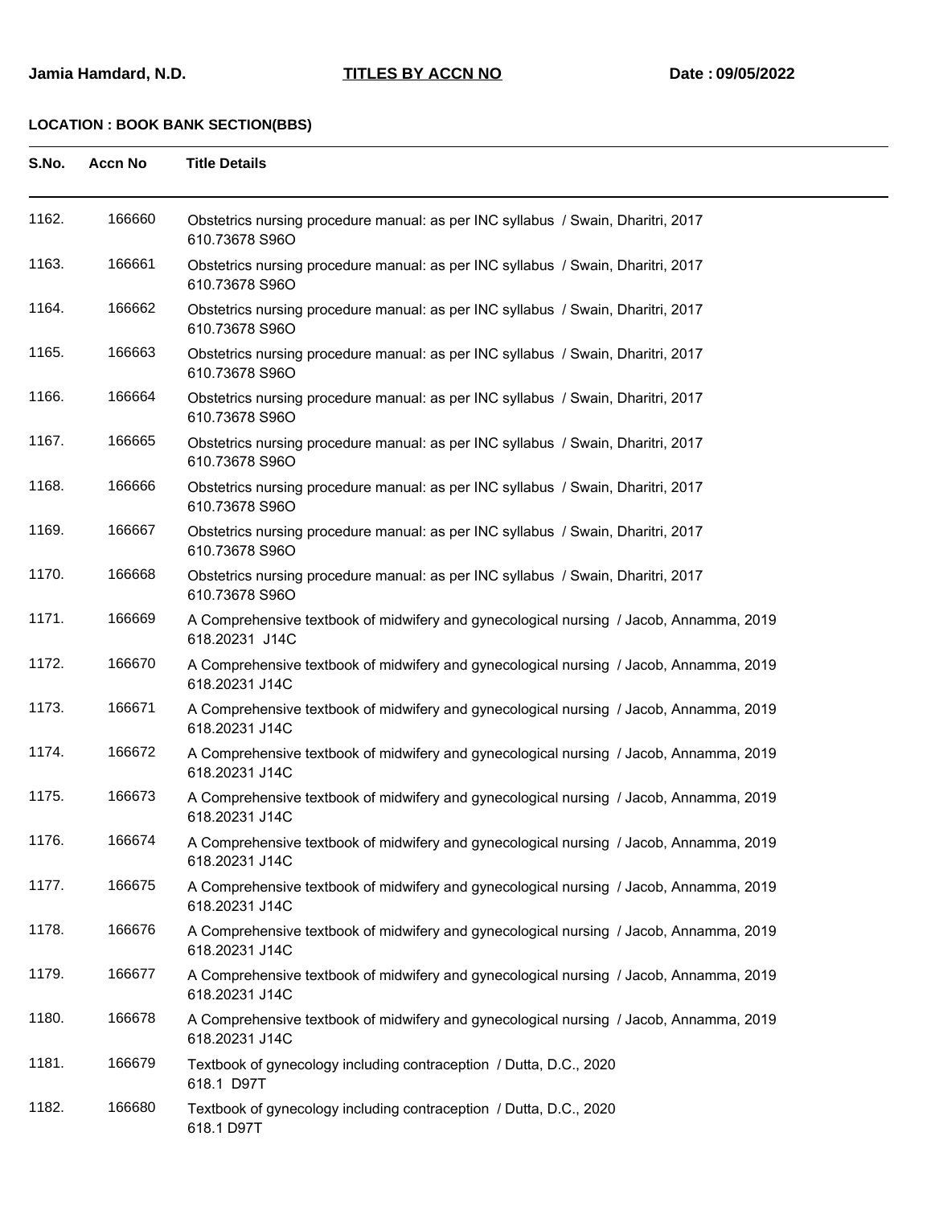Jamia Hamdard, N.D. **TITLES BY ACCN NO** Date : 09/05/2022

**LOCATION : BOOK BANK SECTION(BBS)**

| S.No. | Accn No | Title Details |
|---|---|---|
| 1162. | 166660 | Obstetrics nursing procedure manual: as per INC syllabus / Swain, Dharitri, 2017<br>610.73678 S96O |
| 1163. | 166661 | Obstetrics nursing procedure manual: as per INC syllabus / Swain, Dharitri, 2017<br>610.73678 S96O |
| 1164. | 166662 | Obstetrics nursing procedure manual: as per INC syllabus / Swain, Dharitri, 2017<br>610.73678 S96O |
| 1165. | 166663 | Obstetrics nursing procedure manual: as per INC syllabus / Swain, Dharitri, 2017<br>610.73678 S96O |
| 1166. | 166664 | Obstetrics nursing procedure manual: as per INC syllabus / Swain, Dharitri, 2017<br>610.73678 S96O |
| 1167. | 166665 | Obstetrics nursing procedure manual: as per INC syllabus / Swain, Dharitri, 2017<br>610.73678 S96O |
| 1168. | 166666 | Obstetrics nursing procedure manual: as per INC syllabus / Swain, Dharitri, 2017<br>610.73678 S96O |
| 1169. | 166667 | Obstetrics nursing procedure manual: as per INC syllabus / Swain, Dharitri, 2017<br>610.73678 S96O |
| 1170. | 166668 | Obstetrics nursing procedure manual: as per INC syllabus / Swain, Dharitri, 2017<br>610.73678 S96O |
| 1171. | 166669 | A Comprehensive textbook of midwifery and gynecological nursing / Jacob, Annamma, 2019<br>618.20231 J14C |
| 1172. | 166670 | A Comprehensive textbook of midwifery and gynecological nursing / Jacob, Annamma, 2019<br>618.20231 J14C |
| 1173. | 166671 | A Comprehensive textbook of midwifery and gynecological nursing / Jacob, Annamma, 2019<br>618.20231 J14C |
| 1174. | 166672 | A Comprehensive textbook of midwifery and gynecological nursing / Jacob, Annamma, 2019<br>618.20231 J14C |
| 1175. | 166673 | A Comprehensive textbook of midwifery and gynecological nursing / Jacob, Annamma, 2019<br>618.20231 J14C |
| 1176. | 166674 | A Comprehensive textbook of midwifery and gynecological nursing / Jacob, Annamma, 2019<br>618.20231 J14C |
| 1177. | 166675 | A Comprehensive textbook of midwifery and gynecological nursing / Jacob, Annamma, 2019<br>618.20231 J14C |
| 1178. | 166676 | A Comprehensive textbook of midwifery and gynecological nursing / Jacob, Annamma, 2019<br>618.20231 J14C |
| 1179. | 166677 | A Comprehensive textbook of midwifery and gynecological nursing / Jacob, Annamma, 2019<br>618.20231 J14C |
| 1180. | 166678 | A Comprehensive textbook of midwifery and gynecological nursing / Jacob, Annamma, 2019<br>618.20231 J14C |
| 1181. | 166679 | Textbook of gynecology including contraception / Dutta, D.C., 2020<br>618.1 D97T |
| 1182. | 166680 | Textbook of gynecology including contraception / Dutta, D.C., 2020<br>618.1 D97T |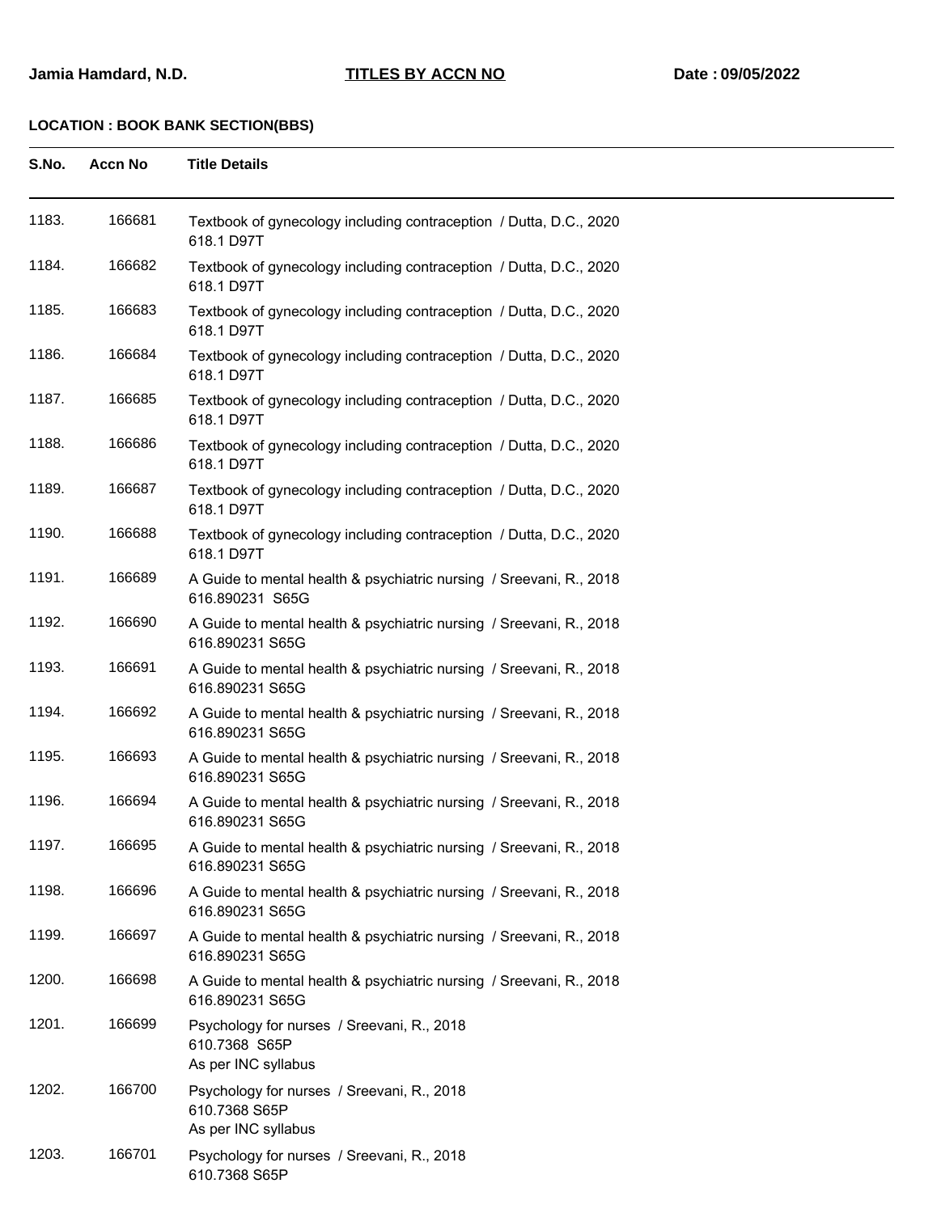**Jamia Hamdard, N.D.** **TITLES BY ACCN NO** **Date : 09/05/2022**

**LOCATION : BOOK BANK SECTION(BBS)**

| S.No. | Accn No | Title Details |
|---|---|---|
| 1183. | 166681 | Textbook of gynecology including contraception / Dutta, D.C., 2020<br>618.1 D97T |
| 1184. | 166682 | Textbook of gynecology including contraception / Dutta, D.C., 2020<br>618.1 D97T |
| 1185. | 166683 | Textbook of gynecology including contraception / Dutta, D.C., 2020<br>618.1 D97T |
| 1186. | 166684 | Textbook of gynecology including contraception / Dutta, D.C., 2020<br>618.1 D97T |
| 1187. | 166685 | Textbook of gynecology including contraception / Dutta, D.C., 2020<br>618.1 D97T |
| 1188. | 166686 | Textbook of gynecology including contraception / Dutta, D.C., 2020<br>618.1 D97T |
| 1189. | 166687 | Textbook of gynecology including contraception / Dutta, D.C., 2020<br>618.1 D97T |
| 1190. | 166688 | Textbook of gynecology including contraception / Dutta, D.C., 2020<br>618.1 D97T |
| 1191. | 166689 | A Guide to mental health & psychiatric nursing / Sreevani, R., 2018<br>616.890231 S65G |
| 1192. | 166690 | A Guide to mental health & psychiatric nursing / Sreevani, R., 2018<br>616.890231 S65G |
| 1193. | 166691 | A Guide to mental health & psychiatric nursing / Sreevani, R., 2018<br>616.890231 S65G |
| 1194. | 166692 | A Guide to mental health & psychiatric nursing / Sreevani, R., 2018<br>616.890231 S65G |
| 1195. | 166693 | A Guide to mental health & psychiatric nursing / Sreevani, R., 2018<br>616.890231 S65G |
| 1196. | 166694 | A Guide to mental health & psychiatric nursing / Sreevani, R., 2018<br>616.890231 S65G |
| 1197. | 166695 | A Guide to mental health & psychiatric nursing / Sreevani, R., 2018<br>616.890231 S65G |
| 1198. | 166696 | A Guide to mental health & psychiatric nursing / Sreevani, R., 2018<br>616.890231 S65G |
| 1199. | 166697 | A Guide to mental health & psychiatric nursing / Sreevani, R., 2018<br>616.890231 S65G |
| 1200. | 166698 | A Guide to mental health & psychiatric nursing / Sreevani, R., 2018<br>616.890231 S65G |
| 1201. | 166699 | Psychology for nurses / Sreevani, R., 2018<br>610.7368 S65P<br>As per INC syllabus |
| 1202. | 166700 | Psychology for nurses / Sreevani, R., 2018<br>610.7368 S65P<br>As per INC syllabus |
| 1203. | 166701 | Psychology for nurses / Sreevani, R., 2018<br>610.7368 S65P |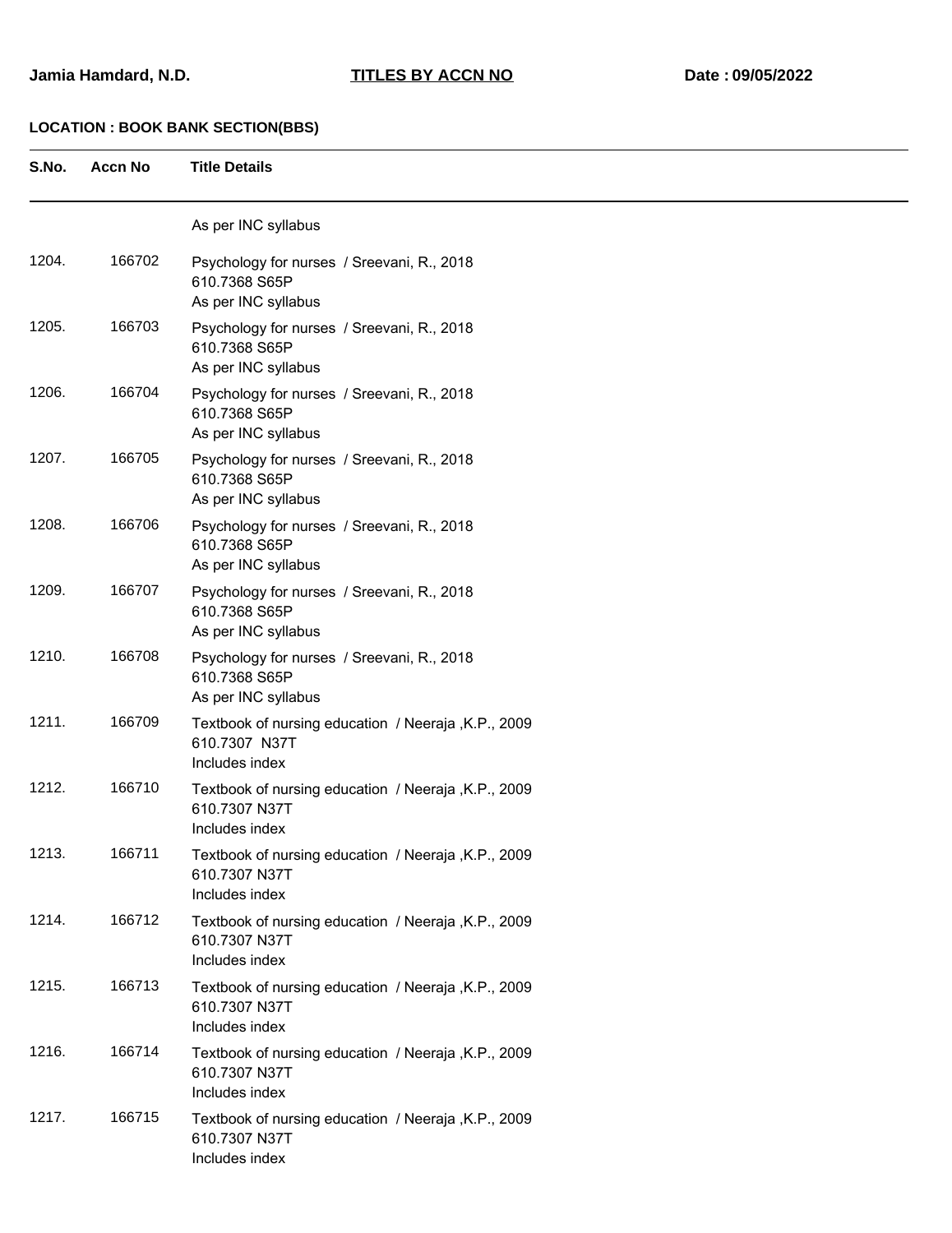**Jamia Hamdard, N.D.** **TITLES BY ACCN NO** **Date : 09/05/2022**

**LOCATION : BOOK BANK SECTION(BBS)**

| S.No. | Accn No | Title Details |
|---|---|---|
| | | As per INC syllabus |
| 1204. | 166702 | Psychology for nurses / Sreevani, R., 2018<br>610.7368 S65P<br>As per INC syllabus |
| 1205. | 166703 | Psychology for nurses / Sreevani, R., 2018<br>610.7368 S65P<br>As per INC syllabus |
| 1206. | 166704 | Psychology for nurses / Sreevani, R., 2018<br>610.7368 S65P<br>As per INC syllabus |
| 1207. | 166705 | Psychology for nurses / Sreevani, R., 2018<br>610.7368 S65P<br>As per INC syllabus |
| 1208. | 166706 | Psychology for nurses / Sreevani, R., 2018<br>610.7368 S65P<br>As per INC syllabus |
| 1209. | 166707 | Psychology for nurses / Sreevani, R., 2018<br>610.7368 S65P<br>As per INC syllabus |
| 1210. | 166708 | Psychology for nurses / Sreevani, R., 2018<br>610.7368 S65P<br>As per INC syllabus |
| 1211. | 166709 | Textbook of nursing education / Neeraja ,K.P., 2009<br>610.7307 N37T<br>Includes index |
| 1212. | 166710 | Textbook of nursing education / Neeraja ,K.P., 2009<br>610.7307 N37T<br>Includes index |
| 1213. | 166711 | Textbook of nursing education / Neeraja ,K.P., 2009<br>610.7307 N37T<br>Includes index |
| 1214. | 166712 | Textbook of nursing education / Neeraja ,K.P., 2009<br>610.7307 N37T<br>Includes index |
| 1215. | 166713 | Textbook of nursing education / Neeraja ,K.P., 2009<br>610.7307 N37T<br>Includes index |
| 1216. | 166714 | Textbook of nursing education / Neeraja ,K.P., 2009<br>610.7307 N37T<br>Includes index |
| 1217. | 166715 | Textbook of nursing education / Neeraja ,K.P., 2009<br>610.7307 N37T<br>Includes index |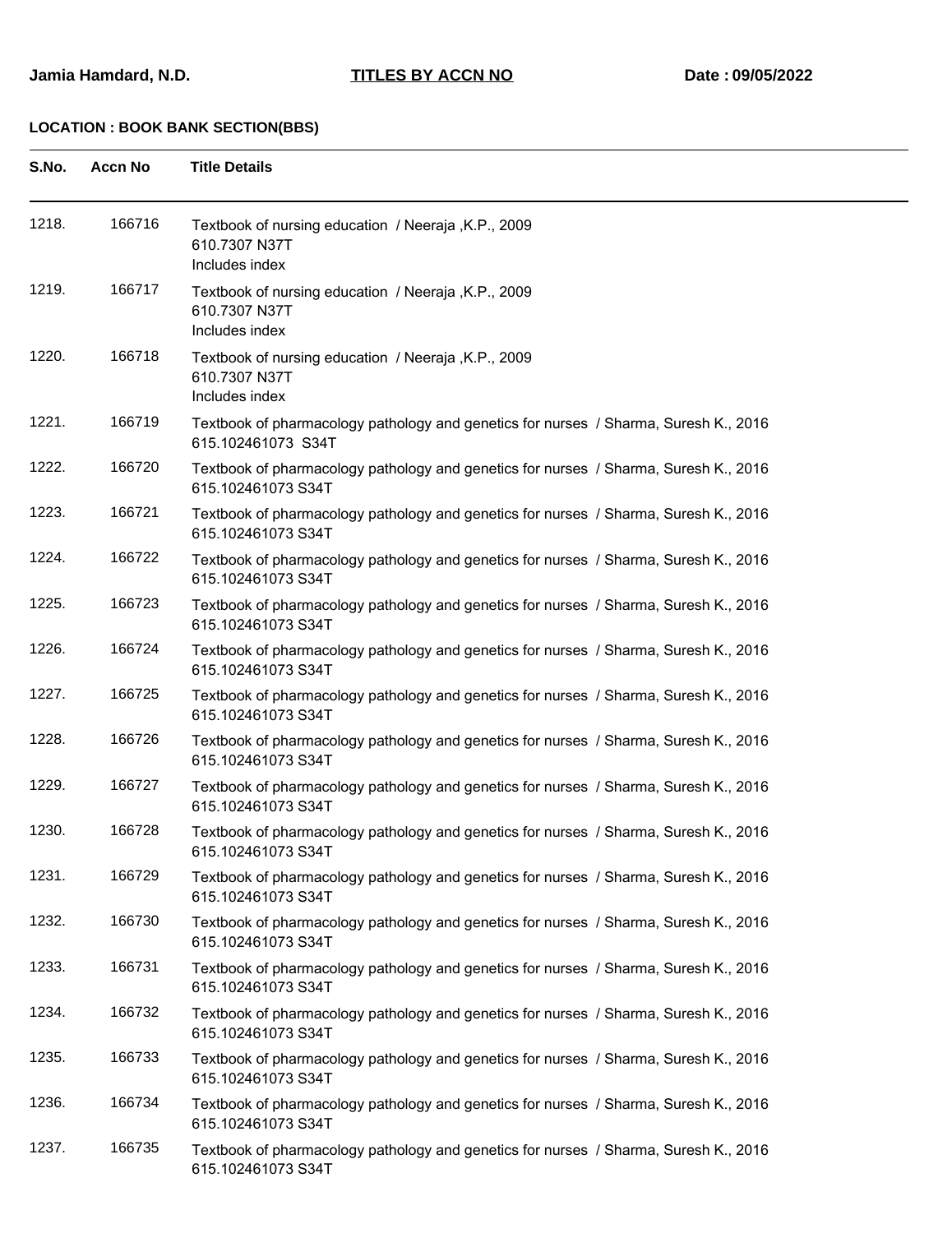**Jamia Hamdard, N.D.** **TITLES BY ACCN NO** **Date : 09/05/2022**

**LOCATION : BOOK BANK SECTION(BBS)**

| S.No. | Accn No | Title Details |
|---|---|---|
| 1218. | 166716 | Textbook of nursing education / Neeraja ,K.P., 2009<br>610.7307 N37T<br>Includes index |
| 1219. | 166717 | Textbook of nursing education / Neeraja ,K.P., 2009<br>610.7307 N37T<br>Includes index |
| 1220. | 166718 | Textbook of nursing education / Neeraja ,K.P., 2009<br>610.7307 N37T<br>Includes index |
| 1221. | 166719 | Textbook of pharmacology pathology and genetics for nurses / Sharma, Suresh K., 2016<br>615.102461073 S34T |
| 1222. | 166720 | Textbook of pharmacology pathology and genetics for nurses / Sharma, Suresh K., 2016<br>615.102461073 S34T |
| 1223. | 166721 | Textbook of pharmacology pathology and genetics for nurses / Sharma, Suresh K., 2016<br>615.102461073 S34T |
| 1224. | 166722 | Textbook of pharmacology pathology and genetics for nurses / Sharma, Suresh K., 2016<br>615.102461073 S34T |
| 1225. | 166723 | Textbook of pharmacology pathology and genetics for nurses / Sharma, Suresh K., 2016<br>615.102461073 S34T |
| 1226. | 166724 | Textbook of pharmacology pathology and genetics for nurses / Sharma, Suresh K., 2016<br>615.102461073 S34T |
| 1227. | 166725 | Textbook of pharmacology pathology and genetics for nurses / Sharma, Suresh K., 2016<br>615.102461073 S34T |
| 1228. | 166726 | Textbook of pharmacology pathology and genetics for nurses / Sharma, Suresh K., 2016<br>615.102461073 S34T |
| 1229. | 166727 | Textbook of pharmacology pathology and genetics for nurses / Sharma, Suresh K., 2016<br>615.102461073 S34T |
| 1230. | 166728 | Textbook of pharmacology pathology and genetics for nurses / Sharma, Suresh K., 2016<br>615.102461073 S34T |
| 1231. | 166729 | Textbook of pharmacology pathology and genetics for nurses / Sharma, Suresh K., 2016<br>615.102461073 S34T |
| 1232. | 166730 | Textbook of pharmacology pathology and genetics for nurses / Sharma, Suresh K., 2016<br>615.102461073 S34T |
| 1233. | 166731 | Textbook of pharmacology pathology and genetics for nurses / Sharma, Suresh K., 2016<br>615.102461073 S34T |
| 1234. | 166732 | Textbook of pharmacology pathology and genetics for nurses / Sharma, Suresh K., 2016<br>615.102461073 S34T |
| 1235. | 166733 | Textbook of pharmacology pathology and genetics for nurses / Sharma, Suresh K., 2016<br>615.102461073 S34T |
| 1236. | 166734 | Textbook of pharmacology pathology and genetics for nurses / Sharma, Suresh K., 2016<br>615.102461073 S34T |
| 1237. | 166735 | Textbook of pharmacology pathology and genetics for nurses / Sharma, Suresh K., 2016<br>615.102461073 S34T |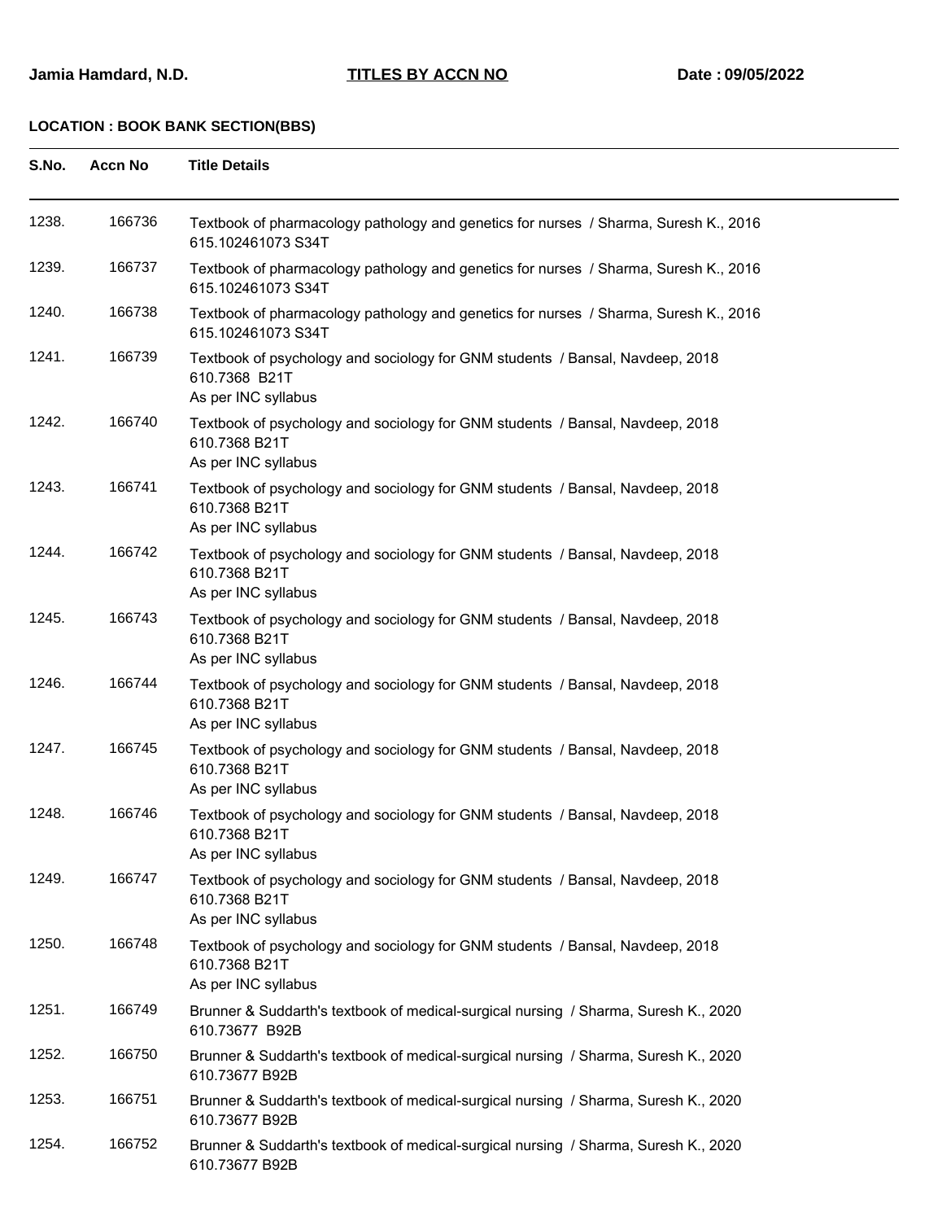**Jamia Hamdard, N.D.** **TITLES BY ACCN NO** **Date : 09/05/2022**

**LOCATION : BOOK BANK SECTION(BBS)**

| S.No. | Accn No | Title Details |
|---|---|---|
| 1238. | 166736 | Textbook of pharmacology pathology and genetics for nurses / Sharma, Suresh K., 2016<br>615.102461073 S34T |
| 1239. | 166737 | Textbook of pharmacology pathology and genetics for nurses / Sharma, Suresh K., 2016<br>615.102461073 S34T |
| 1240. | 166738 | Textbook of pharmacology pathology and genetics for nurses / Sharma, Suresh K., 2016<br>615.102461073 S34T |
| 1241. | 166739 | Textbook of psychology and sociology for GNM students / Bansal, Navdeep, 2018<br>610.7368 B21T<br>As per INC syllabus |
| 1242. | 166740 | Textbook of psychology and sociology for GNM students / Bansal, Navdeep, 2018<br>610.7368 B21T<br>As per INC syllabus |
| 1243. | 166741 | Textbook of psychology and sociology for GNM students / Bansal, Navdeep, 2018<br>610.7368 B21T<br>As per INC syllabus |
| 1244. | 166742 | Textbook of psychology and sociology for GNM students / Bansal, Navdeep, 2018<br>610.7368 B21T<br>As per INC syllabus |
| 1245. | 166743 | Textbook of psychology and sociology for GNM students / Bansal, Navdeep, 2018<br>610.7368 B21T<br>As per INC syllabus |
| 1246. | 166744 | Textbook of psychology and sociology for GNM students / Bansal, Navdeep, 2018<br>610.7368 B21T<br>As per INC syllabus |
| 1247. | 166745 | Textbook of psychology and sociology for GNM students / Bansal, Navdeep, 2018<br>610.7368 B21T<br>As per INC syllabus |
| 1248. | 166746 | Textbook of psychology and sociology for GNM students / Bansal, Navdeep, 2018<br>610.7368 B21T<br>As per INC syllabus |
| 1249. | 166747 | Textbook of psychology and sociology for GNM students / Bansal, Navdeep, 2018<br>610.7368 B21T<br>As per INC syllabus |
| 1250. | 166748 | Textbook of psychology and sociology for GNM students / Bansal, Navdeep, 2018<br>610.7368 B21T<br>As per INC syllabus |
| 1251. | 166749 | Brunner & Suddarth's textbook of medical-surgical nursing / Sharma, Suresh K., 2020<br>610.73677 B92B |
| 1252. | 166750 | Brunner & Suddarth's textbook of medical-surgical nursing / Sharma, Suresh K., 2020<br>610.73677 B92B |
| 1253. | 166751 | Brunner & Suddarth's textbook of medical-surgical nursing / Sharma, Suresh K., 2020<br>610.73677 B92B |
| 1254. | 166752 | Brunner & Suddarth's textbook of medical-surgical nursing / Sharma, Suresh K., 2020<br>610.73677 B92B |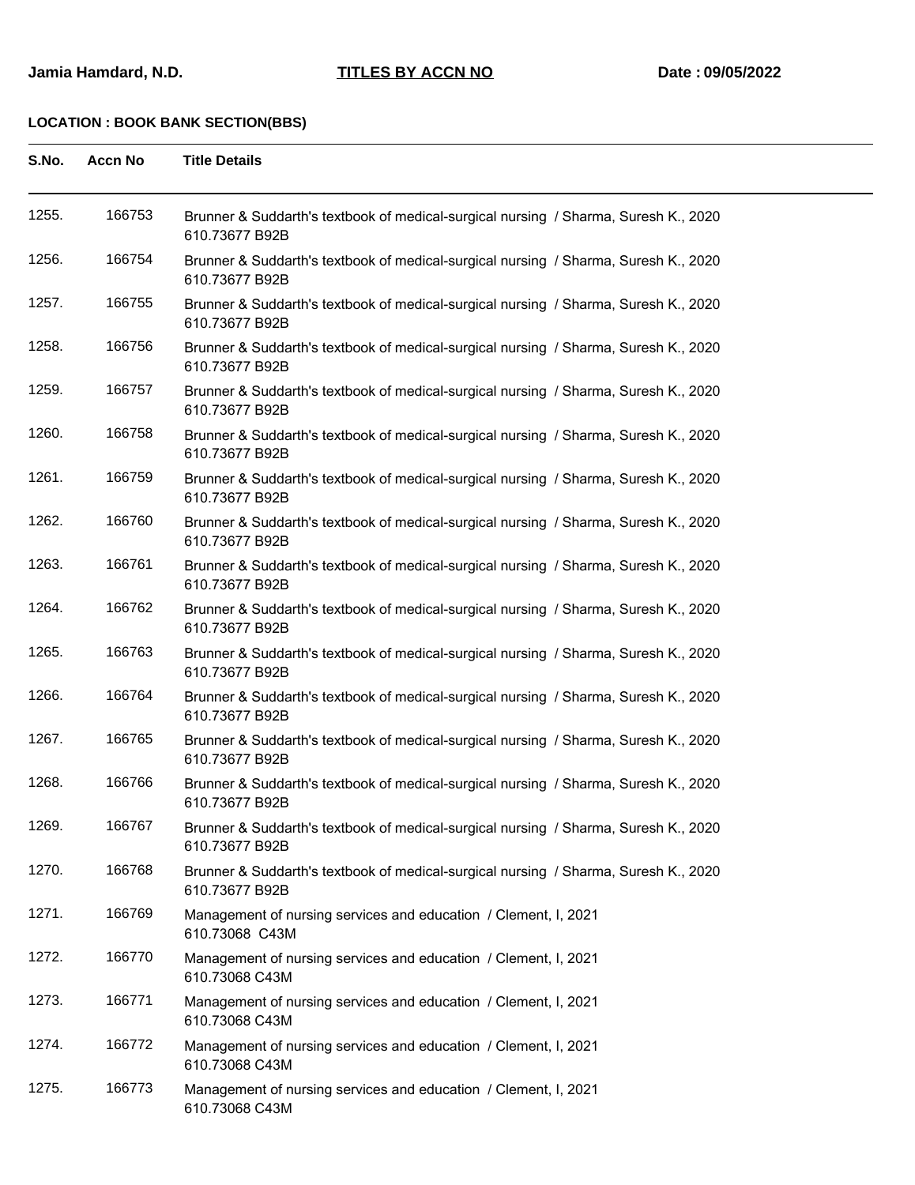**Jamia Hamdard, N.D.** **TITLES BY ACCN NO** **Date : 09/05/2022**

**LOCATION : BOOK BANK SECTION(BBS)**

| S.No. | Accn No | Title Details |
|---|---|---|
| 1255. | 166753 | Brunner & Suddarth's textbook of medical-surgical nursing / Sharma, Suresh K., 2020<br>610.73677 B92B |
| 1256. | 166754 | Brunner & Suddarth's textbook of medical-surgical nursing / Sharma, Suresh K., 2020<br>610.73677 B92B |
| 1257. | 166755 | Brunner & Suddarth's textbook of medical-surgical nursing / Sharma, Suresh K., 2020<br>610.73677 B92B |
| 1258. | 166756 | Brunner & Suddarth's textbook of medical-surgical nursing / Sharma, Suresh K., 2020<br>610.73677 B92B |
| 1259. | 166757 | Brunner & Suddarth's textbook of medical-surgical nursing / Sharma, Suresh K., 2020<br>610.73677 B92B |
| 1260. | 166758 | Brunner & Suddarth's textbook of medical-surgical nursing / Sharma, Suresh K., 2020<br>610.73677 B92B |
| 1261. | 166759 | Brunner & Suddarth's textbook of medical-surgical nursing / Sharma, Suresh K., 2020<br>610.73677 B92B |
| 1262. | 166760 | Brunner & Suddarth's textbook of medical-surgical nursing / Sharma, Suresh K., 2020<br>610.73677 B92B |
| 1263. | 166761 | Brunner & Suddarth's textbook of medical-surgical nursing / Sharma, Suresh K., 2020<br>610.73677 B92B |
| 1264. | 166762 | Brunner & Suddarth's textbook of medical-surgical nursing / Sharma, Suresh K., 2020<br>610.73677 B92B |
| 1265. | 166763 | Brunner & Suddarth's textbook of medical-surgical nursing / Sharma, Suresh K., 2020<br>610.73677 B92B |
| 1266. | 166764 | Brunner & Suddarth's textbook of medical-surgical nursing / Sharma, Suresh K., 2020<br>610.73677 B92B |
| 1267. | 166765 | Brunner & Suddarth's textbook of medical-surgical nursing / Sharma, Suresh K., 2020<br>610.73677 B92B |
| 1268. | 166766 | Brunner & Suddarth's textbook of medical-surgical nursing / Sharma, Suresh K., 2020<br>610.73677 B92B |
| 1269. | 166767 | Brunner & Suddarth's textbook of medical-surgical nursing / Sharma, Suresh K., 2020<br>610.73677 B92B |
| 1270. | 166768 | Brunner & Suddarth's textbook of medical-surgical nursing / Sharma, Suresh K., 2020<br>610.73677 B92B |
| 1271. | 166769 | Management of nursing services and education / Clement, I, 2021<br>610.73068 C43M |
| 1272. | 166770 | Management of nursing services and education / Clement, I, 2021<br>610.73068 C43M |
| 1273. | 166771 | Management of nursing services and education / Clement, I, 2021<br>610.73068 C43M |
| 1274. | 166772 | Management of nursing services and education / Clement, I, 2021<br>610.73068 C43M |
| 1275. | 166773 | Management of nursing services and education / Clement, I, 2021<br>610.73068 C43M |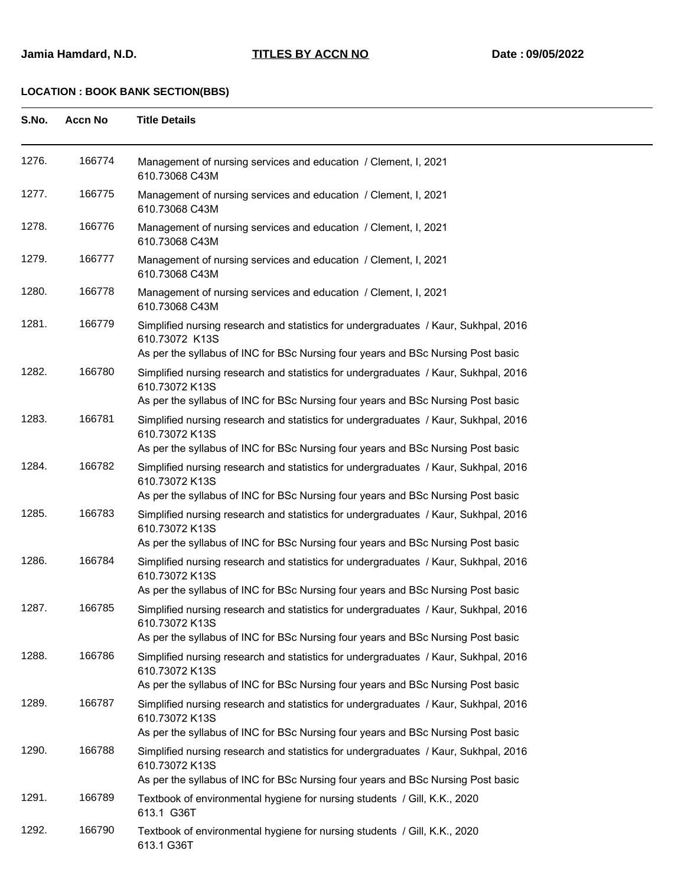**Jamia Hamdard, N.D.** **TITLES BY ACCN NO** **Date : 09/05/2022**

**LOCATION : BOOK BANK SECTION(BBS)**

| S.No. | Accn No | Title Details |
|---|---|---|
| 1276. | 166774 | Management of nursing services and education / Clement, I, 2021<br>610.73068 C43M |
| 1277. | 166775 | Management of nursing services and education / Clement, I, 2021<br>610.73068 C43M |
| 1278. | 166776 | Management of nursing services and education / Clement, I, 2021<br>610.73068 C43M |
| 1279. | 166777 | Management of nursing services and education / Clement, I, 2021<br>610.73068 C43M |
| 1280. | 166778 | Management of nursing services and education / Clement, I, 2021<br>610.73068 C43M |
| 1281. | 166779 | Simplified nursing research and statistics for undergraduates / Kaur, Sukhpal, 2016<br>610.73072 K13S<br>As per the syllabus of INC for BSc Nursing four years and BSc Nursing Post basic |
| 1282. | 166780 | Simplified nursing research and statistics for undergraduates / Kaur, Sukhpal, 2016<br>610.73072 K13S<br>As per the syllabus of INC for BSc Nursing four years and BSc Nursing Post basic |
| 1283. | 166781 | Simplified nursing research and statistics for undergraduates / Kaur, Sukhpal, 2016<br>610.73072 K13S<br>As per the syllabus of INC for BSc Nursing four years and BSc Nursing Post basic |
| 1284. | 166782 | Simplified nursing research and statistics for undergraduates / Kaur, Sukhpal, 2016<br>610.73072 K13S<br>As per the syllabus of INC for BSc Nursing four years and BSc Nursing Post basic |
| 1285. | 166783 | Simplified nursing research and statistics for undergraduates / Kaur, Sukhpal, 2016<br>610.73072 K13S<br>As per the syllabus of INC for BSc Nursing four years and BSc Nursing Post basic |
| 1286. | 166784 | Simplified nursing research and statistics for undergraduates / Kaur, Sukhpal, 2016<br>610.73072 K13S<br>As per the syllabus of INC for BSc Nursing four years and BSc Nursing Post basic |
| 1287. | 166785 | Simplified nursing research and statistics for undergraduates / Kaur, Sukhpal, 2016<br>610.73072 K13S<br>As per the syllabus of INC for BSc Nursing four years and BSc Nursing Post basic |
| 1288. | 166786 | Simplified nursing research and statistics for undergraduates / Kaur, Sukhpal, 2016<br>610.73072 K13S<br>As per the syllabus of INC for BSc Nursing four years and BSc Nursing Post basic |
| 1289. | 166787 | Simplified nursing research and statistics for undergraduates / Kaur, Sukhpal, 2016<br>610.73072 K13S<br>As per the syllabus of INC for BSc Nursing four years and BSc Nursing Post basic |
| 1290. | 166788 | Simplified nursing research and statistics for undergraduates / Kaur, Sukhpal, 2016<br>610.73072 K13S<br>As per the syllabus of INC for BSc Nursing four years and BSc Nursing Post basic |
| 1291. | 166789 | Textbook of environmental hygiene for nursing students / Gill, K.K., 2020<br>613.1 G36T |
| 1292. | 166790 | Textbook of environmental hygiene for nursing students / Gill, K.K., 2020<br>613.1 G36T |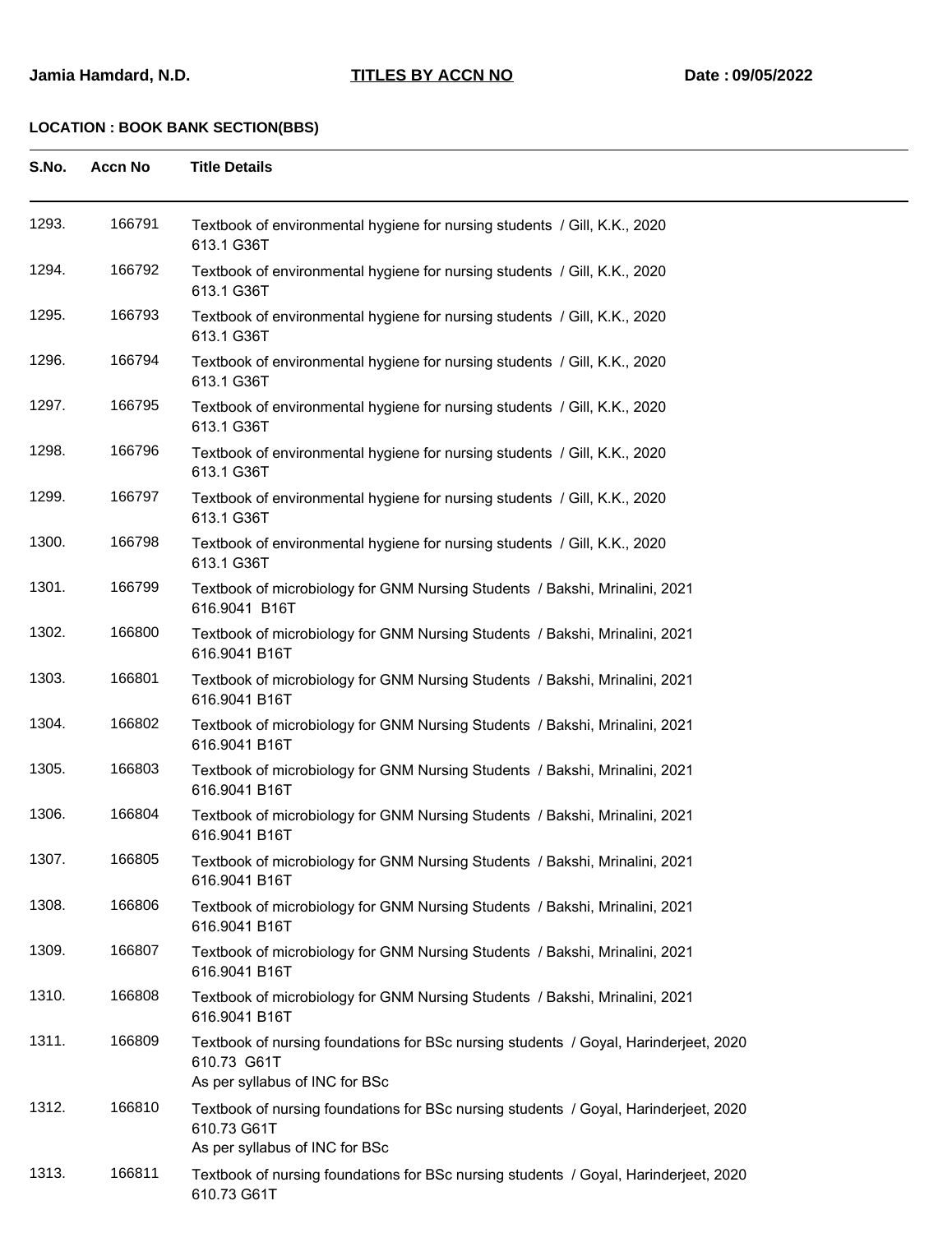**Jamia Hamdard, N.D.** **TITLES BY ACCN NO** **Date : 09/05/2022**

**LOCATION : BOOK BANK SECTION(BBS)**

| S.No. | Accn No | Title Details |
|---|---|---|
| 1293. | 166791 | Textbook of environmental hygiene for nursing students / Gill, K.K., 2020<br>613.1 G36T |
| 1294. | 166792 | Textbook of environmental hygiene for nursing students / Gill, K.K., 2020<br>613.1 G36T |
| 1295. | 166793 | Textbook of environmental hygiene for nursing students / Gill, K.K., 2020<br>613.1 G36T |
| 1296. | 166794 | Textbook of environmental hygiene for nursing students / Gill, K.K., 2020<br>613.1 G36T |
| 1297. | 166795 | Textbook of environmental hygiene for nursing students / Gill, K.K., 2020<br>613.1 G36T |
| 1298. | 166796 | Textbook of environmental hygiene for nursing students / Gill, K.K., 2020<br>613.1 G36T |
| 1299. | 166797 | Textbook of environmental hygiene for nursing students / Gill, K.K., 2020<br>613.1 G36T |
| 1300. | 166798 | Textbook of environmental hygiene for nursing students / Gill, K.K., 2020<br>613.1 G36T |
| 1301. | 166799 | Textbook of microbiology for GNM Nursing Students / Bakshi, Mrinalini, 2021<br>616.9041 B16T |
| 1302. | 166800 | Textbook of microbiology for GNM Nursing Students / Bakshi, Mrinalini, 2021<br>616.9041 B16T |
| 1303. | 166801 | Textbook of microbiology for GNM Nursing Students / Bakshi, Mrinalini, 2021<br>616.9041 B16T |
| 1304. | 166802 | Textbook of microbiology for GNM Nursing Students / Bakshi, Mrinalini, 2021<br>616.9041 B16T |
| 1305. | 166803 | Textbook of microbiology for GNM Nursing Students / Bakshi, Mrinalini, 2021<br>616.9041 B16T |
| 1306. | 166804 | Textbook of microbiology for GNM Nursing Students / Bakshi, Mrinalini, 2021<br>616.9041 B16T |
| 1307. | 166805 | Textbook of microbiology for GNM Nursing Students / Bakshi, Mrinalini, 2021<br>616.9041 B16T |
| 1308. | 166806 | Textbook of microbiology for GNM Nursing Students / Bakshi, Mrinalini, 2021<br>616.9041 B16T |
| 1309. | 166807 | Textbook of microbiology for GNM Nursing Students / Bakshi, Mrinalini, 2021<br>616.9041 B16T |
| 1310. | 166808 | Textbook of microbiology for GNM Nursing Students / Bakshi, Mrinalini, 2021<br>616.9041 B16T |
| 1311. | 166809 | Textbook of nursing foundations for BSc nursing students / Goyal, Harinderjeet, 2020<br>610.73 G61T<br>As per syllabus of INC for BSc |
| 1312. | 166810 | Textbook of nursing foundations for BSc nursing students / Goyal, Harinderjeet, 2020<br>610.73 G61T<br>As per syllabus of INC for BSc |
| 1313. | 166811 | Textbook of nursing foundations for BSc nursing students / Goyal, Harinderjeet, 2020<br>610.73 G61T |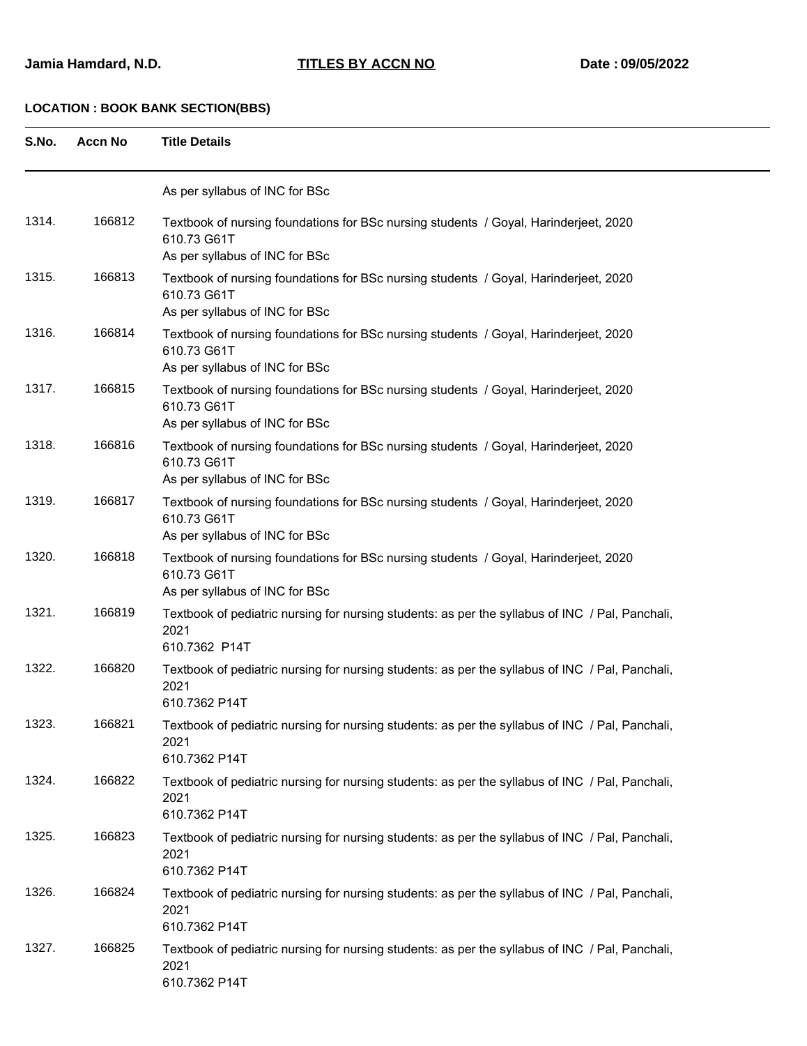**Jamia Hamdard, N.D.** **TITLES BY ACCN NO** **Date : 09/05/2022**

**LOCATION : BOOK BANK SECTION(BBS)**

| S.No. | Accn No | Title Details |
|---|---|---|
| | | As per syllabus of INC for BSc |
| 1314. | 166812 | Textbook of nursing foundations for BSc nursing students / Goyal, Harinderjeet, 2020<br>610.73 G61T<br>As per syllabus of INC for BSc |
| 1315. | 166813 | Textbook of nursing foundations for BSc nursing students / Goyal, Harinderjeet, 2020<br>610.73 G61T<br>As per syllabus of INC for BSc |
| 1316. | 166814 | Textbook of nursing foundations for BSc nursing students / Goyal, Harinderjeet, 2020<br>610.73 G61T<br>As per syllabus of INC for BSc |
| 1317. | 166815 | Textbook of nursing foundations for BSc nursing students / Goyal, Harinderjeet, 2020<br>610.73 G61T<br>As per syllabus of INC for BSc |
| 1318. | 166816 | Textbook of nursing foundations for BSc nursing students / Goyal, Harinderjeet, 2020<br>610.73 G61T<br>As per syllabus of INC for BSc |
| 1319. | 166817 | Textbook of nursing foundations for BSc nursing students / Goyal, Harinderjeet, 2020<br>610.73 G61T<br>As per syllabus of INC for BSc |
| 1320. | 166818 | Textbook of nursing foundations for BSc nursing students / Goyal, Harinderjeet, 2020<br>610.73 G61T<br>As per syllabus of INC for BSc |
| 1321. | 166819 | Textbook of pediatric nursing for nursing students: as per the syllabus of INC / Pal, Panchali, 2021<br>610.7362 P14T |
| 1322. | 166820 | Textbook of pediatric nursing for nursing students: as per the syllabus of INC / Pal, Panchali, 2021<br>610.7362 P14T |
| 1323. | 166821 | Textbook of pediatric nursing for nursing students: as per the syllabus of INC / Pal, Panchali, 2021<br>610.7362 P14T |
| 1324. | 166822 | Textbook of pediatric nursing for nursing students: as per the syllabus of INC / Pal, Panchali, 2021<br>610.7362 P14T |
| 1325. | 166823 | Textbook of pediatric nursing for nursing students: as per the syllabus of INC / Pal, Panchali, 2021<br>610.7362 P14T |
| 1326. | 166824 | Textbook of pediatric nursing for nursing students: as per the syllabus of INC / Pal, Panchali, 2021<br>610.7362 P14T |
| 1327. | 166825 | Textbook of pediatric nursing for nursing students: as per the syllabus of INC / Pal, Panchali, 2021<br>610.7362 P14T |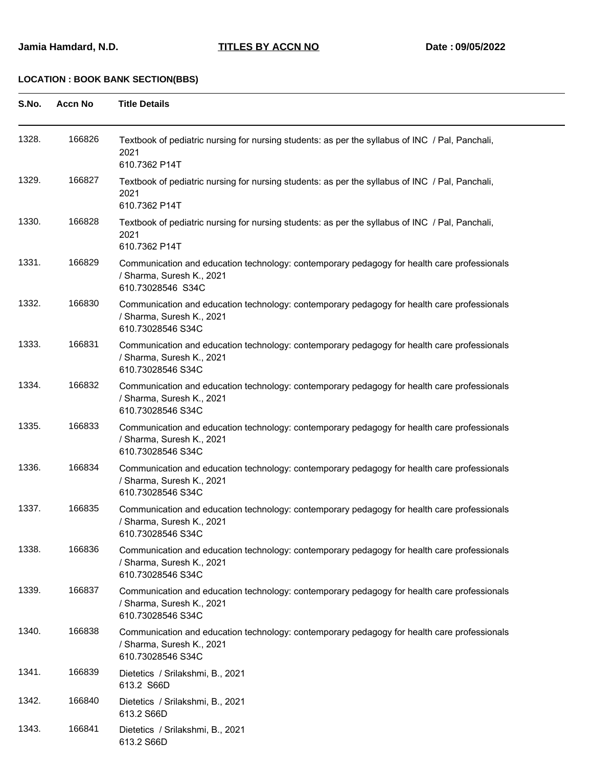**Jamia Hamdard, N.D.** **TITLES BY ACCN NO** **Date : 09/05/2022**

**LOCATION : BOOK BANK SECTION(BBS)**

| S.No. | Accn No | Title Details |
|---|---|---|
| 1328. | 166826 | Textbook of pediatric nursing for nursing students: as per the syllabus of INC / Pal, Panchali, 2021<br>610.7362 P14T |
| 1329. | 166827 | Textbook of pediatric nursing for nursing students: as per the syllabus of INC / Pal, Panchali, 2021<br>610.7362 P14T |
| 1330. | 166828 | Textbook of pediatric nursing for nursing students: as per the syllabus of INC / Pal, Panchali, 2021<br>610.7362 P14T |
| 1331. | 166829 | Communication and education technology: contemporary pedagogy for health care professionals / Sharma, Suresh K., 2021<br>610.73028546 S34C |
| 1332. | 166830 | Communication and education technology: contemporary pedagogy for health care professionals / Sharma, Suresh K., 2021<br>610.73028546 S34C |
| 1333. | 166831 | Communication and education technology: contemporary pedagogy for health care professionals / Sharma, Suresh K., 2021<br>610.73028546 S34C |
| 1334. | 166832 | Communication and education technology: contemporary pedagogy for health care professionals / Sharma, Suresh K., 2021<br>610.73028546 S34C |
| 1335. | 166833 | Communication and education technology: contemporary pedagogy for health care professionals / Sharma, Suresh K., 2021<br>610.73028546 S34C |
| 1336. | 166834 | Communication and education technology: contemporary pedagogy for health care professionals / Sharma, Suresh K., 2021<br>610.73028546 S34C |
| 1337. | 166835 | Communication and education technology: contemporary pedagogy for health care professionals / Sharma, Suresh K., 2021<br>610.73028546 S34C |
| 1338. | 166836 | Communication and education technology: contemporary pedagogy for health care professionals / Sharma, Suresh K., 2021<br>610.73028546 S34C |
| 1339. | 166837 | Communication and education technology: contemporary pedagogy for health care professionals / Sharma, Suresh K., 2021<br>610.73028546 S34C |
| 1340. | 166838 | Communication and education technology: contemporary pedagogy for health care professionals / Sharma, Suresh K., 2021<br>610.73028546 S34C |
| 1341. | 166839 | Dietetics / Srilakshmi, B., 2021<br>613.2 S66D |
| 1342. | 166840 | Dietetics / Srilakshmi, B., 2021<br>613.2 S66D |
| 1343. | 166841 | Dietetics / Srilakshmi, B., 2021<br>613.2 S66D |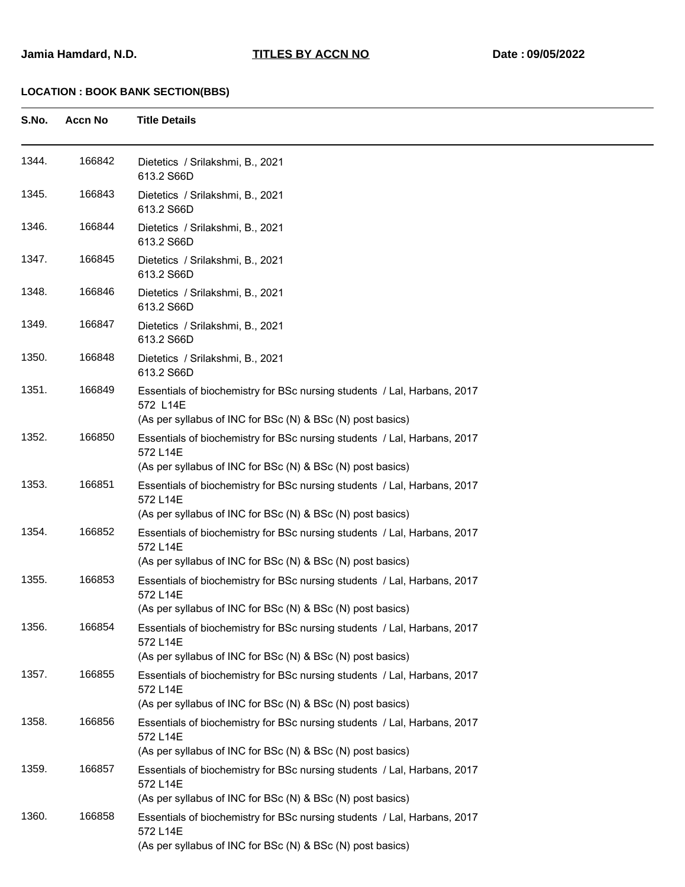**Jamia Hamdard, N.D.** **TITLES BY ACCN NO** **Date : 09/05/2022**

**LOCATION : BOOK BANK SECTION(BBS)**

| S.No. | Accn No | Title Details |
|---|---|---|
| 1344. | 166842 | Dietetics / Srilakshmi, B., 2021<br>613.2 S66D |
| 1345. | 166843 | Dietetics / Srilakshmi, B., 2021<br>613.2 S66D |
| 1346. | 166844 | Dietetics / Srilakshmi, B., 2021<br>613.2 S66D |
| 1347. | 166845 | Dietetics / Srilakshmi, B., 2021<br>613.2 S66D |
| 1348. | 166846 | Dietetics / Srilakshmi, B., 2021<br>613.2 S66D |
| 1349. | 166847 | Dietetics / Srilakshmi, B., 2021<br>613.2 S66D |
| 1350. | 166848 | Dietetics / Srilakshmi, B., 2021<br>613.2 S66D |
| 1351. | 166849 | Essentials of biochemistry for BSc nursing students / Lal, Harbans, 2017<br>572 L14E<br>(As per syllabus of INC for BSc (N) & BSc (N) post basics) |
| 1352. | 166850 | Essentials of biochemistry for BSc nursing students / Lal, Harbans, 2017<br>572 L14E<br>(As per syllabus of INC for BSc (N) & BSc (N) post basics) |
| 1353. | 166851 | Essentials of biochemistry for BSc nursing students / Lal, Harbans, 2017<br>572 L14E<br>(As per syllabus of INC for BSc (N) & BSc (N) post basics) |
| 1354. | 166852 | Essentials of biochemistry for BSc nursing students / Lal, Harbans, 2017<br>572 L14E<br>(As per syllabus of INC for BSc (N) & BSc (N) post basics) |
| 1355. | 166853 | Essentials of biochemistry for BSc nursing students / Lal, Harbans, 2017<br>572 L14E<br>(As per syllabus of INC for BSc (N) & BSc (N) post basics) |
| 1356. | 166854 | Essentials of biochemistry for BSc nursing students / Lal, Harbans, 2017<br>572 L14E<br>(As per syllabus of INC for BSc (N) & BSc (N) post basics) |
| 1357. | 166855 | Essentials of biochemistry for BSc nursing students / Lal, Harbans, 2017<br>572 L14E<br>(As per syllabus of INC for BSc (N) & BSc (N) post basics) |
| 1358. | 166856 | Essentials of biochemistry for BSc nursing students / Lal, Harbans, 2017<br>572 L14E<br>(As per syllabus of INC for BSc (N) & BSc (N) post basics) |
| 1359. | 166857 | Essentials of biochemistry for BSc nursing students / Lal, Harbans, 2017<br>572 L14E<br>(As per syllabus of INC for BSc (N) & BSc (N) post basics) |
| 1360. | 166858 | Essentials of biochemistry for BSc nursing students / Lal, Harbans, 2017<br>572 L14E<br>(As per syllabus of INC for BSc (N) & BSc (N) post basics) |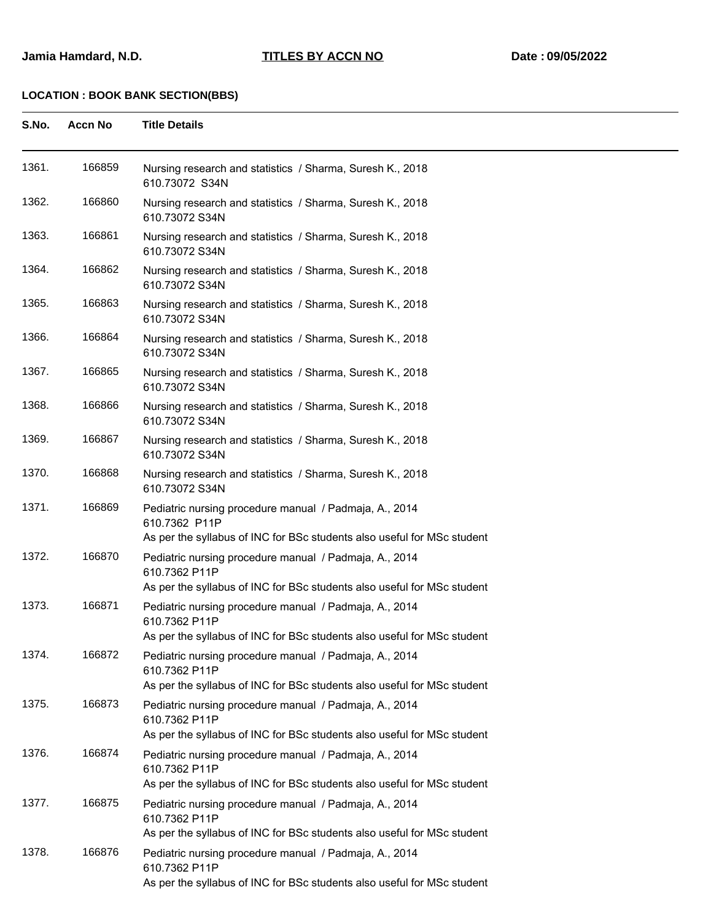**Jamia Hamdard, N.D.** **TITLES BY ACCN NO** **Date : 09/05/2022**

**LOCATION : BOOK BANK SECTION(BBS)**

| S.No. | Accn No | Title Details |
|---|---|---|
| 1361. | 166859 | Nursing research and statistics / Sharma, Suresh K., 2018<br>610.73072 S34N |
| 1362. | 166860 | Nursing research and statistics / Sharma, Suresh K., 2018<br>610.73072 S34N |
| 1363. | 166861 | Nursing research and statistics / Sharma, Suresh K., 2018<br>610.73072 S34N |
| 1364. | 166862 | Nursing research and statistics / Sharma, Suresh K., 2018<br>610.73072 S34N |
| 1365. | 166863 | Nursing research and statistics / Sharma, Suresh K., 2018<br>610.73072 S34N |
| 1366. | 166864 | Nursing research and statistics / Sharma, Suresh K., 2018<br>610.73072 S34N |
| 1367. | 166865 | Nursing research and statistics / Sharma, Suresh K., 2018<br>610.73072 S34N |
| 1368. | 166866 | Nursing research and statistics / Sharma, Suresh K., 2018<br>610.73072 S34N |
| 1369. | 166867 | Nursing research and statistics / Sharma, Suresh K., 2018<br>610.73072 S34N |
| 1370. | 166868 | Nursing research and statistics / Sharma, Suresh K., 2018<br>610.73072 S34N |
| 1371. | 166869 | Pediatric nursing procedure manual / Padmaja, A., 2014<br>610.7362 P11P<br>As per the syllabus of INC for BSc students also useful for MSc student |
| 1372. | 166870 | Pediatric nursing procedure manual / Padmaja, A., 2014<br>610.7362 P11P<br>As per the syllabus of INC for BSc students also useful for MSc student |
| 1373. | 166871 | Pediatric nursing procedure manual / Padmaja, A., 2014<br>610.7362 P11P<br>As per the syllabus of INC for BSc students also useful for MSc student |
| 1374. | 166872 | Pediatric nursing procedure manual / Padmaja, A., 2014<br>610.7362 P11P<br>As per the syllabus of INC for BSc students also useful for MSc student |
| 1375. | 166873 | Pediatric nursing procedure manual / Padmaja, A., 2014<br>610.7362 P11P<br>As per the syllabus of INC for BSc students also useful for MSc student |
| 1376. | 166874 | Pediatric nursing procedure manual / Padmaja, A., 2014<br>610.7362 P11P<br>As per the syllabus of INC for BSc students also useful for MSc student |
| 1377. | 166875 | Pediatric nursing procedure manual / Padmaja, A., 2014<br>610.7362 P11P<br>As per the syllabus of INC for BSc students also useful for MSc student |
| 1378. | 166876 | Pediatric nursing procedure manual / Padmaja, A., 2014<br>610.7362 P11P<br>As per the syllabus of INC for BSc students also useful for MSc student |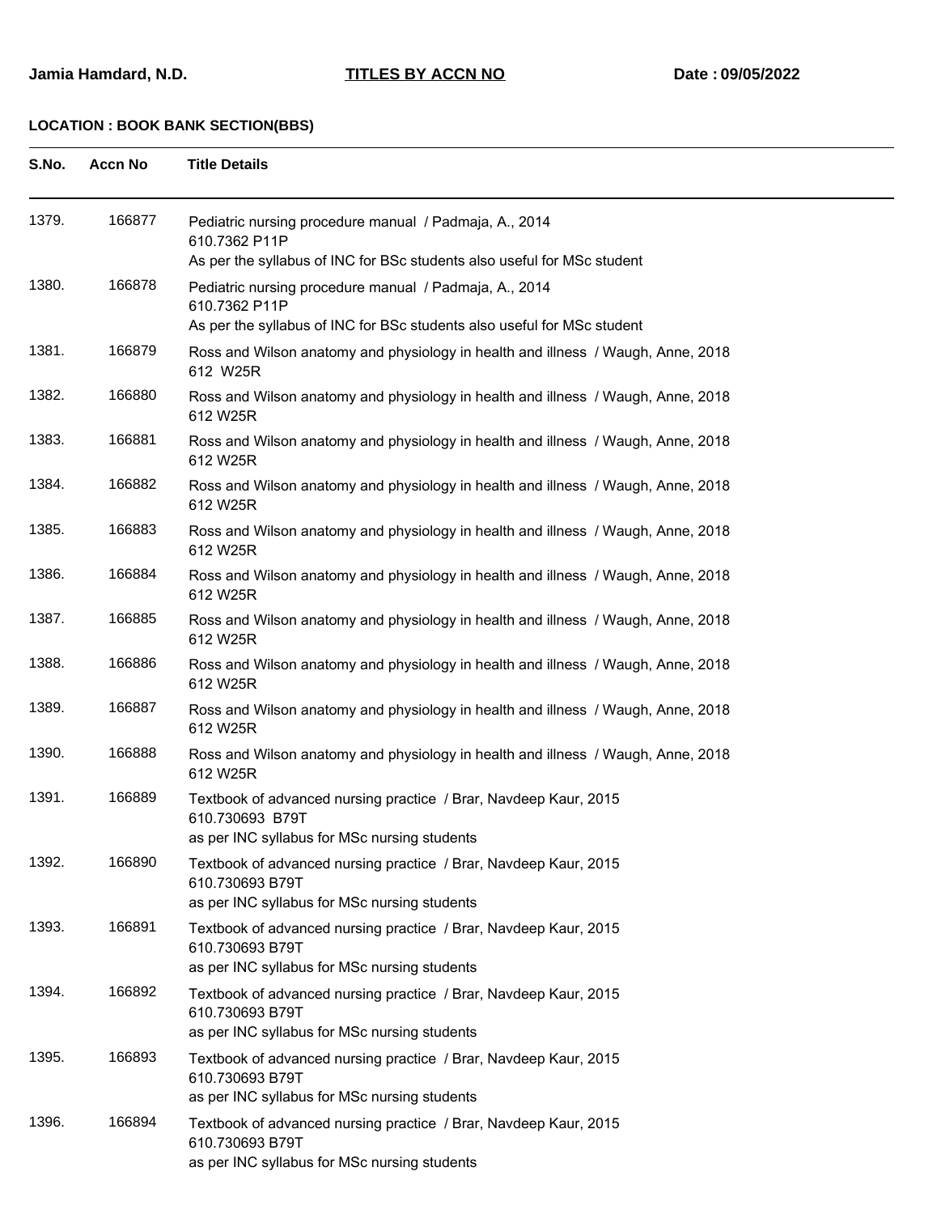**Jamia Hamdard, N.D.** **TITLES BY ACCN NO** **Date : 09/05/2022**

**LOCATION : BOOK BANK SECTION(BBS)**

| S.No. | Accn No | Title Details |
|---|---|---|
| 1379. | 166877 | Pediatric nursing procedure manual / Padmaja, A., 2014<br>610.7362 P11P<br>As per the syllabus of INC for BSc students also useful for MSc student |
| 1380. | 166878 | Pediatric nursing procedure manual / Padmaja, A., 2014<br>610.7362 P11P<br>As per the syllabus of INC for BSc students also useful for MSc student |
| 1381. | 166879 | Ross and Wilson anatomy and physiology in health and illness / Waugh, Anne, 2018<br>612 W25R |
| 1382. | 166880 | Ross and Wilson anatomy and physiology in health and illness / Waugh, Anne, 2018<br>612 W25R |
| 1383. | 166881 | Ross and Wilson anatomy and physiology in health and illness / Waugh, Anne, 2018<br>612 W25R |
| 1384. | 166882 | Ross and Wilson anatomy and physiology in health and illness / Waugh, Anne, 2018<br>612 W25R |
| 1385. | 166883 | Ross and Wilson anatomy and physiology in health and illness / Waugh, Anne, 2018<br>612 W25R |
| 1386. | 166884 | Ross and Wilson anatomy and physiology in health and illness / Waugh, Anne, 2018<br>612 W25R |
| 1387. | 166885 | Ross and Wilson anatomy and physiology in health and illness / Waugh, Anne, 2018<br>612 W25R |
| 1388. | 166886 | Ross and Wilson anatomy and physiology in health and illness / Waugh, Anne, 2018<br>612 W25R |
| 1389. | 166887 | Ross and Wilson anatomy and physiology in health and illness / Waugh, Anne, 2018<br>612 W25R |
| 1390. | 166888 | Ross and Wilson anatomy and physiology in health and illness / Waugh, Anne, 2018<br>612 W25R |
| 1391. | 166889 | Textbook of advanced nursing practice / Brar, Navdeep Kaur, 2015<br>610.730693 B79T<br>as per INC syllabus for MSc nursing students |
| 1392. | 166890 | Textbook of advanced nursing practice / Brar, Navdeep Kaur, 2015<br>610.730693 B79T<br>as per INC syllabus for MSc nursing students |
| 1393. | 166891 | Textbook of advanced nursing practice / Brar, Navdeep Kaur, 2015<br>610.730693 B79T<br>as per INC syllabus for MSc nursing students |
| 1394. | 166892 | Textbook of advanced nursing practice / Brar, Navdeep Kaur, 2015<br>610.730693 B79T<br>as per INC syllabus for MSc nursing students |
| 1395. | 166893 | Textbook of advanced nursing practice / Brar, Navdeep Kaur, 2015<br>610.730693 B79T<br>as per INC syllabus for MSc nursing students |
| 1396. | 166894 | Textbook of advanced nursing practice / Brar, Navdeep Kaur, 2015<br>610.730693 B79T<br>as per INC syllabus for MSc nursing students |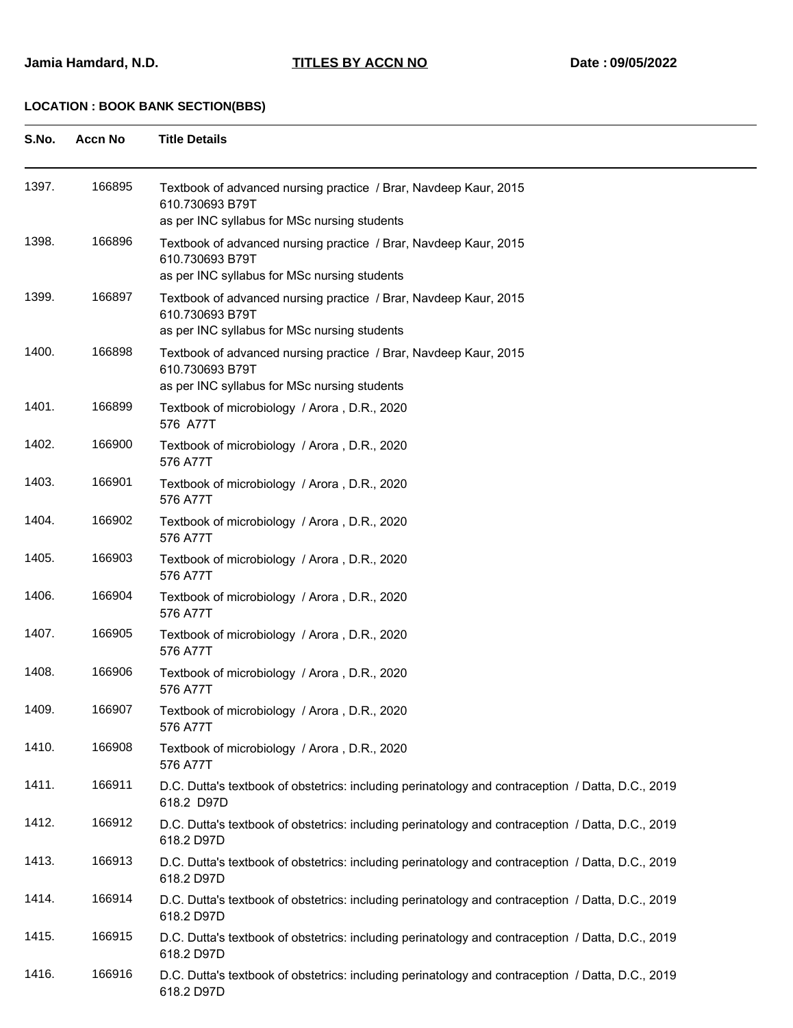**Jamia Hamdard, N.D.** **TITLES BY ACCN NO** **Date : 09/05/2022**

**LOCATION : BOOK BANK SECTION(BBS)**

| S.No. | Accn No | Title Details |
|---|---|---|
| 1397. | 166895 | Textbook of advanced nursing practice / Brar, Navdeep Kaur, 2015<br>610.730693 B79T<br>as per INC syllabus for MSc nursing students |
| 1398. | 166896 | Textbook of advanced nursing practice / Brar, Navdeep Kaur, 2015<br>610.730693 B79T<br>as per INC syllabus for MSc nursing students |
| 1399. | 166897 | Textbook of advanced nursing practice / Brar, Navdeep Kaur, 2015<br>610.730693 B79T<br>as per INC syllabus for MSc nursing students |
| 1400. | 166898 | Textbook of advanced nursing practice / Brar, Navdeep Kaur, 2015<br>610.730693 B79T<br>as per INC syllabus for MSc nursing students |
| 1401. | 166899 | Textbook of microbiology / Arora , D.R., 2020<br>576 A77T |
| 1402. | 166900 | Textbook of microbiology / Arora , D.R., 2020<br>576 A77T |
| 1403. | 166901 | Textbook of microbiology / Arora , D.R., 2020<br>576 A77T |
| 1404. | 166902 | Textbook of microbiology / Arora , D.R., 2020<br>576 A77T |
| 1405. | 166903 | Textbook of microbiology / Arora , D.R., 2020<br>576 A77T |
| 1406. | 166904 | Textbook of microbiology / Arora , D.R., 2020<br>576 A77T |
| 1407. | 166905 | Textbook of microbiology / Arora , D.R., 2020<br>576 A77T |
| 1408. | 166906 | Textbook of microbiology / Arora , D.R., 2020<br>576 A77T |
| 1409. | 166907 | Textbook of microbiology / Arora , D.R., 2020<br>576 A77T |
| 1410. | 166908 | Textbook of microbiology / Arora , D.R., 2020<br>576 A77T |
| 1411. | 166911 | D.C. Dutta's textbook of obstetrics: including perinatology and contraception / Datta, D.C., 2019<br>618.2 D97D |
| 1412. | 166912 | D.C. Dutta's textbook of obstetrics: including perinatology and contraception / Datta, D.C., 2019<br>618.2 D97D |
| 1413. | 166913 | D.C. Dutta's textbook of obstetrics: including perinatology and contraception / Datta, D.C., 2019<br>618.2 D97D |
| 1414. | 166914 | D.C. Dutta's textbook of obstetrics: including perinatology and contraception / Datta, D.C., 2019<br>618.2 D97D |
| 1415. | 166915 | D.C. Dutta's textbook of obstetrics: including perinatology and contraception / Datta, D.C., 2019<br>618.2 D97D |
| 1416. | 166916 | D.C. Dutta's textbook of obstetrics: including perinatology and contraception / Datta, D.C., 2019<br>618.2 D97D |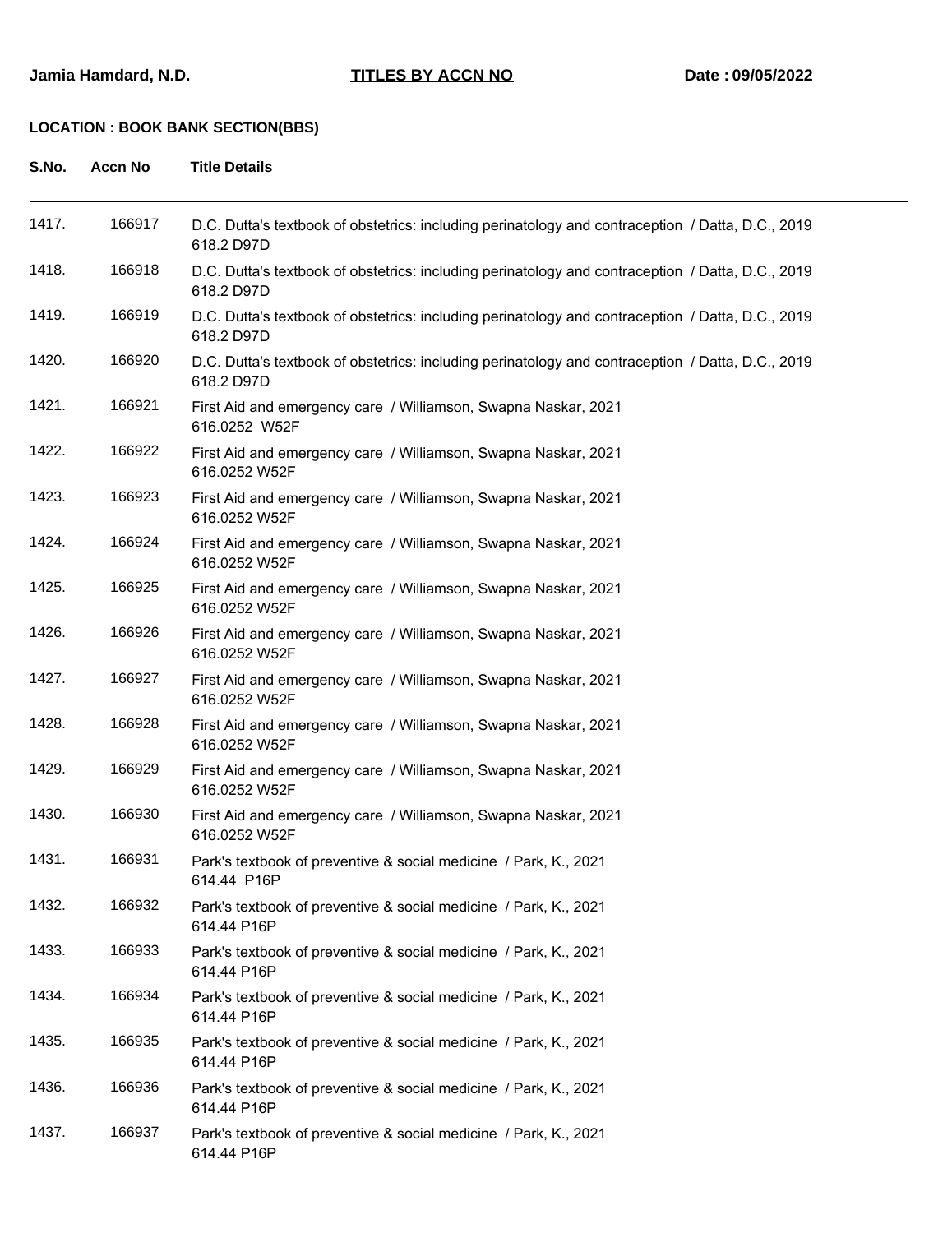**Jamia Hamdard, N.D.** **TITLES BY ACCN NO** **Date : 09/05/2022**

**LOCATION : BOOK BANK SECTION(BBS)**

| S.No. | Accn No | Title Details |
|---|---|---|
| 1417. | 166917 | D.C. Dutta's textbook of obstetrics: including perinatology and contraception / Datta, D.C., 2019<br>618.2 D97D |
| 1418. | 166918 | D.C. Dutta's textbook of obstetrics: including perinatology and contraception / Datta, D.C., 2019<br>618.2 D97D |
| 1419. | 166919 | D.C. Dutta's textbook of obstetrics: including perinatology and contraception / Datta, D.C., 2019<br>618.2 D97D |
| 1420. | 166920 | D.C. Dutta's textbook of obstetrics: including perinatology and contraception / Datta, D.C., 2019<br>618.2 D97D |
| 1421. | 166921 | First Aid and emergency care / Williamson, Swapna Naskar, 2021<br>616.0252 W52F |
| 1422. | 166922 | First Aid and emergency care / Williamson, Swapna Naskar, 2021<br>616.0252 W52F |
| 1423. | 166923 | First Aid and emergency care / Williamson, Swapna Naskar, 2021<br>616.0252 W52F |
| 1424. | 166924 | First Aid and emergency care / Williamson, Swapna Naskar, 2021<br>616.0252 W52F |
| 1425. | 166925 | First Aid and emergency care / Williamson, Swapna Naskar, 2021<br>616.0252 W52F |
| 1426. | 166926 | First Aid and emergency care / Williamson, Swapna Naskar, 2021<br>616.0252 W52F |
| 1427. | 166927 | First Aid and emergency care / Williamson, Swapna Naskar, 2021<br>616.0252 W52F |
| 1428. | 166928 | First Aid and emergency care / Williamson, Swapna Naskar, 2021<br>616.0252 W52F |
| 1429. | 166929 | First Aid and emergency care / Williamson, Swapna Naskar, 2021<br>616.0252 W52F |
| 1430. | 166930 | First Aid and emergency care / Williamson, Swapna Naskar, 2021<br>616.0252 W52F |
| 1431. | 166931 | Park's textbook of preventive & social medicine / Park, K., 2021<br>614.44 P16P |
| 1432. | 166932 | Park's textbook of preventive & social medicine / Park, K., 2021<br>614.44 P16P |
| 1433. | 166933 | Park's textbook of preventive & social medicine / Park, K., 2021<br>614.44 P16P |
| 1434. | 166934 | Park's textbook of preventive & social medicine / Park, K., 2021<br>614.44 P16P |
| 1435. | 166935 | Park's textbook of preventive & social medicine / Park, K., 2021<br>614.44 P16P |
| 1436. | 166936 | Park's textbook of preventive & social medicine / Park, K., 2021<br>614.44 P16P |
| 1437. | 166937 | Park's textbook of preventive & social medicine / Park, K., 2021<br>614.44 P16P |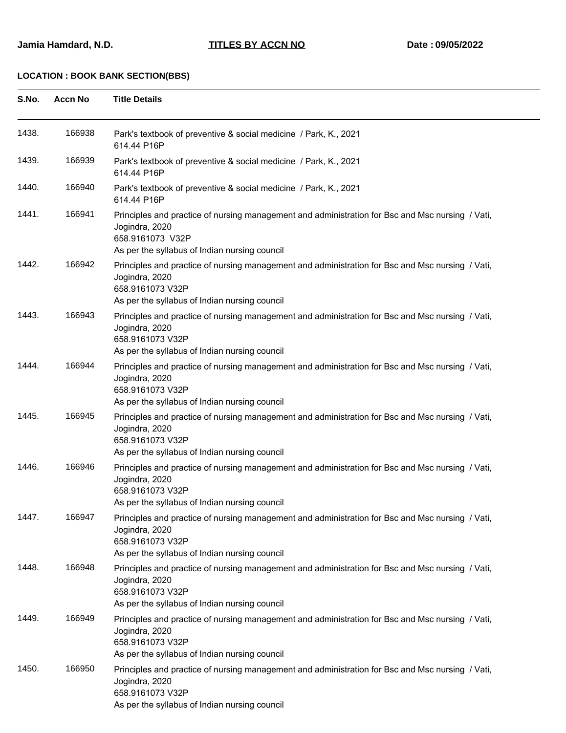**Jamia Hamdard, N.D.** **TITLES BY ACCN NO** **Date : 09/05/2022**

**LOCATION : BOOK BANK SECTION(BBS)**

| S.No. | Accn No | Title Details |
|---|---|---|
| 1438. | 166938 | Park's textbook of preventive & social medicine / Park, K., 2021<br>614.44 P16P |
| 1439. | 166939 | Park's textbook of preventive & social medicine / Park, K., 2021<br>614.44 P16P |
| 1440. | 166940 | Park's textbook of preventive & social medicine / Park, K., 2021<br>614.44 P16P |
| 1441. | 166941 | Principles and practice of nursing management and administration for Bsc and Msc nursing / Vati, Jogindra, 2020<br>658.9161073 V32P<br>As per the syllabus of Indian nursing council |
| 1442. | 166942 | Principles and practice of nursing management and administration for Bsc and Msc nursing / Vati, Jogindra, 2020<br>658.9161073 V32P<br>As per the syllabus of Indian nursing council |
| 1443. | 166943 | Principles and practice of nursing management and administration for Bsc and Msc nursing / Vati, Jogindra, 2020<br>658.9161073 V32P<br>As per the syllabus of Indian nursing council |
| 1444. | 166944 | Principles and practice of nursing management and administration for Bsc and Msc nursing / Vati, Jogindra, 2020<br>658.9161073 V32P<br>As per the syllabus of Indian nursing council |
| 1445. | 166945 | Principles and practice of nursing management and administration for Bsc and Msc nursing / Vati, Jogindra, 2020<br>658.9161073 V32P<br>As per the syllabus of Indian nursing council |
| 1446. | 166946 | Principles and practice of nursing management and administration for Bsc and Msc nursing / Vati, Jogindra, 2020<br>658.9161073 V32P<br>As per the syllabus of Indian nursing council |
| 1447. | 166947 | Principles and practice of nursing management and administration for Bsc and Msc nursing / Vati, Jogindra, 2020<br>658.9161073 V32P<br>As per the syllabus of Indian nursing council |
| 1448. | 166948 | Principles and practice of nursing management and administration for Bsc and Msc nursing / Vati, Jogindra, 2020<br>658.9161073 V32P<br>As per the syllabus of Indian nursing council |
| 1449. | 166949 | Principles and practice of nursing management and administration for Bsc and Msc nursing / Vati, Jogindra, 2020<br>658.9161073 V32P<br>As per the syllabus of Indian nursing council |
| 1450. | 166950 | Principles and practice of nursing management and administration for Bsc and Msc nursing / Vati, Jogindra, 2020<br>658.9161073 V32P<br>As per the syllabus of Indian nursing council |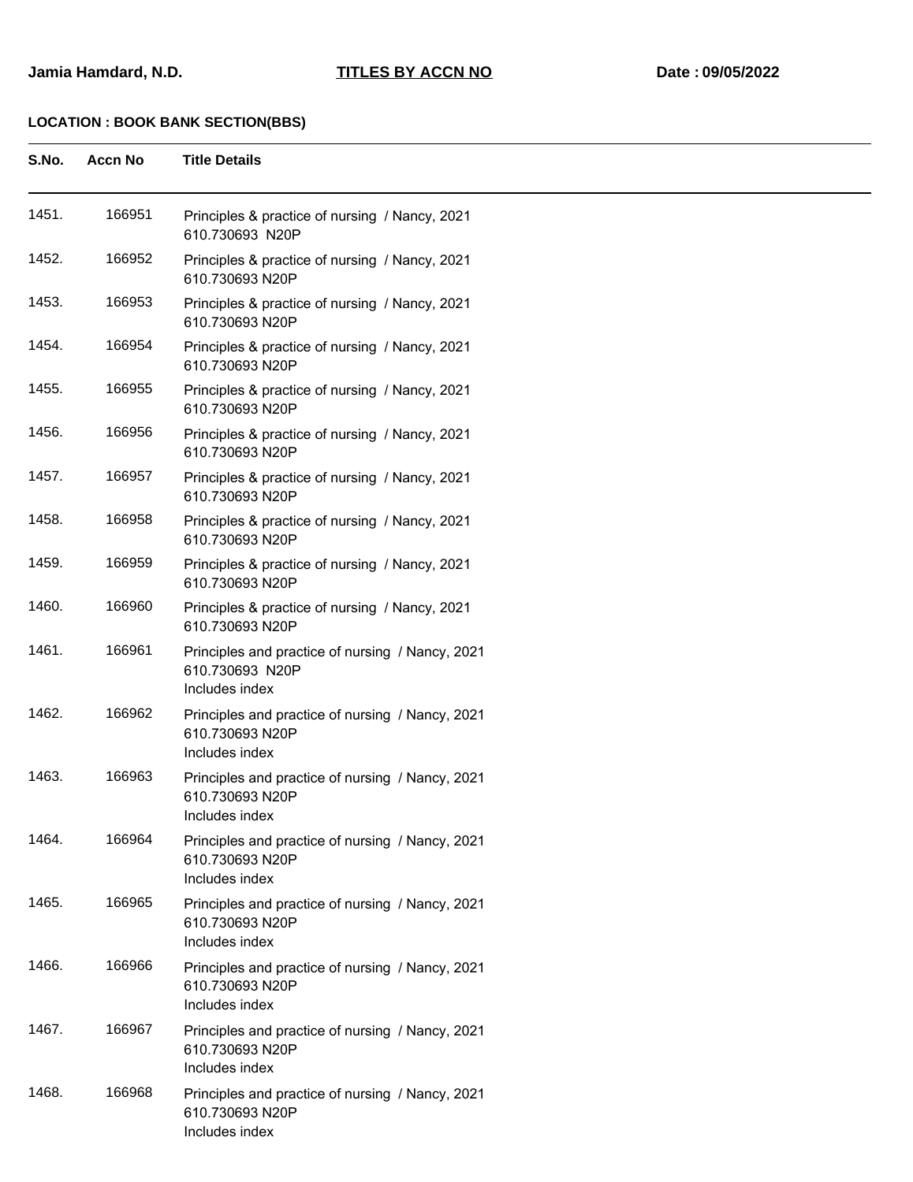**Jamia Hamdard, N.D.** **TITLES BY ACCN NO** **Date : 09/05/2022**

**LOCATION : BOOK BANK SECTION(BBS)**

| S.No. | Accn No | Title Details |
|---|---|---|
| 1451. | 166951 | Principles & practice of nursing / Nancy, 2021<br>610.730693 N20P |
| 1452. | 166952 | Principles & practice of nursing / Nancy, 2021<br>610.730693 N20P |
| 1453. | 166953 | Principles & practice of nursing / Nancy, 2021<br>610.730693 N20P |
| 1454. | 166954 | Principles & practice of nursing / Nancy, 2021<br>610.730693 N20P |
| 1455. | 166955 | Principles & practice of nursing / Nancy, 2021<br>610.730693 N20P |
| 1456. | 166956 | Principles & practice of nursing / Nancy, 2021<br>610.730693 N20P |
| 1457. | 166957 | Principles & practice of nursing / Nancy, 2021<br>610.730693 N20P |
| 1458. | 166958 | Principles & practice of nursing / Nancy, 2021<br>610.730693 N20P |
| 1459. | 166959 | Principles & practice of nursing / Nancy, 2021<br>610.730693 N20P |
| 1460. | 166960 | Principles & practice of nursing / Nancy, 2021<br>610.730693 N20P |
| 1461. | 166961 | Principles and practice of nursing / Nancy, 2021<br>610.730693 N20P<br>Includes index |
| 1462. | 166962 | Principles and practice of nursing / Nancy, 2021<br>610.730693 N20P<br>Includes index |
| 1463. | 166963 | Principles and practice of nursing / Nancy, 2021<br>610.730693 N20P<br>Includes index |
| 1464. | 166964 | Principles and practice of nursing / Nancy, 2021<br>610.730693 N20P<br>Includes index |
| 1465. | 166965 | Principles and practice of nursing / Nancy, 2021<br>610.730693 N20P<br>Includes index |
| 1466. | 166966 | Principles and practice of nursing / Nancy, 2021<br>610.730693 N20P<br>Includes index |
| 1467. | 166967 | Principles and practice of nursing / Nancy, 2021<br>610.730693 N20P<br>Includes index |
| 1468. | 166968 | Principles and practice of nursing / Nancy, 2021<br>610.730693 N20P<br>Includes index |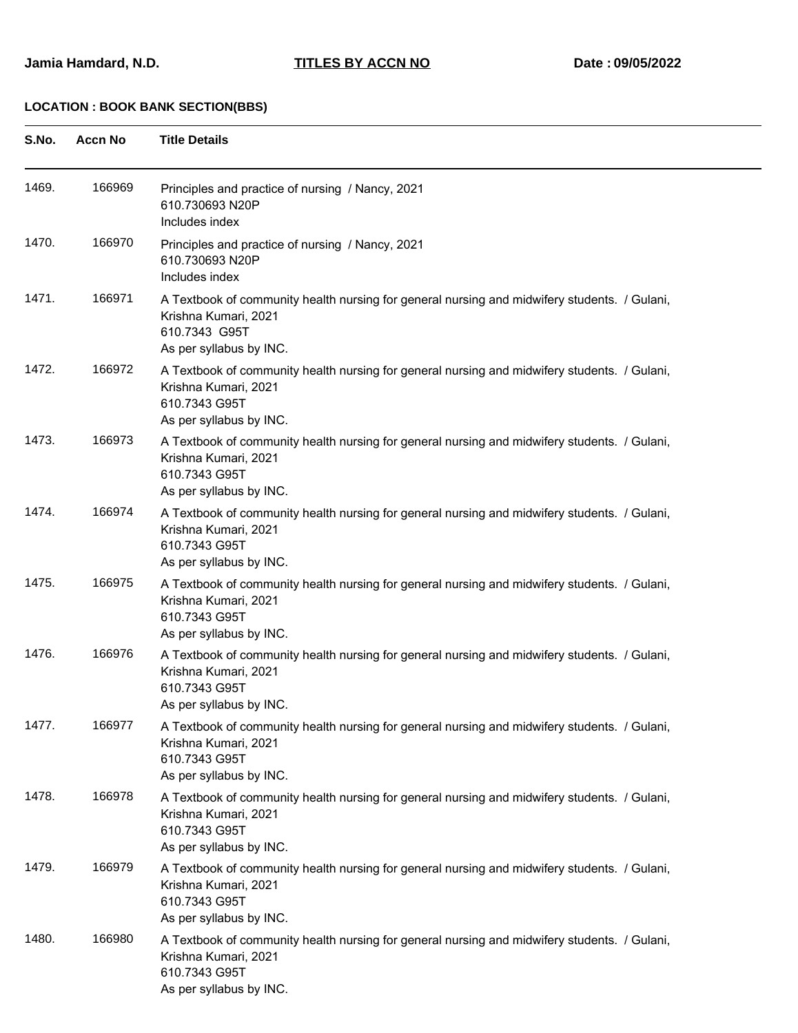**Jamia Hamdard, N.D.** **TITLES BY ACCN NO** **Date : 09/05/2022**

**LOCATION : BOOK BANK SECTION(BBS)**

| S.No. | Accn No | Title Details |
|---|---|---|
| 1469. | 166969 | Principles and practice of nursing / Nancy, 2021<br>610.730693 N20P<br>Includes index |
| 1470. | 166970 | Principles and practice of nursing / Nancy, 2021<br>610.730693 N20P<br>Includes index |
| 1471. | 166971 | A Textbook of community health nursing for general nursing and midwifery students. / Gulani, Krishna Kumari, 2021<br>610.7343 G95T<br>As per syllabus by INC. |
| 1472. | 166972 | A Textbook of community health nursing for general nursing and midwifery students. / Gulani, Krishna Kumari, 2021<br>610.7343 G95T<br>As per syllabus by INC. |
| 1473. | 166973 | A Textbook of community health nursing for general nursing and midwifery students. / Gulani, Krishna Kumari, 2021<br>610.7343 G95T<br>As per syllabus by INC. |
| 1474. | 166974 | A Textbook of community health nursing for general nursing and midwifery students. / Gulani, Krishna Kumari, 2021<br>610.7343 G95T<br>As per syllabus by INC. |
| 1475. | 166975 | A Textbook of community health nursing for general nursing and midwifery students. / Gulani, Krishna Kumari, 2021<br>610.7343 G95T<br>As per syllabus by INC. |
| 1476. | 166976 | A Textbook of community health nursing for general nursing and midwifery students. / Gulani, Krishna Kumari, 2021<br>610.7343 G95T<br>As per syllabus by INC. |
| 1477. | 166977 | A Textbook of community health nursing for general nursing and midwifery students. / Gulani, Krishna Kumari, 2021<br>610.7343 G95T<br>As per syllabus by INC. |
| 1478. | 166978 | A Textbook of community health nursing for general nursing and midwifery students. / Gulani, Krishna Kumari, 2021<br>610.7343 G95T<br>As per syllabus by INC. |
| 1479. | 166979 | A Textbook of community health nursing for general nursing and midwifery students. / Gulani, Krishna Kumari, 2021<br>610.7343 G95T<br>As per syllabus by INC. |
| 1480. | 166980 | A Textbook of community health nursing for general nursing and midwifery students. / Gulani, Krishna Kumari, 2021<br>610.7343 G95T<br>As per syllabus by INC. |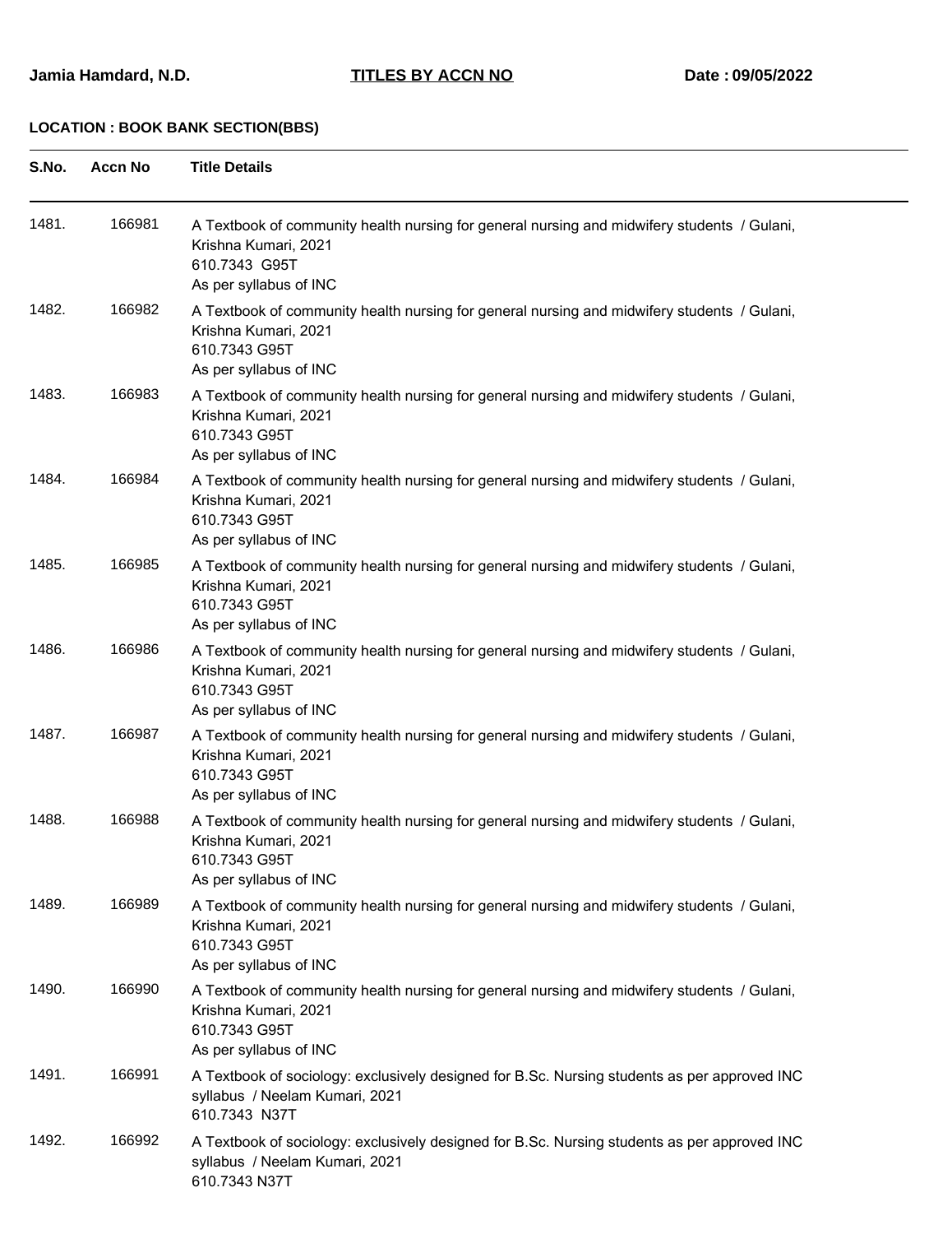**Jamia Hamdard, N.D.** **TITLES BY ACCN NO** **Date : 09/05/2022**

**LOCATION : BOOK BANK SECTION(BBS)**

| S.No. | Accn No | Title Details |
|---|---|---|
| 1481. | 166981 | A Textbook of community health nursing for general nursing and midwifery students / Gulani, Krishna Kumari, 2021<br>610.7343 G95T<br>As per syllabus of INC |
| 1482. | 166982 | A Textbook of community health nursing for general nursing and midwifery students / Gulani, Krishna Kumari, 2021<br>610.7343 G95T<br>As per syllabus of INC |
| 1483. | 166983 | A Textbook of community health nursing for general nursing and midwifery students / Gulani, Krishna Kumari, 2021<br>610.7343 G95T<br>As per syllabus of INC |
| 1484. | 166984 | A Textbook of community health nursing for general nursing and midwifery students / Gulani, Krishna Kumari, 2021<br>610.7343 G95T<br>As per syllabus of INC |
| 1485. | 166985 | A Textbook of community health nursing for general nursing and midwifery students / Gulani, Krishna Kumari, 2021<br>610.7343 G95T<br>As per syllabus of INC |
| 1486. | 166986 | A Textbook of community health nursing for general nursing and midwifery students / Gulani, Krishna Kumari, 2021<br>610.7343 G95T<br>As per syllabus of INC |
| 1487. | 166987 | A Textbook of community health nursing for general nursing and midwifery students / Gulani, Krishna Kumari, 2021<br>610.7343 G95T<br>As per syllabus of INC |
| 1488. | 166988 | A Textbook of community health nursing for general nursing and midwifery students / Gulani, Krishna Kumari, 2021<br>610.7343 G95T<br>As per syllabus of INC |
| 1489. | 166989 | A Textbook of community health nursing for general nursing and midwifery students / Gulani, Krishna Kumari, 2021<br>610.7343 G95T<br>As per syllabus of INC |
| 1490. | 166990 | A Textbook of community health nursing for general nursing and midwifery students / Gulani, Krishna Kumari, 2021<br>610.7343 G95T<br>As per syllabus of INC |
| 1491. | 166991 | A Textbook of sociology: exclusively designed for B.Sc. Nursing students as per approved INC syllabus / Neelam Kumari, 2021<br>610.7343 N37T |
| 1492. | 166992 | A Textbook of sociology: exclusively designed for B.Sc. Nursing students as per approved INC syllabus / Neelam Kumari, 2021<br>610.7343 N37T |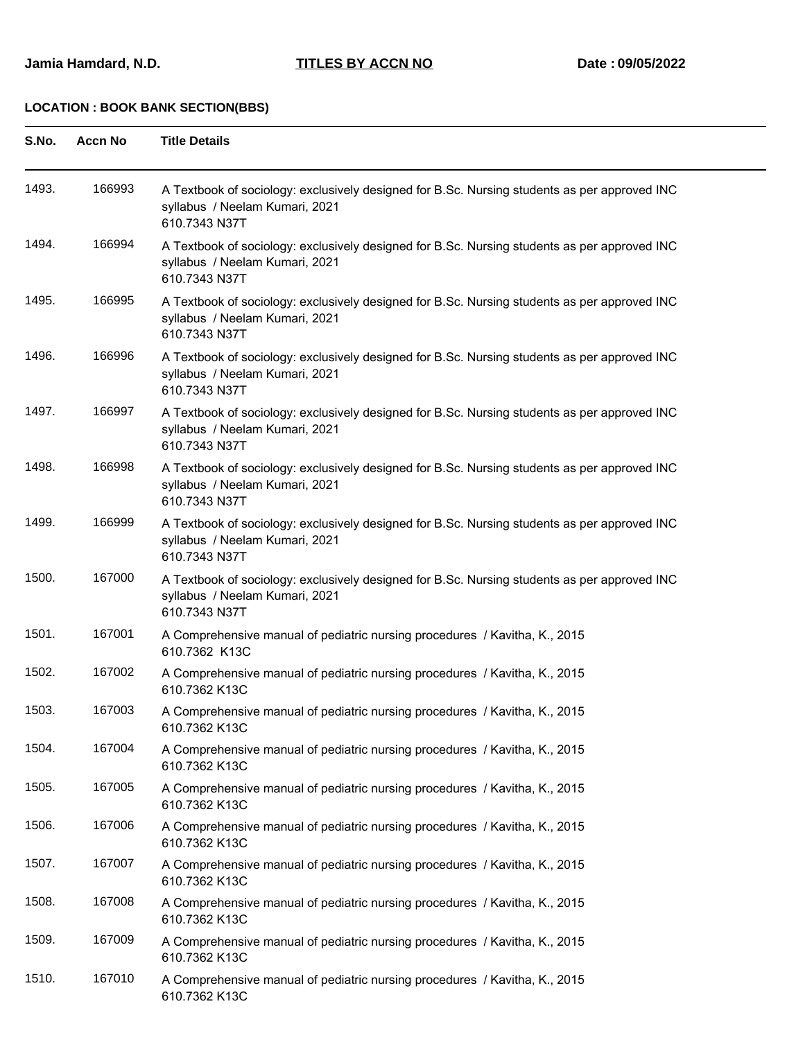**Jamia Hamdard, N.D.** **TITLES BY ACCN NO** **Date : 09/05/2022**

**LOCATION : BOOK BANK SECTION(BBS)**

| S.No. | Accn No | Title Details |
|---|---|---|
| 1493. | 166993 | A Textbook of sociology: exclusively designed for B.Sc. Nursing students as per approved INC syllabus / Neelam Kumari, 2021<br>610.7343 N37T |
| 1494. | 166994 | A Textbook of sociology: exclusively designed for B.Sc. Nursing students as per approved INC syllabus / Neelam Kumari, 2021<br>610.7343 N37T |
| 1495. | 166995 | A Textbook of sociology: exclusively designed for B.Sc. Nursing students as per approved INC syllabus / Neelam Kumari, 2021<br>610.7343 N37T |
| 1496. | 166996 | A Textbook of sociology: exclusively designed for B.Sc. Nursing students as per approved INC syllabus / Neelam Kumari, 2021<br>610.7343 N37T |
| 1497. | 166997 | A Textbook of sociology: exclusively designed for B.Sc. Nursing students as per approved INC syllabus / Neelam Kumari, 2021<br>610.7343 N37T |
| 1498. | 166998 | A Textbook of sociology: exclusively designed for B.Sc. Nursing students as per approved INC syllabus / Neelam Kumari, 2021<br>610.7343 N37T |
| 1499. | 166999 | A Textbook of sociology: exclusively designed for B.Sc. Nursing students as per approved INC syllabus / Neelam Kumari, 2021<br>610.7343 N37T |
| 1500. | 167000 | A Textbook of sociology: exclusively designed for B.Sc. Nursing students as per approved INC syllabus / Neelam Kumari, 2021<br>610.7343 N37T |
| 1501. | 167001 | A Comprehensive manual of pediatric nursing procedures / Kavitha, K., 2015<br>610.7362 K13C |
| 1502. | 167002 | A Comprehensive manual of pediatric nursing procedures / Kavitha, K., 2015<br>610.7362 K13C |
| 1503. | 167003 | A Comprehensive manual of pediatric nursing procedures / Kavitha, K., 2015<br>610.7362 K13C |
| 1504. | 167004 | A Comprehensive manual of pediatric nursing procedures / Kavitha, K., 2015<br>610.7362 K13C |
| 1505. | 167005 | A Comprehensive manual of pediatric nursing procedures / Kavitha, K., 2015<br>610.7362 K13C |
| 1506. | 167006 | A Comprehensive manual of pediatric nursing procedures / Kavitha, K., 2015<br>610.7362 K13C |
| 1507. | 167007 | A Comprehensive manual of pediatric nursing procedures / Kavitha, K., 2015<br>610.7362 K13C |
| 1508. | 167008 | A Comprehensive manual of pediatric nursing procedures / Kavitha, K., 2015<br>610.7362 K13C |
| 1509. | 167009 | A Comprehensive manual of pediatric nursing procedures / Kavitha, K., 2015<br>610.7362 K13C |
| 1510. | 167010 | A Comprehensive manual of pediatric nursing procedures / Kavitha, K., 2015<br>610.7362 K13C |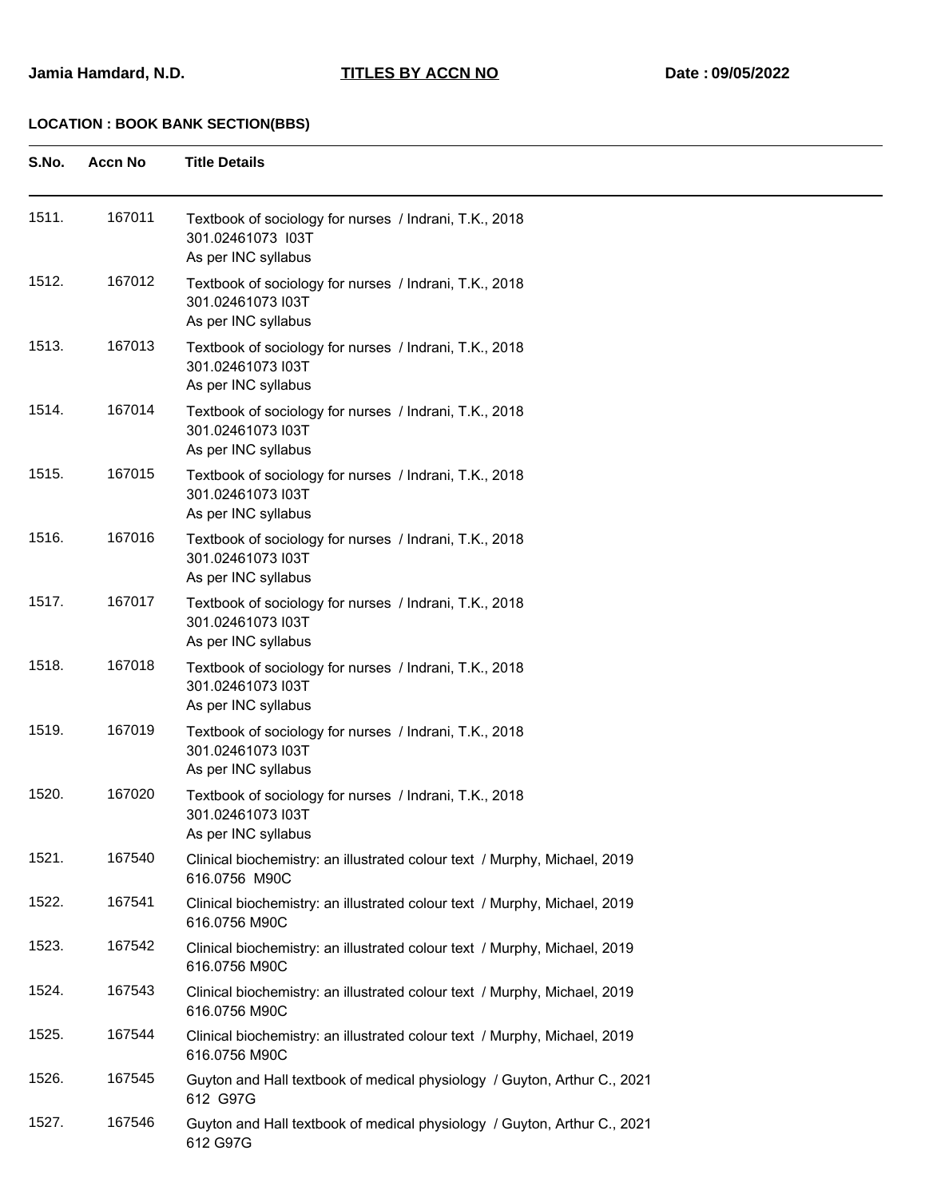**Jamia Hamdard, N.D.** **TITLES BY ACCN NO** **Date : 09/05/2022**

**LOCATION : BOOK BANK SECTION(BBS)**

| S.No. | Accn No | Title Details |
|---|---|---|
| 1511. | 167011 | Textbook of sociology for nurses / Indrani, T.K., 2018<br>301.02461073 I03T<br>As per INC syllabus |
| 1512. | 167012 | Textbook of sociology for nurses / Indrani, T.K., 2018<br>301.02461073 I03T<br>As per INC syllabus |
| 1513. | 167013 | Textbook of sociology for nurses / Indrani, T.K., 2018<br>301.02461073 I03T<br>As per INC syllabus |
| 1514. | 167014 | Textbook of sociology for nurses / Indrani, T.K., 2018<br>301.02461073 I03T<br>As per INC syllabus |
| 1515. | 167015 | Textbook of sociology for nurses / Indrani, T.K., 2018<br>301.02461073 I03T<br>As per INC syllabus |
| 1516. | 167016 | Textbook of sociology for nurses / Indrani, T.K., 2018<br>301.02461073 I03T<br>As per INC syllabus |
| 1517. | 167017 | Textbook of sociology for nurses / Indrani, T.K., 2018<br>301.02461073 I03T<br>As per INC syllabus |
| 1518. | 167018 | Textbook of sociology for nurses / Indrani, T.K., 2018<br>301.02461073 I03T<br>As per INC syllabus |
| 1519. | 167019 | Textbook of sociology for nurses / Indrani, T.K., 2018<br>301.02461073 I03T<br>As per INC syllabus |
| 1520. | 167020 | Textbook of sociology for nurses / Indrani, T.K., 2018<br>301.02461073 I03T<br>As per INC syllabus |
| 1521. | 167540 | Clinical biochemistry: an illustrated colour text / Murphy, Michael, 2019<br>616.0756 M90C |
| 1522. | 167541 | Clinical biochemistry: an illustrated colour text / Murphy, Michael, 2019<br>616.0756 M90C |
| 1523. | 167542 | Clinical biochemistry: an illustrated colour text / Murphy, Michael, 2019<br>616.0756 M90C |
| 1524. | 167543 | Clinical biochemistry: an illustrated colour text / Murphy, Michael, 2019<br>616.0756 M90C |
| 1525. | 167544 | Clinical biochemistry: an illustrated colour text / Murphy, Michael, 2019<br>616.0756 M90C |
| 1526. | 167545 | Guyton and Hall textbook of medical physiology / Guyton, Arthur C., 2021<br>612 G97G |
| 1527. | 167546 | Guyton and Hall textbook of medical physiology / Guyton, Arthur C., 2021<br>612 G97G |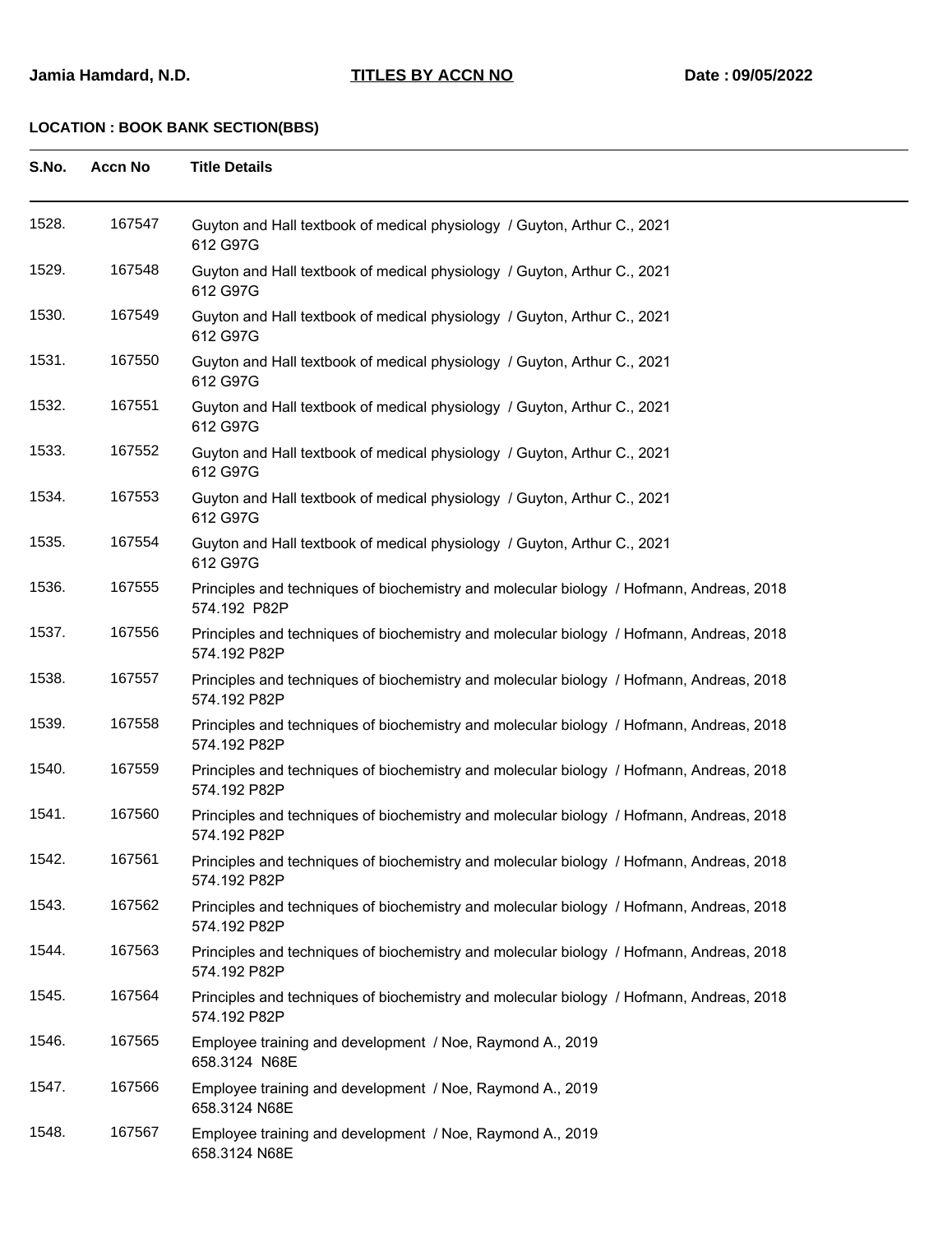**LOCATION : BOOK BANK SECTION(BBS)**

| S.No. | Accn No | Title Details |
|---|---|---|
| 1528. | 167547 | Guyton and Hall textbook of medical physiology / Guyton, Arthur C., 2021<br>612 G97G |
| 1529. | 167548 | Guyton and Hall textbook of medical physiology / Guyton, Arthur C., 2021<br>612 G97G |
| 1530. | 167549 | Guyton and Hall textbook of medical physiology / Guyton, Arthur C., 2021<br>612 G97G |
| 1531. | 167550 | Guyton and Hall textbook of medical physiology / Guyton, Arthur C., 2021<br>612 G97G |
| 1532. | 167551 | Guyton and Hall textbook of medical physiology / Guyton, Arthur C., 2021<br>612 G97G |
| 1533. | 167552 | Guyton and Hall textbook of medical physiology / Guyton, Arthur C., 2021<br>612 G97G |
| 1534. | 167553 | Guyton and Hall textbook of medical physiology / Guyton, Arthur C., 2021<br>612 G97G |
| 1535. | 167554 | Guyton and Hall textbook of medical physiology / Guyton, Arthur C., 2021<br>612 G97G |
| 1536. | 167555 | Principles and techniques of biochemistry and molecular biology / Hofmann, Andreas, 2018<br>574.192 P82P |
| 1537. | 167556 | Principles and techniques of biochemistry and molecular biology / Hofmann, Andreas, 2018<br>574.192 P82P |
| 1538. | 167557 | Principles and techniques of biochemistry and molecular biology / Hofmann, Andreas, 2018<br>574.192 P82P |
| 1539. | 167558 | Principles and techniques of biochemistry and molecular biology / Hofmann, Andreas, 2018<br>574.192 P82P |
| 1540. | 167559 | Principles and techniques of biochemistry and molecular biology / Hofmann, Andreas, 2018<br>574.192 P82P |
| 1541. | 167560 | Principles and techniques of biochemistry and molecular biology / Hofmann, Andreas, 2018<br>574.192 P82P |
| 1542. | 167561 | Principles and techniques of biochemistry and molecular biology / Hofmann, Andreas, 2018<br>574.192 P82P |
| 1543. | 167562 | Principles and techniques of biochemistry and molecular biology / Hofmann, Andreas, 2018<br>574.192 P82P |
| 1544. | 167563 | Principles and techniques of biochemistry and molecular biology / Hofmann, Andreas, 2018<br>574.192 P82P |
| 1545. | 167564 | Principles and techniques of biochemistry and molecular biology / Hofmann, Andreas, 2018<br>574.192 P82P |
| 1546. | 167565 | Employee training and development / Noe, Raymond A., 2019<br>658.3124 N68E |
| 1547. | 167566 | Employee training and development / Noe, Raymond A., 2019<br>658.3124 N68E |
| 1548. | 167567 | Employee training and development / Noe, Raymond A., 2019<br>658.3124 N68E |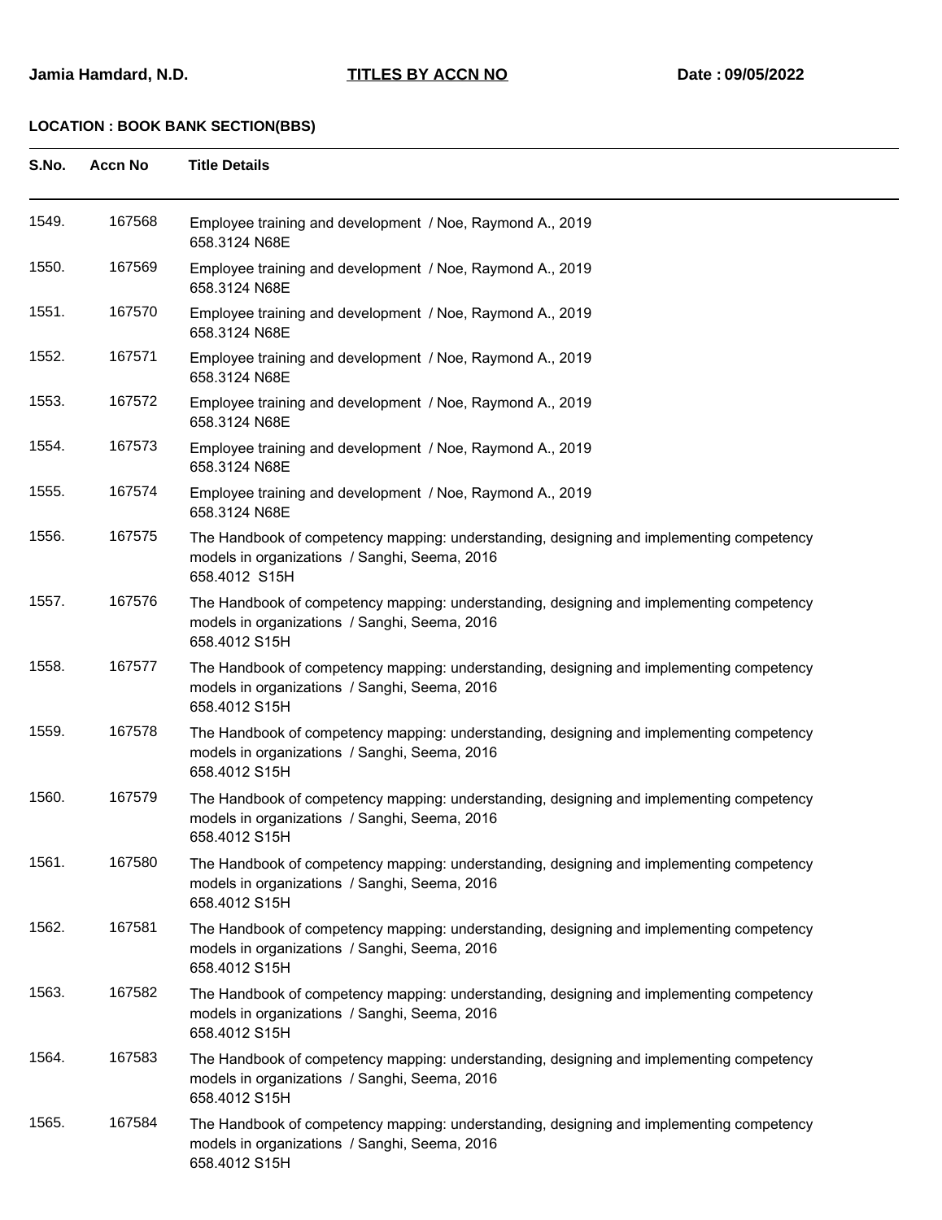**Jamia Hamdard, N.D.** **TITLES BY ACCN NO** **Date : 09/05/2022**

**LOCATION : BOOK BANK SECTION(BBS)**

| S.No. | Accn No | Title Details |
|---|---|---|
| 1549. | 167568 | Employee training and development / Noe, Raymond A., 2019<br>658.3124 N68E |
| 1550. | 167569 | Employee training and development / Noe, Raymond A., 2019<br>658.3124 N68E |
| 1551. | 167570 | Employee training and development / Noe, Raymond A., 2019<br>658.3124 N68E |
| 1552. | 167571 | Employee training and development / Noe, Raymond A., 2019<br>658.3124 N68E |
| 1553. | 167572 | Employee training and development / Noe, Raymond A., 2019<br>658.3124 N68E |
| 1554. | 167573 | Employee training and development / Noe, Raymond A., 2019<br>658.3124 N68E |
| 1555. | 167574 | Employee training and development / Noe, Raymond A., 2019<br>658.3124 N68E |
| 1556. | 167575 | The Handbook of competency mapping: understanding, designing and implementing competency models in organizations / Sanghi, Seema, 2016<br>658.4012 S15H |
| 1557. | 167576 | The Handbook of competency mapping: understanding, designing and implementing competency models in organizations / Sanghi, Seema, 2016<br>658.4012 S15H |
| 1558. | 167577 | The Handbook of competency mapping: understanding, designing and implementing competency models in organizations / Sanghi, Seema, 2016<br>658.4012 S15H |
| 1559. | 167578 | The Handbook of competency mapping: understanding, designing and implementing competency models in organizations / Sanghi, Seema, 2016<br>658.4012 S15H |
| 1560. | 167579 | The Handbook of competency mapping: understanding, designing and implementing competency models in organizations / Sanghi, Seema, 2016<br>658.4012 S15H |
| 1561. | 167580 | The Handbook of competency mapping: understanding, designing and implementing competency models in organizations / Sanghi, Seema, 2016<br>658.4012 S15H |
| 1562. | 167581 | The Handbook of competency mapping: understanding, designing and implementing competency models in organizations / Sanghi, Seema, 2016<br>658.4012 S15H |
| 1563. | 167582 | The Handbook of competency mapping: understanding, designing and implementing competency models in organizations / Sanghi, Seema, 2016<br>658.4012 S15H |
| 1564. | 167583 | The Handbook of competency mapping: understanding, designing and implementing competency models in organizations / Sanghi, Seema, 2016<br>658.4012 S15H |
| 1565. | 167584 | The Handbook of competency mapping: understanding, designing and implementing competency models in organizations / Sanghi, Seema, 2016<br>658.4012 S15H |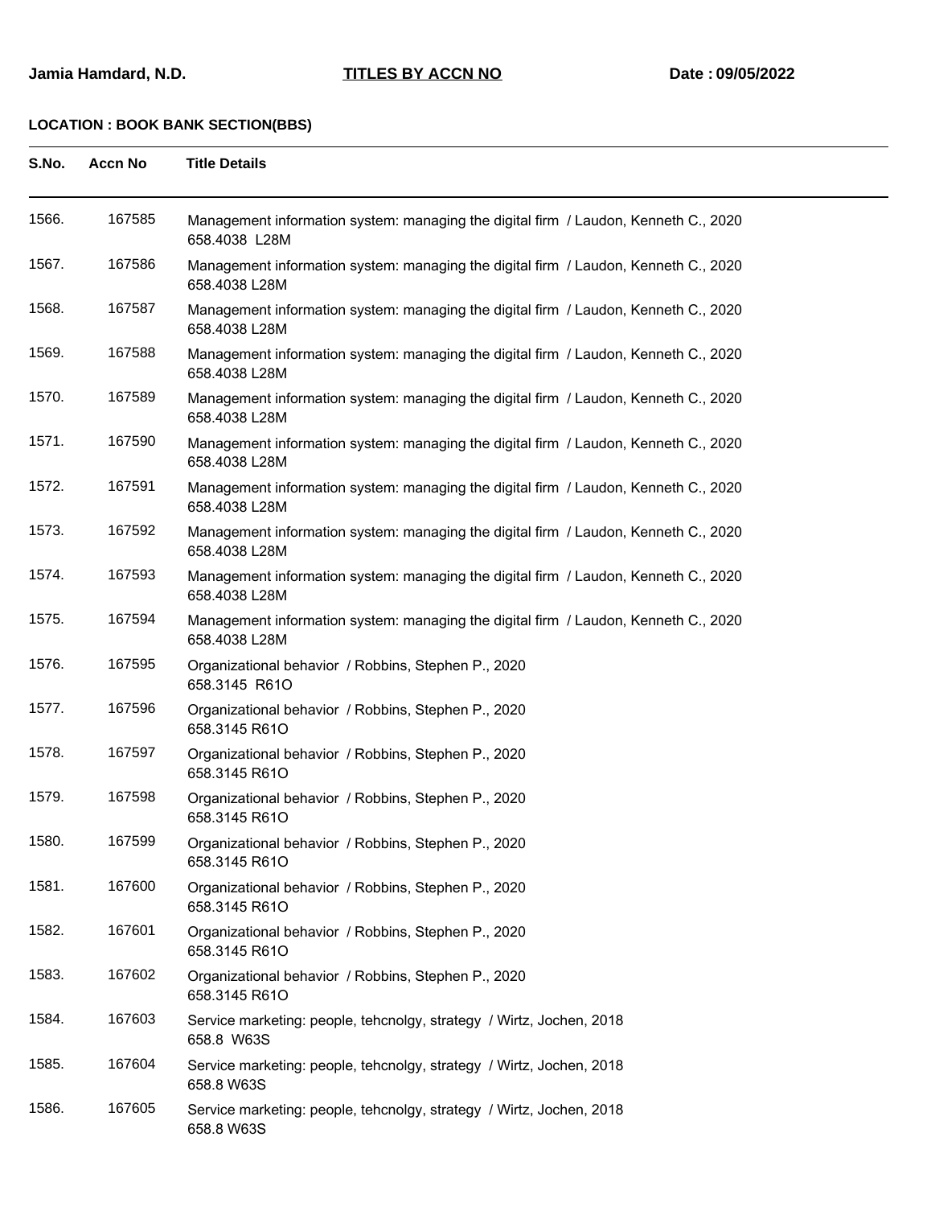**Jamia Hamdard, N.D.** **TITLES BY ACCN NO** **Date : 09/05/2022**

**LOCATION : BOOK BANK SECTION(BBS)**

| S.No. | Accn No | Title Details |
|---|---|---|
| 1566. | 167585 | Management information system: managing the digital firm / Laudon, Kenneth C., 2020<br>658.4038 L28M |
| 1567. | 167586 | Management information system: managing the digital firm / Laudon, Kenneth C., 2020<br>658.4038 L28M |
| 1568. | 167587 | Management information system: managing the digital firm / Laudon, Kenneth C., 2020<br>658.4038 L28M |
| 1569. | 167588 | Management information system: managing the digital firm / Laudon, Kenneth C., 2020<br>658.4038 L28M |
| 1570. | 167589 | Management information system: managing the digital firm / Laudon, Kenneth C., 2020<br>658.4038 L28M |
| 1571. | 167590 | Management information system: managing the digital firm / Laudon, Kenneth C., 2020<br>658.4038 L28M |
| 1572. | 167591 | Management information system: managing the digital firm / Laudon, Kenneth C., 2020<br>658.4038 L28M |
| 1573. | 167592 | Management information system: managing the digital firm / Laudon, Kenneth C., 2020<br>658.4038 L28M |
| 1574. | 167593 | Management information system: managing the digital firm / Laudon, Kenneth C., 2020<br>658.4038 L28M |
| 1575. | 167594 | Management information system: managing the digital firm / Laudon, Kenneth C., 2020<br>658.4038 L28M |
| 1576. | 167595 | Organizational behavior / Robbins, Stephen P., 2020<br>658.3145 R61O |
| 1577. | 167596 | Organizational behavior / Robbins, Stephen P., 2020<br>658.3145 R61O |
| 1578. | 167597 | Organizational behavior / Robbins, Stephen P., 2020<br>658.3145 R61O |
| 1579. | 167598 | Organizational behavior / Robbins, Stephen P., 2020<br>658.3145 R61O |
| 1580. | 167599 | Organizational behavior / Robbins, Stephen P., 2020<br>658.3145 R61O |
| 1581. | 167600 | Organizational behavior / Robbins, Stephen P., 2020<br>658.3145 R61O |
| 1582. | 167601 | Organizational behavior / Robbins, Stephen P., 2020<br>658.3145 R61O |
| 1583. | 167602 | Organizational behavior / Robbins, Stephen P., 2020<br>658.3145 R61O |
| 1584. | 167603 | Service marketing: people, tehcnolgy, strategy / Wirtz, Jochen, 2018<br>658.8 W63S |
| 1585. | 167604 | Service marketing: people, tehcnolgy, strategy / Wirtz, Jochen, 2018<br>658.8 W63S |
| 1586. | 167605 | Service marketing: people, tehcnolgy, strategy / Wirtz, Jochen, 2018<br>658.8 W63S |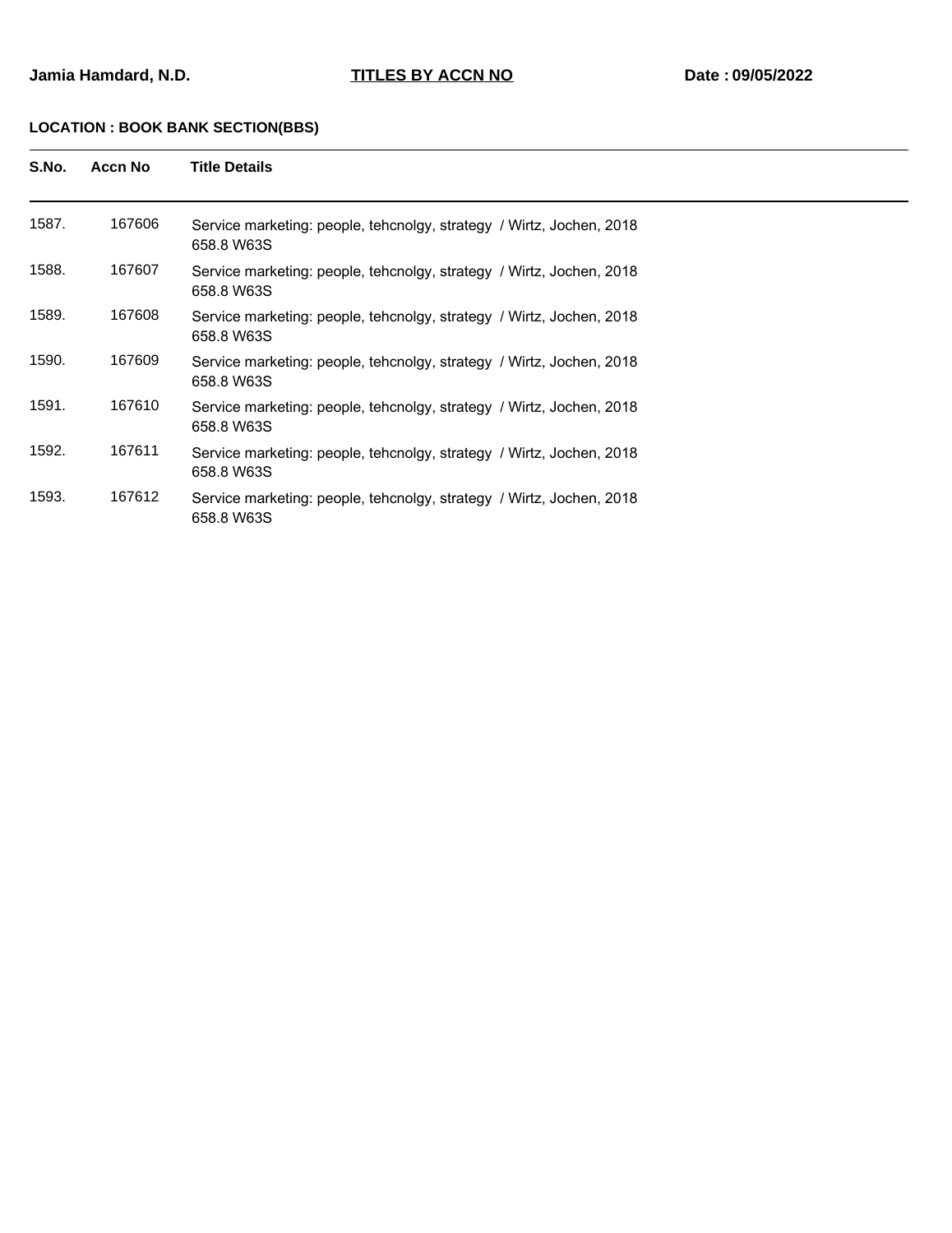**LOCATION : BOOK BANK SECTION(BBS)**

| S.No. | Accn No | Title Details |
|---|---|---|
| 1587. | 167606 | Service marketing: people, tehcnolgy, strategy / Wirtz, Jochen, 2018 658.8 W63S |
| 1588. | 167607 | Service marketing: people, tehcnolgy, strategy / Wirtz, Jochen, 2018 658.8 W63S |
| 1589. | 167608 | Service marketing: people, tehcnolgy, strategy / Wirtz, Jochen, 2018 658.8 W63S |
| 1590. | 167609 | Service marketing: people, tehcnolgy, strategy / Wirtz, Jochen, 2018 658.8 W63S |
| 1591. | 167610 | Service marketing: people, tehcnolgy, strategy / Wirtz, Jochen, 2018 658.8 W63S |
| 1592. | 167611 | Service marketing: people, tehcnolgy, strategy / Wirtz, Jochen, 2018 658.8 W63S |
| 1593. | 167612 | Service marketing: people, tehcnolgy, strategy / Wirtz, Jochen, 2018 658.8 W63S |